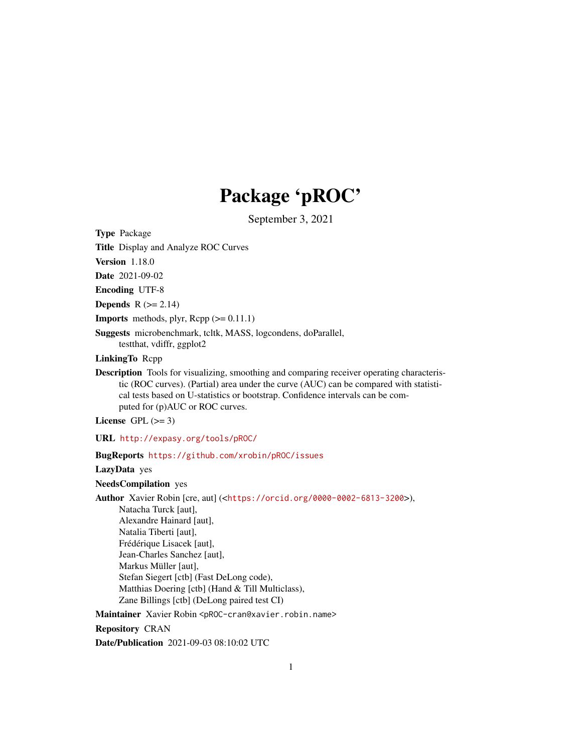# Package 'pROC'

September 3, 2021

**Type** Package

**Title** Display and Analyze ROC Curves

**Version** 1.18.0

**Date** 2021-09-02

**Encoding** UTF-8

**Depends** R (>= 2.14)

**Imports** methods, plyr, Rcpp (>= 0.11.1)

**Suggests** microbenchmark, tcltk, MASS, logcondens, doParallel, testthat, vdiffr, ggplot2

**LinkingTo** Rcpp

**Description** Tools for visualizing, smoothing and comparing receiver operating characteristic (ROC curves). (Partial) area under the curve (AUC) can be compared with statistical tests based on U-statistics or bootstrap. Confidence intervals can be computed for (p)AUC or ROC curves.

**License** GPL (>= 3)

**URL** http://expasy.org/tools/pROC/

**BugReports** https://github.com/xrobin/pROC/issues

**LazyData** yes

**NeedsCompilation** yes

**Author** Xavier Robin [cre, aut] (<https://orcid.org/0000-0002-6813-3200>),
Natacha Turck [aut],
Alexandre Hainard [aut],
Natalia Tiberti [aut],
Frédérique Lisacek [aut],
Jean-Charles Sanchez [aut],
Markus Müller [aut],
Stefan Siegert [ctb] (Fast DeLong code),
Matthias Doering [ctb] (Hand & Till Multiclass),
Zane Billings [ctb] (DeLong paired test CI)

**Maintainer** Xavier Robin <pROC-cran@xavier.robin.name>

**Repository** CRAN

**Date/Publication** 2021-09-03 08:10:02 UTC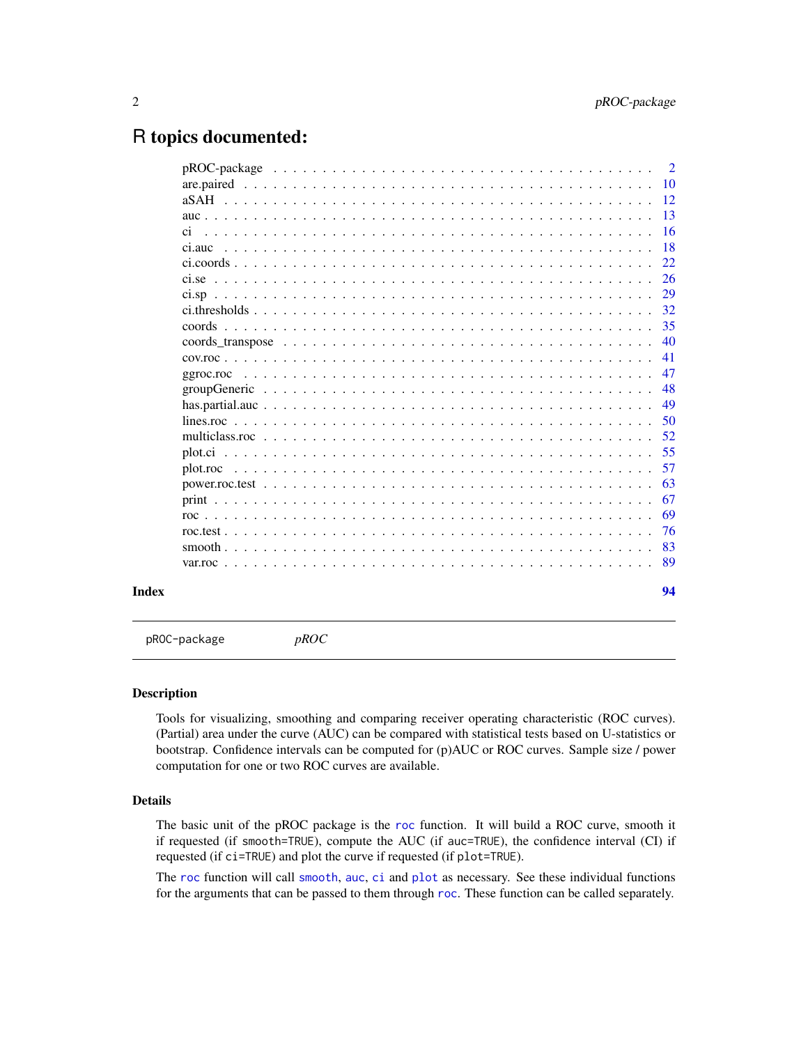# R topics documented:

| | |
|---|---|
| pROC-package | 2 |
| are.paired | 10 |
| aSAH | 12 |
| auc | 13 |
| ci | 16 |
| ci.auc | 18 |
| ci.coords | 22 |
| ci.se | 26 |
| ci.sp | 29 |
| ci.thresholds | 32 |
| coords | 35 |
| coords_transpose | 40 |
| cov.roc | 41 |
| ggroc.roc | 47 |
| groupGeneric | 48 |
| has.partial.auc | 49 |
| lines.roc | 50 |
| multiclass.roc | 52 |
| plot.ci | 55 |
| plot.roc | 57 |
| power.roc.test | 63 |
| print | 67 |
| roc | 69 |
| roc.test | 76 |
| smooth | 83 |
| var.roc | 89 |

**Index** **94**

---

`pROC-package` *pROC*

---

## Description

Tools for visualizing, smoothing and comparing receiver operating characteristic (ROC curves). (Partial) area under the curve (AUC) can be compared with statistical tests based on U-statistics or bootstrap. Confidence intervals can be computed for (p)AUC or ROC curves. Sample size / power computation for one or two ROC curves are available.

## Details

The basic unit of the pROC package is the `roc` function. It will build a ROC curve, smooth it if requested (if `smooth=TRUE`), compute the AUC (if `auc=TRUE`), the confidence interval (CI) if requested (if `ci=TRUE`) and plot the curve if requested (if `plot=TRUE`).

The `roc` function will call `smooth`, `auc`, `ci` and `plot` as necessary. See these individual functions for the arguments that can be passed to them through `roc`. These function can be called separately.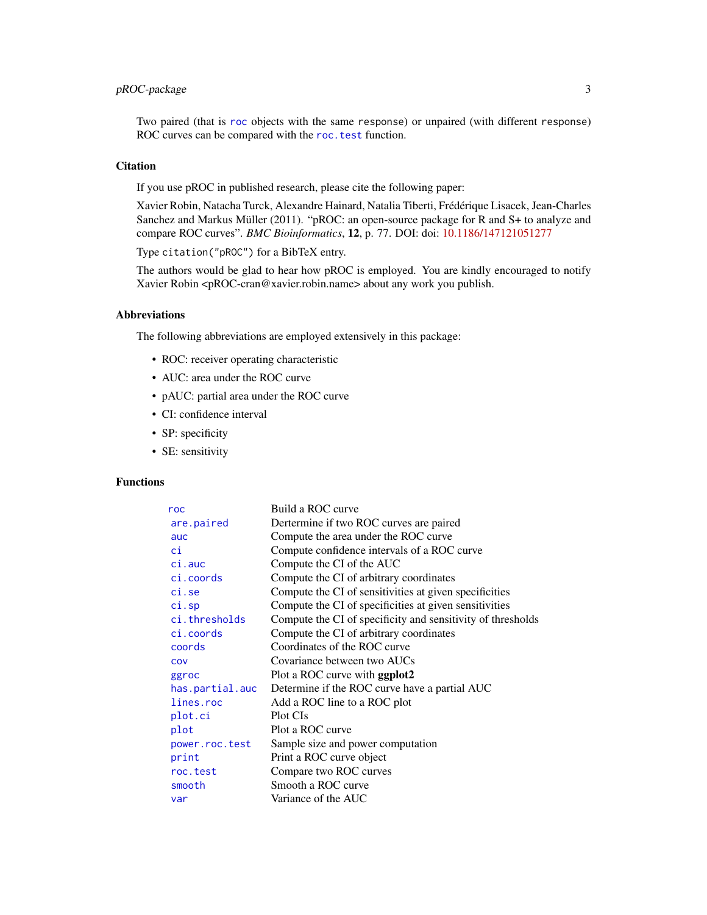Two paired (that is `roc` objects with the same `response`) or unpaired (with different `response`) ROC curves can be compared with the `roc.test` function.

## Citation

If you use pROC in published research, please cite the following paper:

Xavier Robin, Natacha Turck, Alexandre Hainard, Natalia Tiberti, Frédérique Lisacek, Jean-Charles Sanchez and Markus Müller (2011). "pROC: an open-source package for R and S+ to analyze and compare ROC curves". *BMC Bioinformatics*, **12**, p. 77. DOI: doi: 10.1186/147121051277

Type `citation("pROC")` for a BibTeX entry.

The authors would be glad to hear how pROC is employed. You are kindly encouraged to notify Xavier Robin <pROC-cran@xavier.robin.name> about any work you publish.

## Abbreviations

The following abbreviations are employed extensively in this package:

- ROC: receiver operating characteristic
- AUC: area under the ROC curve
- pAUC: partial area under the ROC curve
- CI: confidence interval
- SP: specificity
- SE: sensitivity

## Functions

| | |
|---|---|
| `roc` | Build a ROC curve |
| `are.paired` | Dertermine if two ROC curves are paired |
| `auc` | Compute the area under the ROC curve |
| `ci` | Compute confidence intervals of a ROC curve |
| `ci.auc` | Compute the CI of the AUC |
| `ci.coords` | Compute the CI of arbitrary coordinates |
| `ci.se` | Compute the CI of sensitivities at given specificities |
| `ci.sp` | Compute the CI of specificities at given sensitivities |
| `ci.thresholds` | Compute the CI of specificity and sensitivity of thresholds |
| `ci.coords` | Compute the CI of arbitrary coordinates |
| `coords` | Coordinates of the ROC curve |
| `cov` | Covariance between two AUCs |
| `ggroc` | Plot a ROC curve with **ggplot2** |
| `has.partial.auc` | Determine if the ROC curve have a partial AUC |
| `lines.roc` | Add a ROC line to a ROC plot |
| `plot.ci` | Plot CIs |
| `plot` | Plot a ROC curve |
| `power.roc.test` | Sample size and power computation |
| `print` | Print a ROC curve object |
| `roc.test` | Compare two ROC curves |
| `smooth` | Smooth a ROC curve |
| `var` | Variance of the AUC |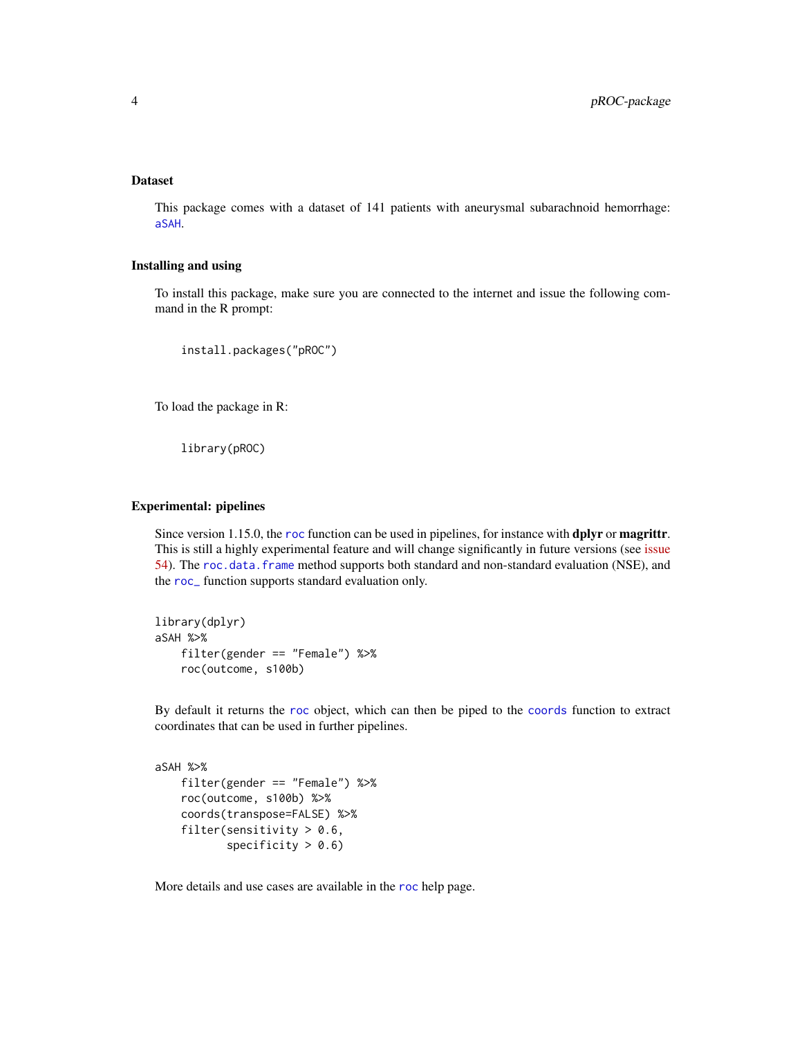### Dataset

This package comes with a dataset of 141 patients with aneurysmal subarachnoid hemorrhage: aSAH.

### Installing and using

To install this package, make sure you are connected to the internet and issue the following command in the R prompt:

```
install.packages("pROC")
```

To load the package in R:

```
library(pROC)
```

### Experimental: pipelines

Since version 1.15.0, the roc function can be used in pipelines, for instance with **dplyr** or **magrittr**. This is still a highly experimental feature and will change significantly in future versions (see issue 54). The roc.data.frame method supports both standard and non-standard evaluation (NSE), and the roc_ function supports standard evaluation only.

```
library(dplyr)
aSAH %>%
    filter(gender == "Female") %>%
    roc(outcome, s100b)
```

By default it returns the roc object, which can then be piped to the coords function to extract coordinates that can be used in further pipelines.

```
aSAH %>%
    filter(gender == "Female") %>%
    roc(outcome, s100b) %>%
    coords(transpose=FALSE) %>%
    filter(sensitivity > 0.6,
           specificity > 0.6)
```

More details and use cases are available in the roc help page.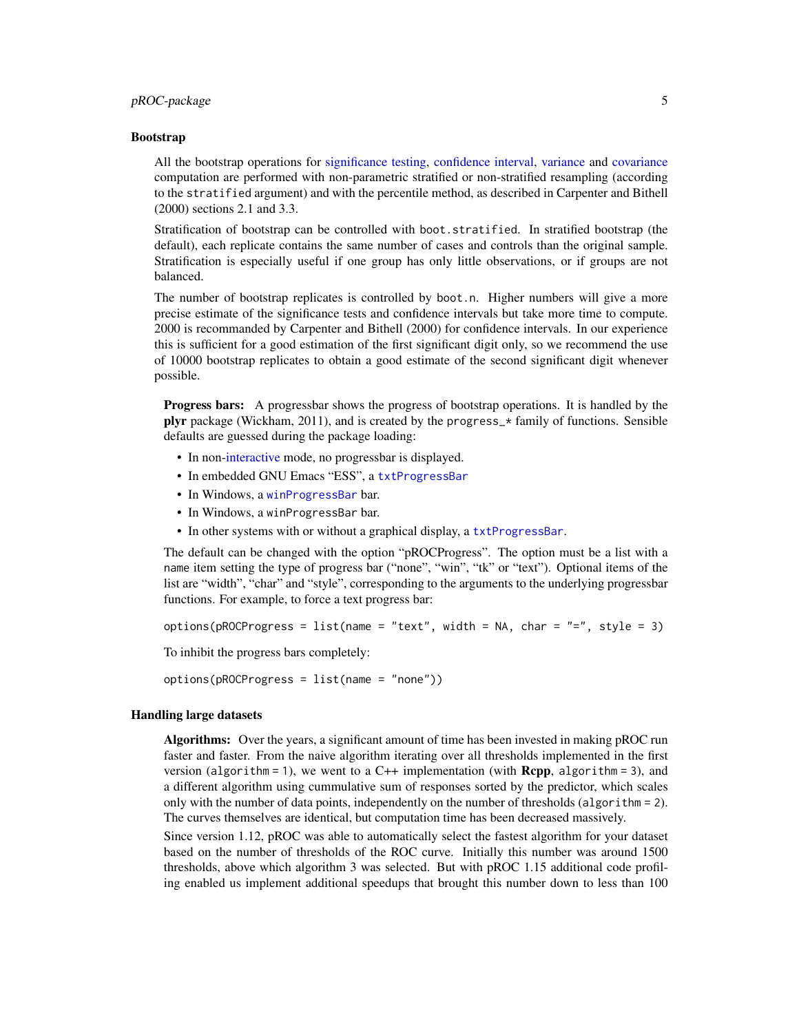### Bootstrap

All the bootstrap operations for significance testing, confidence interval, variance and covariance computation are performed with non-parametric stratified or non-stratified resampling (according to the `stratified` argument) and with the percentile method, as described in Carpenter and Bithell (2000) sections 2.1 and 3.3.

Stratification of bootstrap can be controlled with `boot.stratified`. In stratified bootstrap (the default), each replicate contains the same number of cases and controls than the original sample. Stratification is especially useful if one group has only little observations, or if groups are not balanced.

The number of bootstrap replicates is controlled by `boot.n`. Higher numbers will give a more precise estimate of the significance tests and confidence intervals but take more time to compute. 2000 is recommanded by Carpenter and Bithell (2000) for confidence intervals. In our experience this is sufficient for a good estimation of the first significant digit only, so we recommend the use of 10000 bootstrap replicates to obtain a good estimate of the second significant digit whenever possible.

**Progress bars:** A progressbar shows the progress of bootstrap operations. It is handled by the **plyr** package (Wickham, 2011), and is created by the `progress_*` family of functions. Sensible defaults are guessed during the package loading:

- In non-interactive mode, no progressbar is displayed.
- In embedded GNU Emacs "ESS", a `txtProgressBar`
- In Windows, a `winProgressBar` bar.
- In Windows, a `winProgressBar` bar.
- In other systems with or without a graphical display, a `txtProgressBar`.

The default can be changed with the option "pROCProgress". The option must be a list with a `name` item setting the type of progress bar ("none", "win", "tk" or "text"). Optional items of the list are "width", "char" and "style", corresponding to the arguments to the underlying progressbar functions. For example, to force a text progress bar:

```
options(pROCProgress = list(name = "text", width = NA, char = "=", style = 3)
```

To inhibit the progress bars completely:

```
options(pROCProgress = list(name = "none"))
```

### Handling large datasets

**Algorithms:** Over the years, a significant amount of time has been invested in making pROC run faster and faster. From the naive algorithm iterating over all thresholds implemented in the first version (`algorithm = 1`), we went to a C++ implementation (with **Rcpp**, `algorithm = 3`), and a different algorithm using cummulative sum of responses sorted by the predictor, which scales only with the number of data points, independently on the number of thresholds (`algorithm = 2`). The curves themselves are identical, but computation time has been decreased massively.

Since version 1.12, pROC was able to automatically select the fastest algorithm for your dataset based on the number of thresholds of the ROC curve. Initially this number was around 1500 thresholds, above which algorithm 3 was selected. But with pROC 1.15 additional code profiling enabled us implement additional speedups that brought this number down to less than 100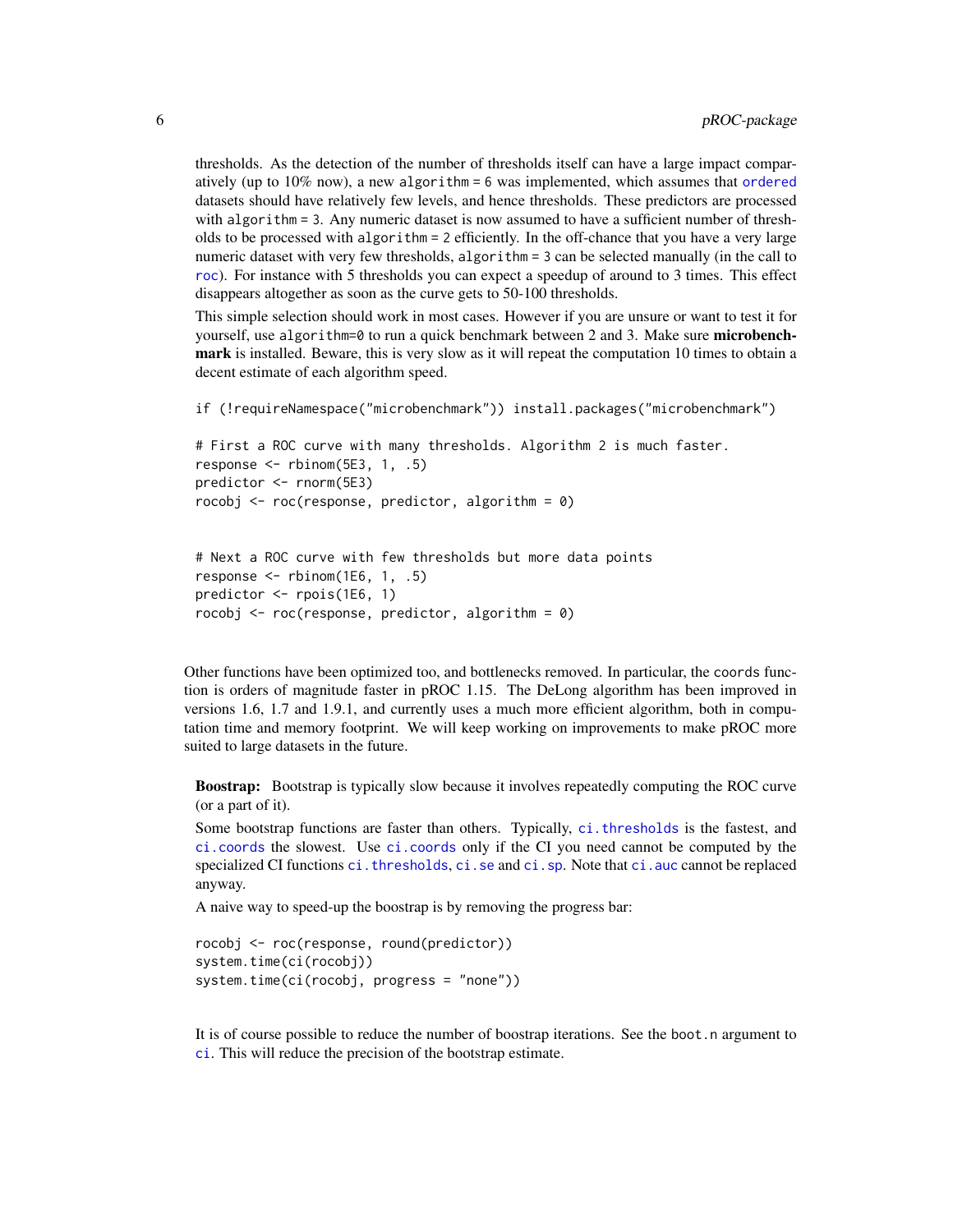thresholds. As the detection of the number of thresholds itself can have a large impact comparatively (up to 10% now), a new `algorithm = 6` was implemented, which assumes that ordered datasets should have relatively few levels, and hence thresholds. These predictors are processed with `algorithm = 3`. Any numeric dataset is now assumed to have a sufficient number of thresholds to be processed with `algorithm = 2` efficiently. In the off-chance that you have a very large numeric dataset with very few thresholds, `algorithm = 3` can be selected manually (in the call to roc). For instance with 5 thresholds you can expect a speedup of around to 3 times. This effect disappears altogether as soon as the curve gets to 50-100 thresholds.

This simple selection should work in most cases. However if you are unsure or want to test it for yourself, use `algorithm=0` to run a quick benchmark between 2 and 3. Make sure **microbenchmark** is installed. Beware, this is very slow as it will repeat the computation 10 times to obtain a decent estimate of each algorithm speed.

```
if (!requireNamespace("microbenchmark")) install.packages("microbenchmark")

# First a ROC curve with many thresholds. Algorithm 2 is much faster.
response <- rbinom(5E3, 1, .5)
predictor <- rnorm(5E3)
rocobj <- roc(response, predictor, algorithm = 0)


# Next a ROC curve with few thresholds but more data points
response <- rbinom(1E6, 1, .5)
predictor <- rpois(1E6, 1)
rocobj <- roc(response, predictor, algorithm = 0)
```

Other functions have been optimized too, and bottlenecks removed. In particular, the `coords` function is orders of magnitude faster in pROC 1.15. The DeLong algorithm has been improved in versions 1.6, 1.7 and 1.9.1, and currently uses a much more efficient algorithm, both in computation time and memory footprint. We will keep working on improvements to make pROC more suited to large datasets in the future.

**Boostrap:** Bootstrap is typically slow because it involves repeatedly computing the ROC curve (or a part of it).

Some bootstrap functions are faster than others. Typically, ci.thresholds is the fastest, and ci.coords the slowest. Use ci.coords only if the CI you need cannot be computed by the specialized CI functions ci.thresholds, ci.se and ci.sp. Note that ci.auc cannot be replaced anyway.

A naive way to speed-up the boostrap is by removing the progress bar:

```
rocobj <- roc(response, round(predictor))
system.time(ci(rocobj))
system.time(ci(rocobj, progress = "none"))
```

It is of course possible to reduce the number of boostrap iterations. See the `boot.n` argument to ci. This will reduce the precision of the bootstrap estimate.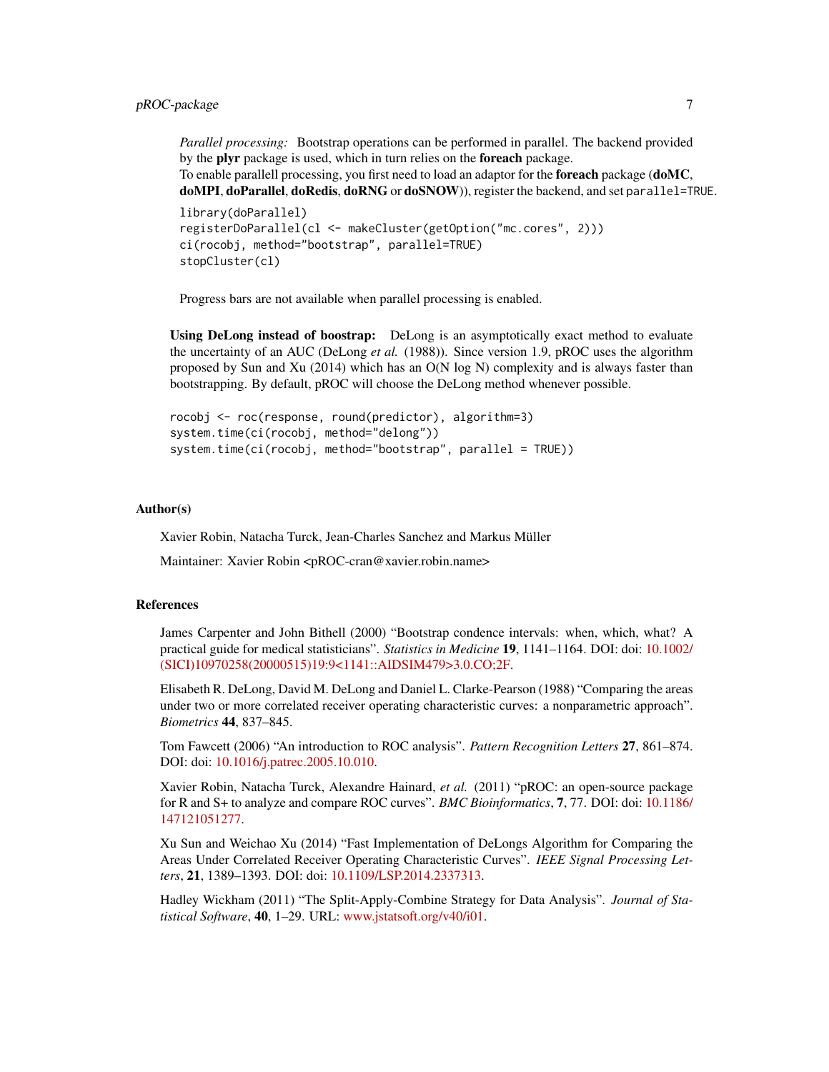*Parallel processing:* Bootstrap operations can be performed in parallel. The backend provided by the **plyr** package is used, which in turn relies on the **foreach** package.
To enable parallell processing, you first need to load an adaptor for the **foreach** package (**doMC**, **doMPI**, **doParallel**, **doRedis**, **doRNG** or **doSNOW**)), register the backend, and set `parallel=TRUE`.

```
library(doParallel)
registerDoParallel(cl <- makeCluster(getOption("mc.cores", 2)))
ci(rocobj, method="bootstrap", parallel=TRUE)
stopCluster(cl)
```

Progress bars are not available when parallel processing is enabled.

**Using DeLong instead of boostrap:** DeLong is an asymptotically exact method to evaluate the uncertainty of an AUC (DeLong *et al.* (1988)). Since version 1.9, pROC uses the algorithm proposed by Sun and Xu (2014) which has an O(N log N) complexity and is always faster than bootstrapping. By default, pROC will choose the DeLong method whenever possible.

```
rocobj <- roc(response, round(predictor), algorithm=3)
system.time(ci(rocobj, method="delong"))
system.time(ci(rocobj, method="bootstrap", parallel = TRUE))
```

## Author(s)

Xavier Robin, Natacha Turck, Jean-Charles Sanchez and Markus Müller

Maintainer: Xavier Robin <pROC-cran@xavier.robin.name>

## References

James Carpenter and John Bithell (2000) "Bootstrap condence intervals: when, which, what? A practical guide for medical statisticians". *Statistics in Medicine* **19**, 1141–1164. DOI: doi: 10.1002/(SICI)10970258(20000515)19:9<1141::AIDSIM479>3.0.CO;2F.

Elisabeth R. DeLong, David M. DeLong and Daniel L. Clarke-Pearson (1988) "Comparing the areas under two or more correlated receiver operating characteristic curves: a nonparametric approach". *Biometrics* **44**, 837–845.

Tom Fawcett (2006) "An introduction to ROC analysis". *Pattern Recognition Letters* **27**, 861–874. DOI: doi: 10.1016/j.patrec.2005.10.010.

Xavier Robin, Natacha Turck, Alexandre Hainard, *et al.* (2011) "pROC: an open-source package for R and S+ to analyze and compare ROC curves". *BMC Bioinformatics*, **7**, 77. DOI: doi: 10.1186/147121051277.

Xu Sun and Weichao Xu (2014) "Fast Implementation of DeLongs Algorithm for Comparing the Areas Under Correlated Receiver Operating Characteristic Curves". *IEEE Signal Processing Letters*, **21**, 1389–1393. DOI: doi: 10.1109/LSP.2014.2337313.

Hadley Wickham (2011) "The Split-Apply-Combine Strategy for Data Analysis". *Journal of Statistical Software*, **40**, 1–29. URL: www.jstatsoft.org/v40/i01.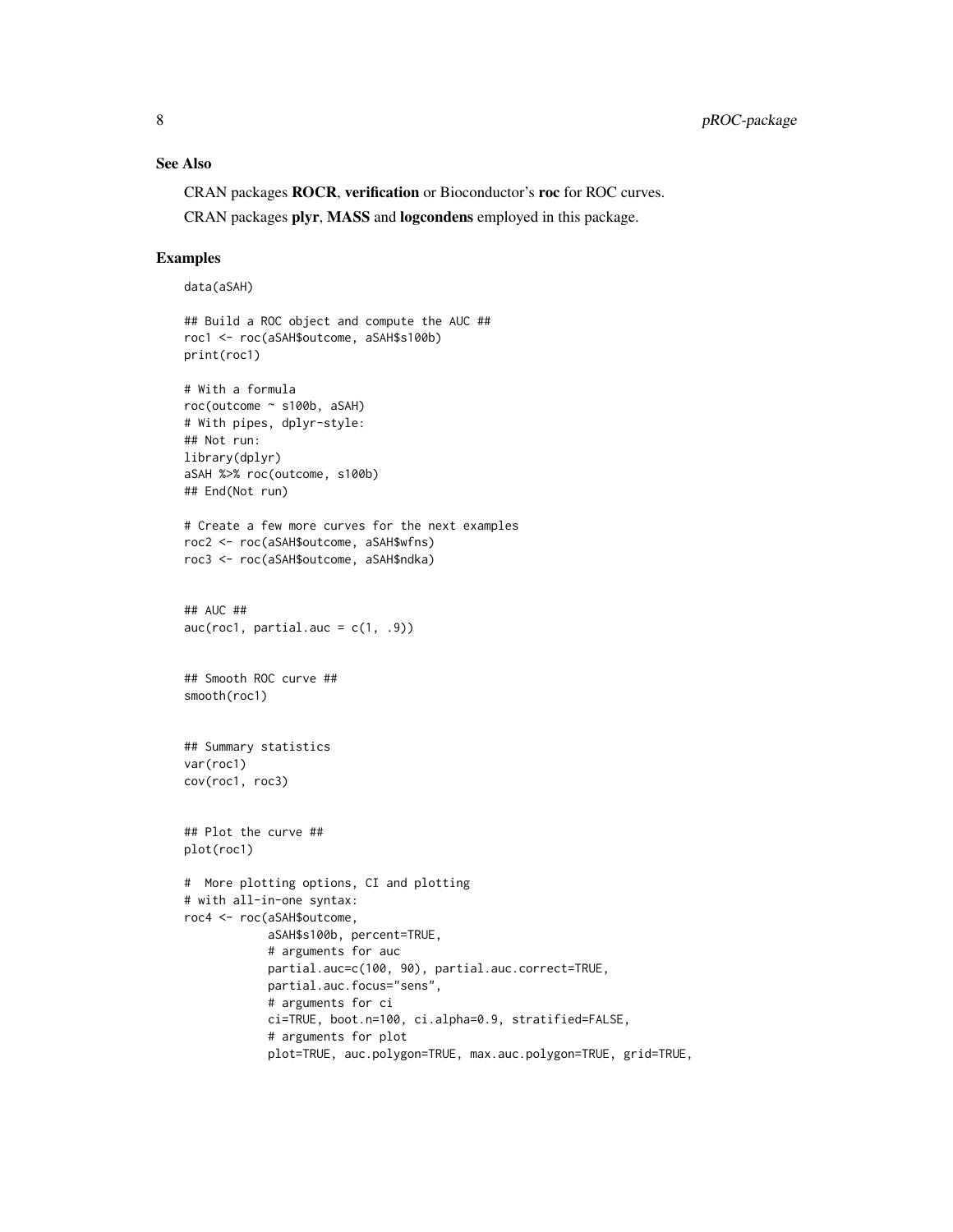## See Also

CRAN packages **ROCR**, **verification** or Bioconductor's **roc** for ROC curves.

CRAN packages **plyr**, **MASS** and **logcondens** employed in this package.

## Examples

```
data(aSAH)

## Build a ROC object and compute the AUC ##
roc1 <- roc(aSAH$outcome, aSAH$s100b)
print(roc1)

# With a formula
roc(outcome ~ s100b, aSAH)
# With pipes, dplyr-style:
## Not run:
library(dplyr)
aSAH %>% roc(outcome, s100b)
## End(Not run)

# Create a few more curves for the next examples
roc2 <- roc(aSAH$outcome, aSAH$wfns)
roc3 <- roc(aSAH$outcome, aSAH$ndka)


## AUC ##
auc(roc1, partial.auc = c(1, .9))


## Smooth ROC curve ##
smooth(roc1)


## Summary statistics
var(roc1)
cov(roc1, roc3)


## Plot the curve ##
plot(roc1)

#  More plotting options, CI and plotting
# with all-in-one syntax:
roc4 <- roc(aSAH$outcome,
            aSAH$s100b, percent=TRUE,
            # arguments for auc
            partial.auc=c(100, 90), partial.auc.correct=TRUE,
            partial.auc.focus="sens",
            # arguments for ci
            ci=TRUE, boot.n=100, ci.alpha=0.9, stratified=FALSE,
            # arguments for plot
            plot=TRUE, auc.polygon=TRUE, max.auc.polygon=TRUE, grid=TRUE,
```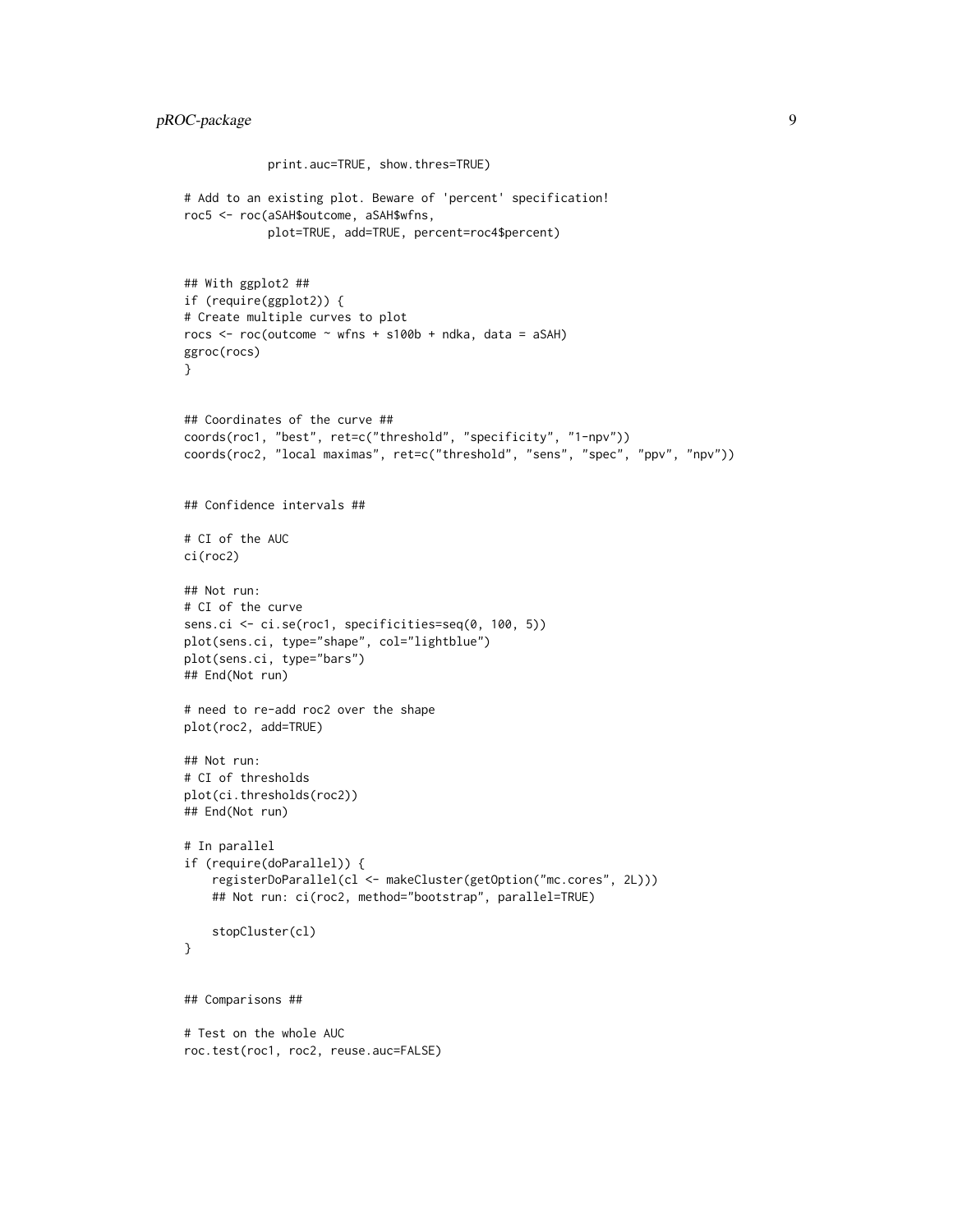```
            print.auc=TRUE, show.thres=TRUE)

# Add to an existing plot. Beware of 'percent' specification!
roc5 <- roc(aSAH$outcome, aSAH$wfns,
            plot=TRUE, add=TRUE, percent=roc4$percent)


## With ggplot2 ##
if (require(ggplot2)) {
# Create multiple curves to plot
rocs <- roc(outcome ~ wfns + s100b + ndka, data = aSAH)
ggroc(rocs)
}


## Coordinates of the curve ##
coords(roc1, "best", ret=c("threshold", "specificity", "1-npv"))
coords(roc2, "local maximas", ret=c("threshold", "sens", "spec", "ppv", "npv"))


## Confidence intervals ##

# CI of the AUC
ci(roc2)

## Not run:
# CI of the curve
sens.ci <- ci.se(roc1, specificities=seq(0, 100, 5))
plot(sens.ci, type="shape", col="lightblue")
plot(sens.ci, type="bars")
## End(Not run)

# need to re-add roc2 over the shape
plot(roc2, add=TRUE)

## Not run:
# CI of thresholds
plot(ci.thresholds(roc2))
## End(Not run)

# In parallel
if (require(doParallel)) {
    registerDoParallel(cl <- makeCluster(getOption("mc.cores", 2L)))
    ## Not run: ci(roc2, method="bootstrap", parallel=TRUE)

    stopCluster(cl)
}


## Comparisons ##

# Test on the whole AUC
roc.test(roc1, roc2, reuse.auc=FALSE)
```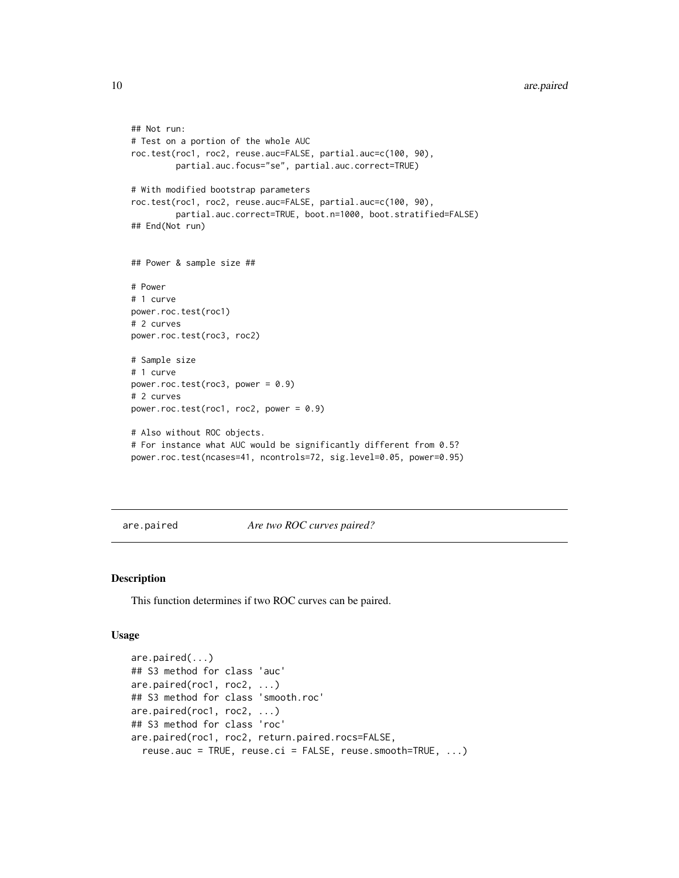```
## Not run:
# Test on a portion of the whole AUC
roc.test(roc1, roc2, reuse.auc=FALSE, partial.auc=c(100, 90),
         partial.auc.focus="se", partial.auc.correct=TRUE)

# With modified bootstrap parameters
roc.test(roc1, roc2, reuse.auc=FALSE, partial.auc=c(100, 90),
         partial.auc.correct=TRUE, boot.n=1000, boot.stratified=FALSE)
## End(Not run)


## Power & sample size ##

# Power
# 1 curve
power.roc.test(roc1)
# 2 curves
power.roc.test(roc3, roc2)

# Sample size
# 1 curve
power.roc.test(roc3, power = 0.9)
# 2 curves
power.roc.test(roc1, roc2, power = 0.9)

# Also without ROC objects.
# For instance what AUC would be significantly different from 0.5?
power.roc.test(ncases=41, ncontrols=72, sig.level=0.05, power=0.95)
```

---

## are.paired — *Are two ROC curves paired?*

---

### Description

This function determines if two ROC curves can be paired.

### Usage

```
are.paired(...)
## S3 method for class 'auc'
are.paired(roc1, roc2, ...)
## S3 method for class 'smooth.roc'
are.paired(roc1, roc2, ...)
## S3 method for class 'roc'
are.paired(roc1, roc2, return.paired.rocs=FALSE,
  reuse.auc = TRUE, reuse.ci = FALSE, reuse.smooth=TRUE, ...)
```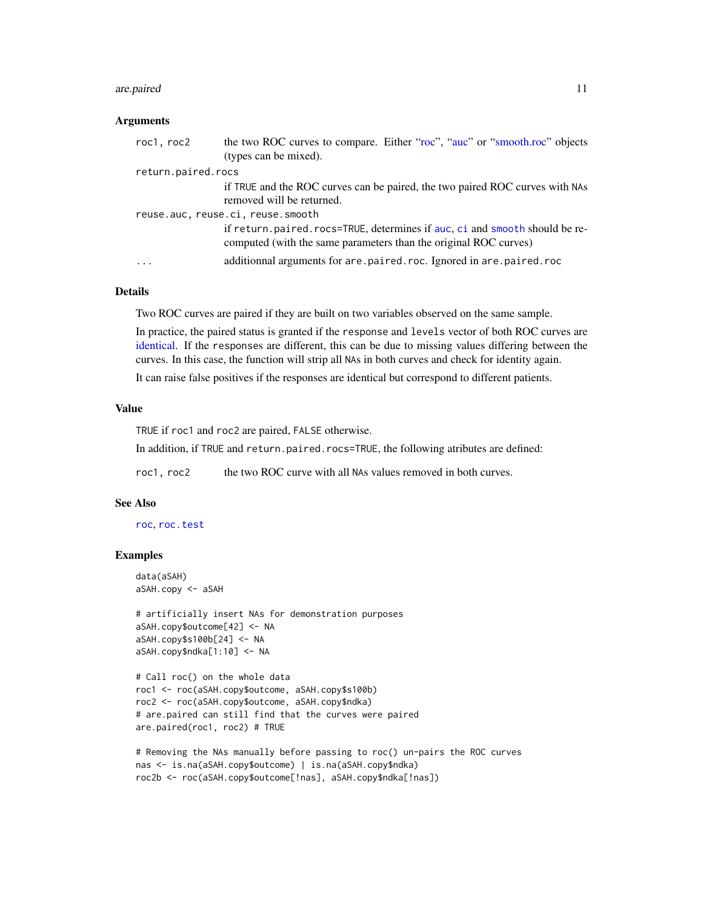### Arguments

| | |
|---|---|
| roc1, roc2 | the two ROC curves to compare. Either "roc", "auc" or "smooth.roc" objects (types can be mixed). |
| return.paired.rocs | if TRUE and the ROC curves can be paired, the two paired ROC curves with NAs removed will be returned. |
| reuse.auc, reuse.ci, reuse.smooth | if return.paired.rocs=TRUE, determines if auc, ci and smooth should be re-computed (with the same parameters than the original ROC curves) |
| ... | additionnal arguments for are.paired.roc. Ignored in are.paired.roc |

### Details

Two ROC curves are paired if they are built on two variables observed on the same sample.

In practice, the paired status is granted if the response and levels vector of both ROC curves are identical. If the responses are different, this can be due to missing values differing between the curves. In this case, the function will strip all NAs in both curves and check for identity again.

It can raise false positives if the responses are identical but correspond to different patients.

### Value

TRUE if roc1 and roc2 are paired, FALSE otherwise.

In addition, if TRUE and return.paired.rocs=TRUE, the following atributes are defined:

| | |
|---|---|
| roc1, roc2 | the two ROC curve with all NAs values removed in both curves. |

### See Also

roc, roc.test

### Examples

```
data(aSAH)
aSAH.copy <- aSAH

# artificially insert NAs for demonstration purposes
aSAH.copy$outcome[42] <- NA
aSAH.copy$s100b[24] <- NA
aSAH.copy$ndka[1:10] <- NA

# Call roc() on the whole data
roc1 <- roc(aSAH.copy$outcome, aSAH.copy$s100b)
roc2 <- roc(aSAH.copy$outcome, aSAH.copy$ndka)
# are.paired can still find that the curves were paired
are.paired(roc1, roc2) # TRUE

# Removing the NAs manually before passing to roc() un-pairs the ROC curves
nas <- is.na(aSAH.copy$outcome) | is.na(aSAH.copy$ndka)
roc2b <- roc(aSAH.copy$outcome[!nas], aSAH.copy$ndka[!nas])
```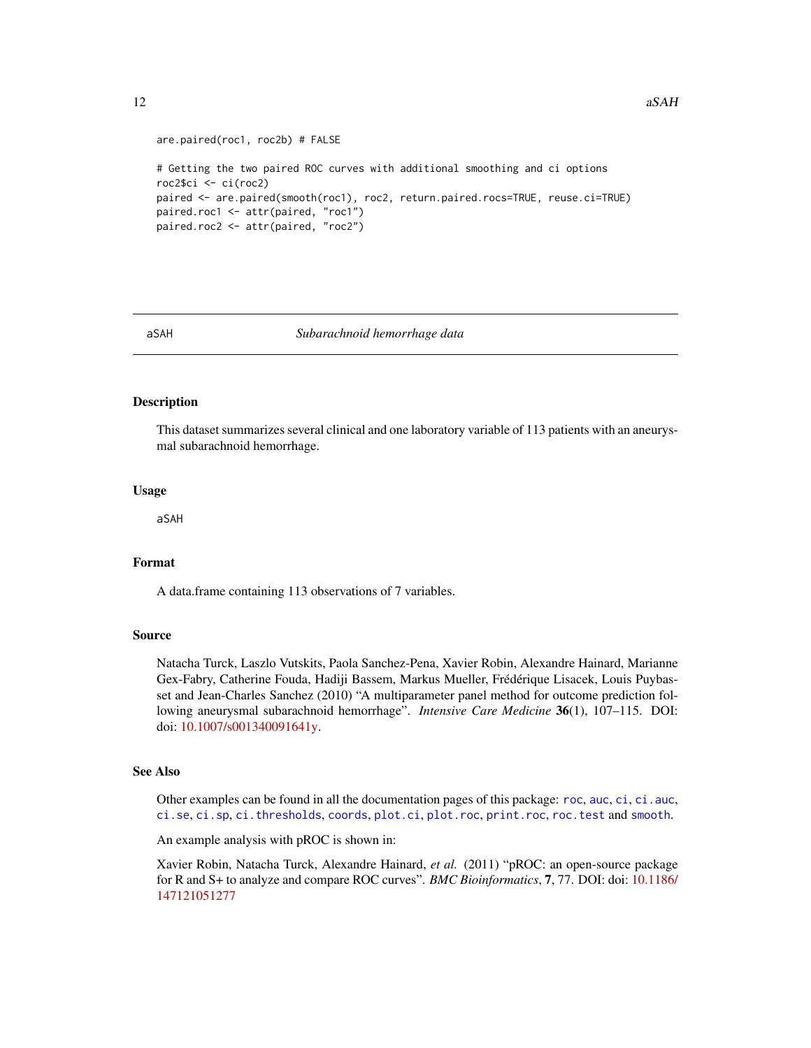```
are.paired(roc1, roc2b) # FALSE

# Getting the two paired ROC curves with additional smoothing and ci options
roc2$ci <- ci(roc2)
paired <- are.paired(smooth(roc1), roc2, return.paired.rocs=TRUE, reuse.ci=TRUE)
paired.roc1 <- attr(paired, "roc1")
paired.roc2 <- attr(paired, "roc2")
```

## aSAH *Subarachnoid hemorrhage data*

### Description

This dataset summarizes several clinical and one laboratory variable of 113 patients with an aneurysmal subarachnoid hemorrhage.

### Usage

```
aSAH
```

### Format

A data.frame containing 113 observations of 7 variables.

### Source

Natacha Turck, Laszlo Vutskits, Paola Sanchez-Pena, Xavier Robin, Alexandre Hainard, Marianne Gex-Fabry, Catherine Fouda, Hadiji Bassem, Markus Mueller, Frédérique Lisacek, Louis Puybasset and Jean-Charles Sanchez (2010) "A multiparameter panel method for outcome prediction following aneurysmal subarachnoid hemorrhage". *Intensive Care Medicine* **36**(1), 107–115. DOI: doi: 10.1007/s001340091641y.

### See Also

Other examples can be found in all the documentation pages of this package: `roc`, `auc`, `ci`, `ci.auc`, `ci.se`, `ci.sp`, `ci.thresholds`, `coords`, `plot.ci`, `plot.roc`, `print.roc`, `roc.test` and `smooth`.

An example analysis with pROC is shown in:

Xavier Robin, Natacha Turck, Alexandre Hainard, *et al.* (2011) "pROC: an open-source package for R and S+ to analyze and compare ROC curves". *BMC Bioinformatics*, **7**, 77. DOI: doi: 10.1186/147121051277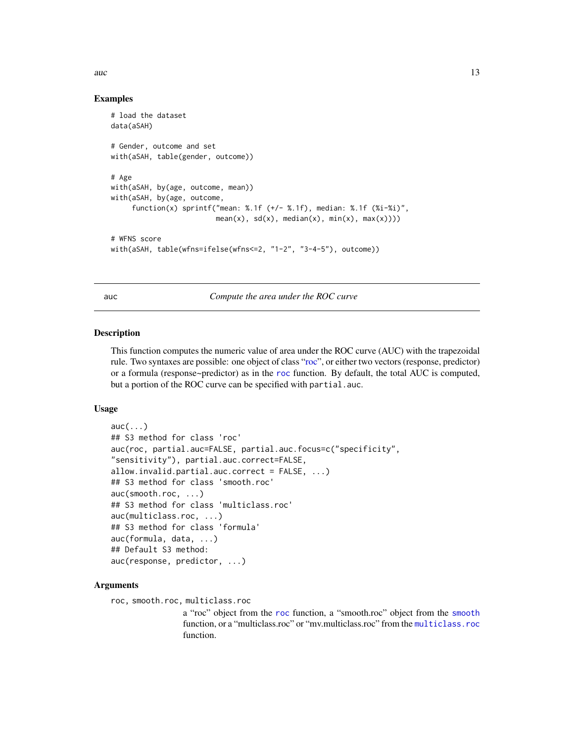## Examples

```
# load the dataset
data(aSAH)

# Gender, outcome and set
with(aSAH, table(gender, outcome))

# Age
with(aSAH, by(age, outcome, mean))
with(aSAH, by(age, outcome,
     function(x) sprintf("mean: %.1f (+/- %.1f), median: %.1f (%i-%i)",
                         mean(x), sd(x), median(x), min(x), max(x))))

# WFNS score
with(aSAH, table(wfns=ifelse(wfns<=2, "1-2", "3-4-5"), outcome))
```

---

# auc — *Compute the area under the ROC curve*

## Description

This function computes the numeric value of area under the ROC curve (AUC) with the trapezoidal rule. Two syntaxes are possible: one object of class "roc", or either two vectors (response, predictor) or a formula (response~predictor) as in the roc function. By default, the total AUC is computed, but a portion of the ROC curve can be specified with `partial.auc`.

## Usage

```
auc(...)
## S3 method for class 'roc'
auc(roc, partial.auc=FALSE, partial.auc.focus=c("specificity",
"sensitivity"), partial.auc.correct=FALSE,
allow.invalid.partial.auc.correct = FALSE, ...)
## S3 method for class 'smooth.roc'
auc(smooth.roc, ...)
## S3 method for class 'multiclass.roc'
auc(multiclass.roc, ...)
## S3 method for class 'formula'
auc(formula, data, ...)
## Default S3 method:
auc(response, predictor, ...)
```

## Arguments

`roc, smooth.roc, multiclass.roc`
: a "roc" object from the `roc` function, a "smooth.roc" object from the `smooth` function, or a "multiclass.roc" or "mv.multiclass.roc" from the `multiclass.roc` function.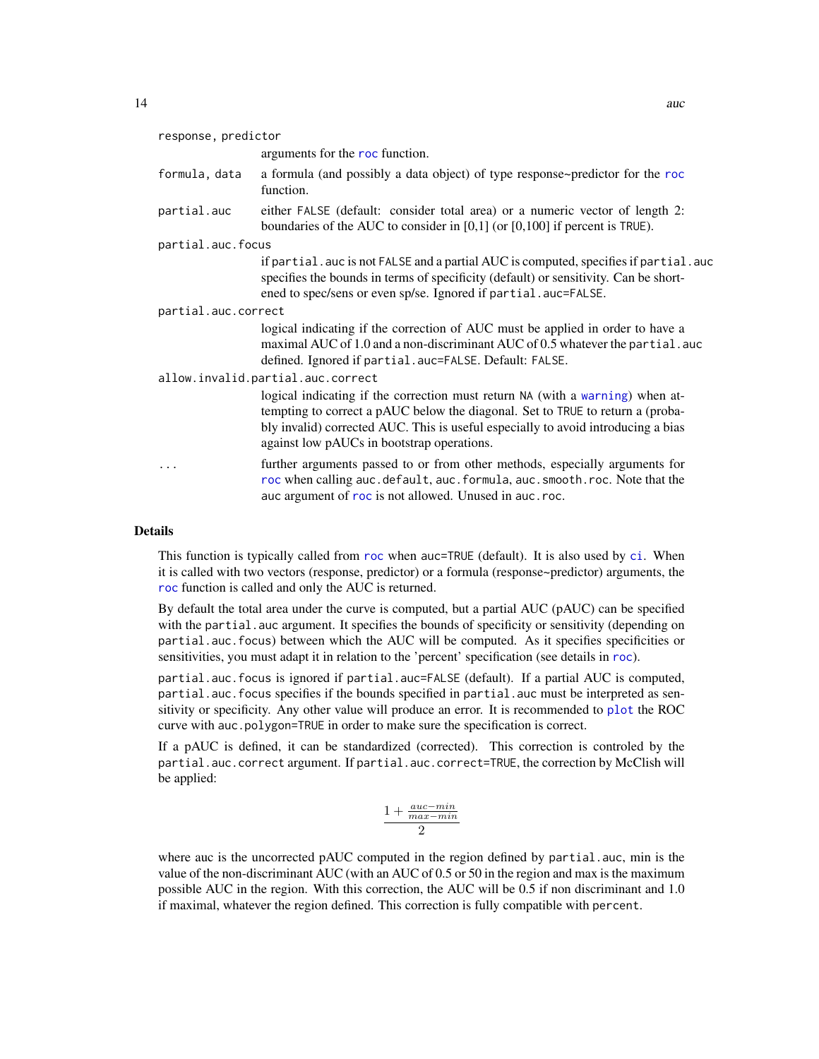`response, predictor`
: arguments for the roc function.

`formula, data`
: a formula (and possibly a data object) of type response~predictor for the roc function.

`partial.auc`
: either `FALSE` (default: consider total area) or a numeric vector of length 2: boundaries of the AUC to consider in [0,1] (or [0,100] if percent is `TRUE`).

`partial.auc.focus`
: if `partial.auc` is not `FALSE` and a partial AUC is computed, specifies if `partial.auc` specifies the bounds in terms of specificity (default) or sensitivity. Can be shortened to spec/sens or even sp/se. Ignored if `partial.auc=FALSE`.

`partial.auc.correct`
: logical indicating if the correction of AUC must be applied in order to have a maximal AUC of 1.0 and a non-discriminant AUC of 0.5 whatever the `partial.auc` defined. Ignored if `partial.auc=FALSE`. Default: `FALSE`.

`allow.invalid.partial.auc.correct`
: logical indicating if the correction must return `NA` (with a warning) when attempting to correct a pAUC below the diagonal. Set to `TRUE` to return a (probably invalid) corrected AUC. This is useful especially to avoid introducing a bias against low pAUCs in bootstrap operations.

`...`
: further arguments passed to or from other methods, especially arguments for roc when calling `auc.default`, `auc.formula`, `auc.smooth.roc`. Note that the `auc` argument of roc is not allowed. Unused in `auc.roc`.

## Details

This function is typically called from roc when `auc=TRUE` (default). It is also used by ci. When it is called with two vectors (response, predictor) or a formula (response~predictor) arguments, the roc function is called and only the AUC is returned.

By default the total area under the curve is computed, but a partial AUC (pAUC) can be specified with the `partial.auc` argument. It specifies the bounds of specificity or sensitivity (depending on `partial.auc.focus`) between which the AUC will be computed. As it specifies specificities or sensitivities, you must adapt it in relation to the 'percent' specification (see details in roc).

`partial.auc.focus` is ignored if `partial.auc=FALSE` (default). If a partial AUC is computed, `partial.auc.focus` specifies if the bounds specified in `partial.auc` must be interpreted as sensitivity or specificity. Any other value will produce an error. It is recommended to plot the ROC curve with `auc.polygon=TRUE` in order to make sure the specification is correct.

If a pAUC is defined, it can be standardized (corrected). This correction is controled by the `partial.auc.correct` argument. If `partial.auc.correct=TRUE`, the correction by McClish will be applied:

$$\frac{1 + \frac{auc - min}{max - min}}{2}$$

where auc is the uncorrected pAUC computed in the region defined by `partial.auc`, min is the value of the non-discriminant AUC (with an AUC of 0.5 or 50 in the region and max is the maximum possible AUC in the region. With this correction, the AUC will be 0.5 if non discriminant and 1.0 if maximal, whatever the region defined. This correction is fully compatible with `percent`.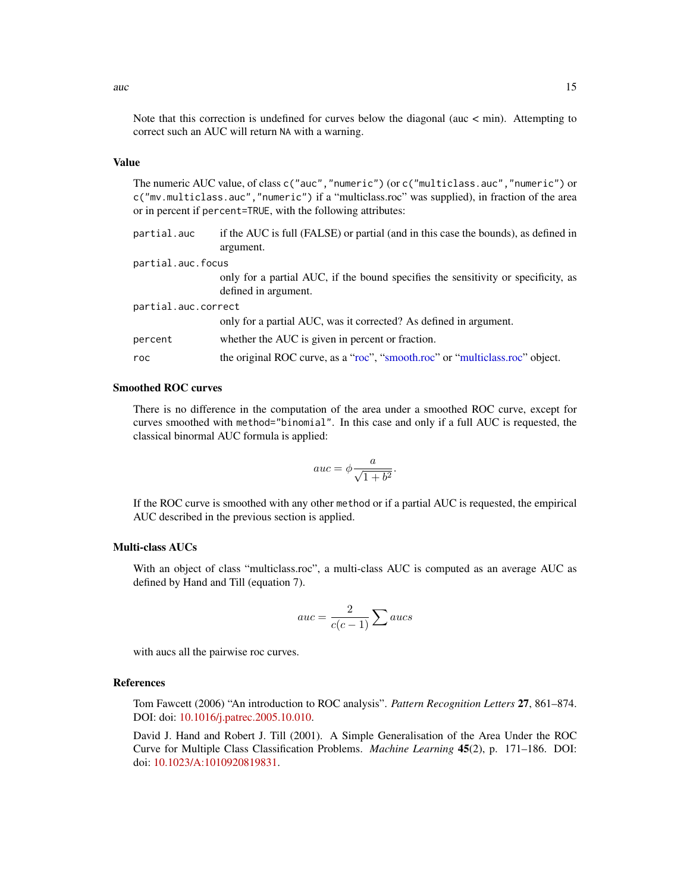Note that this correction is undefined for curves below the diagonal (auc < min). Attempting to correct such an AUC will return `NA` with a warning.

## Value

The numeric AUC value, of class `c("auc","numeric")` (or `c("multiclass.auc","numeric")` or `c("mv.multiclass.auc","numeric")` if a "multiclass.roc" was supplied), in fraction of the area or in percent if `percent=TRUE`, with the following attributes:

- `partial.auc` — if the AUC is full (FALSE) or partial (and in this case the bounds), as defined in argument.
- `partial.auc.focus` — only for a partial AUC, if the bound specifies the sensitivity or specificity, as defined in argument.
- `partial.auc.correct` — only for a partial AUC, was it corrected? As defined in argument.
- `percent` — whether the AUC is given in percent or fraction.
- `roc` — the original ROC curve, as a "roc", "smooth.roc" or "multiclass.roc" object.

## Smoothed ROC curves

There is no difference in the computation of the area under a smoothed ROC curve, except for curves smoothed with `method="binomial"`. In this case and only if a full AUC is requested, the classical binormal AUC formula is applied:

$$auc = \phi\frac{a}{\sqrt{1+b^2}}.$$

If the ROC curve is smoothed with any other `method` or if a partial AUC is requested, the empirical AUC described in the previous section is applied.

## Multi-class AUCs

With an object of class "multiclass.roc", a multi-class AUC is computed as an average AUC as defined by Hand and Till (equation 7).

$$auc = \frac{2}{c(c-1)}\sum aucs$$

with aucs all the pairwise roc curves.

## References

Tom Fawcett (2006) "An introduction to ROC analysis". *Pattern Recognition Letters* **27**, 861–874. DOI: doi: 10.1016/j.patrec.2005.10.010.

David J. Hand and Robert J. Till (2001). A Simple Generalisation of the Area Under the ROC Curve for Multiple Class Classification Problems. *Machine Learning* **45**(2), p. 171–186. DOI: doi: 10.1023/A:1010920819831.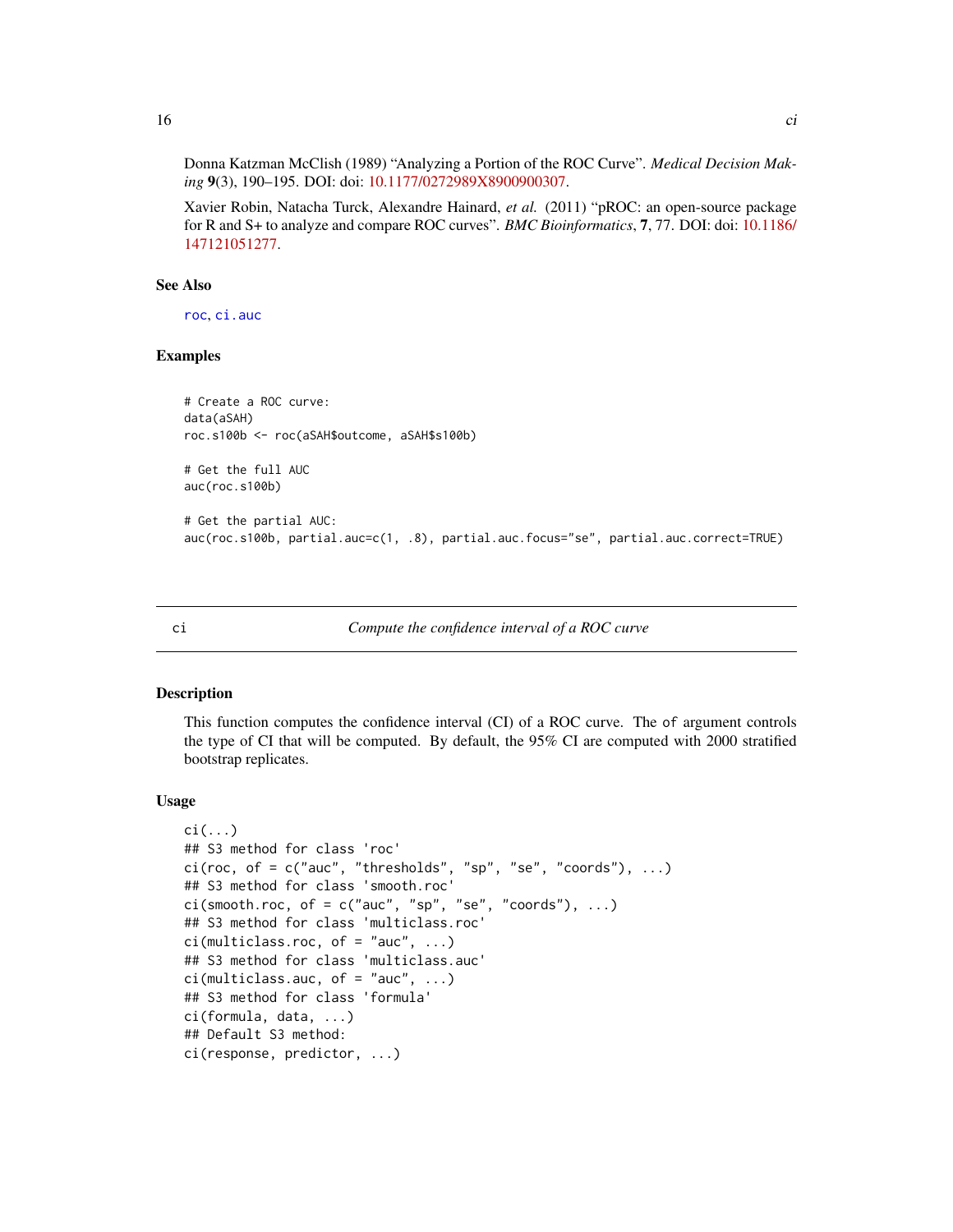Donna Katzman McClish (1989) "Analyzing a Portion of the ROC Curve". *Medical Decision Making* **9**(3), 190–195. DOI: doi: 10.1177/0272989X8900900307.

Xavier Robin, Natacha Turck, Alexandre Hainard, *et al.* (2011) "pROC: an open-source package for R and S+ to analyze and compare ROC curves". *BMC Bioinformatics*, **7**, 77. DOI: doi: 10.1186/147121051277.

### See Also

roc, ci.auc

### Examples

```
# Create a ROC curve:
data(aSAH)
roc.s100b <- roc(aSAH$outcome, aSAH$s100b)

# Get the full AUC
auc(roc.s100b)

# Get the partial AUC:
auc(roc.s100b, partial.auc=c(1, .8), partial.auc.focus="se", partial.auc.correct=TRUE)
```

---

## ci — *Compute the confidence interval of a ROC curve*

### Description

This function computes the confidence interval (CI) of a ROC curve. The of argument controls the type of CI that will be computed. By default, the 95% CI are computed with 2000 stratified bootstrap replicates.

### Usage

```
ci(...)
## S3 method for class 'roc'
ci(roc, of = c("auc", "thresholds", "sp", "se", "coords"), ...)
## S3 method for class 'smooth.roc'
ci(smooth.roc, of = c("auc", "sp", "se", "coords"), ...)
## S3 method for class 'multiclass.roc'
ci(multiclass.roc, of = "auc", ...)
## S3 method for class 'multiclass.auc'
ci(multiclass.auc, of = "auc", ...)
## S3 method for class 'formula'
ci(formula, data, ...)
## Default S3 method:
ci(response, predictor, ...)
```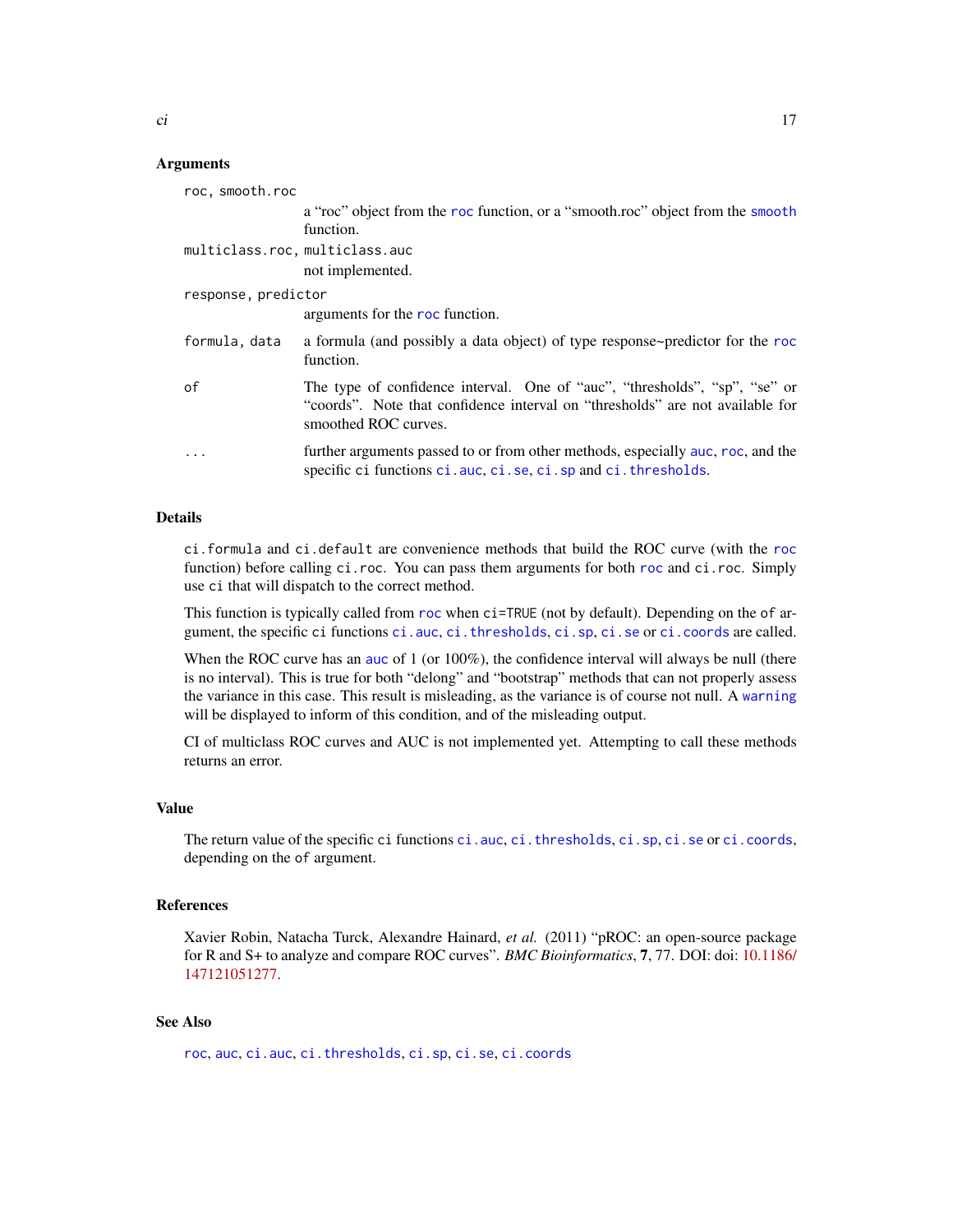### Arguments

`roc, smooth.roc`
: a "roc" object from the `roc` function, or a "smooth.roc" object from the `smooth` function.

`multiclass.roc, multiclass.auc`
: not implemented.

`response, predictor`
: arguments for the `roc` function.

`formula, data`
: a formula (and possibly a data object) of type response~predictor for the `roc` function.

`of`
: The type of confidence interval. One of "auc", "thresholds", "sp", "se" or "coords". Note that confidence interval on "thresholds" are not available for smoothed ROC curves.

`...`
: further arguments passed to or from other methods, especially `auc`, `roc`, and the specific `ci` functions `ci.auc`, `ci.se`, `ci.sp` and `ci.thresholds`.

### Details

`ci.formula` and `ci.default` are convenience methods that build the ROC curve (with the `roc` function) before calling `ci.roc`. You can pass them arguments for both `roc` and `ci.roc`. Simply use `ci` that will dispatch to the correct method.

This function is typically called from `roc` when `ci=TRUE` (not by default). Depending on the `of` argument, the specific `ci` functions `ci.auc`, `ci.thresholds`, `ci.sp`, `ci.se` or `ci.coords` are called.

When the ROC curve has an `auc` of 1 (or 100%), the confidence interval will always be null (there is no interval). This is true for both "delong" and "bootstrap" methods that can not properly assess the variance in this case. This result is misleading, as the variance is of course not null. A `warning` will be displayed to inform of this condition, and of the misleading output.

CI of multiclass ROC curves and AUC is not implemented yet. Attempting to call these methods returns an error.

### Value

The return value of the specific `ci` functions `ci.auc`, `ci.thresholds`, `ci.sp`, `ci.se` or `ci.coords`, depending on the `of` argument.

### References

Xavier Robin, Natacha Turck, Alexandre Hainard, *et al.* (2011) "pROC: an open-source package for R and S+ to analyze and compare ROC curves". *BMC Bioinformatics*, **7**, 77. DOI: doi: 10.1186/147121051277.

### See Also

`roc`, `auc`, `ci.auc`, `ci.thresholds`, `ci.sp`, `ci.se`, `ci.coords`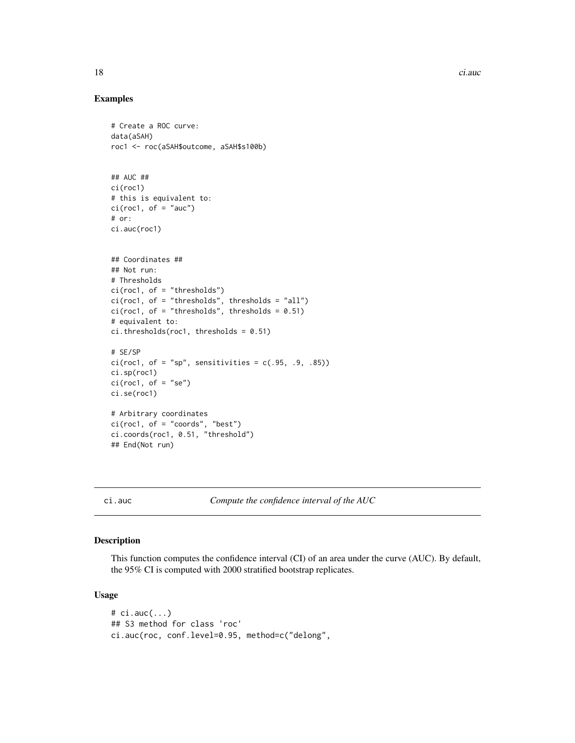## Examples

```
# Create a ROC curve:
data(aSAH)
roc1 <- roc(aSAH$outcome, aSAH$s100b)


## AUC ##
ci(roc1)
# this is equivalent to:
ci(roc1, of = "auc")
# or:
ci.auc(roc1)


## Coordinates ##
## Not run:
# Thresholds
ci(roc1, of = "thresholds")
ci(roc1, of = "thresholds", thresholds = "all")
ci(roc1, of = "thresholds", thresholds = 0.51)
# equivalent to:
ci.thresholds(roc1, thresholds = 0.51)

# SE/SP
ci(roc1, of = "sp", sensitivities = c(.95, .9, .85))
ci.sp(roc1)
ci(roc1, of = "se")
ci.se(roc1)

# Arbitrary coordinates
ci(roc1, of = "coords", "best")
ci.coords(roc1, 0.51, "threshold")
## End(Not run)
```

---

ci.auc *Compute the confidence interval of the AUC*

---

## Description

This function computes the confidence interval (CI) of an area under the curve (AUC). By default, the 95% CI is computed with 2000 stratified bootstrap replicates.

## Usage

```
# ci.auc(...)
## S3 method for class 'roc'
ci.auc(roc, conf.level=0.95, method=c("delong",
```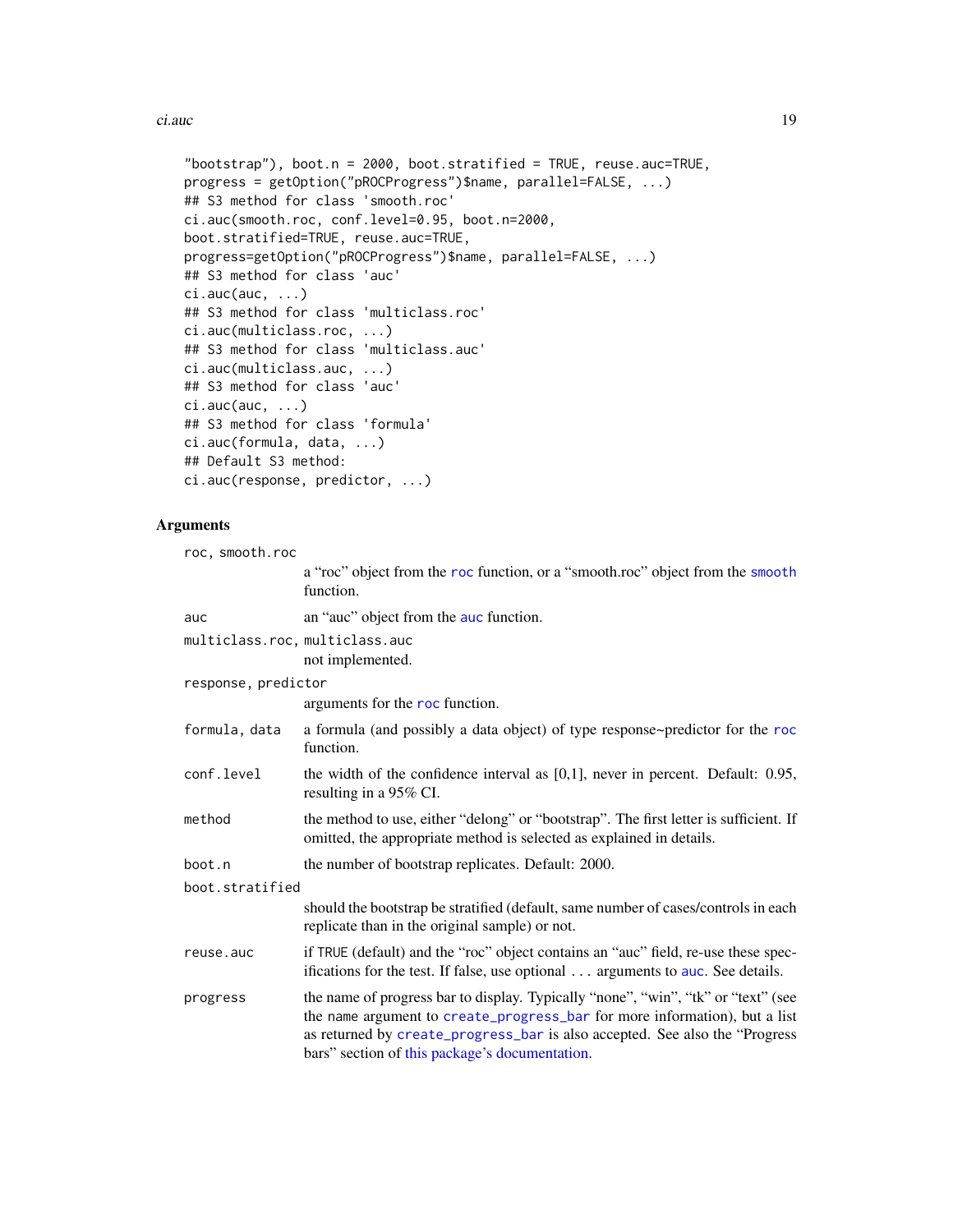```
"bootstrap"), boot.n = 2000, boot.stratified = TRUE, reuse.auc=TRUE,
progress = getOption("pROCProgress")$name, parallel=FALSE, ...)
## S3 method for class 'smooth.roc'
ci.auc(smooth.roc, conf.level=0.95, boot.n=2000,
boot.stratified=TRUE, reuse.auc=TRUE,
progress=getOption("pROCProgress")$name, parallel=FALSE, ...)
## S3 method for class 'auc'
ci.auc(auc, ...)
## S3 method for class 'multiclass.roc'
ci.auc(multiclass.roc, ...)
## S3 method for class 'multiclass.auc'
ci.auc(multiclass.auc, ...)
## S3 method for class 'auc'
ci.auc(auc, ...)
## S3 method for class 'formula'
ci.auc(formula, data, ...)
## Default S3 method:
ci.auc(response, predictor, ...)
```

## Arguments

`roc, smooth.roc`
: a "roc" object from the `roc` function, or a "smooth.roc" object from the `smooth` function.

`auc`
: an "auc" object from the `auc` function.

`multiclass.roc, multiclass.auc`
: not implemented.

`response, predictor`
: arguments for the `roc` function.

`formula, data`
: a formula (and possibly a data object) of type response~predictor for the `roc` function.

`conf.level`
: the width of the confidence interval as [0,1], never in percent. Default: 0.95, resulting in a 95% CI.

`method`
: the method to use, either "delong" or "bootstrap". The first letter is sufficient. If omitted, the appropriate method is selected as explained in details.

`boot.n`
: the number of bootstrap replicates. Default: 2000.

`boot.stratified`
: should the bootstrap be stratified (default, same number of cases/controls in each replicate than in the original sample) or not.

`reuse.auc`
: if TRUE (default) and the "roc" object contains an "auc" field, re-use these specifications for the test. If false, use optional ... arguments to `auc`. See details.

`progress`
: the name of progress bar to display. Typically "none", "win", "tk" or "text" (see the name argument to `create_progress_bar` for more information), but a list as returned by `create_progress_bar` is also accepted. See also the "Progress bars" section of this package's documentation.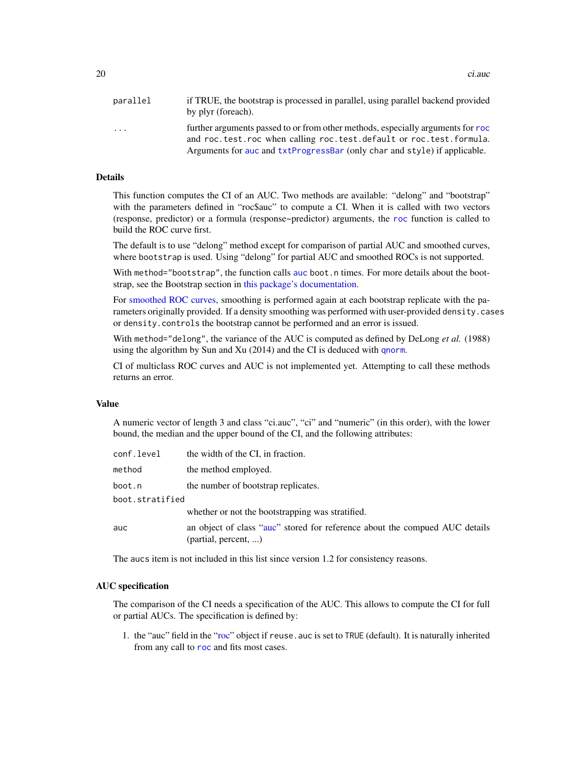| | |
|---|---|
| `parallel` | if TRUE, the bootstrap is processed in parallel, using parallel backend provided by plyr (foreach). |
| `...` | further arguments passed to or from other methods, especially arguments for `roc` and `roc.test.roc` when calling `roc.test.default` or `roc.test.formula`. Arguments for `auc` and `txtProgressBar` (only `char` and `style`) if applicable. |

## Details

This function computes the CI of an AUC. Two methods are available: "delong" and "bootstrap" with the parameters defined in "roc$auc" to compute a CI. When it is called with two vectors (response, predictor) or a formula (response~predictor) arguments, the `roc` function is called to build the ROC curve first.

The default is to use "delong" method except for comparison of partial AUC and smoothed curves, where `bootstrap` is used. Using "delong" for partial AUC and smoothed ROCs is not supported.

With `method="bootstrap"`, the function calls `auc` `boot.n` times. For more details about the bootstrap, see the Bootstrap section in this package's documentation.

For smoothed ROC curves, smoothing is performed again at each bootstrap replicate with the parameters originally provided. If a density smoothing was performed with user-provided `density.cases` or `density.controls` the bootstrap cannot be performed and an error is issued.

With `method="delong"`, the variance of the AUC is computed as defined by DeLong *et al.* (1988) using the algorithm by Sun and Xu (2014) and the CI is deduced with `qnorm`.

CI of multiclass ROC curves and AUC is not implemented yet. Attempting to call these methods returns an error.

## Value

A numeric vector of length 3 and class "ci.auc", "ci" and "numeric" (in this order), with the lower bound, the median and the upper bound of the CI, and the following attributes:

| | |
|---|---|
| `conf.level` | the width of the CI, in fraction. |
| `method` | the method employed. |
| `boot.n` | the number of bootstrap replicates. |
| `boot.stratified` | whether or not the bootstrapping was stratified. |
| `auc` | an object of class "auc" stored for reference about the compued AUC details (partial, percent, ...) |

The `aucs` item is not included in this list since version 1.2 for consistency reasons.

## AUC specification

The comparison of the CI needs a specification of the AUC. This allows to compute the CI for full or partial AUCs. The specification is defined by:

1. the "auc" field in the "roc" object if `reuse.auc` is set to `TRUE` (default). It is naturally inherited from any call to `roc` and fits most cases.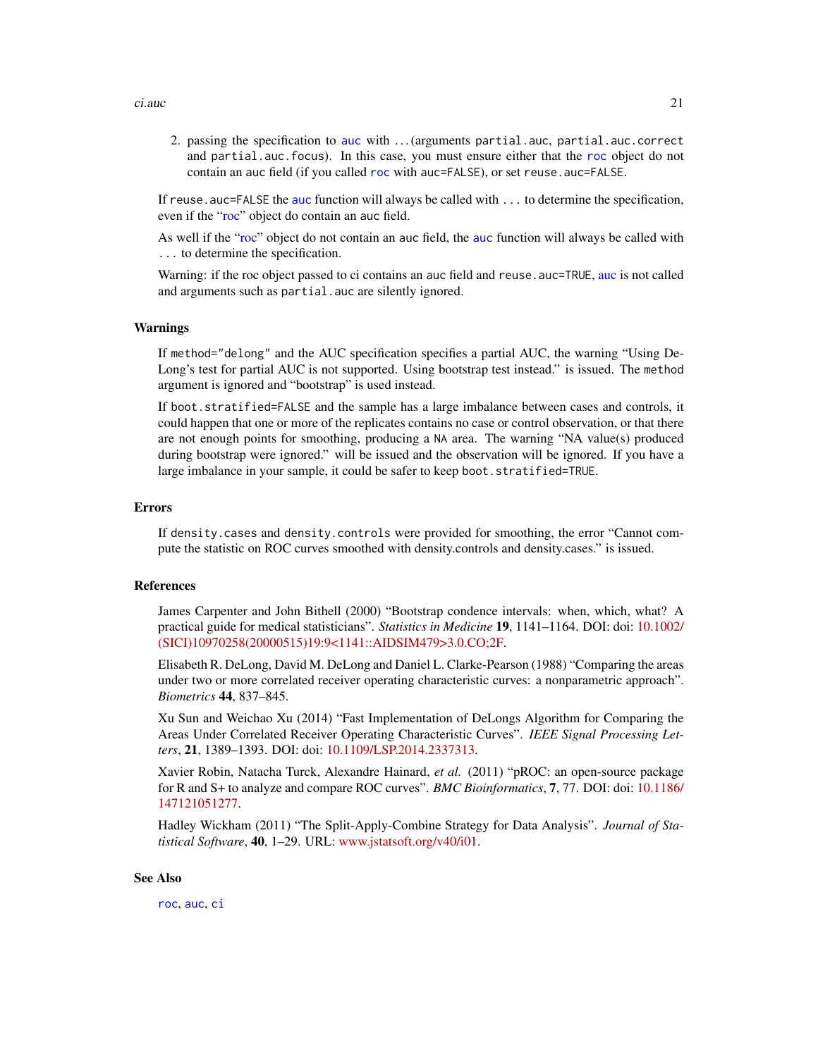2. passing the specification to `auc` with ...(arguments `partial.auc`, `partial.auc.correct` and `partial.auc.focus`). In this case, you must ensure either that the `roc` object do not contain an `auc` field (if you called `roc` with `auc=FALSE`), or set `reuse.auc=FALSE`.

If `reuse.auc=FALSE` the `auc` function will always be called with `...` to determine the specification, even if the "roc" object do contain an `auc` field.

As well if the "roc" object do not contain an `auc` field, the `auc` function will always be called with `...` to determine the specification.

Warning: if the roc object passed to ci contains an `auc` field and `reuse.auc=TRUE`, auc is not called and arguments such as `partial.auc` are silently ignored.

## Warnings

If `method="delong"` and the AUC specification specifies a partial AUC, the warning "Using DeLong's test for partial AUC is not supported. Using bootstrap test instead." is issued. The `method` argument is ignored and "bootstrap" is used instead.

If `boot.stratified=FALSE` and the sample has a large imbalance between cases and controls, it could happen that one or more of the replicates contains no case or control observation, or that there are not enough points for smoothing, producing a `NA` area. The warning "NA value(s) produced during bootstrap were ignored." will be issued and the observation will be ignored. If you have a large imbalance in your sample, it could be safer to keep `boot.stratified=TRUE`.

## Errors

If `density.cases` and `density.controls` were provided for smoothing, the error "Cannot compute the statistic on ROC curves smoothed with density.controls and density.cases." is issued.

## References

James Carpenter and John Bithell (2000) "Bootstrap condence intervals: when, which, what? A practical guide for medical statisticians". *Statistics in Medicine* **19**, 1141–1164. DOI: doi: 10.1002/(SICI)10970258(20000515)19:9<1141::AIDSIM479>3.0.CO;2F.

Elisabeth R. DeLong, David M. DeLong and Daniel L. Clarke-Pearson (1988) "Comparing the areas under two or more correlated receiver operating characteristic curves: a nonparametric approach". *Biometrics* **44**, 837–845.

Xu Sun and Weichao Xu (2014) "Fast Implementation of DeLongs Algorithm for Comparing the Areas Under Correlated Receiver Operating Characteristic Curves". *IEEE Signal Processing Letters*, **21**, 1389–1393. DOI: doi: 10.1109/LSP.2014.2337313.

Xavier Robin, Natacha Turck, Alexandre Hainard, *et al.* (2011) "pROC: an open-source package for R and S+ to analyze and compare ROC curves". *BMC Bioinformatics*, **7**, 77. DOI: doi: 10.1186/147121051277.

Hadley Wickham (2011) "The Split-Apply-Combine Strategy for Data Analysis". *Journal of Statistical Software*, **40**, 1–29. URL: www.jstatsoft.org/v40/i01.

## See Also

`roc`, `auc`, `ci`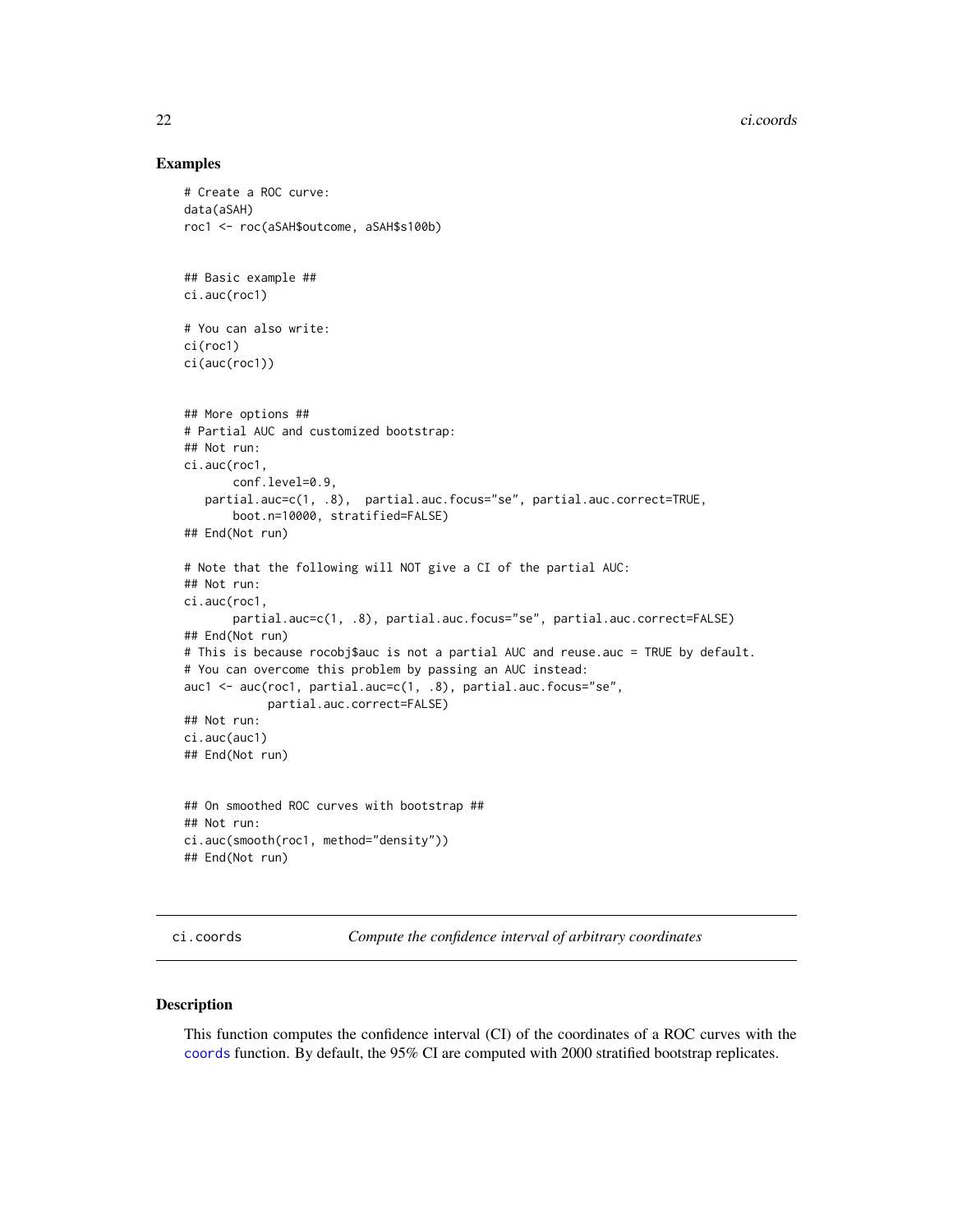## Examples

```
# Create a ROC curve:
data(aSAH)
roc1 <- roc(aSAH$outcome, aSAH$s100b)


## Basic example ##
ci.auc(roc1)

# You can also write:
ci(roc1)
ci(auc(roc1))


## More options ##
# Partial AUC and customized bootstrap:
## Not run:
ci.auc(roc1,
       conf.level=0.9,
   partial.auc=c(1, .8),  partial.auc.focus="se", partial.auc.correct=TRUE,
       boot.n=10000, stratified=FALSE)
## End(Not run)

# Note that the following will NOT give a CI of the partial AUC:
## Not run:
ci.auc(roc1,
       partial.auc=c(1, .8), partial.auc.focus="se", partial.auc.correct=FALSE)
## End(Not run)
# This is because rocobj$auc is not a partial AUC and reuse.auc = TRUE by default.
# You can overcome this problem by passing an AUC instead:
auc1 <- auc(roc1, partial.auc=c(1, .8), partial.auc.focus="se",
            partial.auc.correct=FALSE)
## Not run:
ci.auc(auc1)
## End(Not run)


## On smoothed ROC curves with bootstrap ##
## Not run:
ci.auc(smooth(roc1, method="density"))
## End(Not run)
```

# ci.coords — *Compute the confidence interval of arbitrary coordinates*

## Description

This function computes the confidence interval (CI) of the coordinates of a ROC curves with the coords function. By default, the 95% CI are computed with 2000 stratified bootstrap replicates.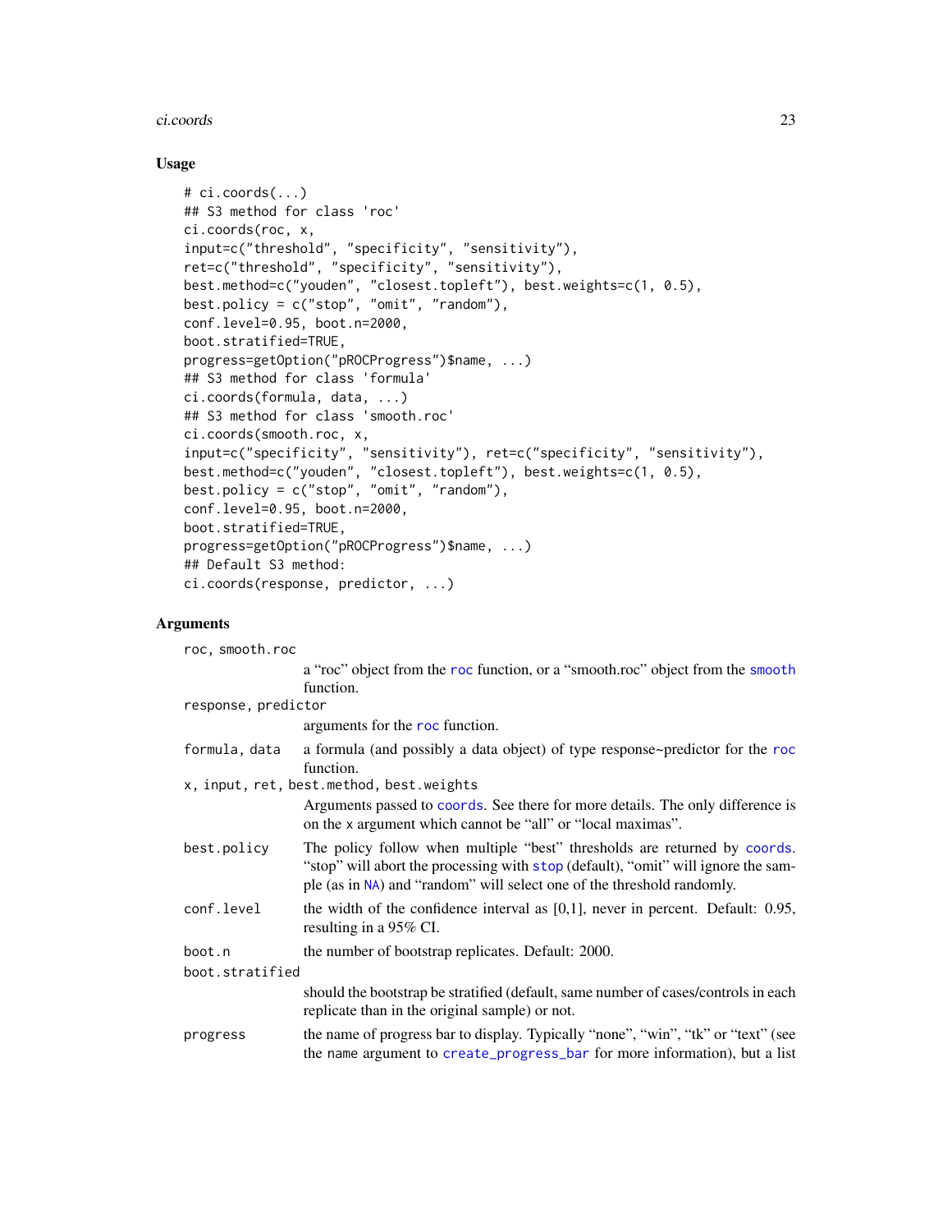## Usage

```
# ci.coords(...)
## S3 method for class 'roc'
ci.coords(roc, x,
input=c("threshold", "specificity", "sensitivity"),
ret=c("threshold", "specificity", "sensitivity"),
best.method=c("youden", "closest.topleft"), best.weights=c(1, 0.5),
best.policy = c("stop", "omit", "random"),
conf.level=0.95, boot.n=2000,
boot.stratified=TRUE,
progress=getOption("pROCProgress")$name, ...)
## S3 method for class 'formula'
ci.coords(formula, data, ...)
## S3 method for class 'smooth.roc'
ci.coords(smooth.roc, x,
input=c("specificity", "sensitivity"), ret=c("specificity", "sensitivity"),
best.method=c("youden", "closest.topleft"), best.weights=c(1, 0.5),
best.policy = c("stop", "omit", "random"),
conf.level=0.95, boot.n=2000,
boot.stratified=TRUE,
progress=getOption("pROCProgress")$name, ...)
## Default S3 method:
ci.coords(response, predictor, ...)
```

## Arguments

`roc, smooth.roc`
: a "roc" object from the `roc` function, or a "smooth.roc" object from the `smooth` function.

`response, predictor`
: arguments for the `roc` function.

`formula, data`
: a formula (and possibly a data object) of type response~predictor for the `roc` function.

`x, input, ret, best.method, best.weights`
: Arguments passed to `coords`. See there for more details. The only difference is on the `x` argument which cannot be "all" or "local maximas".

`best.policy`
: The policy follow when multiple "best" thresholds are returned by `coords`. "stop" will abort the processing with `stop` (default), "omit" will ignore the sample (as in `NA`) and "random" will select one of the threshold randomly.

`conf.level`
: the width of the confidence interval as [0,1], never in percent. Default: 0.95, resulting in a 95% CI.

`boot.n`
: the number of bootstrap replicates. Default: 2000.

`boot.stratified`
: should the bootstrap be stratified (default, same number of cases/controls in each replicate than in the original sample) or not.

`progress`
: the name of progress bar to display. Typically "none", "win", "tk" or "text" (see the `name` argument to `create_progress_bar` for more information), but a list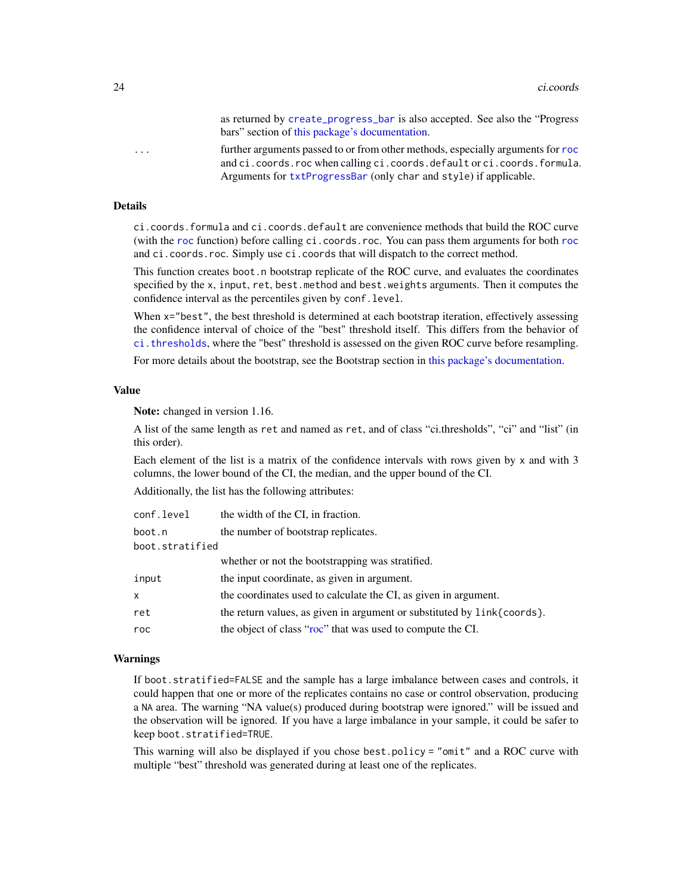as returned by `create_progress_bar` is also accepted. See also the "Progress bars" section of this package's documentation.

`...` further arguments passed to or from other methods, especially arguments for `roc` and `ci.coords.roc` when calling `ci.coords.default` or `ci.coords.formula`. Arguments for `txtProgressBar` (only `char` and `style`) if applicable.

## Details

`ci.coords.formula` and `ci.coords.default` are convenience methods that build the ROC curve (with the `roc` function) before calling `ci.coords.roc`. You can pass them arguments for both `roc` and `ci.coords.roc`. Simply use `ci.coords` that will dispatch to the correct method.

This function creates `boot.n` bootstrap replicate of the ROC curve, and evaluates the coordinates specified by the `x`, `input`, `ret`, `best.method` and `best.weights` arguments. Then it computes the confidence interval as the percentiles given by `conf.level`.

When `x="best"`, the best threshold is determined at each bootstrap iteration, effectively assessing the confidence interval of choice of the "best" threshold itself. This differs from the behavior of `ci.thresholds`, where the "best" threshold is assessed on the given ROC curve before resampling.

For more details about the bootstrap, see the Bootstrap section in this package's documentation.

## Value

**Note:** changed in version 1.16.

A list of the same length as `ret` and named as `ret`, and of class "ci.thresholds", "ci" and "list" (in this order).

Each element of the list is a matrix of the confidence intervals with rows given by `x` and with 3 columns, the lower bound of the CI, the median, and the upper bound of the CI.

Additionally, the list has the following attributes:

| | |
|---|---|
| `conf.level` | the width of the CI, in fraction. |
| `boot.n` | the number of bootstrap replicates. |
| `boot.stratified` | whether or not the bootstrapping was stratified. |
| `input` | the input coordinate, as given in argument. |
| `x` | the coordinates used to calculate the CI, as given in argument. |
| `ret` | the return values, as given in argument or substituted by `link{coords}`. |
| `roc` | the object of class "roc" that was used to compute the CI. |

## Warnings

If `boot.stratified=FALSE` and the sample has a large imbalance between cases and controls, it could happen that one or more of the replicates contains no case or control observation, producing a `NA` area. The warning "NA value(s) produced during bootstrap were ignored." will be issued and the observation will be ignored. If you have a large imbalance in your sample, it could be safer to keep `boot.stratified=TRUE`.

This warning will also be displayed if you chose `best.policy = "omit"` and a ROC curve with multiple "best" threshold was generated during at least one of the replicates.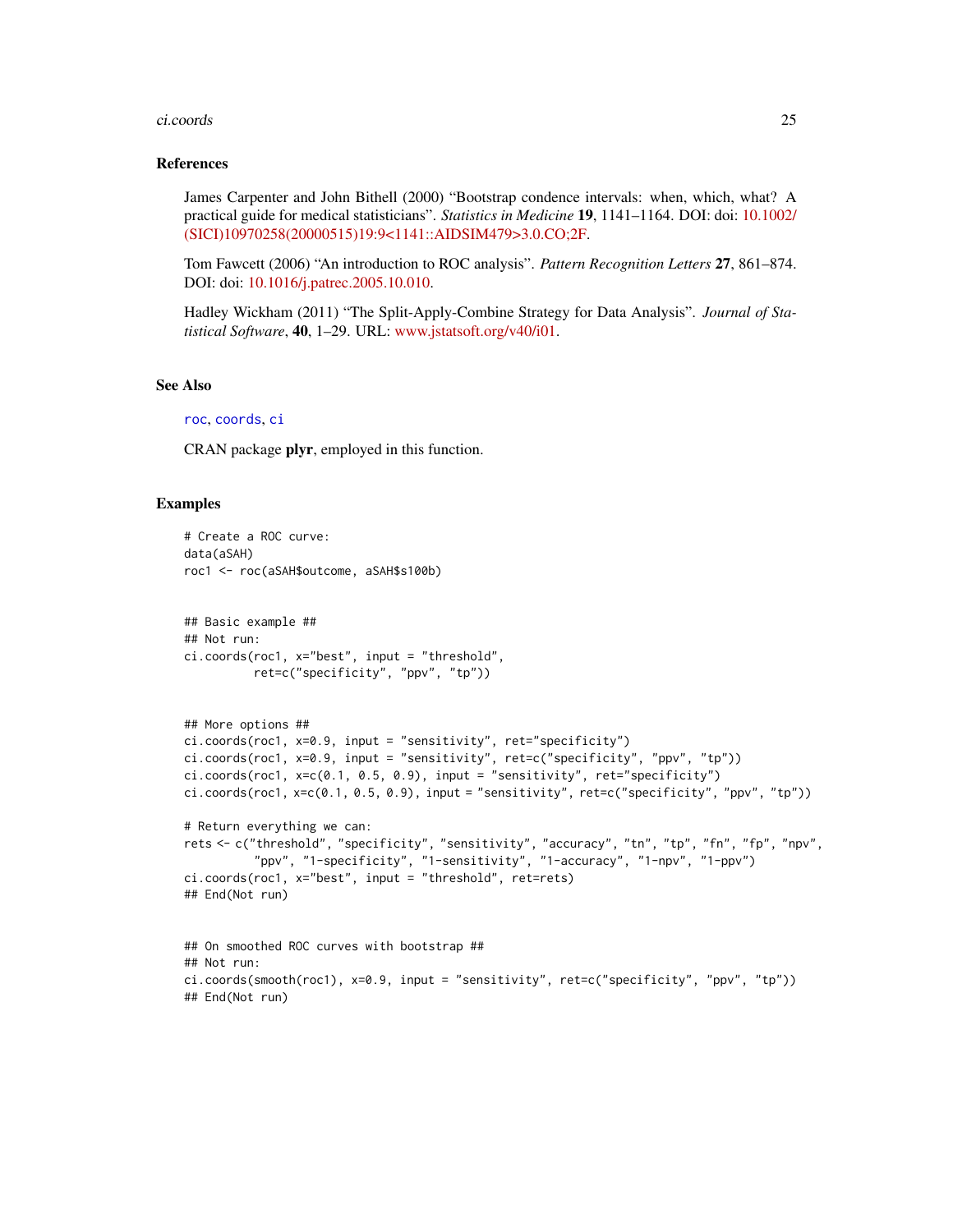## References

James Carpenter and John Bithell (2000) "Bootstrap condence intervals: when, which, what? A practical guide for medical statisticians". *Statistics in Medicine* **19**, 1141–1164. DOI: doi: 10.1002/(SICI)10970258(20000515)19:9<1141::AIDSIM479>3.0.CO;2F.

Tom Fawcett (2006) "An introduction to ROC analysis". *Pattern Recognition Letters* **27**, 861–874. DOI: doi: 10.1016/j.patrec.2005.10.010.

Hadley Wickham (2011) "The Split-Apply-Combine Strategy for Data Analysis". *Journal of Statistical Software*, **40**, 1–29. URL: www.jstatsoft.org/v40/i01.

## See Also

roc, coords, ci

CRAN package **plyr**, employed in this function.

## Examples

```
# Create a ROC curve:
data(aSAH)
roc1 <- roc(aSAH$outcome, aSAH$s100b)


## Basic example ##
## Not run:
ci.coords(roc1, x="best", input = "threshold",
          ret=c("specificity", "ppv", "tp"))


## More options ##
ci.coords(roc1, x=0.9, input = "sensitivity", ret="specificity")
ci.coords(roc1, x=0.9, input = "sensitivity", ret=c("specificity", "ppv", "tp"))
ci.coords(roc1, x=c(0.1, 0.5, 0.9), input = "sensitivity", ret="specificity")
ci.coords(roc1, x=c(0.1, 0.5, 0.9), input = "sensitivity", ret=c("specificity", "ppv", "tp"))

# Return everything we can:
rets <- c("threshold", "specificity", "sensitivity", "accuracy", "tn", "tp", "fn", "fp", "npv",
          "ppv", "1-specificity", "1-sensitivity", "1-accuracy", "1-npv", "1-ppv")
ci.coords(roc1, x="best", input = "threshold", ret=rets)
## End(Not run)


## On smoothed ROC curves with bootstrap ##
## Not run:
ci.coords(smooth(roc1), x=0.9, input = "sensitivity", ret=c("specificity", "ppv", "tp"))
## End(Not run)
```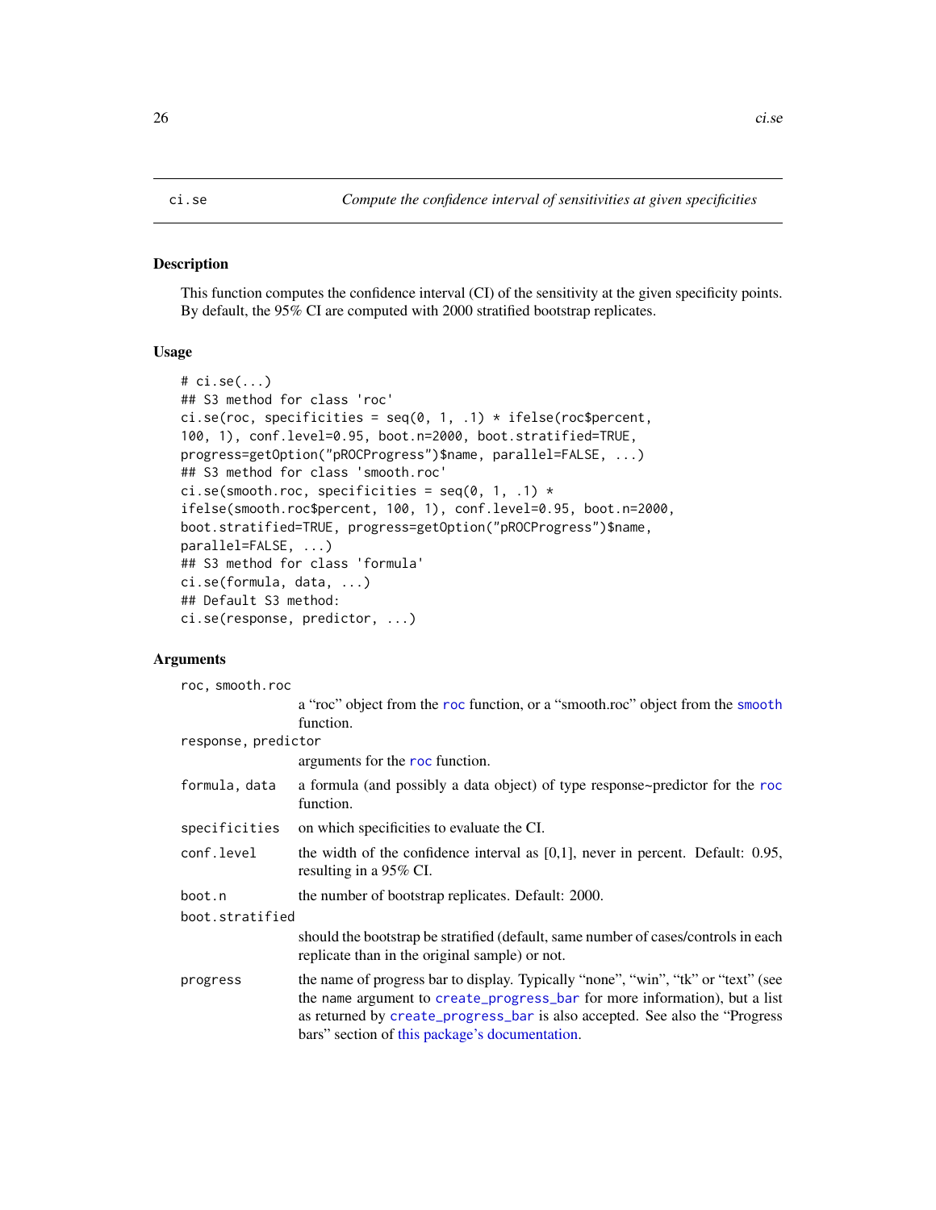ci.se — *Compute the confidence interval of sensitivities at given specificities*

### Description

This function computes the confidence interval (CI) of the sensitivity at the given specificity points. By default, the 95% CI are computed with 2000 stratified bootstrap replicates.

### Usage

```
# ci.se(...)
## S3 method for class 'roc'
ci.se(roc, specificities = seq(0, 1, .1) * ifelse(roc$percent,
100, 1), conf.level=0.95, boot.n=2000, boot.stratified=TRUE,
progress=getOption("pROCProgress")$name, parallel=FALSE, ...)
## S3 method for class 'smooth.roc'
ci.se(smooth.roc, specificities = seq(0, 1, .1) *
ifelse(smooth.roc$percent, 100, 1), conf.level=0.95, boot.n=2000,
boot.stratified=TRUE, progress=getOption("pROCProgress")$name,
parallel=FALSE, ...)
## S3 method for class 'formula'
ci.se(formula, data, ...)
## Default S3 method:
ci.se(response, predictor, ...)
```

### Arguments

`roc, smooth.roc`
: a “roc” object from the `roc` function, or a “smooth.roc” object from the `smooth` function.

`response, predictor`
: arguments for the `roc` function.

`formula, data`
: a formula (and possibly a data object) of type response~predictor for the `roc` function.

`specificities`
: on which specificities to evaluate the CI.

`conf.level`
: the width of the confidence interval as [0,1], never in percent. Default: 0.95, resulting in a 95% CI.

`boot.n`
: the number of bootstrap replicates. Default: 2000.

`boot.stratified`
: should the bootstrap be stratified (default, same number of cases/controls in each replicate than in the original sample) or not.

`progress`
: the name of progress bar to display. Typically “none”, “win”, “tk” or “text” (see the `name` argument to `create_progress_bar` for more information), but a list as returned by `create_progress_bar` is also accepted. See also the “Progress bars” section of this package’s documentation.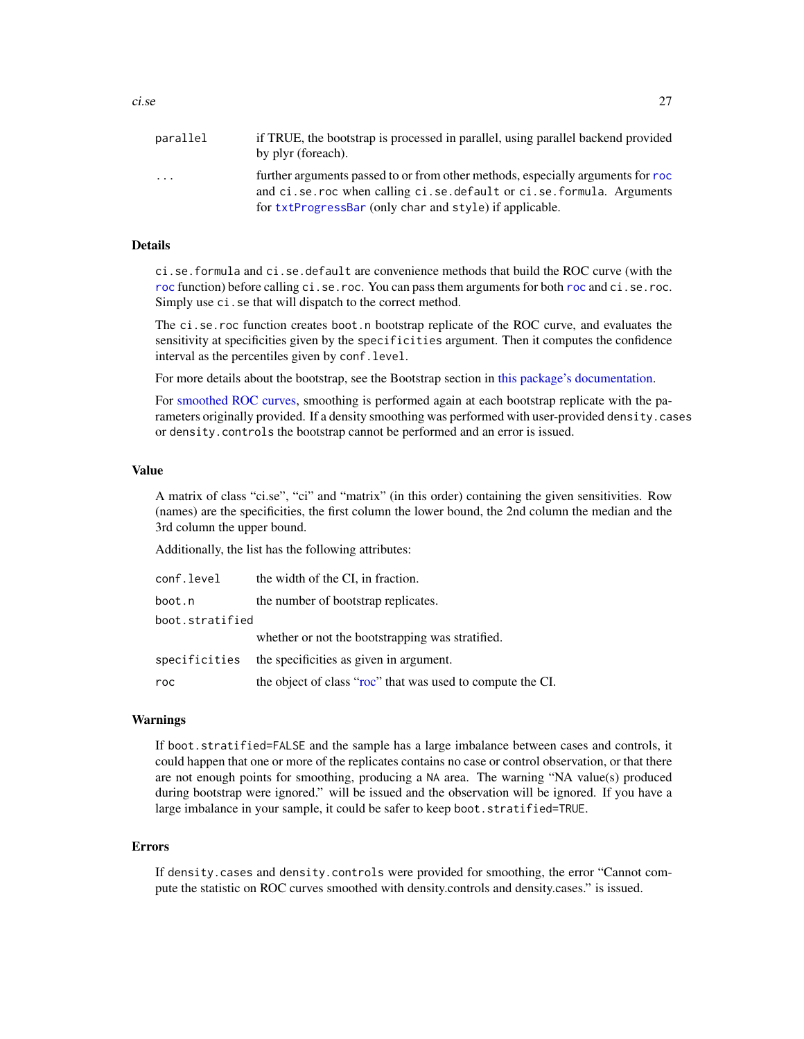| | |
|---|---|
| parallel | if TRUE, the bootstrap is processed in parallel, using parallel backend provided by plyr (foreach). |
| ... | further arguments passed to or from other methods, especially arguments for roc and ci.se.roc when calling ci.se.default or ci.se.formula. Arguments for txtProgressBar (only char and style) if applicable. |

## Details

ci.se.formula and ci.se.default are convenience methods that build the ROC curve (with the roc function) before calling ci.se.roc. You can pass them arguments for both roc and ci.se.roc. Simply use ci.se that will dispatch to the correct method.

The ci.se.roc function creates boot.n bootstrap replicate of the ROC curve, and evaluates the sensitivity at specificities given by the specificities argument. Then it computes the confidence interval as the percentiles given by conf.level.

For more details about the bootstrap, see the Bootstrap section in this package's documentation.

For smoothed ROC curves, smoothing is performed again at each bootstrap replicate with the parameters originally provided. If a density smoothing was performed with user-provided density.cases or density.controls the bootstrap cannot be performed and an error is issued.

## Value

A matrix of class "ci.se", "ci" and "matrix" (in this order) containing the given sensitivities. Row (names) are the specificities, the first column the lower bound, the 2nd column the median and the 3rd column the upper bound.

Additionally, the list has the following attributes:

| | |
|---|---|
| conf.level | the width of the CI, in fraction. |
| boot.n | the number of bootstrap replicates. |
| boot.stratified | whether or not the bootstrapping was stratified. |
| specificities | the specificities as given in argument. |
| roc | the object of class "roc" that was used to compute the CI. |

## Warnings

If boot.stratified=FALSE and the sample has a large imbalance between cases and controls, it could happen that one or more of the replicates contains no case or control observation, or that there are not enough points for smoothing, producing a NA area. The warning "NA value(s) produced during bootstrap were ignored." will be issued and the observation will be ignored. If you have a large imbalance in your sample, it could be safer to keep boot.stratified=TRUE.

## Errors

If density.cases and density.controls were provided for smoothing, the error "Cannot compute the statistic on ROC curves smoothed with density.controls and density.cases." is issued.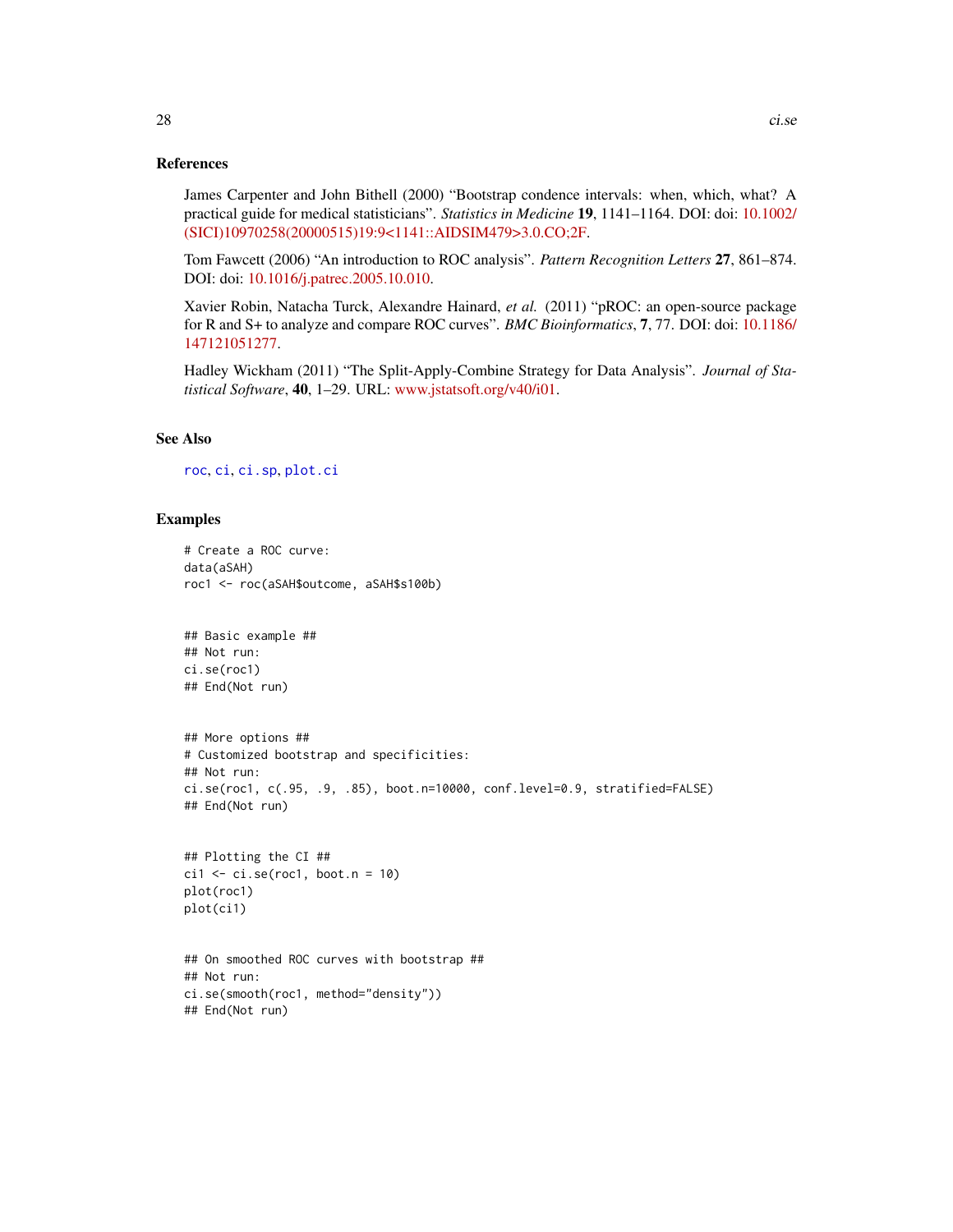## References

James Carpenter and John Bithell (2000) "Bootstrap condence intervals: when, which, what? A practical guide for medical statisticians". *Statistics in Medicine* **19**, 1141–1164. DOI: doi: 10.1002/(SICI)10970258(20000515)19:9<1141::AIDSIM479>3.0.CO;2F.

Tom Fawcett (2006) "An introduction to ROC analysis". *Pattern Recognition Letters* **27**, 861–874. DOI: doi: 10.1016/j.patrec.2005.10.010.

Xavier Robin, Natacha Turck, Alexandre Hainard, *et al.* (2011) "pROC: an open-source package for R and S+ to analyze and compare ROC curves". *BMC Bioinformatics*, **7**, 77. DOI: doi: 10.1186/147121051277.

Hadley Wickham (2011) "The Split-Apply-Combine Strategy for Data Analysis". *Journal of Statistical Software*, **40**, 1–29. URL: www.jstatsoft.org/v40/i01.

## See Also

roc, ci, ci.sp, plot.ci

## Examples

```
# Create a ROC curve:
data(aSAH)
roc1 <- roc(aSAH$outcome, aSAH$s100b)


## Basic example ##
## Not run:
ci.se(roc1)
## End(Not run)


## More options ##
# Customized bootstrap and specificities:
## Not run:
ci.se(roc1, c(.95, .9, .85), boot.n=10000, conf.level=0.9, stratified=FALSE)
## End(Not run)


## Plotting the CI ##
ci1 <- ci.se(roc1, boot.n = 10)
plot(roc1)
plot(ci1)


## On smoothed ROC curves with bootstrap ##
## Not run:
ci.se(smooth(roc1, method="density"))
## End(Not run)
```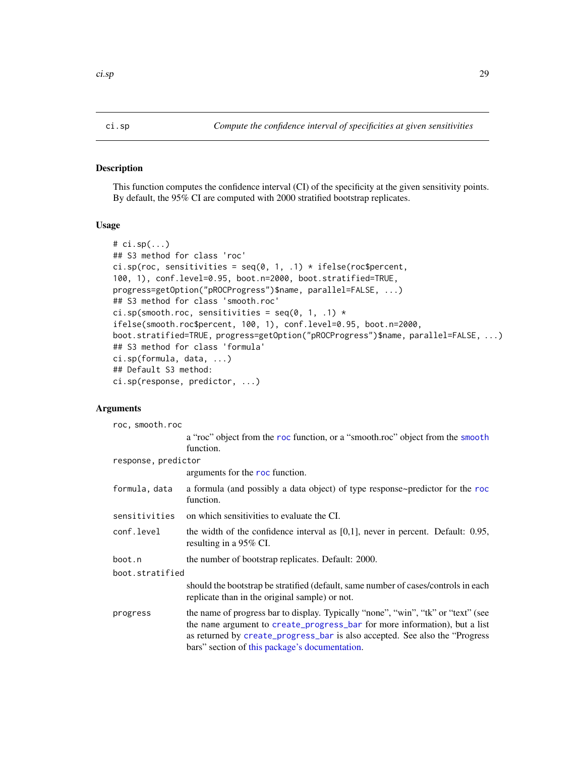ci.sp *Compute the confidence interval of specificities at given sensitivities*

## Description

This function computes the confidence interval (CI) of the specificity at the given sensitivity points. By default, the 95% CI are computed with 2000 stratified bootstrap replicates.

## Usage

```
# ci.sp(...)
## S3 method for class 'roc'
ci.sp(roc, sensitivities = seq(0, 1, .1) * ifelse(roc$percent,
100, 1), conf.level=0.95, boot.n=2000, boot.stratified=TRUE,
progress=getOption("pROCProgress")$name, parallel=FALSE, ...)
## S3 method for class 'smooth.roc'
ci.sp(smooth.roc, sensitivities = seq(0, 1, .1) *
ifelse(smooth.roc$percent, 100, 1), conf.level=0.95, boot.n=2000,
boot.stratified=TRUE, progress=getOption("pROCProgress")$name, parallel=FALSE, ...)
## S3 method for class 'formula'
ci.sp(formula, data, ...)
## Default S3 method:
ci.sp(response, predictor, ...)
```

## Arguments

`roc, smooth.roc`
: a "roc" object from the roc function, or a "smooth.roc" object from the smooth function.

`response, predictor`
: arguments for the roc function.

`formula, data`
: a formula (and possibly a data object) of type response~predictor for the roc function.

`sensitivities`
: on which sensitivities to evaluate the CI.

`conf.level`
: the width of the confidence interval as [0,1], never in percent. Default: 0.95, resulting in a 95% CI.

`boot.n`
: the number of bootstrap replicates. Default: 2000.

`boot.stratified`
: should the bootstrap be stratified (default, same number of cases/controls in each replicate than in the original sample) or not.

`progress`
: the name of progress bar to display. Typically "none", "win", "tk" or "text" (see the name argument to create_progress_bar for more information), but a list as returned by create_progress_bar is also accepted. See also the "Progress bars" section of this package's documentation.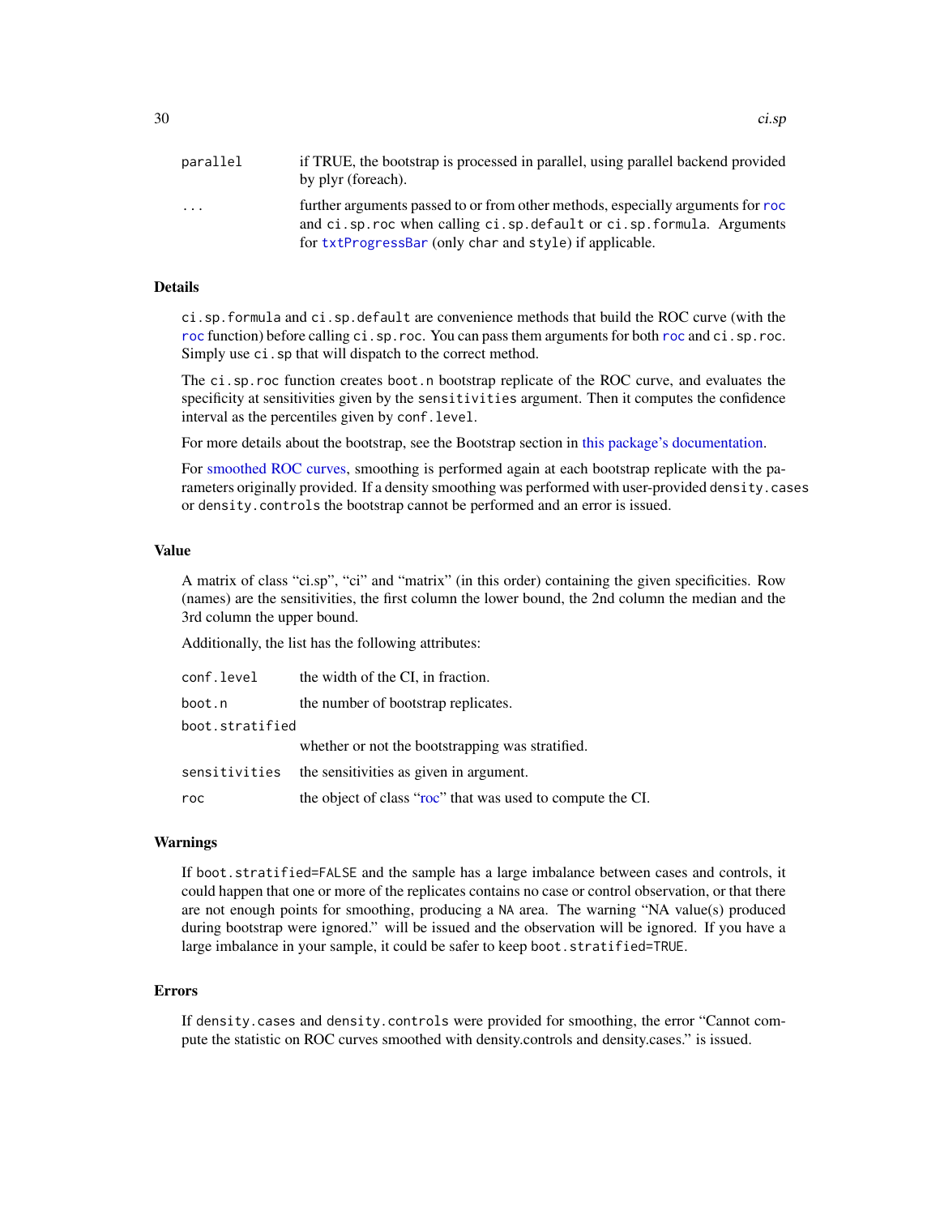| | |
|---|---|
| parallel | if TRUE, the bootstrap is processed in parallel, using parallel backend provided by plyr (foreach). |
| ... | further arguments passed to or from other methods, especially arguments for roc and ci.sp.roc when calling ci.sp.default or ci.sp.formula. Arguments for txtProgressBar (only char and style) if applicable. |

## Details

ci.sp.formula and ci.sp.default are convenience methods that build the ROC curve (with the roc function) before calling ci.sp.roc. You can pass them arguments for both roc and ci.sp.roc. Simply use ci.sp that will dispatch to the correct method.

The ci.sp.roc function creates boot.n bootstrap replicate of the ROC curve, and evaluates the specificity at sensitivities given by the sensitivities argument. Then it computes the confidence interval as the percentiles given by conf.level.

For more details about the bootstrap, see the Bootstrap section in this package's documentation.

For smoothed ROC curves, smoothing is performed again at each bootstrap replicate with the parameters originally provided. If a density smoothing was performed with user-provided density.cases or density.controls the bootstrap cannot be performed and an error is issued.

## Value

A matrix of class "ci.sp", "ci" and "matrix" (in this order) containing the given specificities. Row (names) are the sensitivities, the first column the lower bound, the 2nd column the median and the 3rd column the upper bound.

Additionally, the list has the following attributes:

| | |
|---|---|
| conf.level | the width of the CI, in fraction. |
| boot.n | the number of bootstrap replicates. |
| boot.stratified | whether or not the bootstrapping was stratified. |
| sensitivities | the sensitivities as given in argument. |
| roc | the object of class "roc" that was used to compute the CI. |

## Warnings

If boot.stratified=FALSE and the sample has a large imbalance between cases and controls, it could happen that one or more of the replicates contains no case or control observation, or that there are not enough points for smoothing, producing a NA area. The warning "NA value(s) produced during bootstrap were ignored." will be issued and the observation will be ignored. If you have a large imbalance in your sample, it could be safer to keep boot.stratified=TRUE.

## Errors

If density.cases and density.controls were provided for smoothing, the error "Cannot compute the statistic on ROC curves smoothed with density.controls and density.cases." is issued.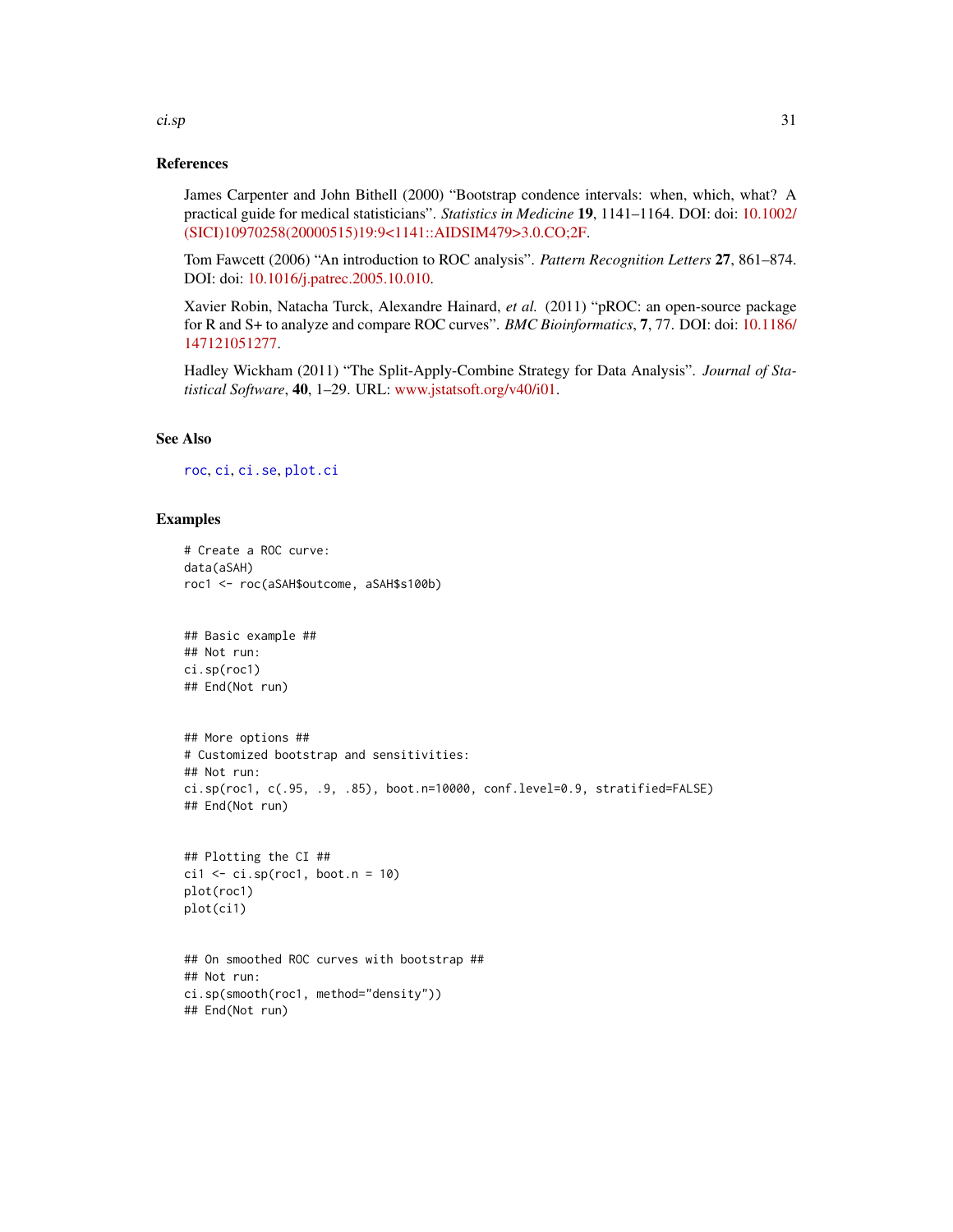### References

James Carpenter and John Bithell (2000) "Bootstrap condence intervals: when, which, what? A practical guide for medical statisticians". *Statistics in Medicine* **19**, 1141–1164. DOI: doi: 10.1002/(SICI)10970258(20000515)19:9<1141::AIDSIM479>3.0.CO;2F.

Tom Fawcett (2006) "An introduction to ROC analysis". *Pattern Recognition Letters* **27**, 861–874. DOI: doi: 10.1016/j.patrec.2005.10.010.

Xavier Robin, Natacha Turck, Alexandre Hainard, *et al.* (2011) "pROC: an open-source package for R and S+ to analyze and compare ROC curves". *BMC Bioinformatics*, **7**, 77. DOI: doi: 10.1186/147121051277.

Hadley Wickham (2011) "The Split-Apply-Combine Strategy for Data Analysis". *Journal of Statistical Software*, **40**, 1–29. URL: www.jstatsoft.org/v40/i01.

### See Also

roc, ci, ci.se, plot.ci

### Examples

```
# Create a ROC curve:
data(aSAH)
roc1 <- roc(aSAH$outcome, aSAH$s100b)


## Basic example ##
## Not run:
ci.sp(roc1)
## End(Not run)


## More options ##
# Customized bootstrap and sensitivities:
## Not run:
ci.sp(roc1, c(.95, .9, .85), boot.n=10000, conf.level=0.9, stratified=FALSE)
## End(Not run)


## Plotting the CI ##
ci1 <- ci.sp(roc1, boot.n = 10)
plot(roc1)
plot(ci1)


## On smoothed ROC curves with bootstrap ##
## Not run:
ci.sp(smooth(roc1, method="density"))
## End(Not run)
```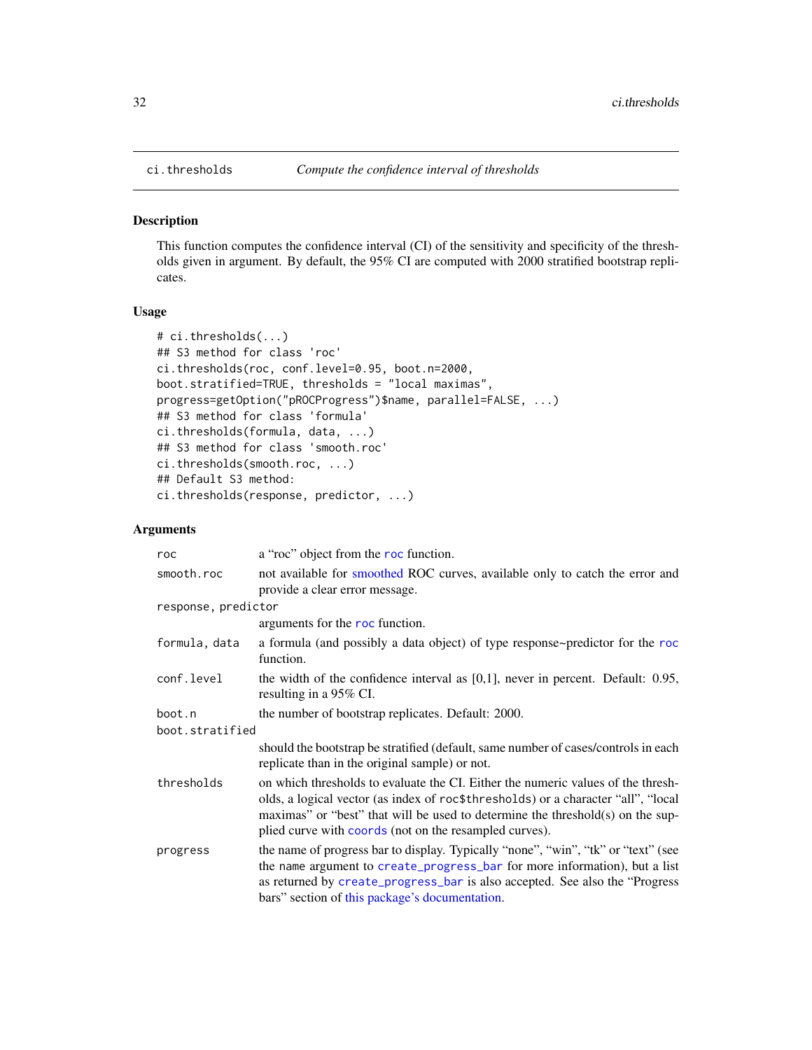ci.thresholds *Compute the confidence interval of thresholds*

## Description

This function computes the confidence interval (CI) of the sensitivity and specificity of the thresholds given in argument. By default, the 95% CI are computed with 2000 stratified bootstrap replicates.

## Usage

```
# ci.thresholds(...)
## S3 method for class 'roc'
ci.thresholds(roc, conf.level=0.95, boot.n=2000,
boot.stratified=TRUE, thresholds = "local maximas",
progress=getOption("pROCProgress")$name, parallel=FALSE, ...)
## S3 method for class 'formula'
ci.thresholds(formula, data, ...)
## S3 method for class 'smooth.roc'
ci.thresholds(smooth.roc, ...)
## Default S3 method:
ci.thresholds(response, predictor, ...)
```

## Arguments

| | |
|---|---|
| `roc` | a "roc" object from the `roc` function. |
| `smooth.roc` | not available for smoothed ROC curves, available only to catch the error and provide a clear error message. |
| `response, predictor` | arguments for the `roc` function. |
| `formula, data` | a formula (and possibly a data object) of type response~predictor for the `roc` function. |
| `conf.level` | the width of the confidence interval as [0,1], never in percent. Default: 0.95, resulting in a 95% CI. |
| `boot.n` | the number of bootstrap replicates. Default: 2000. |
| `boot.stratified` | should the bootstrap be stratified (default, same number of cases/controls in each replicate than in the original sample) or not. |
| `thresholds` | on which thresholds to evaluate the CI. Either the numeric values of the thresholds, a logical vector (as index of `roc$thresholds`) or a character "all", "local maximas" or "best" that will be used to determine the threshold(s) on the supplied curve with `coords` (not on the resampled curves). |
| `progress` | the name of progress bar to display. Typically "none", "win", "tk" or "text" (see the `name` argument to `create_progress_bar` for more information), but a list as returned by `create_progress_bar` is also accepted. See also the "Progress bars" section of this package's documentation. |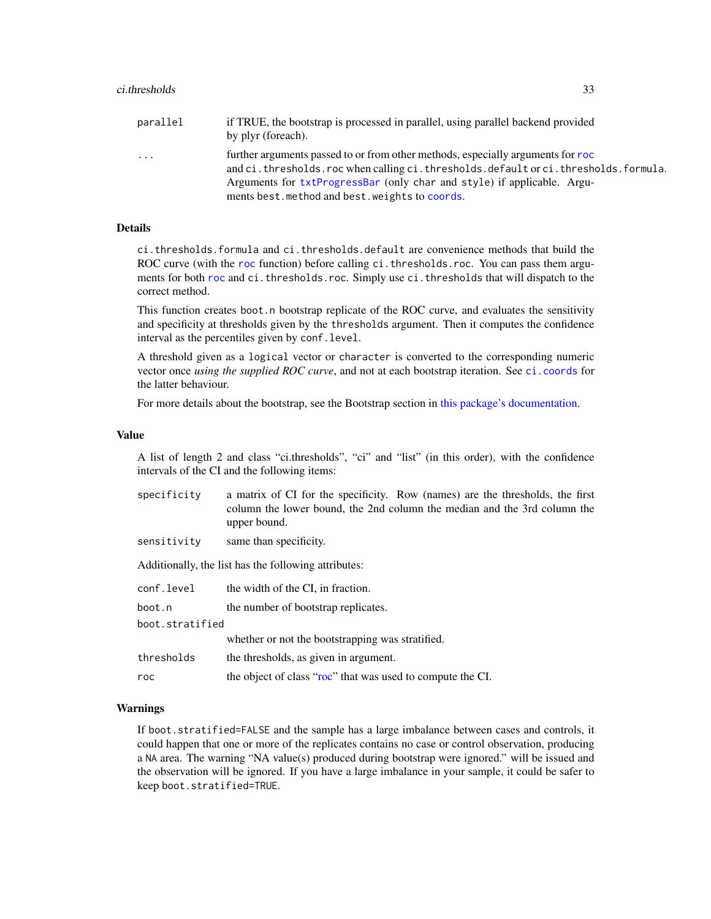| | |
|---|---|
| parallel | if TRUE, the bootstrap is processed in parallel, using parallel backend provided by plyr (foreach). |
| ... | further arguments passed to or from other methods, especially arguments for `roc` and `ci.thresholds.roc` when calling `ci.thresholds.default` or `ci.thresholds.formula`. Arguments for `txtProgressBar` (only `char` and `style`) if applicable. Arguments `best.method` and `best.weights` to `coords`. |

## Details

`ci.thresholds.formula` and `ci.thresholds.default` are convenience methods that build the ROC curve (with the `roc` function) before calling `ci.thresholds.roc`. You can pass them arguments for both `roc` and `ci.thresholds.roc`. Simply use `ci.thresholds` that will dispatch to the correct method.

This function creates `boot.n` bootstrap replicate of the ROC curve, and evaluates the sensitivity and specificity at thresholds given by the `thresholds` argument. Then it computes the confidence interval as the percentiles given by `conf.level`.

A threshold given as a `logical` vector or `character` is converted to the corresponding numeric vector once *using the supplied ROC curve*, and not at each bootstrap iteration. See `ci.coords` for the latter behaviour.

For more details about the bootstrap, see the Bootstrap section in this package's documentation.

## Value

A list of length 2 and class "ci.thresholds", "ci" and "list" (in this order), with the confidence intervals of the CI and the following items:

| | |
|---|---|
| specificity | a matrix of CI for the specificity. Row (names) are the thresholds, the first column the lower bound, the 2nd column the median and the 3rd column the upper bound. |
| sensitivity | same than specificity. |

Additionally, the list has the following attributes:

| | |
|---|---|
| conf.level | the width of the CI, in fraction. |
| boot.n | the number of bootstrap replicates. |
| boot.stratified | whether or not the bootstrapping was stratified. |
| thresholds | the thresholds, as given in argument. |
| roc | the object of class "roc" that was used to compute the CI. |

## Warnings

If `boot.stratified=FALSE` and the sample has a large imbalance between cases and controls, it could happen that one or more of the replicates contains no case or control observation, producing a `NA` area. The warning "NA value(s) produced during bootstrap were ignored." will be issued and the observation will be ignored. If you have a large imbalance in your sample, it could be safer to keep `boot.stratified=TRUE`.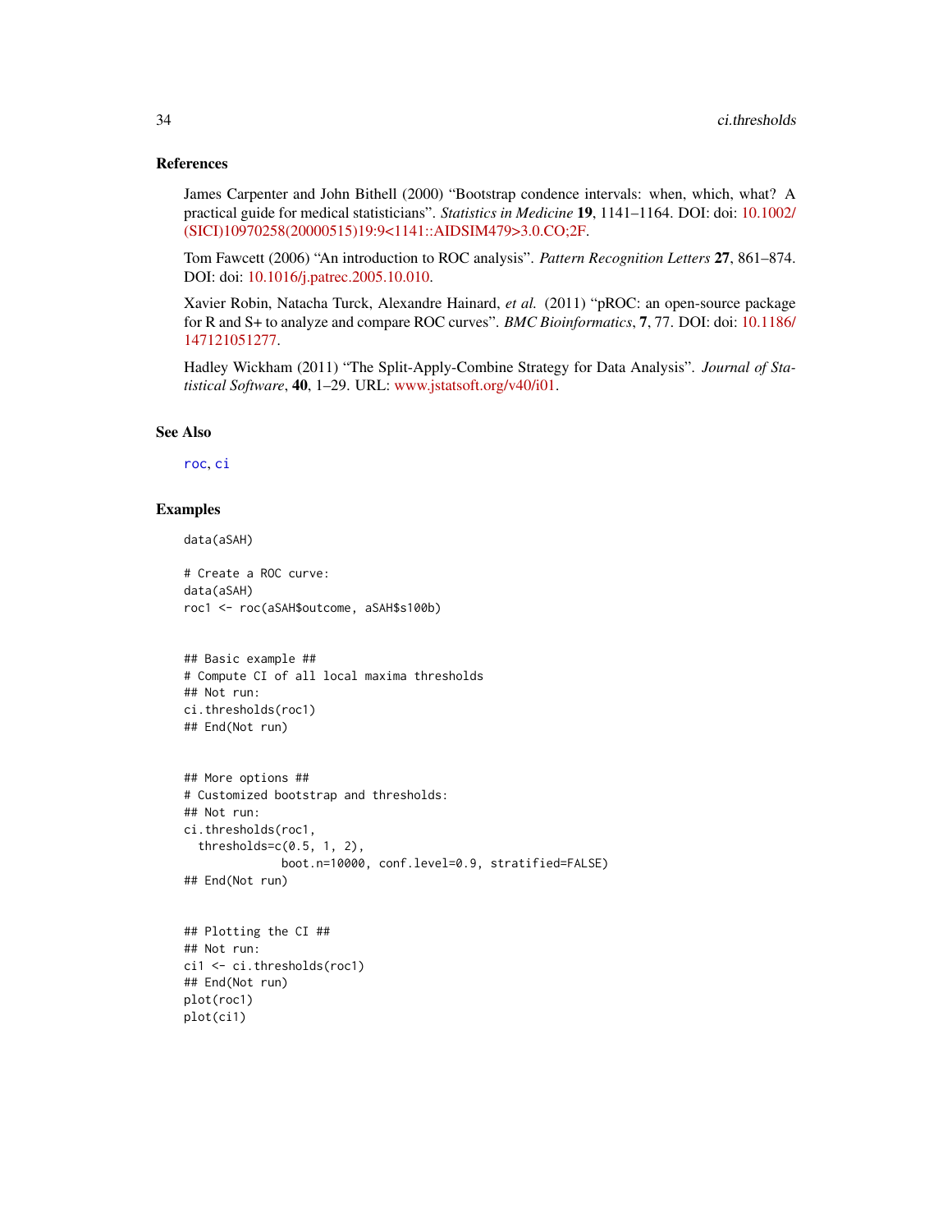### References

James Carpenter and John Bithell (2000) “Bootstrap condence intervals: when, which, what? A practical guide for medical statisticians”. *Statistics in Medicine* **19**, 1141–1164. DOI: doi: 10.1002/(SICI)10970258(20000515)19:9<1141::AIDSIM479>3.0.CO;2F.

Tom Fawcett (2006) “An introduction to ROC analysis”. *Pattern Recognition Letters* **27**, 861–874. DOI: doi: 10.1016/j.patrec.2005.10.010.

Xavier Robin, Natacha Turck, Alexandre Hainard, *et al.* (2011) “pROC: an open-source package for R and S+ to analyze and compare ROC curves”. *BMC Bioinformatics*, **7**, 77. DOI: doi: 10.1186/147121051277.

Hadley Wickham (2011) “The Split-Apply-Combine Strategy for Data Analysis”. *Journal of Statistical Software*, **40**, 1–29. URL: www.jstatsoft.org/v40/i01.

### See Also

roc, ci

### Examples

```
data(aSAH)

# Create a ROC curve:
data(aSAH)
roc1 <- roc(aSAH$outcome, aSAH$s100b)


## Basic example ##
# Compute CI of all local maxima thresholds
## Not run:
ci.thresholds(roc1)
## End(Not run)


## More options ##
# Customized bootstrap and thresholds:
## Not run:
ci.thresholds(roc1,
  thresholds=c(0.5, 1, 2),
              boot.n=10000, conf.level=0.9, stratified=FALSE)
## End(Not run)


## Plotting the CI ##
## Not run:
ci1 <- ci.thresholds(roc1)
## End(Not run)
plot(roc1)
plot(ci1)
```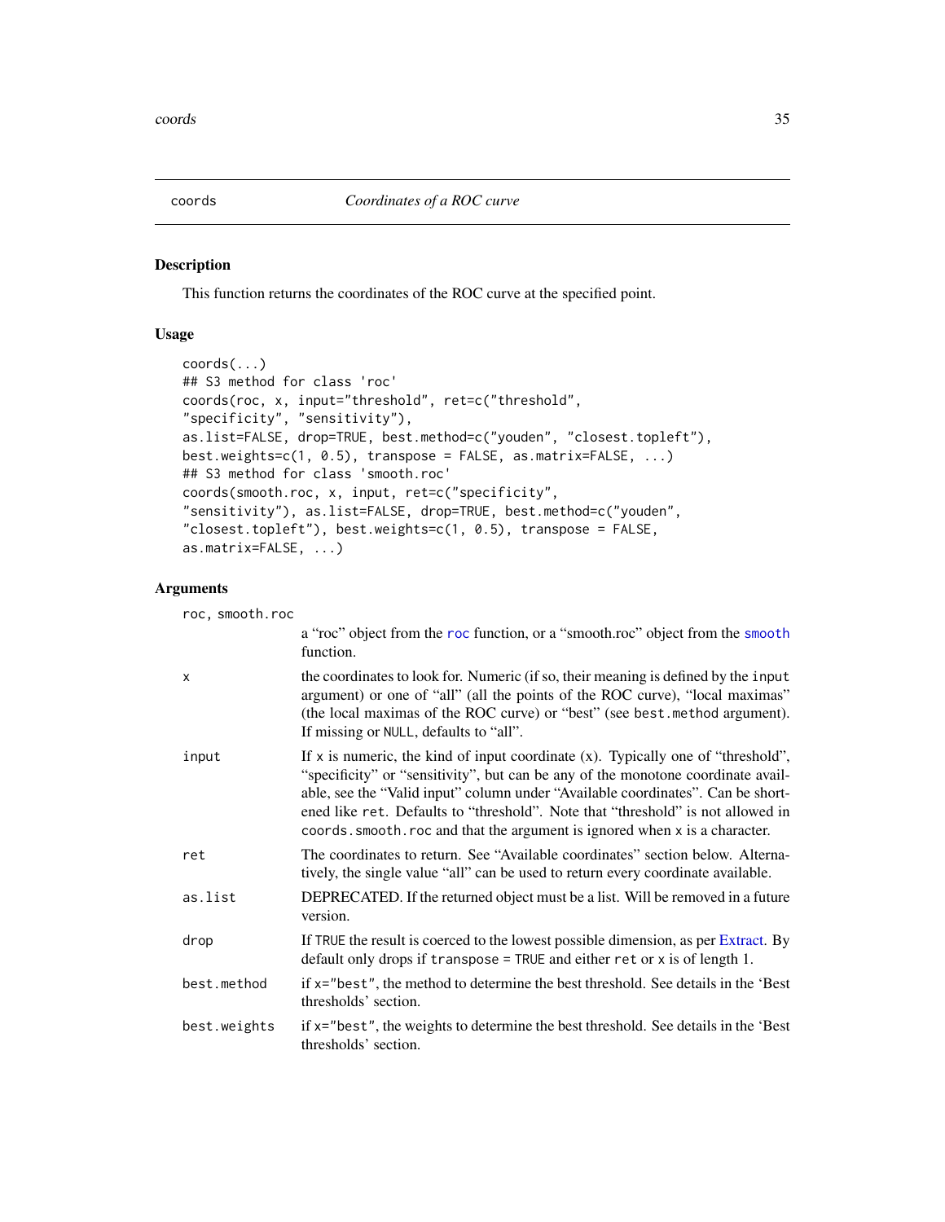## coords — *Coordinates of a ROC curve*

### Description

This function returns the coordinates of the ROC curve at the specified point.

### Usage

```
coords(...)
## S3 method for class 'roc'
coords(roc, x, input="threshold", ret=c("threshold",
"specificity", "sensitivity"),
as.list=FALSE, drop=TRUE, best.method=c("youden", "closest.topleft"),
best.weights=c(1, 0.5), transpose = FALSE, as.matrix=FALSE, ...)
## S3 method for class 'smooth.roc'
coords(smooth.roc, x, input, ret=c("specificity",
"sensitivity"), as.list=FALSE, drop=TRUE, best.method=c("youden",
"closest.topleft"), best.weights=c(1, 0.5), transpose = FALSE,
as.matrix=FALSE, ...)
```

### Arguments

| Argument | Description |
|---|---|
| `roc, smooth.roc` | a "roc" object from the `roc` function, or a "smooth.roc" object from the `smooth` function. |
| `x` | the coordinates to look for. Numeric (if so, their meaning is defined by the `input` argument) or one of "all" (all the points of the ROC curve), "local maximas" (the local maximas of the ROC curve) or "best" (see `best.method` argument). If missing or `NULL`, defaults to "all". |
| `input` | If `x` is numeric, the kind of input coordinate (x). Typically one of "threshold", "specificity" or "sensitivity", but can be any of the monotone coordinate available, see the "Valid input" column under "Available coordinates". Can be shortened like `ret`. Defaults to "threshold". Note that "threshold" is not allowed in `coords.smooth.roc` and that the argument is ignored when `x` is a character. |
| `ret` | The coordinates to return. See "Available coordinates" section below. Alternatively, the single value "all" can be used to return every coordinate available. |
| `as.list` | DEPRECATED. If the returned object must be a list. Will be removed in a future version. |
| `drop` | If `TRUE` the result is coerced to the lowest possible dimension, as per Extract. By default only drops if `transpose = TRUE` and either `ret` or `x` is of length 1. |
| `best.method` | if `x="best"`, the method to determine the best threshold. See details in the 'Best thresholds' section. |
| `best.weights` | if `x="best"`, the weights to determine the best threshold. See details in the 'Best thresholds' section. |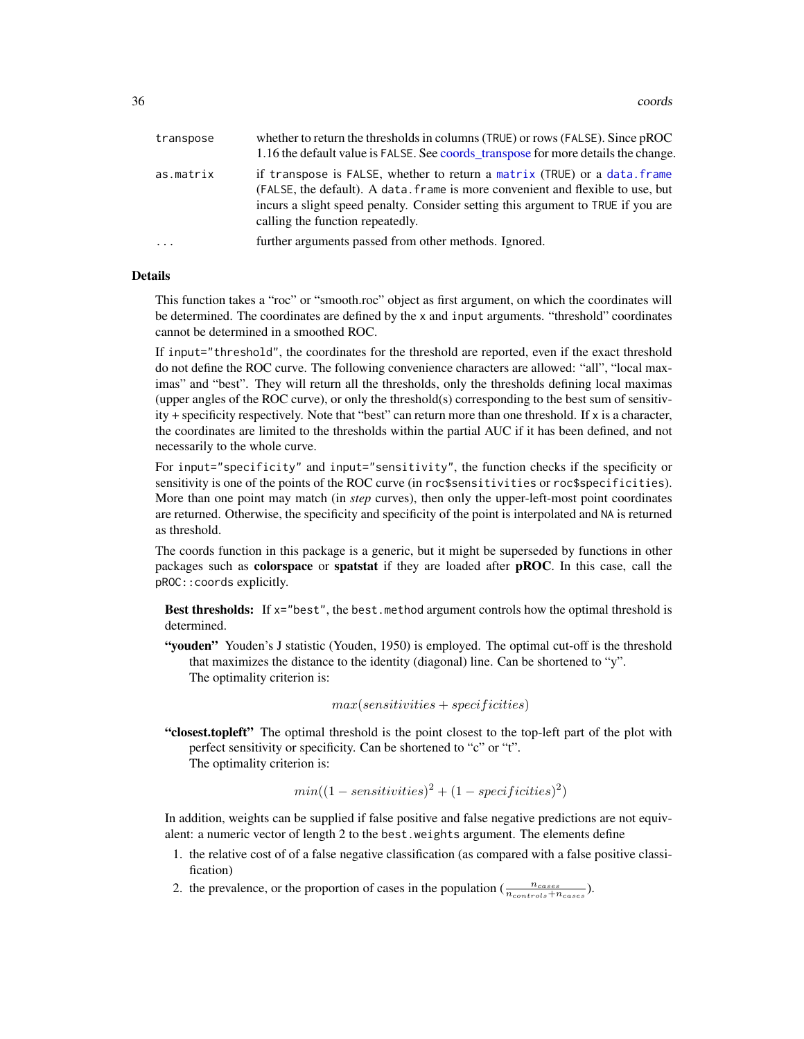| | |
|---|---|
| `transpose` | whether to return the thresholds in columns (`TRUE`) or rows (`FALSE`). Since pROC 1.16 the default value is `FALSE`. See coords_transpose for more details the change. |
| `as.matrix` | if `transpose` is `FALSE`, whether to return a `matrix` (`TRUE`) or a `data.frame` (`FALSE`, the default). A `data.frame` is more convenient and flexible to use, but incurs a slight speed penalty. Consider setting this argument to `TRUE` if you are calling the function repeatedly. |
| `...` | further arguments passed from other methods. Ignored. |

## Details

This function takes a "roc" or "smooth.roc" object as first argument, on which the coordinates will be determined. The coordinates are defined by the `x` and `input` arguments. "threshold" coordinates cannot be determined in a smoothed ROC.

If `input="threshold"`, the coordinates for the threshold are reported, even if the exact threshold do not define the ROC curve. The following convenience characters are allowed: "all", "local maximas" and "best". They will return all the thresholds, only the thresholds defining local maximas (upper angles of the ROC curve), or only the threshold(s) corresponding to the best sum of sensitivity + specificity respectively. Note that "best" can return more than one threshold. If `x` is a character, the coordinates are limited to the thresholds within the partial AUC if it has been defined, and not necessarily to the whole curve.

For `input="specificity"` and `input="sensitivity"`, the function checks if the specificity or sensitivity is one of the points of the ROC curve (in `roc$sensitivities` or `roc$specificities`). More than one point may match (in *step* curves), then only the upper-left-most point coordinates are returned. Otherwise, the specificity and specificity of the point is interpolated and `NA` is returned as threshold.

The coords function in this package is a generic, but it might be superseded by functions in other packages such as **colorspace** or **spatstat** if they are loaded after **pROC**. In this case, call the `pROC::coords` explicitly.

**Best thresholds:** If `x="best"`, the `best.method` argument controls how the optimal threshold is determined.

**"youden"** Youden's J statistic (Youden, 1950) is employed. The optimal cut-off is the threshold that maximizes the distance to the identity (diagonal) line. Can be shortened to "y".
The optimality criterion is:

$$max(sensitivities + specificities)$$

**"closest.topleft"** The optimal threshold is the point closest to the top-left part of the plot with perfect sensitivity or specificity. Can be shortened to "c" or "t".
The optimality criterion is:

$$min((1 - sensitivities)^2 + (1 - specificities)^2)$$

In addition, weights can be supplied if false positive and false negative predictions are not equivalent: a numeric vector of length 2 to the `best.weights` argument. The elements define

1. the relative cost of of a false negative classification (as compared with a false positive classification)
2. the prevalence, or the proportion of cases in the population ($\frac{n_{cases}}{n_{controls}+n_{cases}}$).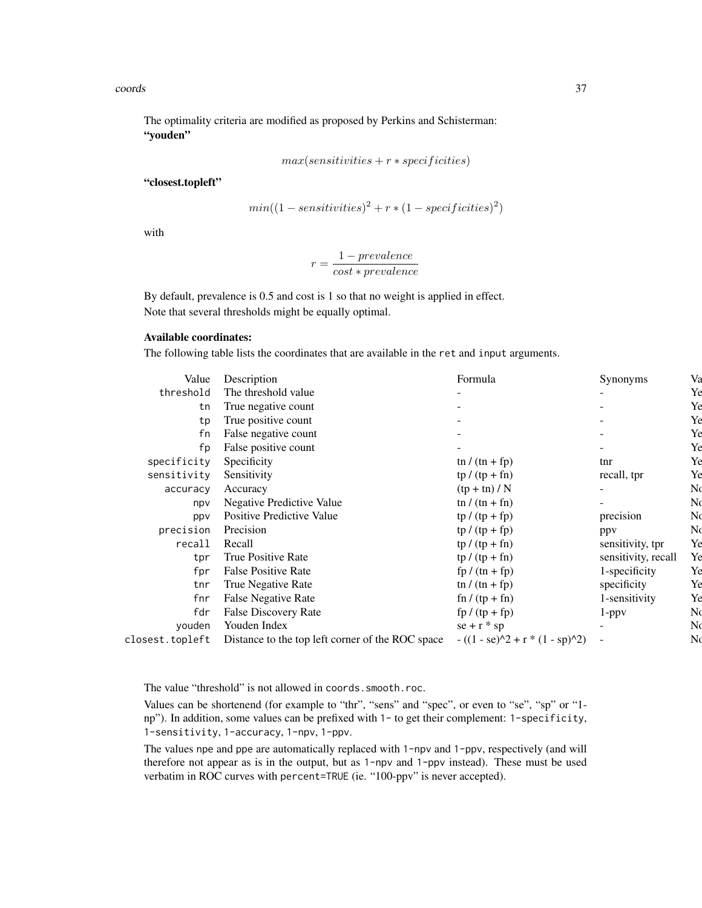The optimality criteria are modified as proposed by Perkins and Schisterman:

**"youden"**

$$max(sensitivities + r * specificities)$$

**"closest.topleft"**

$$min((1 - sensitivities)^2 + r * (1 - specificities)^2)$$

with

$$r = \frac{1 - prevalence}{cost * prevalence}$$

By default, prevalence is 0.5 and cost is 1 so that no weight is applied in effect.

Note that several thresholds might be equally optimal.

**Available coordinates:**

The following table lists the coordinates that are available in the `ret` and `input` arguments.

| Value | Description | Formula | Synonyms | Va |
|---|---|---|---|---|
| `threshold` | The threshold value | - | - | Ye |
| `tn` | True negative count | - | - | Ye |
| `tp` | True positive count | - | - | Ye |
| `fn` | False negative count | - | - | Ye |
| `fp` | False positive count | - | - | Ye |
| `specificity` | Specificity | tn / (tn + fp) | tnr | Ye |
| `sensitivity` | Sensitivity | tp / (tp + fn) | recall, tpr | Ye |
| `accuracy` | Accuracy | (tp + tn) / N | - | No |
| `npv` | Negative Predictive Value | tn / (tn + fn) | - | No |
| `ppv` | Positive Predictive Value | tp / (tp + fp) | precision | No |
| `precision` | Precision | tp / (tp + fp) | ppv | No |
| `recall` | Recall | tp / (tp + fn) | sensitivity, tpr | Ye |
| `tpr` | True Positive Rate | tp / (tp + fn) | sensitivity, recall | Ye |
| `fpr` | False Positive Rate | fp / (tn + fp) | 1-specificity | Ye |
| `tnr` | True Negative Rate | tn / (tn + fp) | specificity | Ye |
| `fnr` | False Negative Rate | fn / (tp + fn) | 1-sensitivity | Ye |
| `fdr` | False Discovery Rate | fp / (tp + fp) | 1-ppv | No |
| `youden` | Youden Index | se + r * sp | - | No |
| `closest.topleft` | Distance to the top left corner of the ROC space | - ((1 - se)^2 + r * (1 - sp)^2) | - | No |

The value "threshold" is not allowed in `coords.smooth.roc`.

Values can be shortenend (for example to "thr", "sens" and "spec", or even to "se", "sp" or "1-np"). In addition, some values can be prefixed with `1-` to get their complement: `1-specificity`, `1-sensitivity`, `1-accuracy`, `1-npv`, `1-ppv`.

The values `npe` and `ppe` are automatically replaced with `1-npv` and `1-ppv`, respectively (and will therefore not appear as is in the output, but as `1-npv` and `1-ppv` instead). These must be used verbatim in ROC curves with `percent=TRUE` (ie. "100-ppv" is never accepted).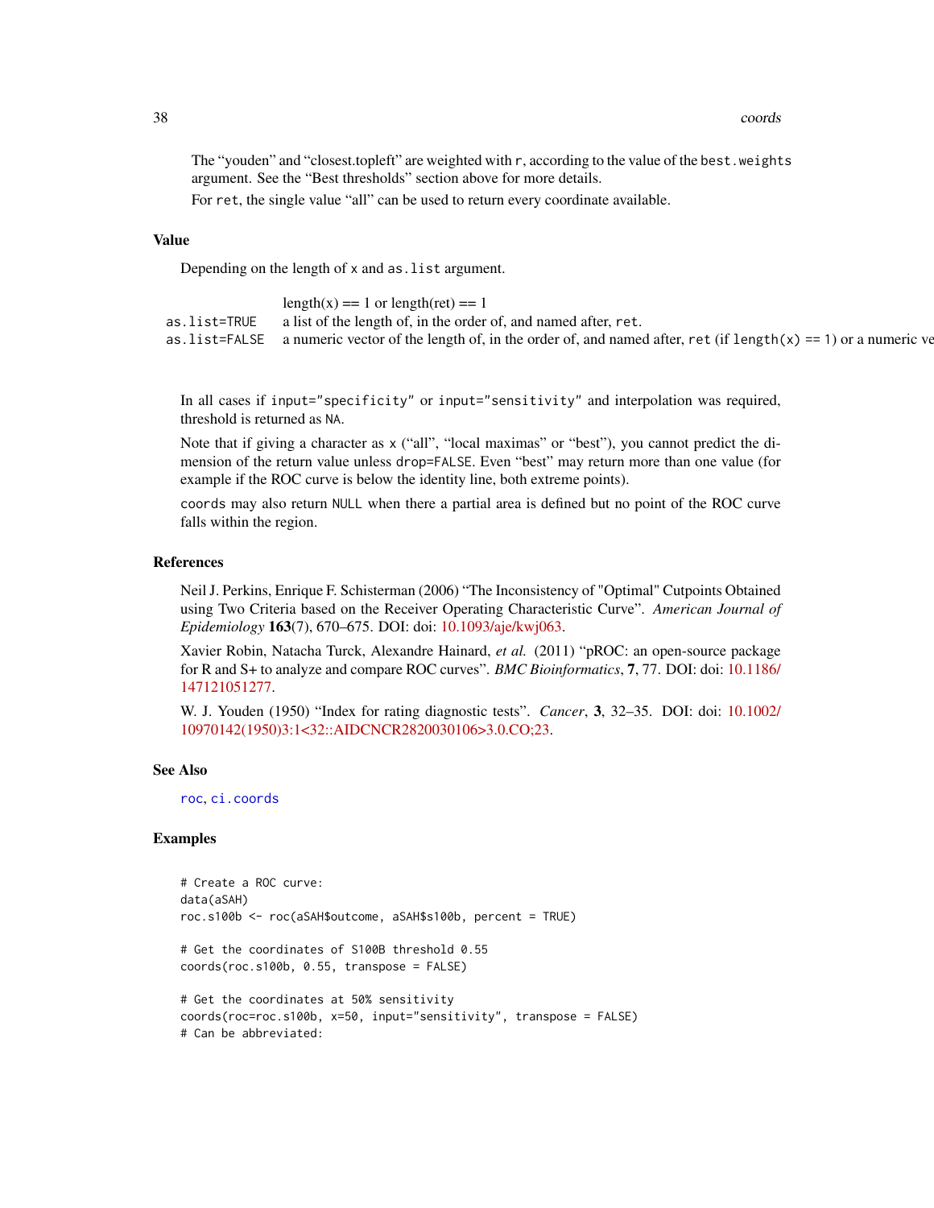The "youden" and "closest.topleft" are weighted with `r`, according to the value of the `best.weights` argument. See the "Best thresholds" section above for more details.

For `ret`, the single value "all" can be used to return every coordinate available.

## Value

Depending on the length of `x` and `as.list` argument.

| | length(x) == 1 or length(ret) == 1 |
|---|---|
| as.list=TRUE | a list of the length of, in the order of, and named after, `ret`. |
| as.list=FALSE | a numeric vector of the length of, in the order of, and named after, `ret` (if `length(x) == 1`) or a numeric ve |

In all cases if `input="specificity"` or `input="sensitivity"` and interpolation was required, threshold is returned as `NA`.

Note that if giving a character as `x` ("all", "local maximas" or "best"), you cannot predict the dimension of the return value unless `drop=FALSE`. Even "best" may return more than one value (for example if the ROC curve is below the identity line, both extreme points).

`coords` may also return `NULL` when there a partial area is defined but no point of the ROC curve falls within the region.

## References

Neil J. Perkins, Enrique F. Schisterman (2006) "The Inconsistency of "Optimal" Cutpoints Obtained using Two Criteria based on the Receiver Operating Characteristic Curve". *American Journal of Epidemiology* **163**(7), 670–675. DOI: doi: 10.1093/aje/kwj063.

Xavier Robin, Natacha Turck, Alexandre Hainard, *et al.* (2011) "pROC: an open-source package for R and S+ to analyze and compare ROC curves". *BMC Bioinformatics*, **7**, 77. DOI: doi: 10.1186/147121051277.

W. J. Youden (1950) "Index for rating diagnostic tests". *Cancer*, **3**, 32–35. DOI: doi: 10.1002/10970142(1950)3:1<32::AIDCNCR2820030106>3.0.CO;23.

## See Also

`roc`, `ci.coords`

## Examples

```
# Create a ROC curve:
data(aSAH)
roc.s100b <- roc(aSAH$outcome, aSAH$s100b, percent = TRUE)

# Get the coordinates of S100B threshold 0.55
coords(roc.s100b, 0.55, transpose = FALSE)

# Get the coordinates at 50% sensitivity
coords(roc=roc.s100b, x=50, input="sensitivity", transpose = FALSE)
# Can be abbreviated:
```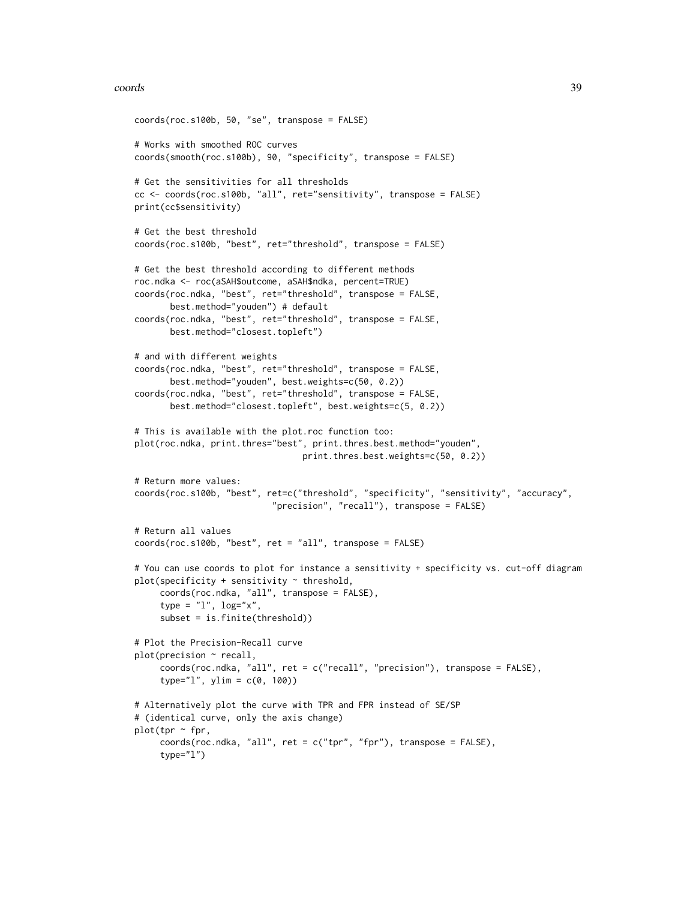```
coords(roc.s100b, 50, "se", transpose = FALSE)

# Works with smoothed ROC curves
coords(smooth(roc.s100b), 90, "specificity", transpose = FALSE)

# Get the sensitivities for all thresholds
cc <- coords(roc.s100b, "all", ret="sensitivity", transpose = FALSE)
print(cc$sensitivity)

# Get the best threshold
coords(roc.s100b, "best", ret="threshold", transpose = FALSE)

# Get the best threshold according to different methods
roc.ndka <- roc(aSAH$outcome, aSAH$ndka, percent=TRUE)
coords(roc.ndka, "best", ret="threshold", transpose = FALSE,
       best.method="youden") # default
coords(roc.ndka, "best", ret="threshold", transpose = FALSE,
       best.method="closest.topleft")

# and with different weights
coords(roc.ndka, "best", ret="threshold", transpose = FALSE,
       best.method="youden", best.weights=c(50, 0.2))
coords(roc.ndka, "best", ret="threshold", transpose = FALSE,
       best.method="closest.topleft", best.weights=c(5, 0.2))

# This is available with the plot.roc function too:
plot(roc.ndka, print.thres="best", print.thres.best.method="youden",
                                print.thres.best.weights=c(50, 0.2))

# Return more values:
coords(roc.s100b, "best", ret=c("threshold", "specificity", "sensitivity", "accuracy",
                          "precision", "recall"), transpose = FALSE)

# Return all values
coords(roc.s100b, "best", ret = "all", transpose = FALSE)

# You can use coords to plot for instance a sensitivity + specificity vs. cut-off diagram
plot(specificity + sensitivity ~ threshold,
     coords(roc.ndka, "all", transpose = FALSE),
     type = "l", log="x",
     subset = is.finite(threshold))

# Plot the Precision-Recall curve
plot(precision ~ recall,
     coords(roc.ndka, "all", ret = c("recall", "precision"), transpose = FALSE),
     type="l", ylim = c(0, 100))

# Alternatively plot the curve with TPR and FPR instead of SE/SP
# (identical curve, only the axis change)
plot(tpr ~ fpr,
     coords(roc.ndka, "all", ret = c("tpr", "fpr"), transpose = FALSE),
     type="l")
```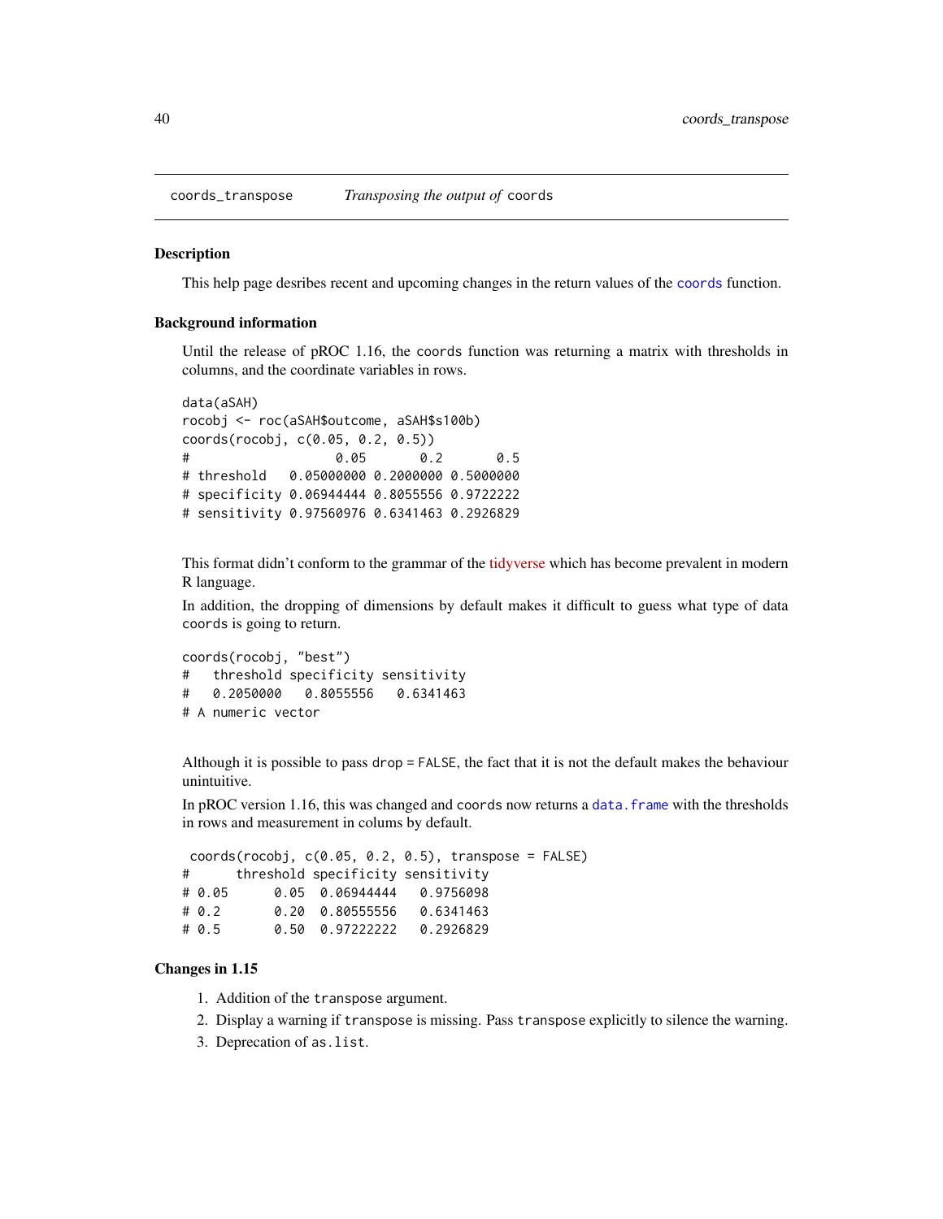## coords_transpose *Transposing the output of* `coords`

### Description

This help page desribes recent and upcoming changes in the return values of the `coords` function.

### Background information

Until the release of pROC 1.16, the `coords` function was returning a matrix with thresholds in columns, and the coordinate variables in rows.

```
data(aSAH)
rocobj <- roc(aSAH$outcome, aSAH$s100b)
coords(rocobj, c(0.05, 0.2, 0.5))
#                   0.05       0.2       0.5
# threshold   0.05000000 0.2000000 0.5000000
# specificity 0.06944444 0.8055556 0.9722222
# sensitivity 0.97560976 0.6341463 0.2926829
```

This format didn't conform to the grammar of the tidyverse which has become prevalent in modern R language.

In addition, the dropping of dimensions by default makes it difficult to guess what type of data `coords` is going to return.

```
coords(rocobj, "best")
#   threshold specificity sensitivity
#   0.2050000   0.8055556   0.6341463
# A numeric vector
```

Although it is possible to pass `drop = FALSE`, the fact that it is not the default makes the behaviour unintuitive.

In pROC version 1.16, this was changed and `coords` now returns a `data.frame` with the thresholds in rows and measurement in colums by default.

```
 coords(rocobj, c(0.05, 0.2, 0.5), transpose = FALSE)
#      threshold specificity sensitivity
# 0.05      0.05  0.06944444   0.9756098
# 0.2       0.20  0.80555556   0.6341463
# 0.5       0.50  0.97222222   0.2926829
```

### Changes in 1.15

1. Addition of the `transpose` argument.
2. Display a warning if `transpose` is missing. Pass `transpose` explicitly to silence the warning.
3. Deprecation of `as.list`.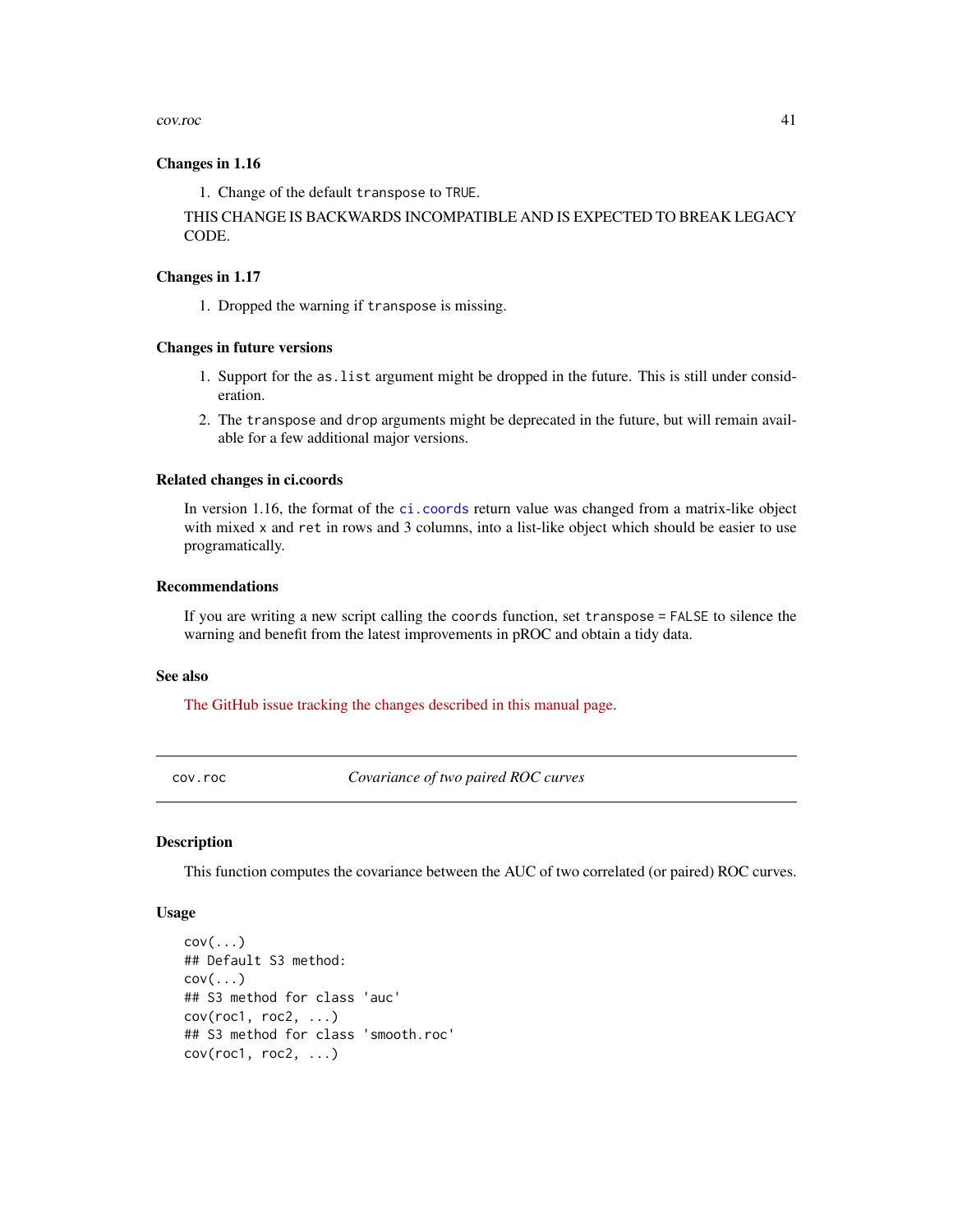### Changes in 1.16

1. Change of the default `transpose` to `TRUE`.

THIS CHANGE IS BACKWARDS INCOMPATIBLE AND IS EXPECTED TO BREAK LEGACY CODE.

### Changes in 1.17

1. Dropped the warning if `transpose` is missing.

### Changes in future versions

1. Support for the `as.list` argument might be dropped in the future. This is still under consideration.
2. The `transpose` and `drop` arguments might be deprecated in the future, but will remain available for a few additional major versions.

### Related changes in ci.coords

In version 1.16, the format of the `ci.coords` return value was changed from a matrix-like object with mixed `x` and `ret` in rows and 3 columns, into a list-like object which should be easier to use programatically.

### Recommendations

If you are writing a new script calling the `coords` function, set `transpose = FALSE` to silence the warning and benefit from the latest improvements in pROC and obtain a tidy data.

### See also

The GitHub issue tracking the changes described in this manual page.

---

## cov.roc — *Covariance of two paired ROC curves*

### Description

This function computes the covariance between the AUC of two correlated (or paired) ROC curves.

### Usage

```
cov(...)
## Default S3 method:
cov(...)
## S3 method for class 'auc'
cov(roc1, roc2, ...)
## S3 method for class 'smooth.roc'
cov(roc1, roc2, ...)
```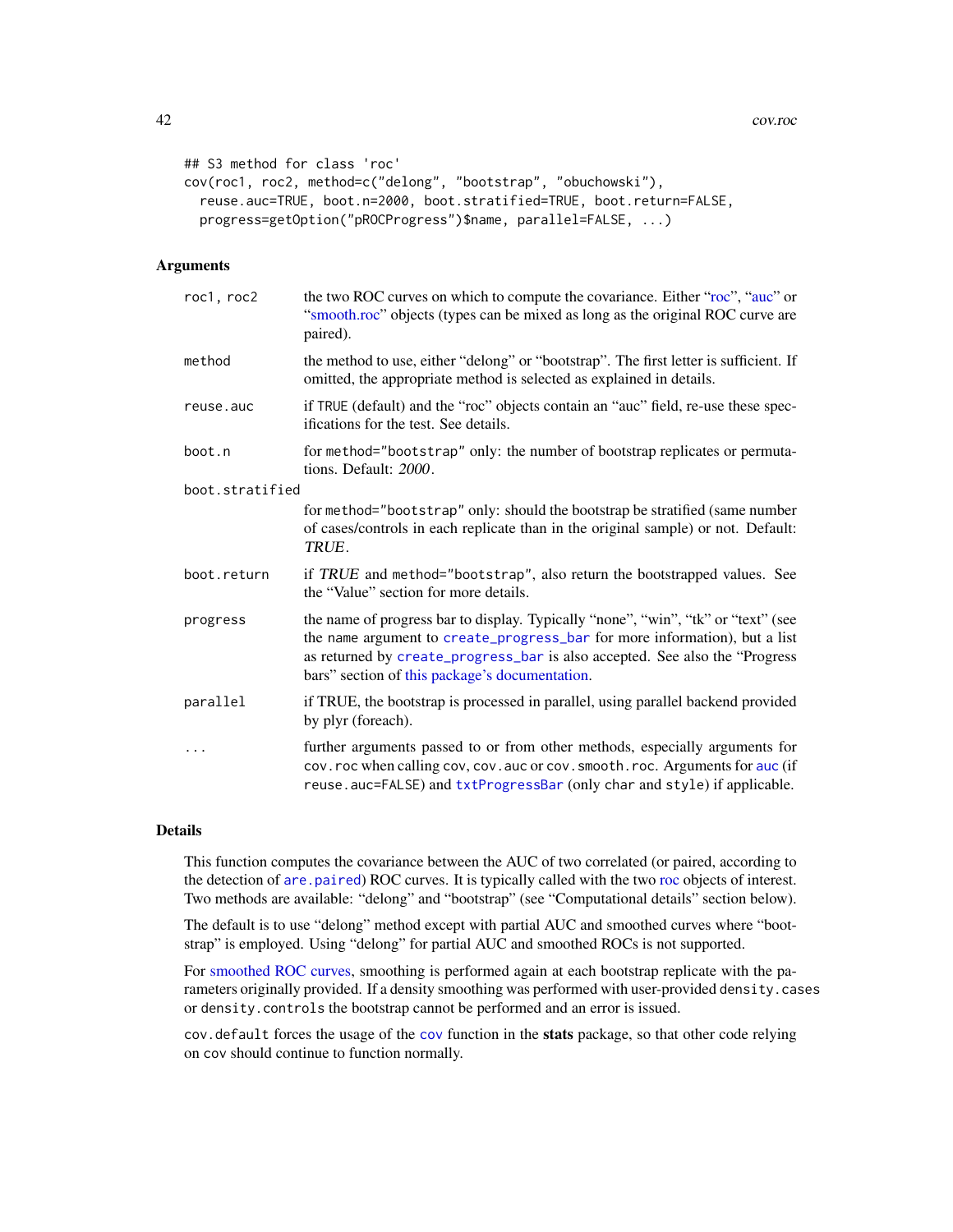```
## S3 method for class 'roc'
cov(roc1, roc2, method=c("delong", "bootstrap", "obuchowski"),
  reuse.auc=TRUE, boot.n=2000, boot.stratified=TRUE, boot.return=FALSE,
  progress=getOption("pROCProgress")$name, parallel=FALSE, ...)
```

### Arguments

| | |
|---|---|
| `roc1, roc2` | the two ROC curves on which to compute the covariance. Either "roc", "auc" or "smooth.roc" objects (types can be mixed as long as the original ROC curve are paired). |
| `method` | the method to use, either "delong" or "bootstrap". The first letter is sufficient. If omitted, the appropriate method is selected as explained in details. |
| `reuse.auc` | if `TRUE` (default) and the "roc" objects contain an "auc" field, re-use these specifications for the test. See details. |
| `boot.n` | for `method="bootstrap"` only: the number of bootstrap replicates or permutations. Default: *2000*. |
| `boot.stratified` | for `method="bootstrap"` only: should the bootstrap be stratified (same number of cases/controls in each replicate than in the original sample) or not. Default: *TRUE*. |
| `boot.return` | if *TRUE* and `method="bootstrap"`, also return the bootstrapped values. See the "Value" section for more details. |
| `progress` | the name of progress bar to display. Typically "none", "win", "tk" or "text" (see the `name` argument to `create_progress_bar` for more information), but a list as returned by `create_progress_bar` is also accepted. See also the "Progress bars" section of this package's documentation. |
| `parallel` | if TRUE, the bootstrap is processed in parallel, using parallel backend provided by plyr (foreach). |
| `...` | further arguments passed to or from other methods, especially arguments for `cov.roc` when calling `cov`, `cov.auc` or `cov.smooth.roc`. Arguments for `auc` (if `reuse.auc=FALSE`) and `txtProgressBar` (only `char` and `style`) if applicable. |

### Details

This function computes the covariance between the AUC of two correlated (or paired, according to the detection of `are.paired`) ROC curves. It is typically called with the two roc objects of interest. Two methods are available: "delong" and "bootstrap" (see "Computational details" section below).

The default is to use "delong" method except with partial AUC and smoothed curves where "bootstrap" is employed. Using "delong" for partial AUC and smoothed ROCs is not supported.

For smoothed ROC curves, smoothing is performed again at each bootstrap replicate with the parameters originally provided. If a density smoothing was performed with user-provided `density.cases` or `density.controls` the bootstrap cannot be performed and an error is issued.

`cov.default` forces the usage of the `cov` function in the **stats** package, so that other code relying on `cov` should continue to function normally.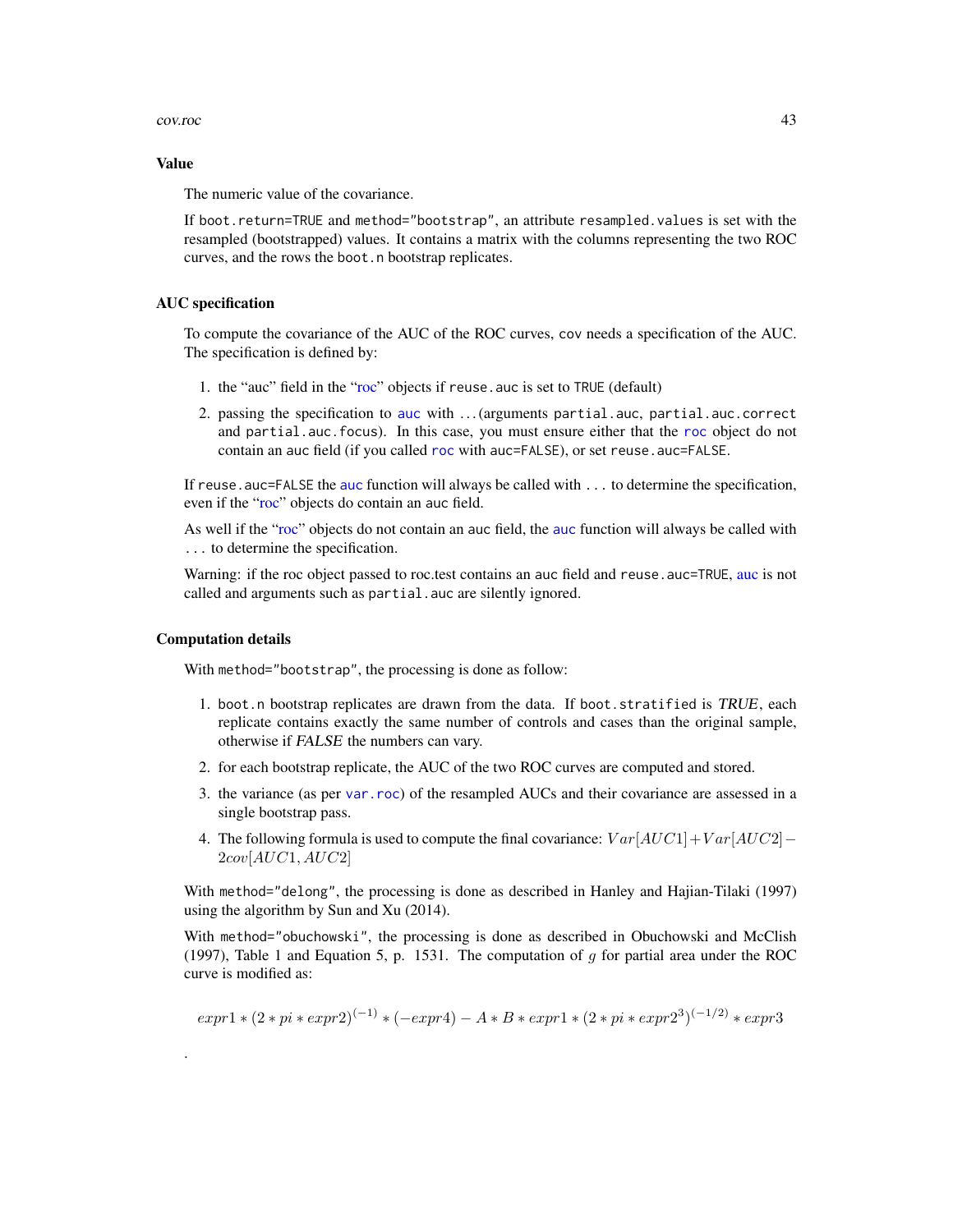### Value

The numeric value of the covariance.

If `boot.return=TRUE` and `method="bootstrap"`, an attribute `resampled.values` is set with the resampled (bootstrapped) values. It contains a matrix with the columns representing the two ROC curves, and the rows the `boot.n` bootstrap replicates.

### AUC specification

To compute the covariance of the AUC of the ROC curves, `cov` needs a specification of the AUC. The specification is defined by:

1. the "auc" field in the "roc" objects if `reuse.auc` is set to `TRUE` (default)
2. passing the specification to `auc` with ...(arguments `partial.auc`, `partial.auc.correct` and `partial.auc.focus`). In this case, you must ensure either that the `roc` object do not contain an `auc` field (if you called `roc` with `auc=FALSE`), or set `reuse.auc=FALSE`.

If `reuse.auc=FALSE` the `auc` function will always be called with `...` to determine the specification, even if the "roc" objects do contain an `auc` field.

As well if the "roc" objects do not contain an `auc` field, the `auc` function will always be called with `...` to determine the specification.

Warning: if the roc object passed to roc.test contains an `auc` field and `reuse.auc=TRUE`, `auc` is not called and arguments such as `partial.auc` are silently ignored.

### Computation details

With `method="bootstrap"`, the processing is done as follow:

1. `boot.n` bootstrap replicates are drawn from the data. If `boot.stratified` is *TRUE*, each replicate contains exactly the same number of controls and cases than the original sample, otherwise if *FALSE* the numbers can vary.
2. for each bootstrap replicate, the AUC of the two ROC curves are computed and stored.
3. the variance (as per `var.roc`) of the resampled AUCs and their covariance are assessed in a single bootstrap pass.
4. The following formula is used to compute the final covariance: $Var[AUC1] + Var[AUC2] - 2cov[AUC1, AUC2]$

With `method="delong"`, the processing is done as described in Hanley and Hajian-Tilaki (1997) using the algorithm by Sun and Xu (2014).

With `method="obuchowski"`, the processing is done as described in Obuchowski and McClish (1997), Table 1 and Equation 5, p. 1531. The computation of $g$ for partial area under the ROC curve is modified as:

$$expr1 * (2 * pi * expr2)^{(-1)} * (-expr4) - A * B * expr1 * (2 * pi * expr2^3)^{(-1/2)} * expr3$$

.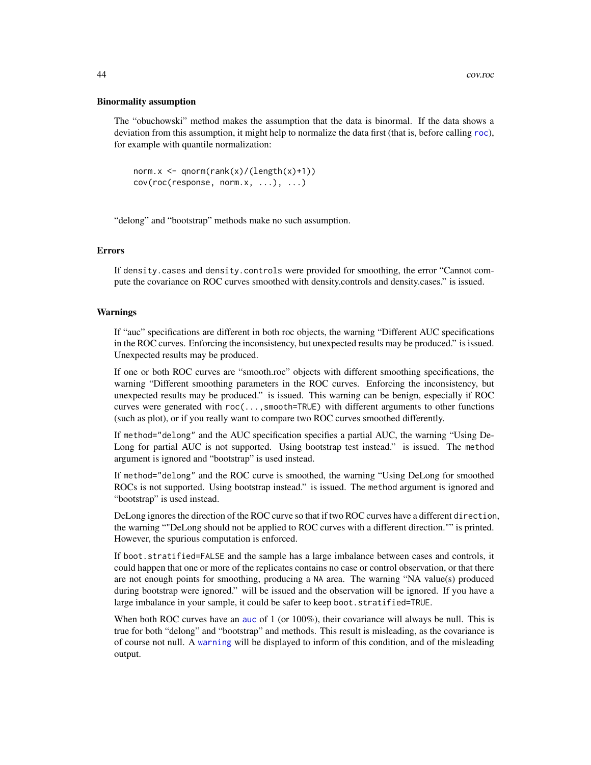### Binormality assumption

The "obuchowski" method makes the assumption that the data is binormal. If the data shows a deviation from this assumption, it might help to normalize the data first (that is, before calling roc), for example with quantile normalization:

```
norm.x <- qnorm(rank(x)/(length(x)+1))
cov(roc(response, norm.x, ...), ...)
```

"delong" and "bootstrap" methods make no such assumption.

### Errors

If density.cases and density.controls were provided for smoothing, the error "Cannot compute the covariance on ROC curves smoothed with density.controls and density.cases." is issued.

### Warnings

If "auc" specifications are different in both roc objects, the warning "Different AUC specifications in the ROC curves. Enforcing the inconsistency, but unexpected results may be produced." is issued. Unexpected results may be produced.

If one or both ROC curves are "smooth.roc" objects with different smoothing specifications, the warning "Different smoothing parameters in the ROC curves. Enforcing the inconsistency, but unexpected results may be produced." is issued. This warning can be benign, especially if ROC curves were generated with roc(...,smooth=TRUE) with different arguments to other functions (such as plot), or if you really want to compare two ROC curves smoothed differently.

If method="delong" and the AUC specification specifies a partial AUC, the warning "Using DeLong for partial AUC is not supported. Using bootstrap test instead." is issued. The method argument is ignored and "bootstrap" is used instead.

If method="delong" and the ROC curve is smoothed, the warning "Using DeLong for smoothed ROCs is not supported. Using bootstrap instead." is issued. The method argument is ignored and "bootstrap" is used instead.

DeLong ignores the direction of the ROC curve so that if two ROC curves have a different direction, the warning ""DeLong should not be applied to ROC curves with a different direction."" is printed. However, the spurious computation is enforced.

If boot.stratified=FALSE and the sample has a large imbalance between cases and controls, it could happen that one or more of the replicates contains no case or control observation, or that there are not enough points for smoothing, producing a NA area. The warning "NA value(s) produced during bootstrap were ignored." will be issued and the observation will be ignored. If you have a large imbalance in your sample, it could be safer to keep boot.stratified=TRUE.

When both ROC curves have an auc of 1 (or 100%), their covariance will always be null. This is true for both "delong" and "bootstrap" and methods. This result is misleading, as the covariance is of course not null. A warning will be displayed to inform of this condition, and of the misleading output.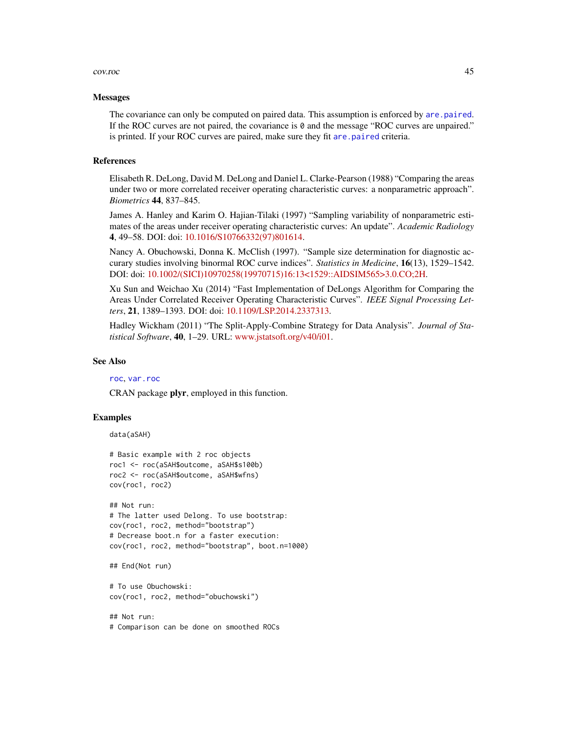## Messages

The covariance can only be computed on paired data. This assumption is enforced by `are.paired`. If the ROC curves are not paired, the covariance is `0` and the message "ROC curves are unpaired." is printed. If your ROC curves are paired, make sure they fit `are.paired` criteria.

## References

Elisabeth R. DeLong, David M. DeLong and Daniel L. Clarke-Pearson (1988) "Comparing the areas under two or more correlated receiver operating characteristic curves: a nonparametric approach". *Biometrics* **44**, 837–845.

James A. Hanley and Karim O. Hajian-Tilaki (1997) "Sampling variability of nonparametric estimates of the areas under receiver operating characteristic curves: An update". *Academic Radiology* **4**, 49–58. DOI: doi: 10.1016/S10766332(97)801614.

Nancy A. Obuchowski, Donna K. McClish (1997). "Sample size determination for diagnostic accurary studies involving binormal ROC curve indices". *Statistics in Medicine*, **16**(13), 1529–1542. DOI: doi: 10.1002/(SICI)10970258(19970715)16:13<1529::AIDSIM565>3.0.CO;2H.

Xu Sun and Weichao Xu (2014) "Fast Implementation of DeLongs Algorithm for Comparing the Areas Under Correlated Receiver Operating Characteristic Curves". *IEEE Signal Processing Letters*, **21**, 1389–1393. DOI: doi: 10.1109/LSP.2014.2337313.

Hadley Wickham (2011) "The Split-Apply-Combine Strategy for Data Analysis". *Journal of Statistical Software*, **40**, 1–29. URL: www.jstatsoft.org/v40/i01.

## See Also

`roc`, `var.roc`

CRAN package **plyr**, employed in this function.

## Examples

```
data(aSAH)

# Basic example with 2 roc objects
roc1 <- roc(aSAH$outcome, aSAH$s100b)
roc2 <- roc(aSAH$outcome, aSAH$wfns)
cov(roc1, roc2)

## Not run:
# The latter used Delong. To use bootstrap:
cov(roc1, roc2, method="bootstrap")
# Decrease boot.n for a faster execution:
cov(roc1, roc2, method="bootstrap", boot.n=1000)

## End(Not run)

# To use Obuchowski:
cov(roc1, roc2, method="obuchowski")

## Not run:
# Comparison can be done on smoothed ROCs
```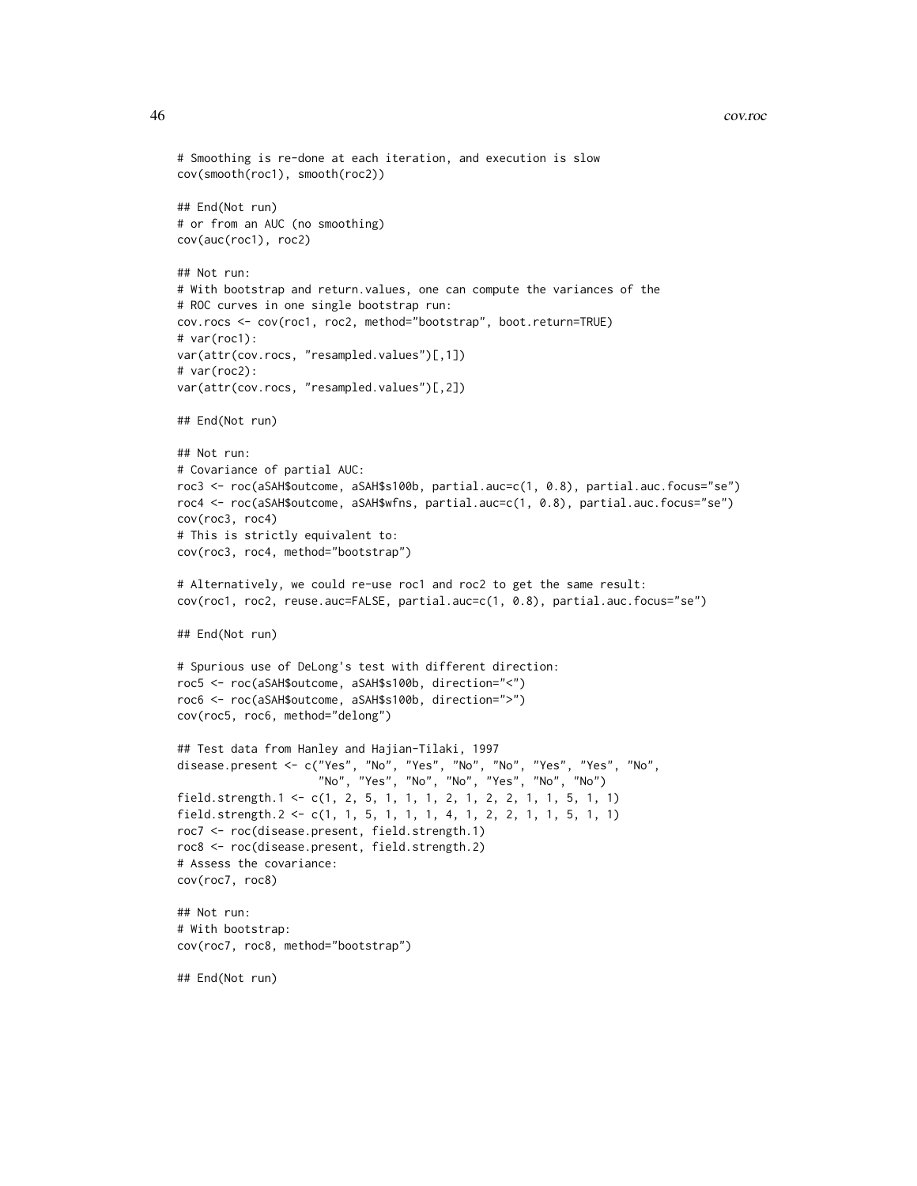```
# Smoothing is re-done at each iteration, and execution is slow
cov(smooth(roc1), smooth(roc2))

## End(Not run)
# or from an AUC (no smoothing)
cov(auc(roc1), roc2)

## Not run:
# With bootstrap and return.values, one can compute the variances of the
# ROC curves in one single bootstrap run:
cov.rocs <- cov(roc1, roc2, method="bootstrap", boot.return=TRUE)
# var(roc1):
var(attr(cov.rocs, "resampled.values")[,1])
# var(roc2):
var(attr(cov.rocs, "resampled.values")[,2])

## End(Not run)

## Not run:
# Covariance of partial AUC:
roc3 <- roc(aSAH$outcome, aSAH$s100b, partial.auc=c(1, 0.8), partial.auc.focus="se")
roc4 <- roc(aSAH$outcome, aSAH$wfns, partial.auc=c(1, 0.8), partial.auc.focus="se")
cov(roc3, roc4)
# This is strictly equivalent to:
cov(roc3, roc4, method="bootstrap")

# Alternatively, we could re-use roc1 and roc2 to get the same result:
cov(roc1, roc2, reuse.auc=FALSE, partial.auc=c(1, 0.8), partial.auc.focus="se")

## End(Not run)

# Spurious use of DeLong's test with different direction:
roc5 <- roc(aSAH$outcome, aSAH$s100b, direction="<")
roc6 <- roc(aSAH$outcome, aSAH$s100b, direction=">")
cov(roc5, roc6, method="delong")

## Test data from Hanley and Hajian-Tilaki, 1997
disease.present <- c("Yes", "No", "Yes", "No", "No", "Yes", "Yes", "No",
                     "No", "Yes", "No", "No", "Yes", "No", "No")
field.strength.1 <- c(1, 2, 5, 1, 1, 1, 2, 1, 2, 2, 1, 1, 5, 1, 1)
field.strength.2 <- c(1, 1, 5, 1, 1, 1, 4, 1, 2, 2, 1, 1, 5, 1, 1)
roc7 <- roc(disease.present, field.strength.1)
roc8 <- roc(disease.present, field.strength.2)
# Assess the covariance:
cov(roc7, roc8)

## Not run:
# With bootstrap:
cov(roc7, roc8, method="bootstrap")

## End(Not run)
```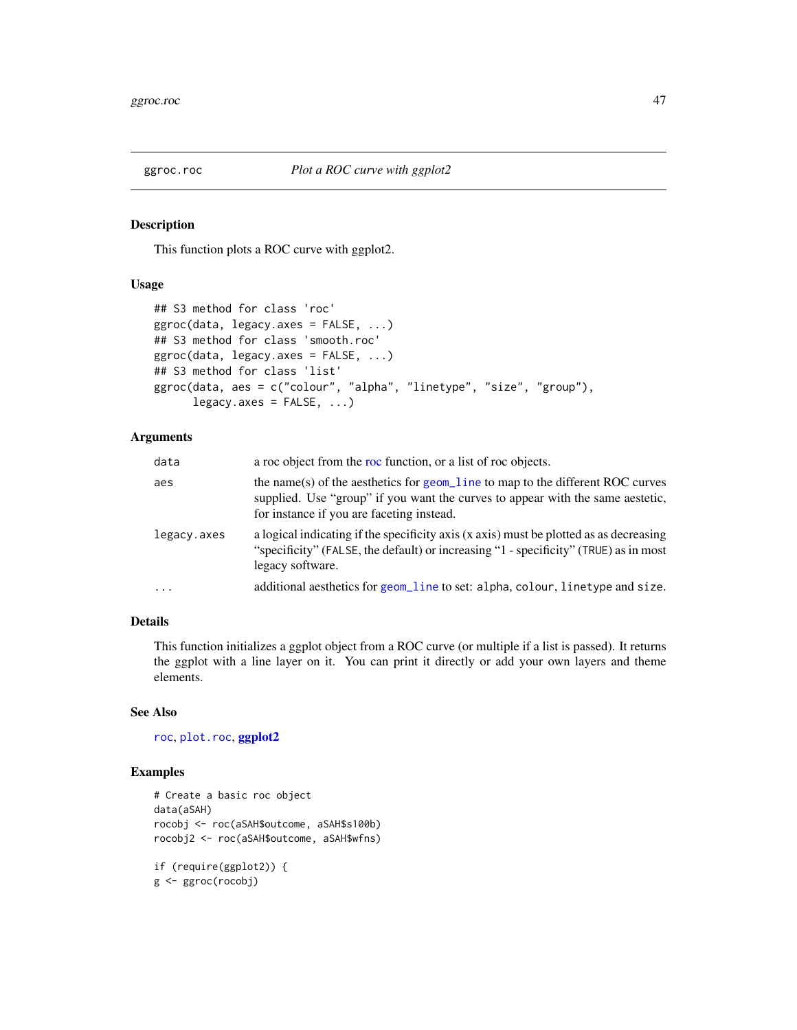## ggroc.roc — *Plot a ROC curve with ggplot2*

### Description

This function plots a ROC curve with ggplot2.

### Usage

```
## S3 method for class 'roc'
ggroc(data, legacy.axes = FALSE, ...)
## S3 method for class 'smooth.roc'
ggroc(data, legacy.axes = FALSE, ...)
## S3 method for class 'list'
ggroc(data, aes = c("colour", "alpha", "linetype", "size", "group"),
      legacy.axes = FALSE, ...)
```

### Arguments

| | |
|---|---|
| `data` | a roc object from the roc function, or a list of roc objects. |
| `aes` | the name(s) of the aesthetics for `geom_line` to map to the different ROC curves supplied. Use "group" if you want the curves to appear with the same aestetic, for instance if you are faceting instead. |
| `legacy.axes` | a logical indicating if the specificity axis (x axis) must be plotted as as decreasing "specificity" (`FALSE`, the default) or increasing "1 - specificity" (`TRUE`) as in most legacy software. |
| `...` | additional aesthetics for `geom_line` to set: `alpha`, `colour`, `linetype` and `size`. |

### Details

This function initializes a ggplot object from a ROC curve (or multiple if a list is passed). It returns the ggplot with a line layer on it. You can print it directly or add your own layers and theme elements.

### See Also

`roc`, `plot.roc`, **ggplot2**

### Examples

```
# Create a basic roc object
data(aSAH)
rocobj <- roc(aSAH$outcome, aSAH$s100b)
rocobj2 <- roc(aSAH$outcome, aSAH$wfns)

if (require(ggplot2)) {
g <- ggroc(rocobj)
```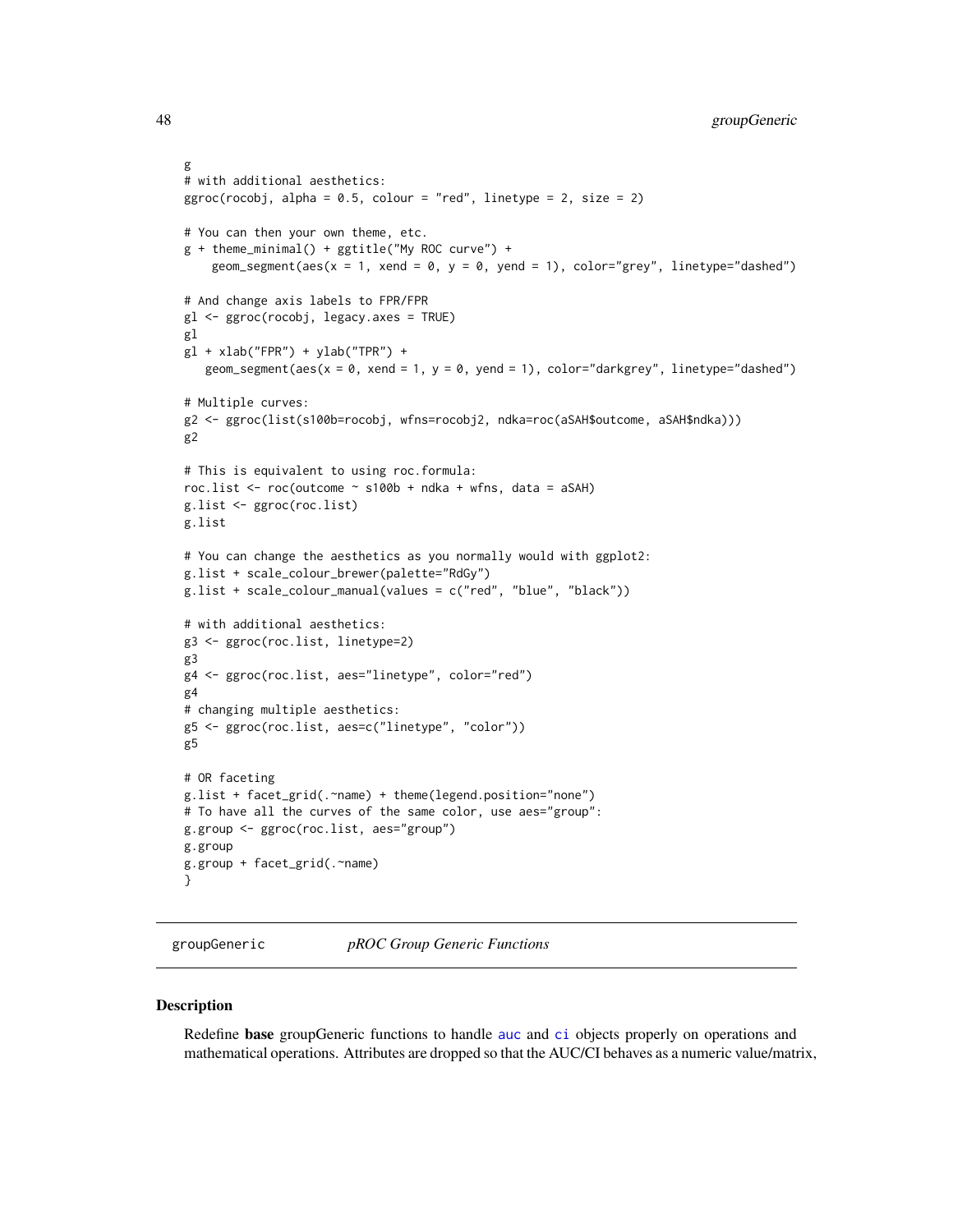```
g
# with additional aesthetics:
ggroc(rocobj, alpha = 0.5, colour = "red", linetype = 2, size = 2)

# You can then your own theme, etc.
g + theme_minimal() + ggtitle("My ROC curve") +
    geom_segment(aes(x = 1, xend = 0, y = 0, yend = 1), color="grey", linetype="dashed")

# And change axis labels to FPR/FPR
gl <- ggroc(rocobj, legacy.axes = TRUE)
gl
gl + xlab("FPR") + ylab("TPR") +
   geom_segment(aes(x = 0, xend = 1, y = 0, yend = 1), color="darkgrey", linetype="dashed")

# Multiple curves:
g2 <- ggroc(list(s100b=rocobj, wfns=rocobj2, ndka=roc(aSAH$outcome, aSAH$ndka)))
g2

# This is equivalent to using roc.formula:
roc.list <- roc(outcome ~ s100b + ndka + wfns, data = aSAH)
g.list <- ggroc(roc.list)
g.list

# You can change the aesthetics as you normally would with ggplot2:
g.list + scale_colour_brewer(palette="RdGy")
g.list + scale_colour_manual(values = c("red", "blue", "black"))

# with additional aesthetics:
g3 <- ggroc(roc.list, linetype=2)
g3
g4 <- ggroc(roc.list, aes="linetype", color="red")
g4
# changing multiple aesthetics:
g5 <- ggroc(roc.list, aes=c("linetype", "color"))
g5

# OR faceting
g.list + facet_grid(.~name) + theme(legend.position="none")
# To have all the curves of the same color, use aes="group":
g.group <- ggroc(roc.list, aes="group")
g.group
g.group + facet_grid(.~name)
}
```

---

## groupGeneric *pROC Group Generic Functions*

---

### Description

Redefine **base** groupGeneric functions to handle auc and ci objects properly on operations and mathematical operations. Attributes are dropped so that the AUC/CI behaves as a numeric value/matrix,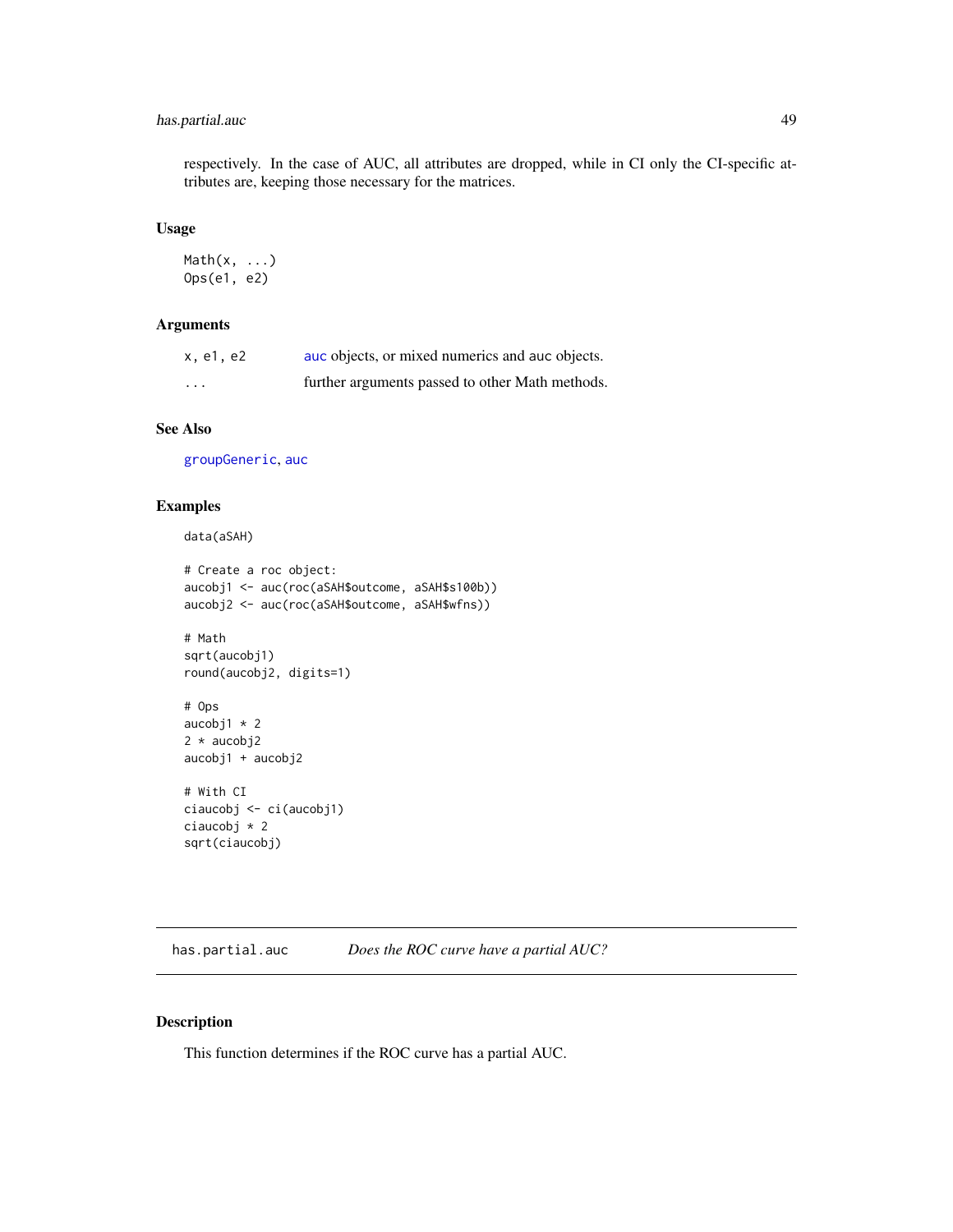respectively. In the case of AUC, all attributes are dropped, while in CI only the CI-specific attributes are, keeping those necessary for the matrices.

### Usage

```
Math(x, ...)
Ops(e1, e2)
```

### Arguments

| | |
|---|---|
| `x, e1, e2` | auc objects, or mixed numerics and auc objects. |
| `...` | further arguments passed to other Math methods. |

### See Also

groupGeneric, auc

### Examples

```
data(aSAH)

# Create a roc object:
aucobj1 <- auc(roc(aSAH$outcome, aSAH$s100b))
aucobj2 <- auc(roc(aSAH$outcome, aSAH$wfns))

# Math
sqrt(aucobj1)
round(aucobj2, digits=1)

# Ops
aucobj1 * 2
2 * aucobj2
aucobj1 + aucobj2

# With CI
ciaucobj <- ci(aucobj1)
ciaucobj * 2
sqrt(ciaucobj)
```

---

## has.partial.auc — *Does the ROC curve have a partial AUC?*

---

### Description

This function determines if the ROC curve has a partial AUC.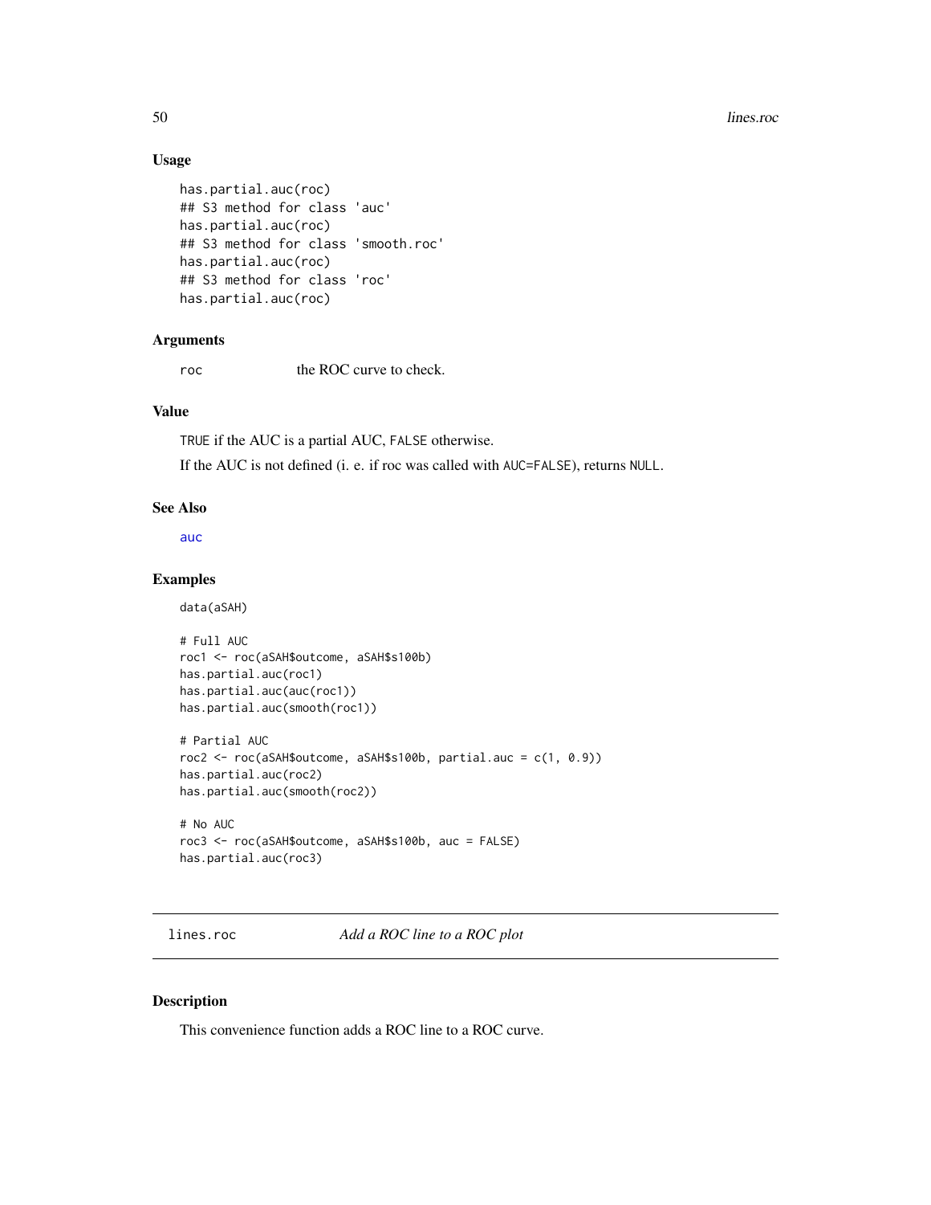### Usage

```
has.partial.auc(roc)
## S3 method for class 'auc'
has.partial.auc(roc)
## S3 method for class 'smooth.roc'
has.partial.auc(roc)
## S3 method for class 'roc'
has.partial.auc(roc)
```

### Arguments

roc     the ROC curve to check.

### Value

TRUE if the AUC is a partial AUC, FALSE otherwise.

If the AUC is not defined (i. e. if roc was called with AUC=FALSE), returns NULL.

### See Also

auc

### Examples

```
data(aSAH)

# Full AUC
roc1 <- roc(aSAH$outcome, aSAH$s100b)
has.partial.auc(roc1)
has.partial.auc(auc(roc1))
has.partial.auc(smooth(roc1))

# Partial AUC
roc2 <- roc(aSAH$outcome, aSAH$s100b, partial.auc = c(1, 0.9))
has.partial.auc(roc2)
has.partial.auc(smooth(roc2))

# No AUC
roc3 <- roc(aSAH$outcome, aSAH$s100b, auc = FALSE)
has.partial.auc(roc3)
```

---

## lines.roc    *Add a ROC line to a ROC plot*

### Description

This convenience function adds a ROC line to a ROC curve.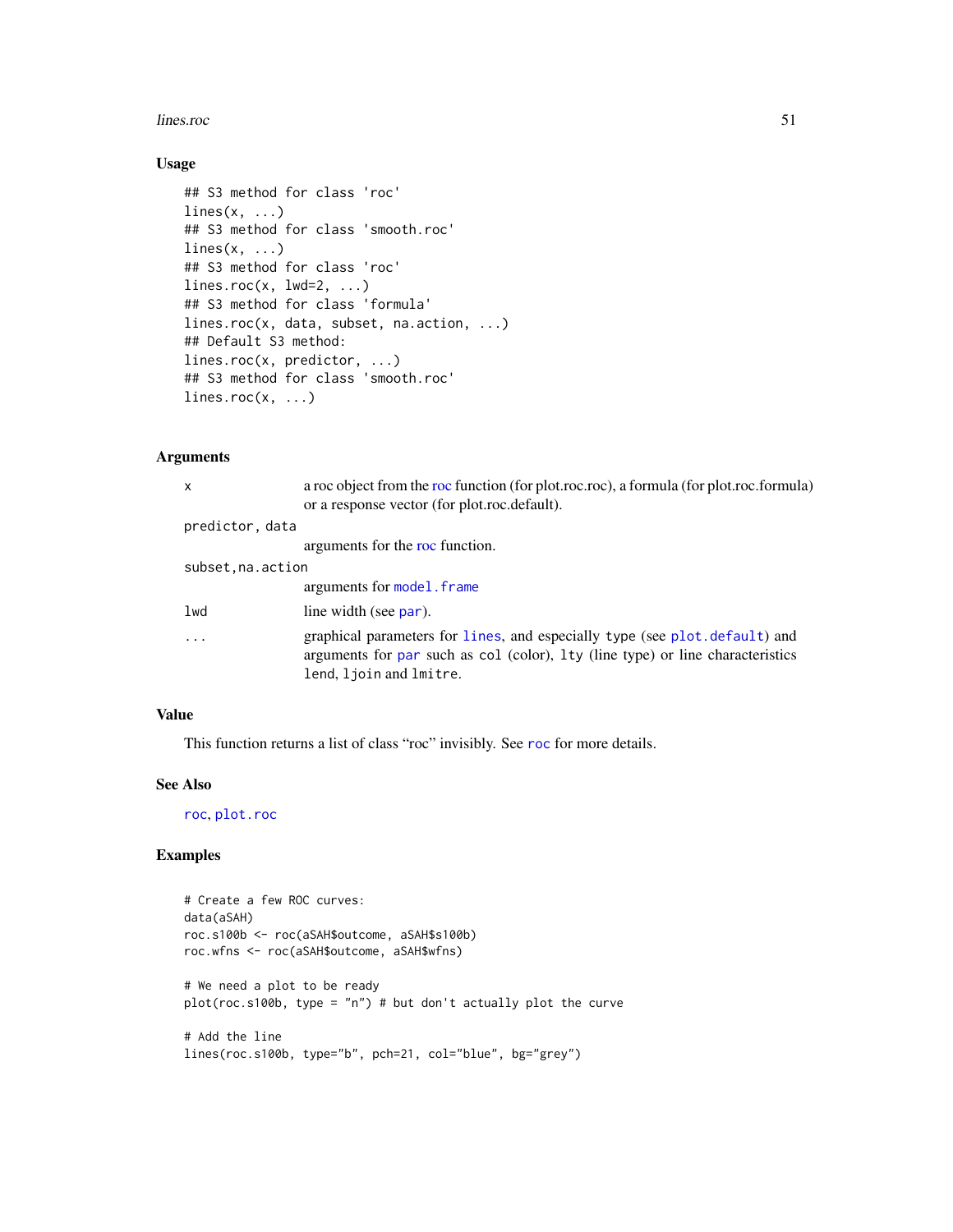### Usage

```
## S3 method for class 'roc'
lines(x, ...)
## S3 method for class 'smooth.roc'
lines(x, ...)
## S3 method for class 'roc'
lines.roc(x, lwd=2, ...)
## S3 method for class 'formula'
lines.roc(x, data, subset, na.action, ...)
## Default S3 method:
lines.roc(x, predictor, ...)
## S3 method for class 'smooth.roc'
lines.roc(x, ...)
```

### Arguments

| | |
|---|---|
| `x` | a roc object from the roc function (for plot.roc.roc), a formula (for plot.roc.formula) or a response vector (for plot.roc.default). |
| `predictor, data` | arguments for the roc function. |
| `subset,na.action` | arguments for `model.frame` |
| `lwd` | line width (see `par`). |
| `...` | graphical parameters for `lines`, and especially `type` (see `plot.default`) and arguments for `par` such as `col` (color), `lty` (line type) or line characteristics `lend`, `ljoin` and `lmitre`. |

### Value

This function returns a list of class "roc" invisibly. See `roc` for more details.

### See Also

`roc`, `plot.roc`

### Examples

```
# Create a few ROC curves:
data(aSAH)
roc.s100b <- roc(aSAH$outcome, aSAH$s100b)
roc.wfns <- roc(aSAH$outcome, aSAH$wfns)

# We need a plot to be ready
plot(roc.s100b, type = "n") # but don't actually plot the curve

# Add the line
lines(roc.s100b, type="b", pch=21, col="blue", bg="grey")
```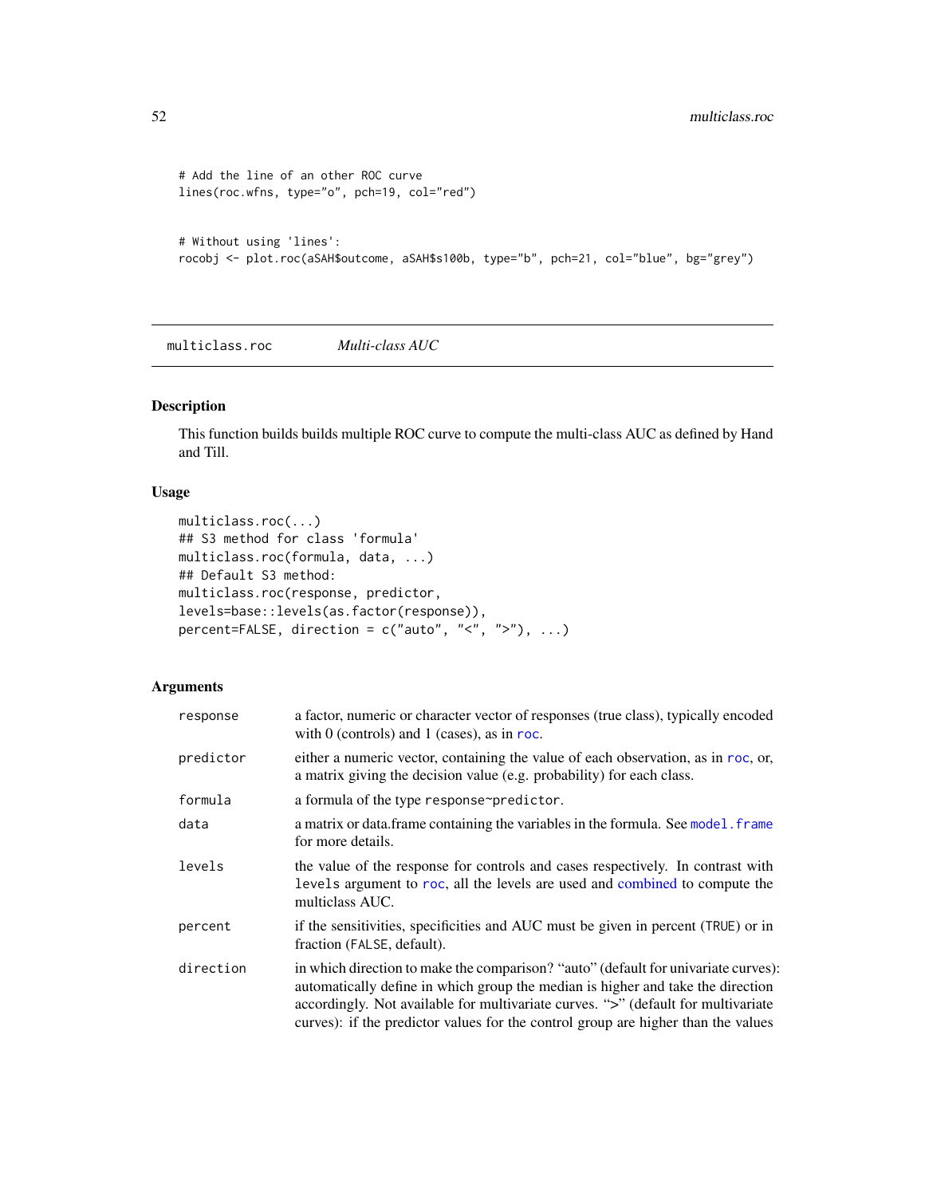```
# Add the line of an other ROC curve
lines(roc.wfns, type="o", pch=19, col="red")


# Without using 'lines':
rocobj <- plot.roc(aSAH$outcome, aSAH$s100b, type="b", pch=21, col="blue", bg="grey")
```

## multiclass.roc *Multi-class AUC*

### Description

This function builds builds multiple ROC curve to compute the multi-class AUC as defined by Hand and Till.

### Usage

```
multiclass.roc(...)
## S3 method for class 'formula'
multiclass.roc(formula, data, ...)
## Default S3 method:
multiclass.roc(response, predictor,
levels=base::levels(as.factor(response)),
percent=FALSE, direction = c("auto", "<", ">"), ...)
```

### Arguments

| | |
|---|---|
| `response` | a factor, numeric or character vector of responses (true class), typically encoded with 0 (controls) and 1 (cases), as in roc. |
| `predictor` | either a numeric vector, containing the value of each observation, as in roc, or, a matrix giving the decision value (e.g. probability) for each class. |
| `formula` | a formula of the type `response~predictor`. |
| `data` | a matrix or data.frame containing the variables in the formula. See model.frame for more details. |
| `levels` | the value of the response for controls and cases respectively. In contrast with `levels` argument to roc, all the levels are used and combined to compute the multiclass AUC. |
| `percent` | if the sensitivities, specificities and AUC must be given in percent (`TRUE`) or in fraction (`FALSE`, default). |
| `direction` | in which direction to make the comparison? "auto" (default for univariate curves): automatically define in which group the median is higher and take the direction accordingly. Not available for multivariate curves. ">" (default for multivariate curves): if the predictor values for the control group are higher than the values |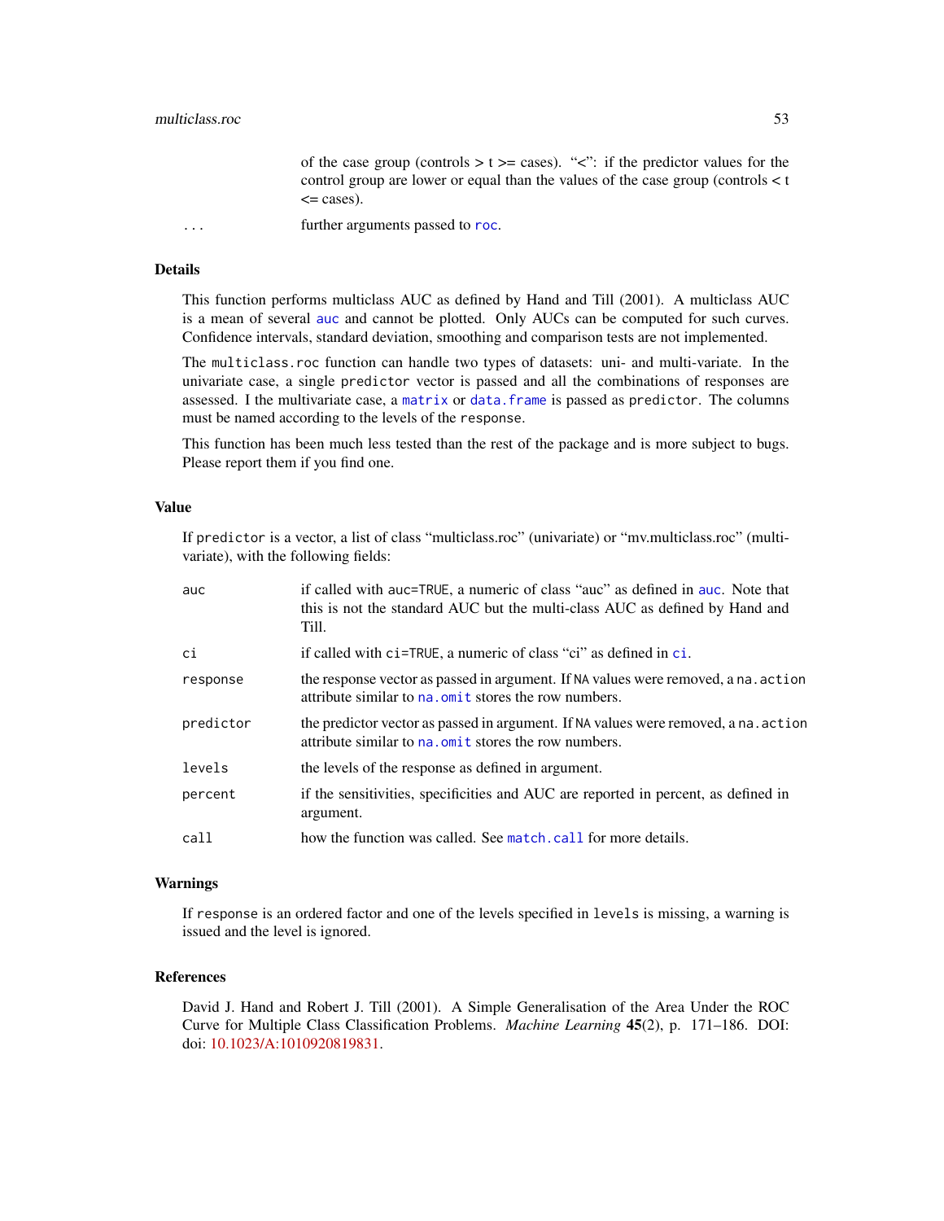of the case group (controls > t >= cases). "<": if the predictor values for the control group are lower or equal than the values of the case group (controls < t <= cases).

`...` further arguments passed to `roc`.

## Details

This function performs multiclass AUC as defined by Hand and Till (2001). A multiclass AUC is a mean of several `auc` and cannot be plotted. Only AUCs can be computed for such curves. Confidence intervals, standard deviation, smoothing and comparison tests are not implemented.

The `multiclass.roc` function can handle two types of datasets: uni- and multi-variate. In the univariate case, a single `predictor` vector is passed and all the combinations of responses are assessed. I the multivariate case, a `matrix` or `data.frame` is passed as `predictor`. The columns must be named according to the levels of the `response`.

This function has been much less tested than the rest of the package and is more subject to bugs. Please report them if you find one.

## Value

If `predictor` is a vector, a list of class "multiclass.roc" (univariate) or "mv.multiclass.roc" (multivariate), with the following fields:

| | |
|---|---|
| `auc` | if called with `auc=TRUE`, a numeric of class "auc" as defined in `auc`. Note that this is not the standard AUC but the multi-class AUC as defined by Hand and Till. |
| `ci` | if called with `ci=TRUE`, a numeric of class "ci" as defined in `ci`. |
| `response` | the response vector as passed in argument. If `NA` values were removed, a `na.action` attribute similar to `na.omit` stores the row numbers. |
| `predictor` | the predictor vector as passed in argument. If `NA` values were removed, a `na.action` attribute similar to `na.omit` stores the row numbers. |
| `levels` | the levels of the response as defined in argument. |
| `percent` | if the sensitivities, specificities and AUC are reported in percent, as defined in argument. |
| `call` | how the function was called. See `match.call` for more details. |

## Warnings

If `response` is an ordered factor and one of the levels specified in `levels` is missing, a warning is issued and the level is ignored.

## References

David J. Hand and Robert J. Till (2001). A Simple Generalisation of the Area Under the ROC Curve for Multiple Class Classification Problems. *Machine Learning* **45**(2), p. 171–186. DOI: doi: 10.1023/A:1010920819831.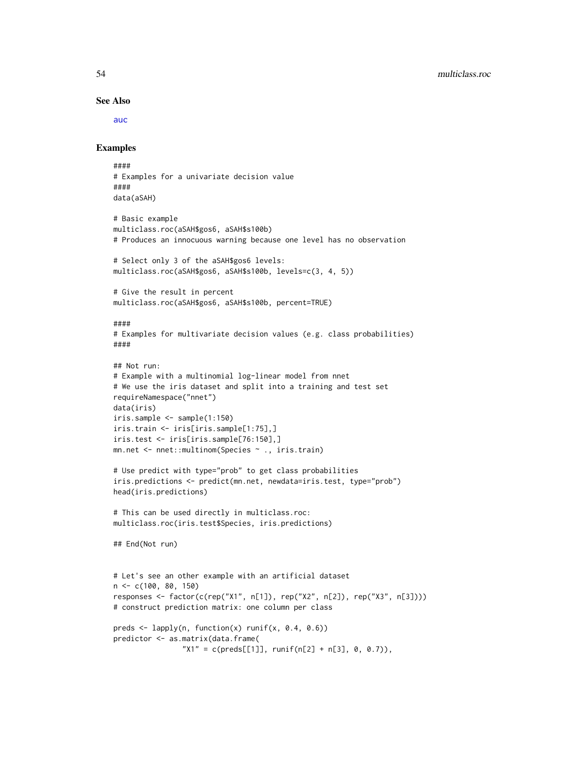## See Also

auc

## Examples

```
####
# Examples for a univariate decision value
####
data(aSAH)

# Basic example
multiclass.roc(aSAH$gos6, aSAH$s100b)
# Produces an innocuous warning because one level has no observation

# Select only 3 of the aSAH$gos6 levels:
multiclass.roc(aSAH$gos6, aSAH$s100b, levels=c(3, 4, 5))

# Give the result in percent
multiclass.roc(aSAH$gos6, aSAH$s100b, percent=TRUE)

####
# Examples for multivariate decision values (e.g. class probabilities)
####

## Not run:
# Example with a multinomial log-linear model from nnet
# We use the iris dataset and split into a training and test set
requireNamespace("nnet")
data(iris)
iris.sample <- sample(1:150)
iris.train <- iris[iris.sample[1:75],]
iris.test <- iris[iris.sample[76:150],]
mn.net <- nnet::multinom(Species ~ ., iris.train)

# Use predict with type="prob" to get class probabilities
iris.predictions <- predict(mn.net, newdata=iris.test, type="prob")
head(iris.predictions)

# This can be used directly in multiclass.roc:
multiclass.roc(iris.test$Species, iris.predictions)

## End(Not run)


# Let's see an other example with an artificial dataset
n <- c(100, 80, 150)
responses <- factor(c(rep("X1", n[1]), rep("X2", n[2]), rep("X3", n[3])))
# construct prediction matrix: one column per class

preds <- lapply(n, function(x) runif(x, 0.4, 0.6))
predictor <- as.matrix(data.frame(
                "X1" = c(preds[[1]], runif(n[2] + n[3], 0, 0.7)),
```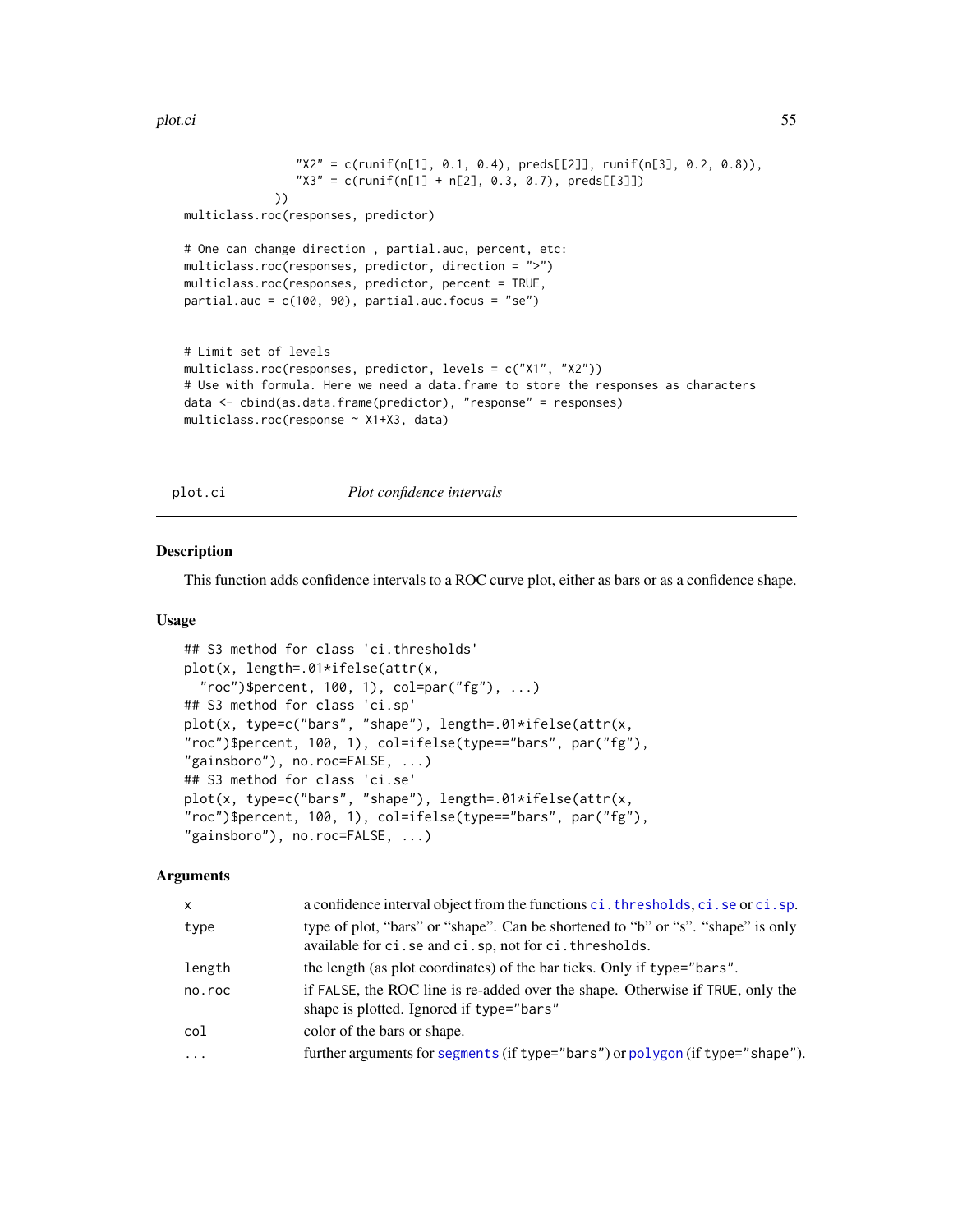```
                "X2" = c(runif(n[1], 0.1, 0.4), preds[[2]], runif(n[3], 0.2, 0.8)),
                "X3" = c(runif(n[1] + n[2], 0.3, 0.7), preds[[3]])
            ))
multiclass.roc(responses, predictor)

# One can change direction , partial.auc, percent, etc:
multiclass.roc(responses, predictor, direction = ">")
multiclass.roc(responses, predictor, percent = TRUE,
partial.auc = c(100, 90), partial.auc.focus = "se")


# Limit set of levels
multiclass.roc(responses, predictor, levels = c("X1", "X2"))
# Use with formula. Here we need a data.frame to store the responses as characters
data <- cbind(as.data.frame(predictor), "response" = responses)
multiclass.roc(response ~ X1+X3, data)
```

## plot.ci — *Plot confidence intervals*

### Description

This function adds confidence intervals to a ROC curve plot, either as bars or as a confidence shape.

### Usage

```
## S3 method for class 'ci.thresholds'
plot(x, length=.01*ifelse(attr(x,
  "roc")$percent, 100, 1), col=par("fg"), ...)
## S3 method for class 'ci.sp'
plot(x, type=c("bars", "shape"), length=.01*ifelse(attr(x,
"roc")$percent, 100, 1), col=ifelse(type=="bars", par("fg"),
"gainsboro"), no.roc=FALSE, ...)
## S3 method for class 'ci.se'
plot(x, type=c("bars", "shape"), length=.01*ifelse(attr(x,
"roc")$percent, 100, 1), col=ifelse(type=="bars", par("fg"),
"gainsboro"), no.roc=FALSE, ...)
```

### Arguments

| | |
|---|---|
| `x` | a confidence interval object from the functions `ci.thresholds`, `ci.se` or `ci.sp`. |
| `type` | type of plot, "bars" or "shape". Can be shortened to "b" or "s". "shape" is only available for `ci.se` and `ci.sp`, not for `ci.thresholds`. |
| `length` | the length (as plot coordinates) of the bar ticks. Only if `type="bars"`. |
| `no.roc` | if `FALSE`, the ROC line is re-added over the shape. Otherwise if `TRUE`, only the shape is plotted. Ignored if `type="bars"` |
| `col` | color of the bars or shape. |
| `...` | further arguments for `segments` (if `type="bars"`) or `polygon` (if `type="shape"`). |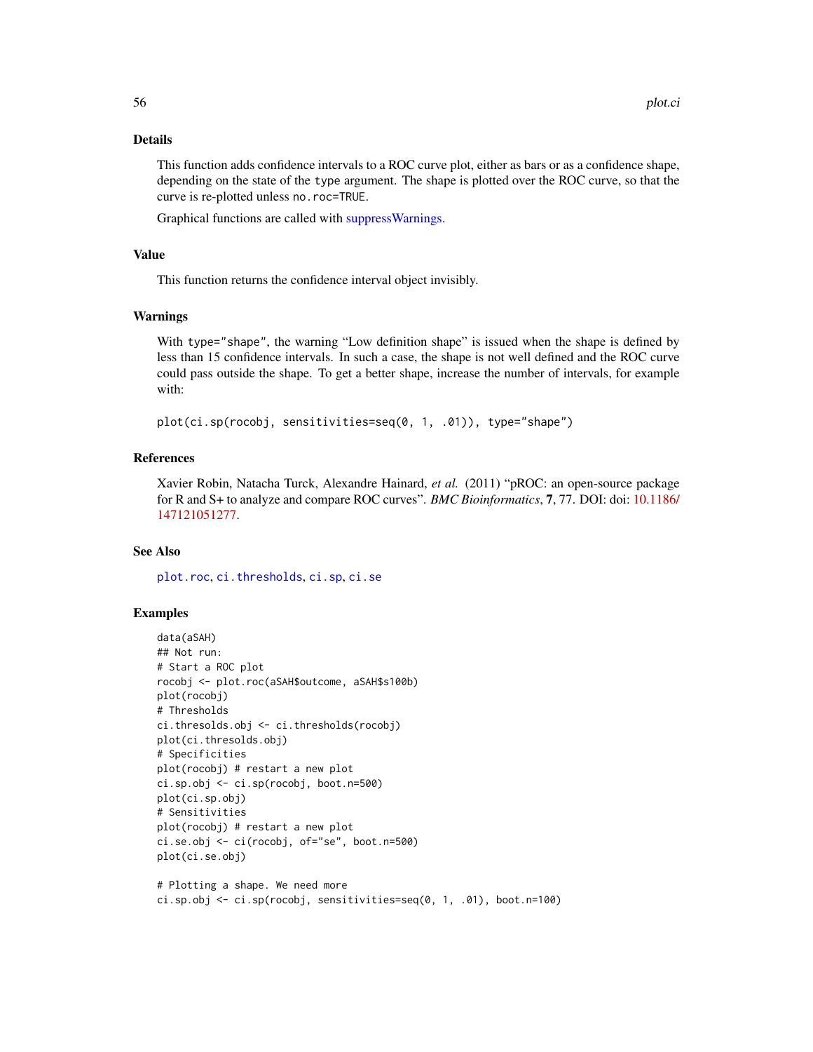## Details

This function adds confidence intervals to a ROC curve plot, either as bars or as a confidence shape, depending on the state of the `type` argument. The shape is plotted over the ROC curve, so that the curve is re-plotted unless `no.roc=TRUE`.

Graphical functions are called with suppressWarnings.

## Value

This function returns the confidence interval object invisibly.

## Warnings

With `type="shape"`, the warning "Low definition shape" is issued when the shape is defined by less than 15 confidence intervals. In such a case, the shape is not well defined and the ROC curve could pass outside the shape. To get a better shape, increase the number of intervals, for example with:

```
plot(ci.sp(rocobj, sensitivities=seq(0, 1, .01)), type="shape")
```

## References

Xavier Robin, Natacha Turck, Alexandre Hainard, *et al.* (2011) "pROC: an open-source package for R and S+ to analyze and compare ROC curves". *BMC Bioinformatics*, **7**, 77. DOI: doi: 10.1186/147121051277.

## See Also

`plot.roc`, `ci.thresholds`, `ci.sp`, `ci.se`

## Examples

```
data(aSAH)
## Not run:
# Start a ROC plot
rocobj <- plot.roc(aSAH$outcome, aSAH$s100b)
plot(rocobj)
# Thresholds
ci.thresolds.obj <- ci.thresholds(rocobj)
plot(ci.thresolds.obj)
# Specificities
plot(rocobj) # restart a new plot
ci.sp.obj <- ci.sp(rocobj, boot.n=500)
plot(ci.sp.obj)
# Sensitivities
plot(rocobj) # restart a new plot
ci.se.obj <- ci(rocobj, of="se", boot.n=500)
plot(ci.se.obj)

# Plotting a shape. We need more
ci.sp.obj <- ci.sp(rocobj, sensitivities=seq(0, 1, .01), boot.n=100)
```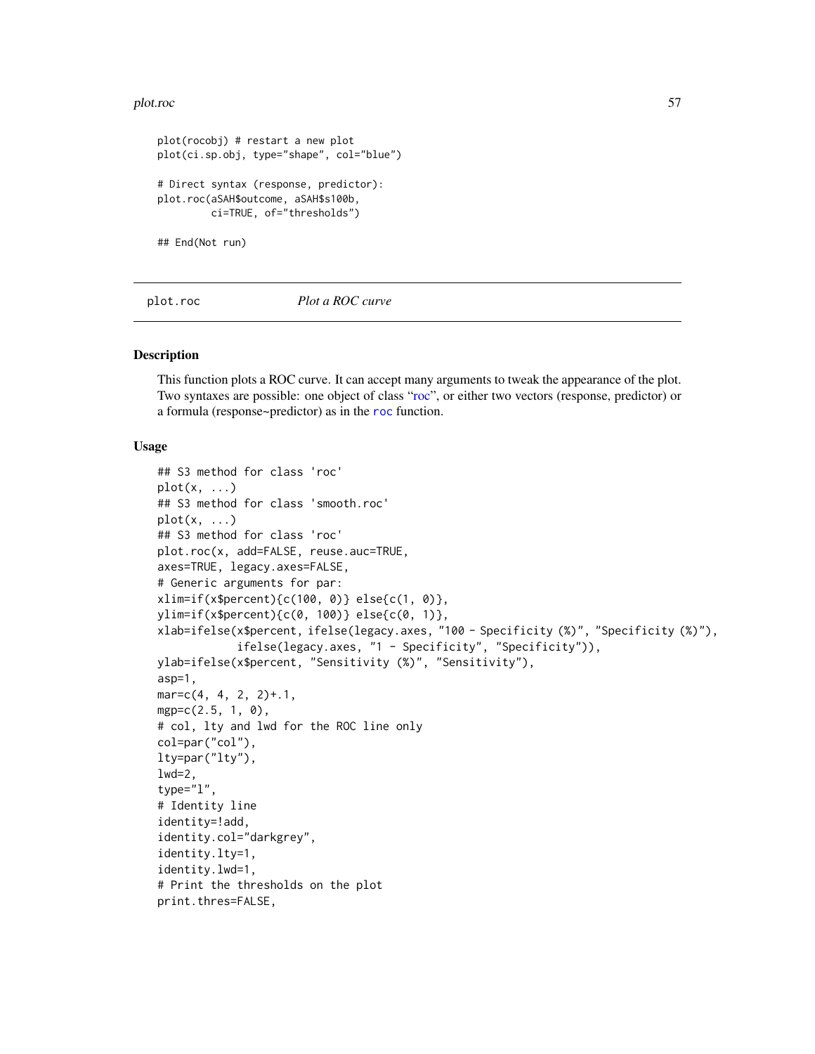```
plot(rocobj) # restart a new plot
plot(ci.sp.obj, type="shape", col="blue")

# Direct syntax (response, predictor):
plot.roc(aSAH$outcome, aSAH$s100b,
         ci=TRUE, of="thresholds")

## End(Not run)
```

---

plot.roc *Plot a ROC curve*

---

## Description

This function plots a ROC curve. It can accept many arguments to tweak the appearance of the plot. Two syntaxes are possible: one object of class "roc", or either two vectors (response, predictor) or a formula (response~predictor) as in the roc function.

## Usage

```
## S3 method for class 'roc'
plot(x, ...)
## S3 method for class 'smooth.roc'
plot(x, ...)
## S3 method for class 'roc'
plot.roc(x, add=FALSE, reuse.auc=TRUE,
axes=TRUE, legacy.axes=FALSE,
# Generic arguments for par:
xlim=if(x$percent){c(100, 0)} else{c(1, 0)},
ylim=if(x$percent){c(0, 100)} else{c(0, 1)},
xlab=ifelse(x$percent, ifelse(legacy.axes, "100 - Specificity (%)", "Specificity (%)"),
            ifelse(legacy.axes, "1 - Specificity", "Specificity")),
ylab=ifelse(x$percent, "Sensitivity (%)", "Sensitivity"),
asp=1,
mar=c(4, 4, 2, 2)+.1,
mgp=c(2.5, 1, 0),
# col, lty and lwd for the ROC line only
col=par("col"),
lty=par("lty"),
lwd=2,
type="l",
# Identity line
identity=!add,
identity.col="darkgrey",
identity.lty=1,
identity.lwd=1,
# Print the thresholds on the plot
print.thres=FALSE,
```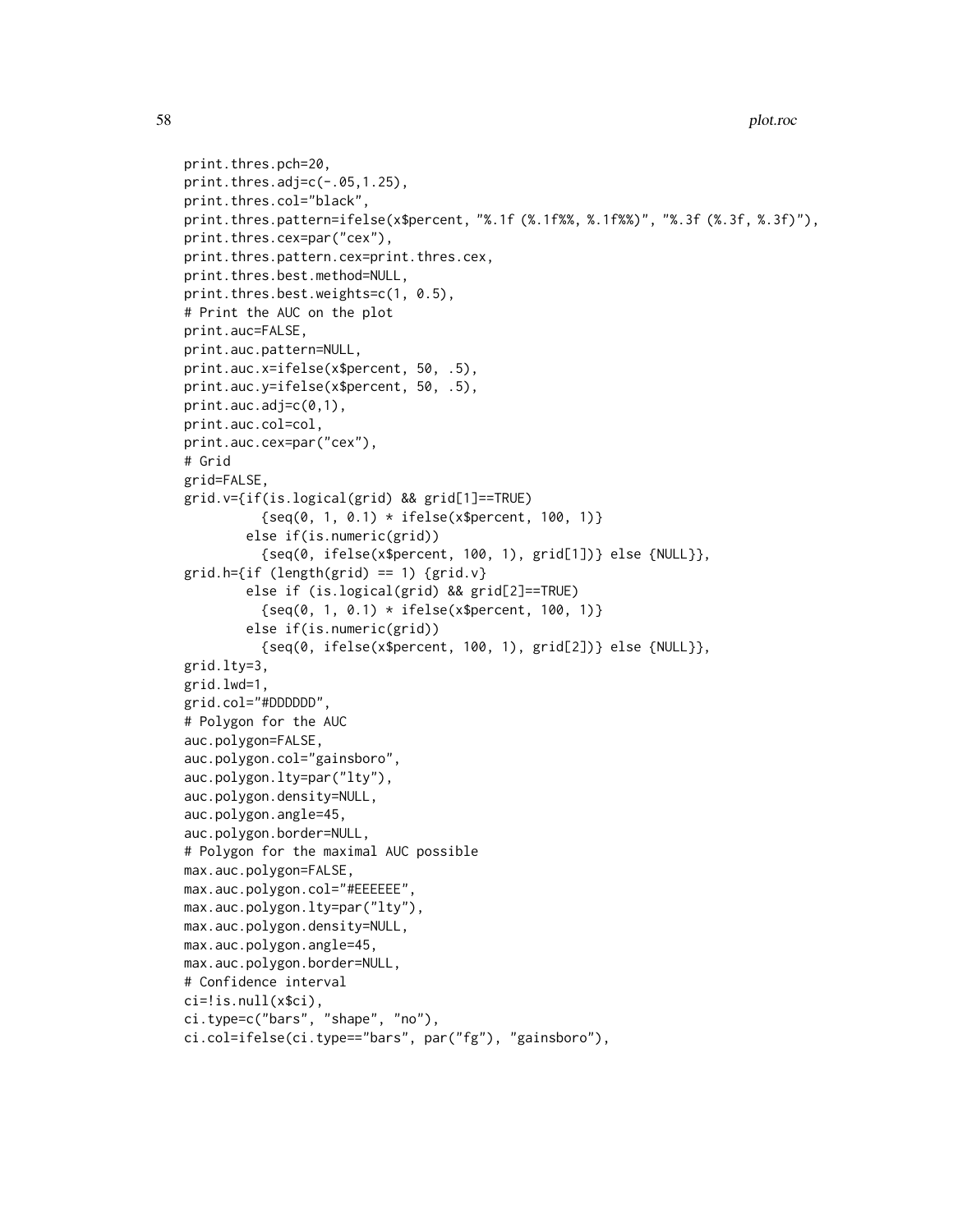```
print.thres.pch=20,
print.thres.adj=c(-.05,1.25),
print.thres.col="black",
print.thres.pattern=ifelse(x$percent, "%.1f (%.1f%%, %.1f%%)", "%.3f (%.3f, %.3f)"),
print.thres.cex=par("cex"),
print.thres.pattern.cex=print.thres.cex,
print.thres.best.method=NULL,
print.thres.best.weights=c(1, 0.5),
# Print the AUC on the plot
print.auc=FALSE,
print.auc.pattern=NULL,
print.auc.x=ifelse(x$percent, 50, .5),
print.auc.y=ifelse(x$percent, 50, .5),
print.auc.adj=c(0,1),
print.auc.col=col,
print.auc.cex=par("cex"),
# Grid
grid=FALSE,
grid.v={if(is.logical(grid) && grid[1]==TRUE)
          {seq(0, 1, 0.1) * ifelse(x$percent, 100, 1)}
        else if(is.numeric(grid))
          {seq(0, ifelse(x$percent, 100, 1), grid[1])} else {NULL}},
grid.h={if (length(grid) == 1) {grid.v}
        else if (is.logical(grid) && grid[2]==TRUE)
          {seq(0, 1, 0.1) * ifelse(x$percent, 100, 1)}
        else if(is.numeric(grid))
          {seq(0, ifelse(x$percent, 100, 1), grid[2])} else {NULL}},
grid.lty=3,
grid.lwd=1,
grid.col="#DDDDDD",
# Polygon for the AUC
auc.polygon=FALSE,
auc.polygon.col="gainsboro",
auc.polygon.lty=par("lty"),
auc.polygon.density=NULL,
auc.polygon.angle=45,
auc.polygon.border=NULL,
# Polygon for the maximal AUC possible
max.auc.polygon=FALSE,
max.auc.polygon.col="#EEEEEE",
max.auc.polygon.lty=par("lty"),
max.auc.polygon.density=NULL,
max.auc.polygon.angle=45,
max.auc.polygon.border=NULL,
# Confidence interval
ci=!is.null(x$ci),
ci.type=c("bars", "shape", "no"),
ci.col=ifelse(ci.type=="bars", par("fg"), "gainsboro"),
```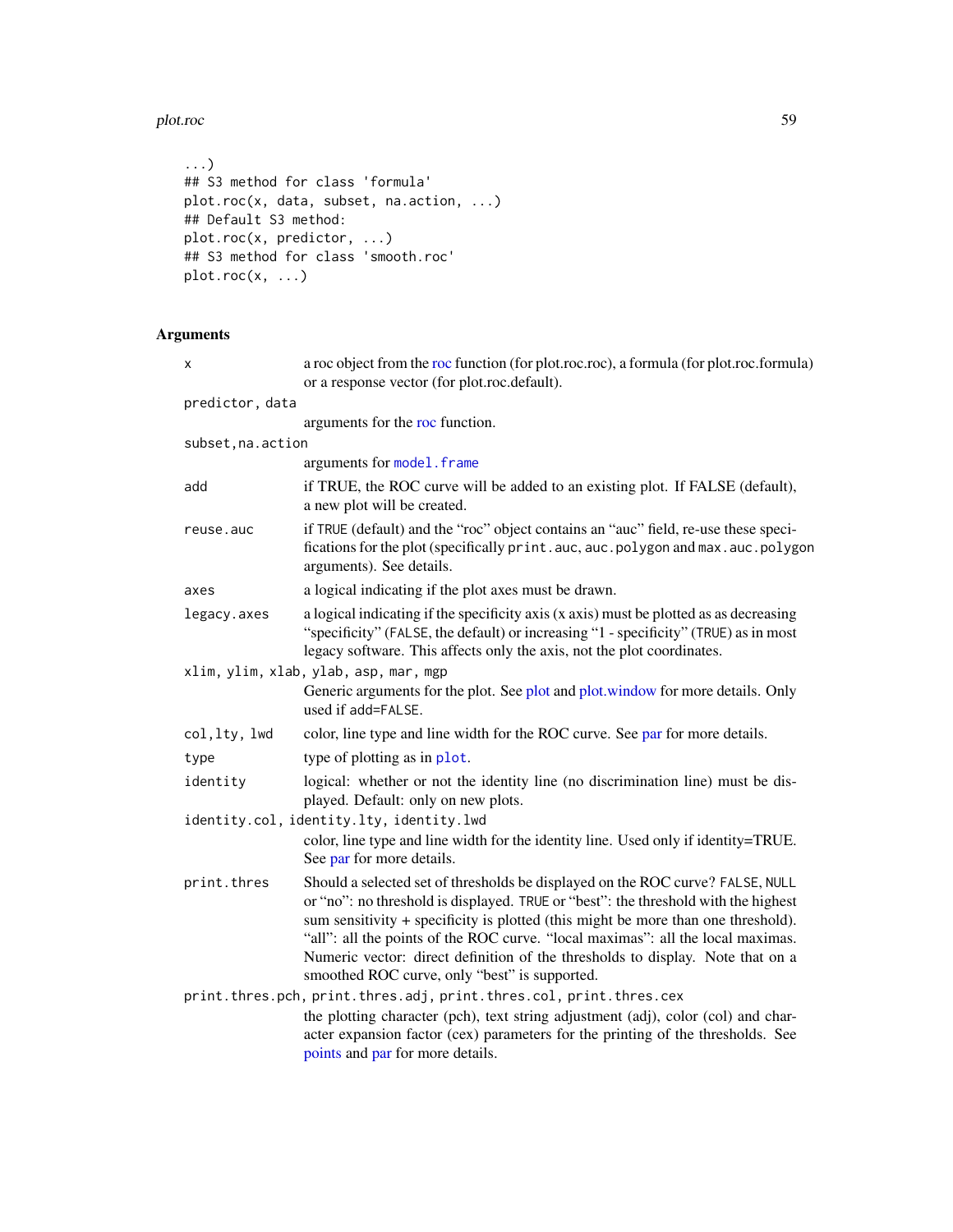```
...)
## S3 method for class 'formula'
plot.roc(x, data, subset, na.action, ...)
## Default S3 method:
plot.roc(x, predictor, ...)
## S3 method for class 'smooth.roc'
plot.roc(x, ...)
```

## Arguments

**x**
a roc object from the roc function (for plot.roc.roc), a formula (for plot.roc.formula) or a response vector (for plot.roc.default).

**predictor, data**
arguments for the roc function.

**subset,na.action**
arguments for `model.frame`

**add**
if TRUE, the ROC curve will be added to an existing plot. If FALSE (default), a new plot will be created.

**reuse.auc**
if `TRUE` (default) and the "roc" object contains an "auc" field, re-use these specifications for the plot (specifically `print.auc`, `auc.polygon` and `max.auc.polygon` arguments). See details.

**axes**
a logical indicating if the plot axes must be drawn.

**legacy.axes**
a logical indicating if the specificity axis (x axis) must be plotted as as decreasing "specificity" (`FALSE`, the default) or increasing "1 - specificity" (`TRUE`) as in most legacy software. This affects only the axis, not the plot coordinates.

**xlim, ylim, xlab, ylab, asp, mar, mgp**
Generic arguments for the plot. See plot and plot.window for more details. Only used if `add=FALSE`.

**col,lty, lwd**
color, line type and line width for the ROC curve. See par for more details.

**type**
type of plotting as in `plot`.

**identity**
logical: whether or not the identity line (no discrimination line) must be displayed. Default: only on new plots.

**identity.col, identity.lty, identity.lwd**
color, line type and line width for the identity line. Used only if identity=TRUE. See par for more details.

**print.thres**
Should a selected set of thresholds be displayed on the ROC curve? `FALSE`, `NULL` or "no": no threshold is displayed. `TRUE` or "best": the threshold with the highest sum sensitivity + specificity is plotted (this might be more than one threshold). "all": all the points of the ROC curve. "local maximas": all the local maximas. Numeric vector: direct definition of the thresholds to display. Note that on a smoothed ROC curve, only "best" is supported.

**print.thres.pch, print.thres.adj, print.thres.col, print.thres.cex**
the plotting character (pch), text string adjustment (adj), color (col) and character expansion factor (cex) parameters for the printing of the thresholds. See points and par for more details.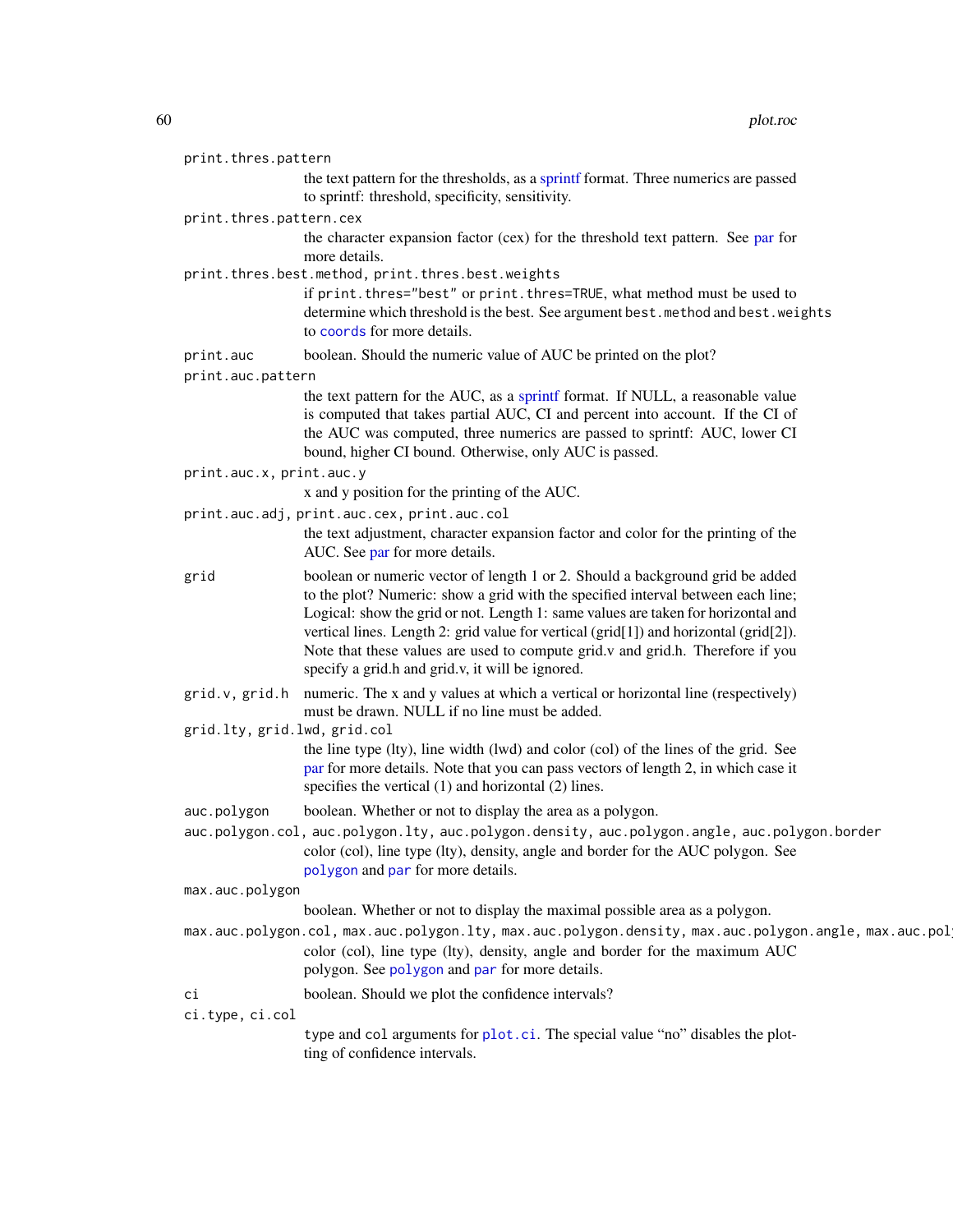`print.thres.pattern`
: the text pattern for the thresholds, as a sprintf format. Three numerics are passed to sprintf: threshold, specificity, sensitivity.

`print.thres.pattern.cex`
: the character expansion factor (cex) for the threshold text pattern. See par for more details.

`print.thres.best.method, print.thres.best.weights`
: if `print.thres="best"` or `print.thres=TRUE`, what method must be used to determine which threshold is the best. See argument `best.method` and `best.weights` to `coords` for more details.

`print.auc`
: boolean. Should the numeric value of AUC be printed on the plot?

`print.auc.pattern`
: the text pattern for the AUC, as a sprintf format. If NULL, a reasonable value is computed that takes partial AUC, CI and percent into account. If the CI of the AUC was computed, three numerics are passed to sprintf: AUC, lower CI bound, higher CI bound. Otherwise, only AUC is passed.

`print.auc.x, print.auc.y`
: x and y position for the printing of the AUC.

`print.auc.adj, print.auc.cex, print.auc.col`
: the text adjustment, character expansion factor and color for the printing of the AUC. See par for more details.

`grid`
: boolean or numeric vector of length 1 or 2. Should a background grid be added to the plot? Numeric: show a grid with the specified interval between each line; Logical: show the grid or not. Length 1: same values are taken for horizontal and vertical lines. Length 2: grid value for vertical (grid[1]) and horizontal (grid[2]). Note that these values are used to compute grid.v and grid.h. Therefore if you specify a grid.h and grid.v, it will be ignored.

`grid.v, grid.h`
: numeric. The x and y values at which a vertical or horizontal line (respectively) must be drawn. NULL if no line must be added.

`grid.lty, grid.lwd, grid.col`
: the line type (lty), line width (lwd) and color (col) of the lines of the grid. See par for more details. Note that you can pass vectors of length 2, in which case it specifies the vertical (1) and horizontal (2) lines.

`auc.polygon`
: boolean. Whether or not to display the area as a polygon.

`auc.polygon.col, auc.polygon.lty, auc.polygon.density, auc.polygon.angle, auc.polygon.border`
: color (col), line type (lty), density, angle and border for the AUC polygon. See `polygon` and `par` for more details.

`max.auc.polygon`
: boolean. Whether or not to display the maximal possible area as a polygon.

`max.auc.polygon.col, max.auc.polygon.lty, max.auc.polygon.density, max.auc.polygon.angle, max.auc.pol`
: color (col), line type (lty), density, angle and border for the maximum AUC polygon. See `polygon` and `par` for more details.

`ci`
: boolean. Should we plot the confidence intervals?

`ci.type, ci.col`
: `type` and `col` arguments for `plot.ci`. The special value "no" disables the plotting of confidence intervals.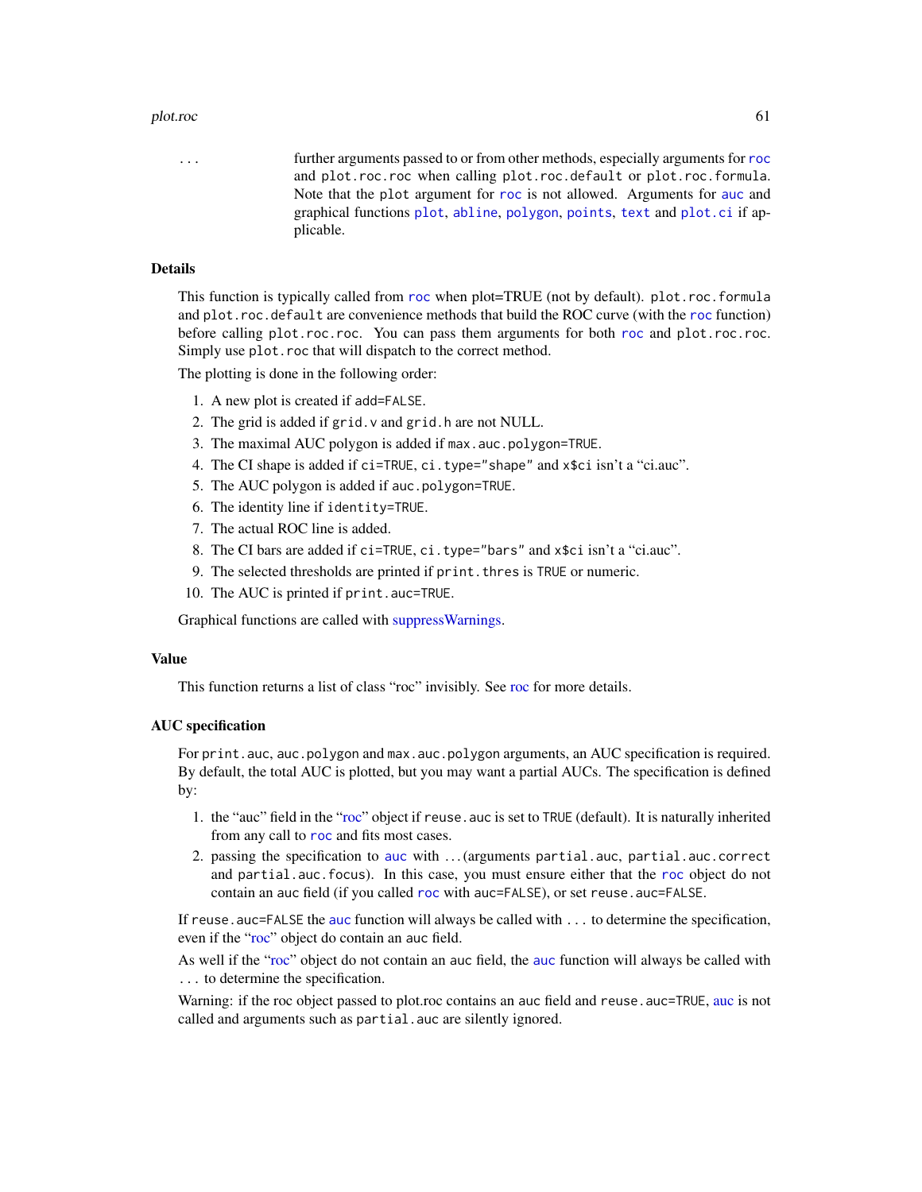`...` further arguments passed to or from other methods, especially arguments for `roc` and `plot.roc.roc` when calling `plot.roc.default` or `plot.roc.formula`. Note that the `plot` argument for `roc` is not allowed. Arguments for `auc` and graphical functions `plot`, `abline`, `polygon`, `points`, `text` and `plot.ci` if applicable.

### Details

This function is typically called from `roc` when plot=TRUE (not by default). `plot.roc.formula` and `plot.roc.default` are convenience methods that build the ROC curve (with the `roc` function) before calling `plot.roc.roc`. You can pass them arguments for both `roc` and `plot.roc.roc`. Simply use `plot.roc` that will dispatch to the correct method.

The plotting is done in the following order:

1. A new plot is created if `add=FALSE`.
2. The grid is added if `grid.v` and `grid.h` are not NULL.
3. The maximal AUC polygon is added if `max.auc.polygon=TRUE`.
4. The CI shape is added if `ci=TRUE`, `ci.type="shape"` and `x$ci` isn't a "ci.auc".
5. The AUC polygon is added if `auc.polygon=TRUE`.
6. The identity line if `identity=TRUE`.
7. The actual ROC line is added.
8. The CI bars are added if `ci=TRUE`, `ci.type="bars"` and `x$ci` isn't a "ci.auc".
9. The selected thresholds are printed if `print.thres` is `TRUE` or numeric.
10. The AUC is printed if `print.auc=TRUE`.

Graphical functions are called with suppressWarnings.

### Value

This function returns a list of class "roc" invisibly. See roc for more details.

### AUC specification

For `print.auc`, `auc.polygon` and `max.auc.polygon` arguments, an AUC specification is required. By default, the total AUC is plotted, but you may want a partial AUCs. The specification is defined by:

1. the "auc" field in the "roc" object if `reuse.auc` is set to `TRUE` (default). It is naturally inherited from any call to `roc` and fits most cases.
2. passing the specification to `auc` with ...(arguments `partial.auc`, `partial.auc.correct` and `partial.auc.focus`). In this case, you must ensure either that the `roc` object do not contain an `auc` field (if you called `roc` with `auc=FALSE`), or set `reuse.auc=FALSE`.

If `reuse.auc=FALSE` the `auc` function will always be called with `...` to determine the specification, even if the "roc" object do contain an `auc` field.

As well if the "roc" object do not contain an `auc` field, the `auc` function will always be called with `...` to determine the specification.

Warning: if the roc object passed to plot.roc contains an `auc` field and `reuse.auc=TRUE`, auc is not called and arguments such as `partial.auc` are silently ignored.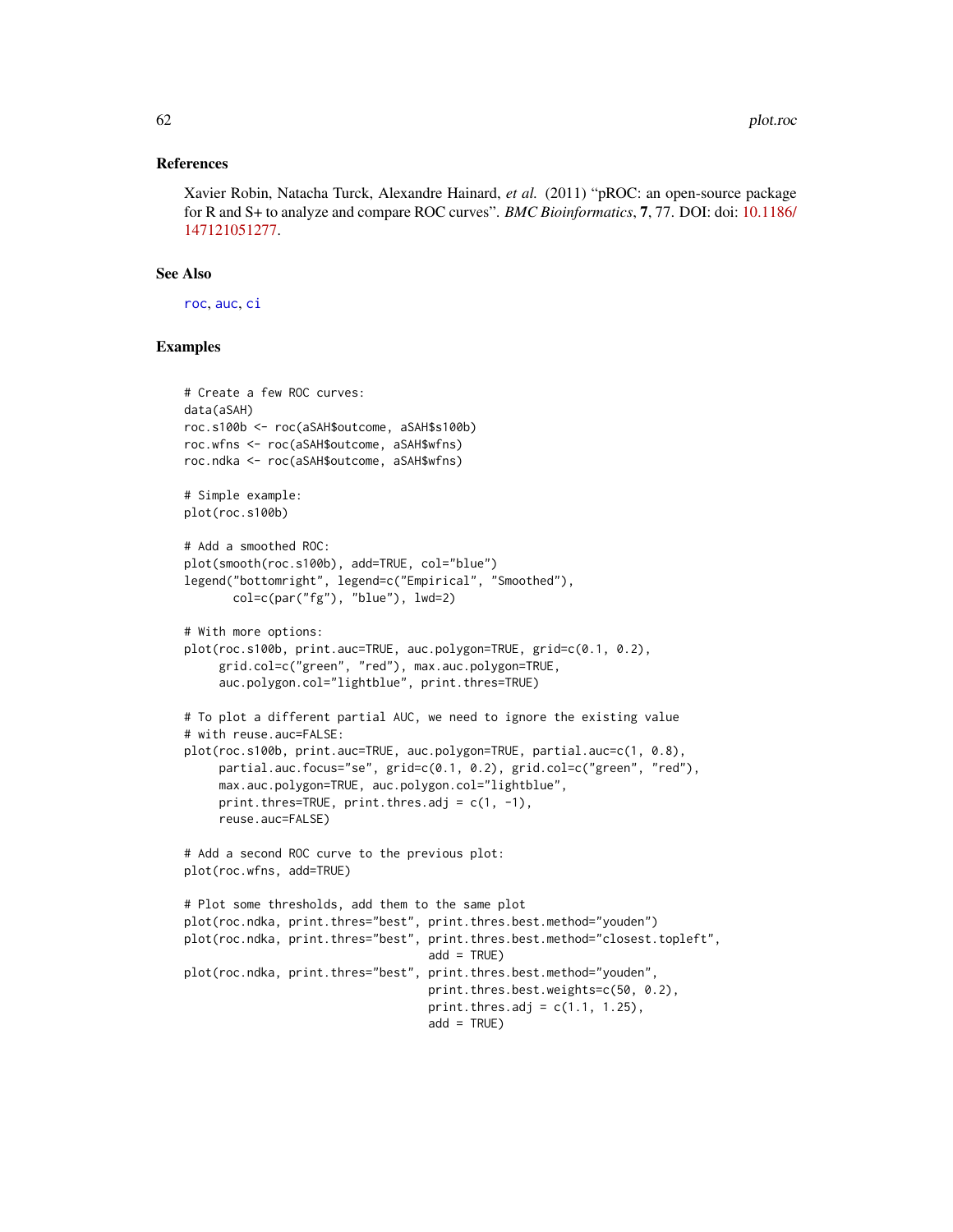## References

Xavier Robin, Natacha Turck, Alexandre Hainard, *et al.* (2011) "pROC: an open-source package for R and S+ to analyze and compare ROC curves". *BMC Bioinformatics*, **7**, 77. DOI: doi: 10.1186/147121051277.

## See Also

roc, auc, ci

## Examples

```
# Create a few ROC curves:
data(aSAH)
roc.s100b <- roc(aSAH$outcome, aSAH$s100b)
roc.wfns <- roc(aSAH$outcome, aSAH$wfns)
roc.ndka <- roc(aSAH$outcome, aSAH$wfns)

# Simple example:
plot(roc.s100b)

# Add a smoothed ROC:
plot(smooth(roc.s100b), add=TRUE, col="blue")
legend("bottomright", legend=c("Empirical", "Smoothed"),
       col=c(par("fg"), "blue"), lwd=2)

# With more options:
plot(roc.s100b, print.auc=TRUE, auc.polygon=TRUE, grid=c(0.1, 0.2),
     grid.col=c("green", "red"), max.auc.polygon=TRUE,
     auc.polygon.col="lightblue", print.thres=TRUE)

# To plot a different partial AUC, we need to ignore the existing value
# with reuse.auc=FALSE:
plot(roc.s100b, print.auc=TRUE, auc.polygon=TRUE, partial.auc=c(1, 0.8),
     partial.auc.focus="se", grid=c(0.1, 0.2), grid.col=c("green", "red"),
     max.auc.polygon=TRUE, auc.polygon.col="lightblue",
     print.thres=TRUE, print.thres.adj = c(1, -1),
     reuse.auc=FALSE)

# Add a second ROC curve to the previous plot:
plot(roc.wfns, add=TRUE)

# Plot some thresholds, add them to the same plot
plot(roc.ndka, print.thres="best", print.thres.best.method="youden")
plot(roc.ndka, print.thres="best", print.thres.best.method="closest.topleft",
                                   add = TRUE)
plot(roc.ndka, print.thres="best", print.thres.best.method="youden",
                                   print.thres.best.weights=c(50, 0.2),
                                   print.thres.adj = c(1.1, 1.25),
                                   add = TRUE)
```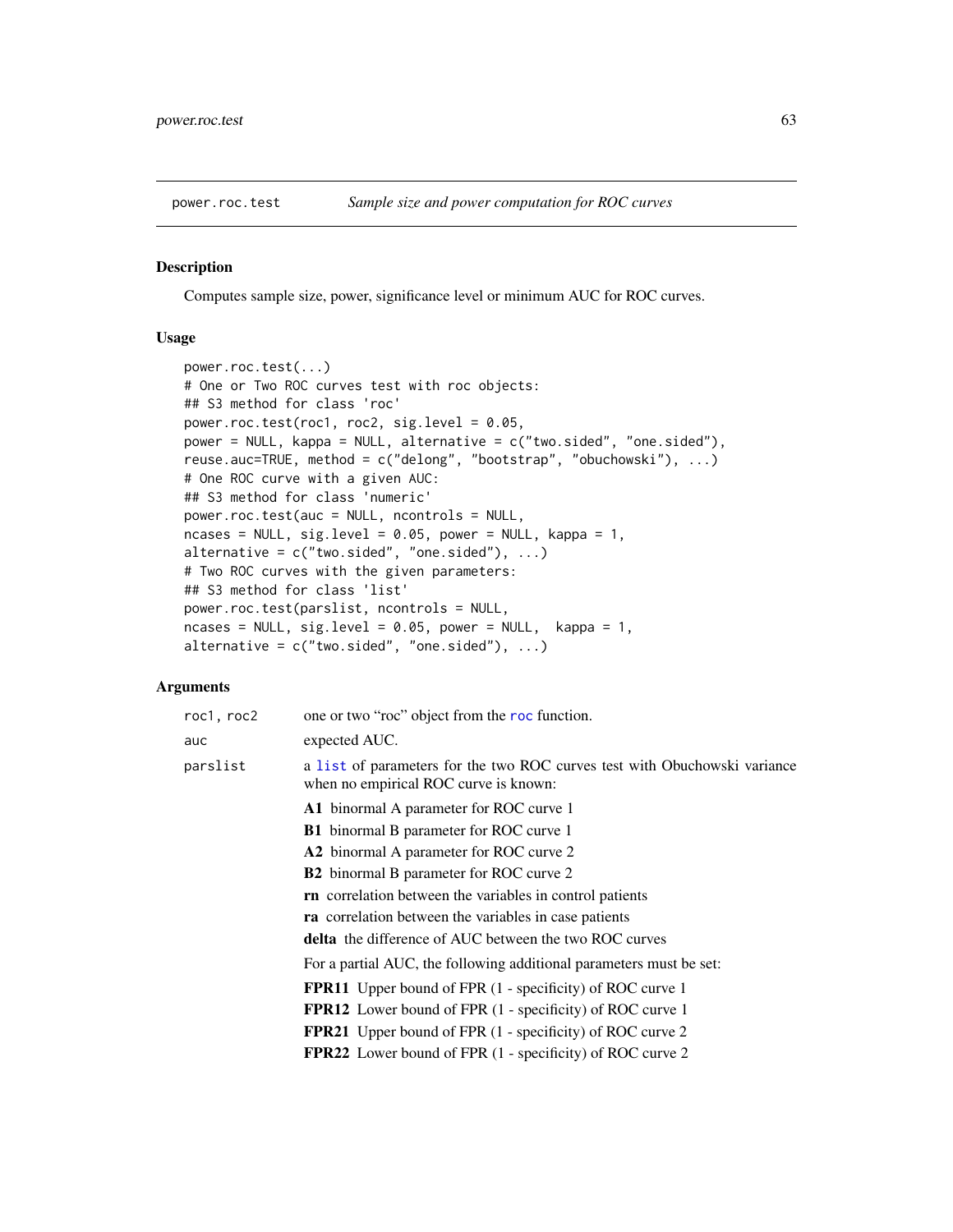power.roc.test *Sample size and power computation for ROC curves*

## Description

Computes sample size, power, significance level or minimum AUC for ROC curves.

## Usage

```
power.roc.test(...)
# One or Two ROC curves test with roc objects:
## S3 method for class 'roc'
power.roc.test(roc1, roc2, sig.level = 0.05,
power = NULL, kappa = NULL, alternative = c("two.sided", "one.sided"),
reuse.auc=TRUE, method = c("delong", "bootstrap", "obuchowski"), ...)
# One ROC curve with a given AUC:
## S3 method for class 'numeric'
power.roc.test(auc = NULL, ncontrols = NULL,
ncases = NULL, sig.level = 0.05, power = NULL, kappa = 1,
alternative = c("two.sided", "one.sided"), ...)
# Two ROC curves with the given parameters:
## S3 method for class 'list'
power.roc.test(parslist, ncontrols = NULL,
ncases = NULL, sig.level = 0.05, power = NULL,  kappa = 1,
alternative = c("two.sided", "one.sided"), ...)
```

## Arguments

`roc1, roc2` one or two "roc" object from the `roc` function.

`auc` expected AUC.

`parslist` a `list` of parameters for the two ROC curves test with Obuchowski variance when no empirical ROC curve is known:

- **A1** binormal A parameter for ROC curve 1
- **B1** binormal B parameter for ROC curve 1
- **A2** binormal A parameter for ROC curve 2
- **B2** binormal B parameter for ROC curve 2
- **rn** correlation between the variables in control patients
- **ra** correlation between the variables in case patients
- **delta** the difference of AUC between the two ROC curves

For a partial AUC, the following additional parameters must be set:

- **FPR11** Upper bound of FPR (1 - specificity) of ROC curve 1
- **FPR12** Lower bound of FPR (1 - specificity) of ROC curve 1
- **FPR21** Upper bound of FPR (1 - specificity) of ROC curve 2
- **FPR22** Lower bound of FPR (1 - specificity) of ROC curve 2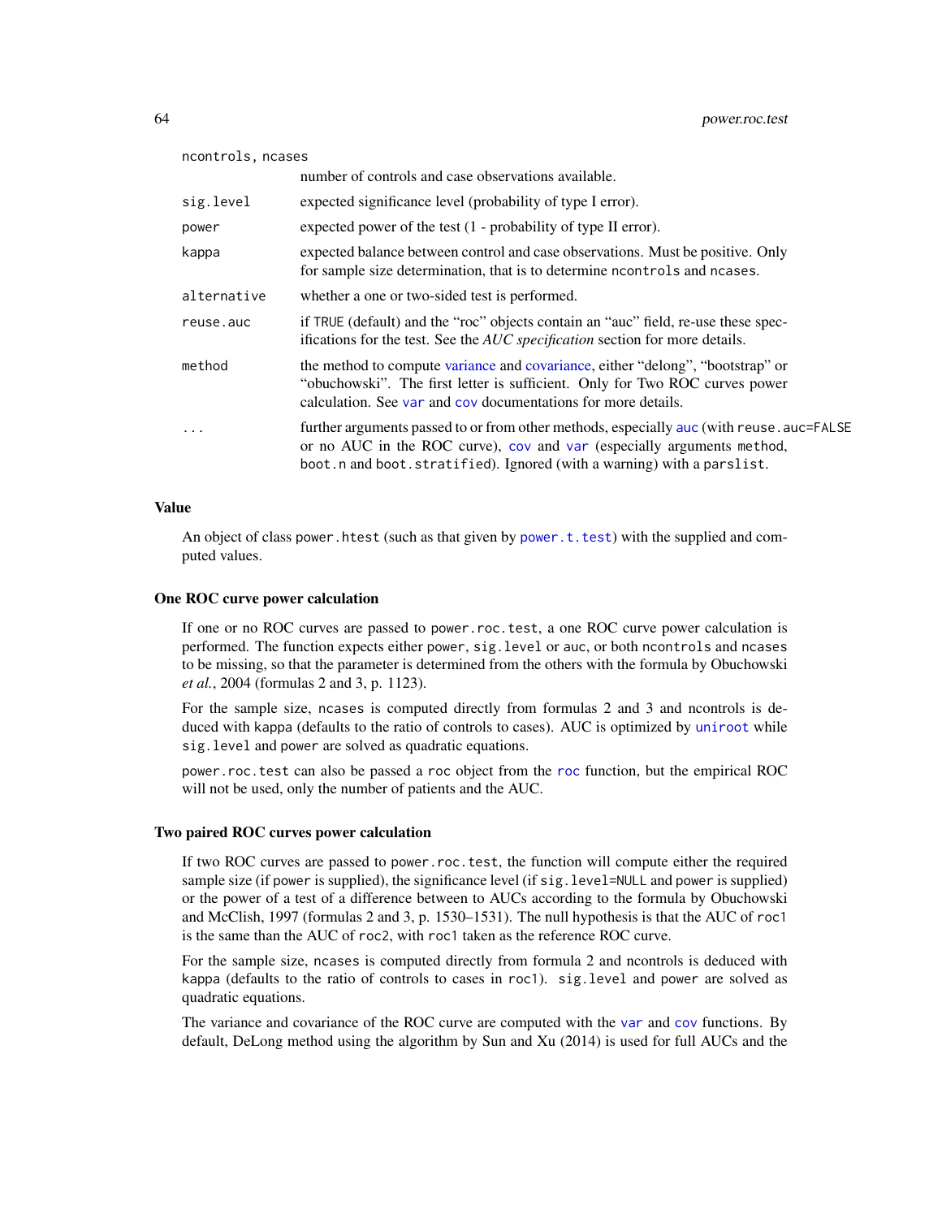ncontrols, ncases
: number of controls and case observations available.

sig.level
: expected significance level (probability of type I error).

power
: expected power of the test (1 - probability of type II error).

kappa
: expected balance between control and case observations. Must be positive. Only for sample size determination, that is to determine ncontrols and ncases.

alternative
: whether a one or two-sided test is performed.

reuse.auc
: if TRUE (default) and the "roc" objects contain an "auc" field, re-use these specifications for the test. See the *AUC specification* section for more details.

method
: the method to compute variance and covariance, either "delong", "bootstrap" or "obuchowski". The first letter is sufficient. Only for Two ROC curves power calculation. See var and cov documentations for more details.

...
: further arguments passed to or from other methods, especially auc (with reuse.auc=FALSE or no AUC in the ROC curve), cov and var (especially arguments method, boot.n and boot.stratified). Ignored (with a warning) with a parslist.

## Value

An object of class power.htest (such as that given by power.t.test) with the supplied and computed values.

### One ROC curve power calculation

If one or no ROC curves are passed to power.roc.test, a one ROC curve power calculation is performed. The function expects either power, sig.level or auc, or both ncontrols and ncases to be missing, so that the parameter is determined from the others with the formula by Obuchowski *et al.*, 2004 (formulas 2 and 3, p. 1123).

For the sample size, ncases is computed directly from formulas 2 and 3 and ncontrols is deduced with kappa (defaults to the ratio of controls to cases). AUC is optimized by uniroot while sig.level and power are solved as quadratic equations.

power.roc.test can also be passed a roc object from the roc function, but the empirical ROC will not be used, only the number of patients and the AUC.

### Two paired ROC curves power calculation

If two ROC curves are passed to power.roc.test, the function will compute either the required sample size (if power is supplied), the significance level (if sig.level=NULL and power is supplied) or the power of a test of a difference between to AUCs according to the formula by Obuchowski and McClish, 1997 (formulas 2 and 3, p. 1530–1531). The null hypothesis is that the AUC of roc1 is the same than the AUC of roc2, with roc1 taken as the reference ROC curve.

For the sample size, ncases is computed directly from formula 2 and ncontrols is deduced with kappa (defaults to the ratio of controls to cases in roc1). sig.level and power are solved as quadratic equations.

The variance and covariance of the ROC curve are computed with the var and cov functions. By default, DeLong method using the algorithm by Sun and Xu (2014) is used for full AUCs and the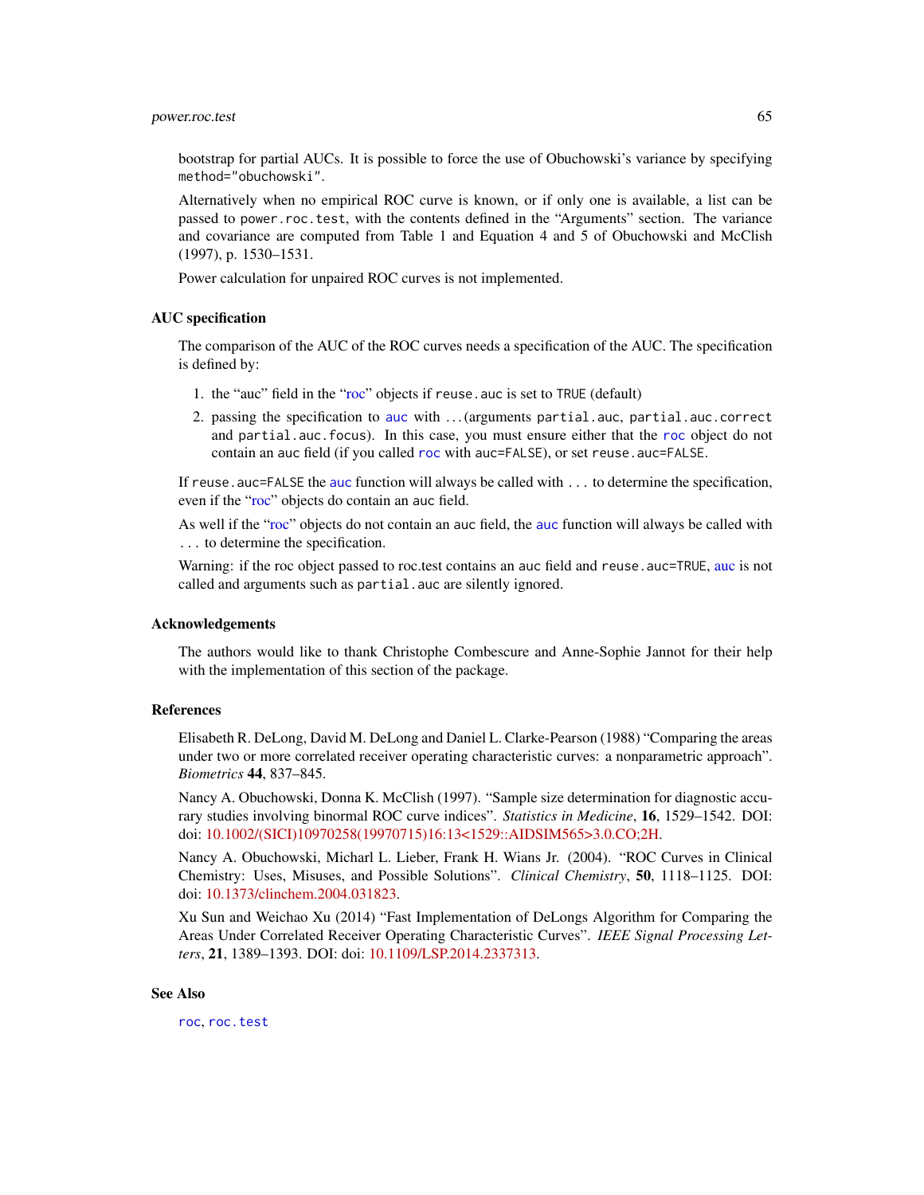bootstrap for partial AUCs. It is possible to force the use of Obuchowski's variance by specifying `method="obuchowski"`.

Alternatively when no empirical ROC curve is known, or if only one is available, a list can be passed to `power.roc.test`, with the contents defined in the "Arguments" section. The variance and covariance are computed from Table 1 and Equation 4 and 5 of Obuchowski and McClish (1997), p. 1530–1531.

Power calculation for unpaired ROC curves is not implemented.

### AUC specification

The comparison of the AUC of the ROC curves needs a specification of the AUC. The specification is defined by:

1. the "auc" field in the "roc" objects if `reuse.auc` is set to `TRUE` (default)
2. passing the specification to `auc` with ...(arguments `partial.auc`, `partial.auc.correct` and `partial.auc.focus`). In this case, you must ensure either that the `roc` object do not contain an `auc` field (if you called `roc` with `auc=FALSE`), or set `reuse.auc=FALSE`.

If `reuse.auc=FALSE` the `auc` function will always be called with `...` to determine the specification, even if the "roc" objects do contain an `auc` field.

As well if the "roc" objects do not contain an `auc` field, the `auc` function will always be called with `...` to determine the specification.

Warning: if the roc object passed to roc.test contains an `auc` field and `reuse.auc=TRUE`, `auc` is not called and arguments such as `partial.auc` are silently ignored.

### Acknowledgements

The authors would like to thank Christophe Combescure and Anne-Sophie Jannot for their help with the implementation of this section of the package.

### References

Elisabeth R. DeLong, David M. DeLong and Daniel L. Clarke-Pearson (1988) "Comparing the areas under two or more correlated receiver operating characteristic curves: a nonparametric approach". *Biometrics* **44**, 837–845.

Nancy A. Obuchowski, Donna K. McClish (1997). "Sample size determination for diagnostic accurary studies involving binormal ROC curve indices". *Statistics in Medicine*, **16**, 1529–1542. DOI: doi: 10.1002/(SICI)10970258(19970715)16:13<1529::AIDSIM565>3.0.CO;2H.

Nancy A. Obuchowski, Micharl L. Lieber, Frank H. Wians Jr. (2004). "ROC Curves in Clinical Chemistry: Uses, Misuses, and Possible Solutions". *Clinical Chemistry*, **50**, 1118–1125. DOI: doi: 10.1373/clinchem.2004.031823.

Xu Sun and Weichao Xu (2014) "Fast Implementation of DeLongs Algorithm for Comparing the Areas Under Correlated Receiver Operating Characteristic Curves". *IEEE Signal Processing Letters*, **21**, 1389–1393. DOI: doi: 10.1109/LSP.2014.2337313.

### See Also

`roc`, `roc.test`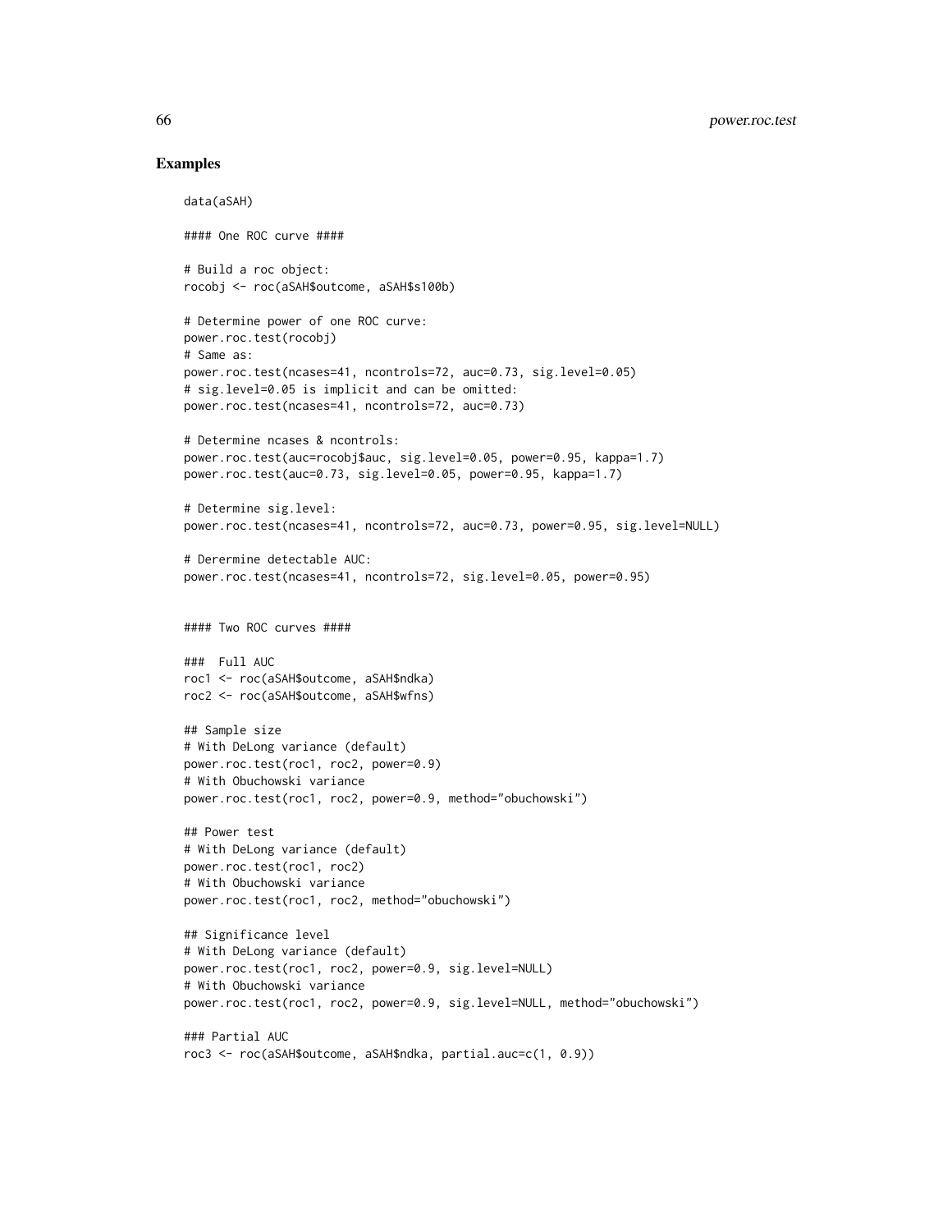## Examples

```
data(aSAH)

#### One ROC curve ####

# Build a roc object:
rocobj <- roc(aSAH$outcome, aSAH$s100b)

# Determine power of one ROC curve:
power.roc.test(rocobj)
# Same as:
power.roc.test(ncases=41, ncontrols=72, auc=0.73, sig.level=0.05)
# sig.level=0.05 is implicit and can be omitted:
power.roc.test(ncases=41, ncontrols=72, auc=0.73)

# Determine ncases & ncontrols:
power.roc.test(auc=rocobj$auc, sig.level=0.05, power=0.95, kappa=1.7)
power.roc.test(auc=0.73, sig.level=0.05, power=0.95, kappa=1.7)

# Determine sig.level:
power.roc.test(ncases=41, ncontrols=72, auc=0.73, power=0.95, sig.level=NULL)

# Derermine detectable AUC:
power.roc.test(ncases=41, ncontrols=72, sig.level=0.05, power=0.95)


#### Two ROC curves ####

###  Full AUC
roc1 <- roc(aSAH$outcome, aSAH$ndka)
roc2 <- roc(aSAH$outcome, aSAH$wfns)

## Sample size
# With DeLong variance (default)
power.roc.test(roc1, roc2, power=0.9)
# With Obuchowski variance
power.roc.test(roc1, roc2, power=0.9, method="obuchowski")

## Power test
# With DeLong variance (default)
power.roc.test(roc1, roc2)
# With Obuchowski variance
power.roc.test(roc1, roc2, method="obuchowski")

## Significance level
# With DeLong variance (default)
power.roc.test(roc1, roc2, power=0.9, sig.level=NULL)
# With Obuchowski variance
power.roc.test(roc1, roc2, power=0.9, sig.level=NULL, method="obuchowski")

### Partial AUC
roc3 <- roc(aSAH$outcome, aSAH$ndka, partial.auc=c(1, 0.9))
```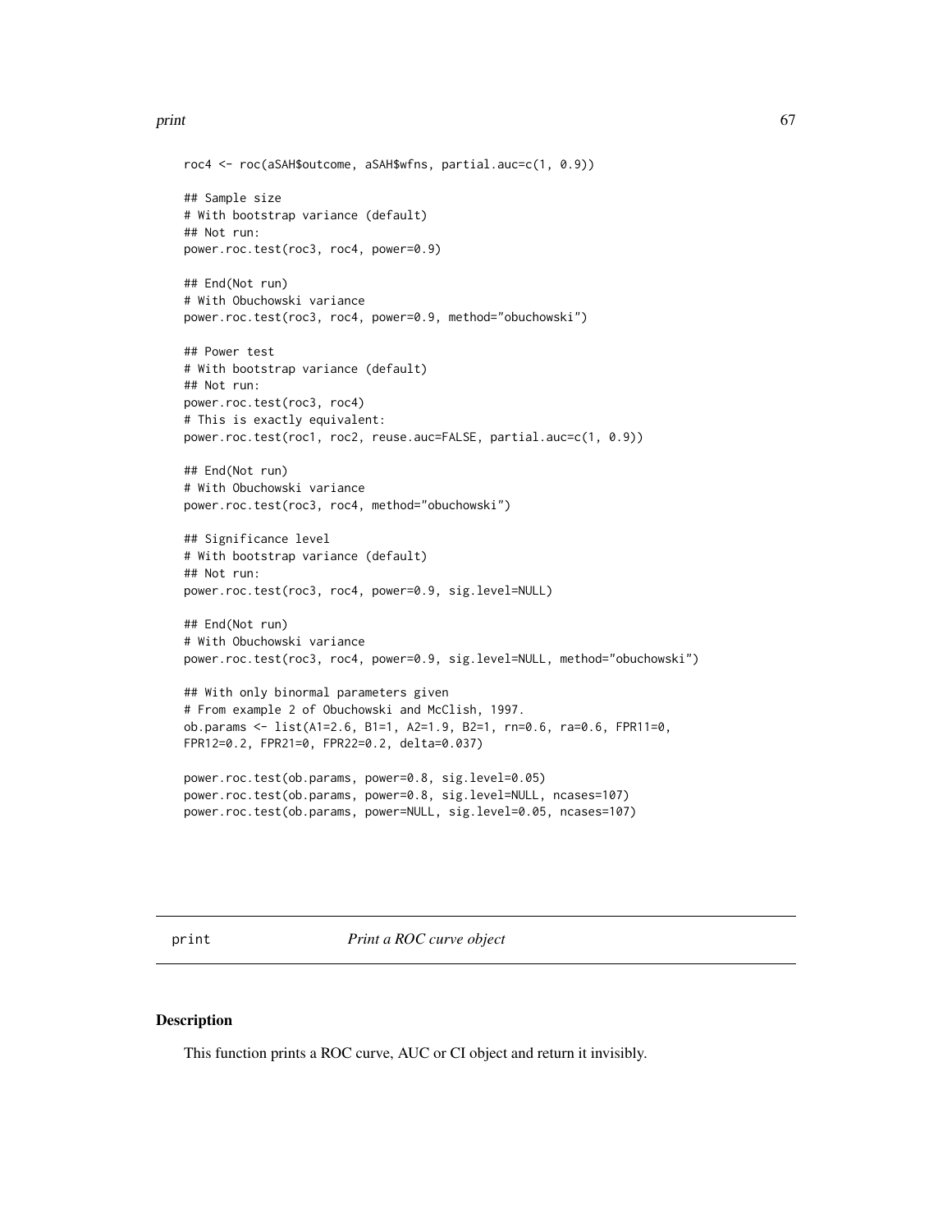```
roc4 <- roc(aSAH$outcome, aSAH$wfns, partial.auc=c(1, 0.9))

## Sample size
# With bootstrap variance (default)
## Not run:
power.roc.test(roc3, roc4, power=0.9)

## End(Not run)
# With Obuchowski variance
power.roc.test(roc3, roc4, power=0.9, method="obuchowski")

## Power test
# With bootstrap variance (default)
## Not run:
power.roc.test(roc3, roc4)
# This is exactly equivalent:
power.roc.test(roc1, roc2, reuse.auc=FALSE, partial.auc=c(1, 0.9))

## End(Not run)
# With Obuchowski variance
power.roc.test(roc3, roc4, method="obuchowski")

## Significance level
# With bootstrap variance (default)
## Not run:
power.roc.test(roc3, roc4, power=0.9, sig.level=NULL)

## End(Not run)
# With Obuchowski variance
power.roc.test(roc3, roc4, power=0.9, sig.level=NULL, method="obuchowski")

## With only binormal parameters given
# From example 2 of Obuchowski and McClish, 1997.
ob.params <- list(A1=2.6, B1=1, A2=1.9, B2=1, rn=0.6, ra=0.6, FPR11=0,
FPR12=0.2, FPR21=0, FPR22=0.2, delta=0.037)

power.roc.test(ob.params, power=0.8, sig.level=0.05)
power.roc.test(ob.params, power=0.8, sig.level=NULL, ncases=107)
power.roc.test(ob.params, power=NULL, sig.level=0.05, ncases=107)
```

---

print    *Print a ROC curve object*

---

## Description

This function prints a ROC curve, AUC or CI object and return it invisibly.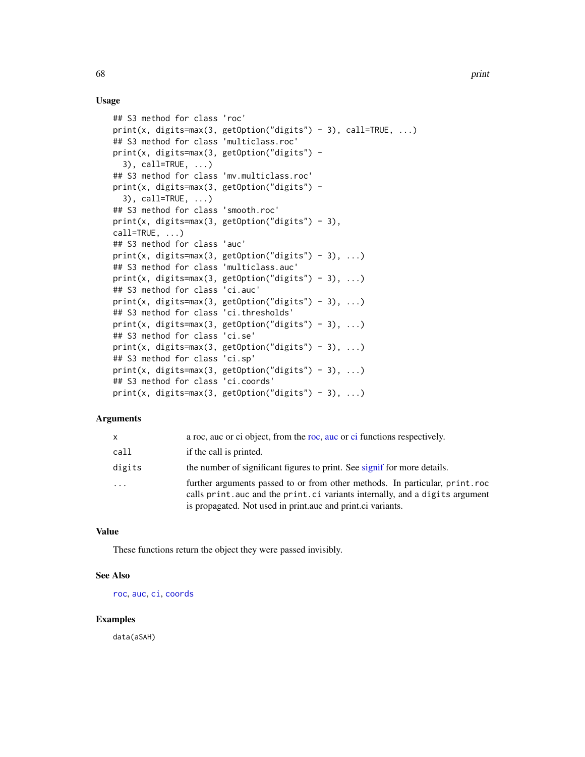### Usage

```
## S3 method for class 'roc'
print(x, digits=max(3, getOption("digits") - 3), call=TRUE, ...)
## S3 method for class 'multiclass.roc'
print(x, digits=max(3, getOption("digits") -
  3), call=TRUE, ...)
## S3 method for class 'mv.multiclass.roc'
print(x, digits=max(3, getOption("digits") -
  3), call=TRUE, ...)
## S3 method for class 'smooth.roc'
print(x, digits=max(3, getOption("digits") - 3),
call=TRUE, ...)
## S3 method for class 'auc'
print(x, digits=max(3, getOption("digits") - 3), ...)
## S3 method for class 'multiclass.auc'
print(x, digits=max(3, getOption("digits") - 3), ...)
## S3 method for class 'ci.auc'
print(x, digits=max(3, getOption("digits") - 3), ...)
## S3 method for class 'ci.thresholds'
print(x, digits=max(3, getOption("digits") - 3), ...)
## S3 method for class 'ci.se'
print(x, digits=max(3, getOption("digits") - 3), ...)
## S3 method for class 'ci.sp'
print(x, digits=max(3, getOption("digits") - 3), ...)
## S3 method for class 'ci.coords'
print(x, digits=max(3, getOption("digits") - 3), ...)
```

### Arguments

| | |
|---|---|
| `x` | a roc, auc or ci object, from the roc, auc or ci functions respectively. |
| `call` | if the call is printed. |
| `digits` | the number of significant figures to print. See signif for more details. |
| `...` | further arguments passed to or from other methods. In particular, `print.roc` calls `print.auc` and the `print.ci` variants internally, and a `digits` argument is propagated. Not used in print.auc and print.ci variants. |

### Value

These functions return the object they were passed invisibly.

### See Also

`roc`, `auc`, `ci`, `coords`

### Examples

```
data(aSAH)
```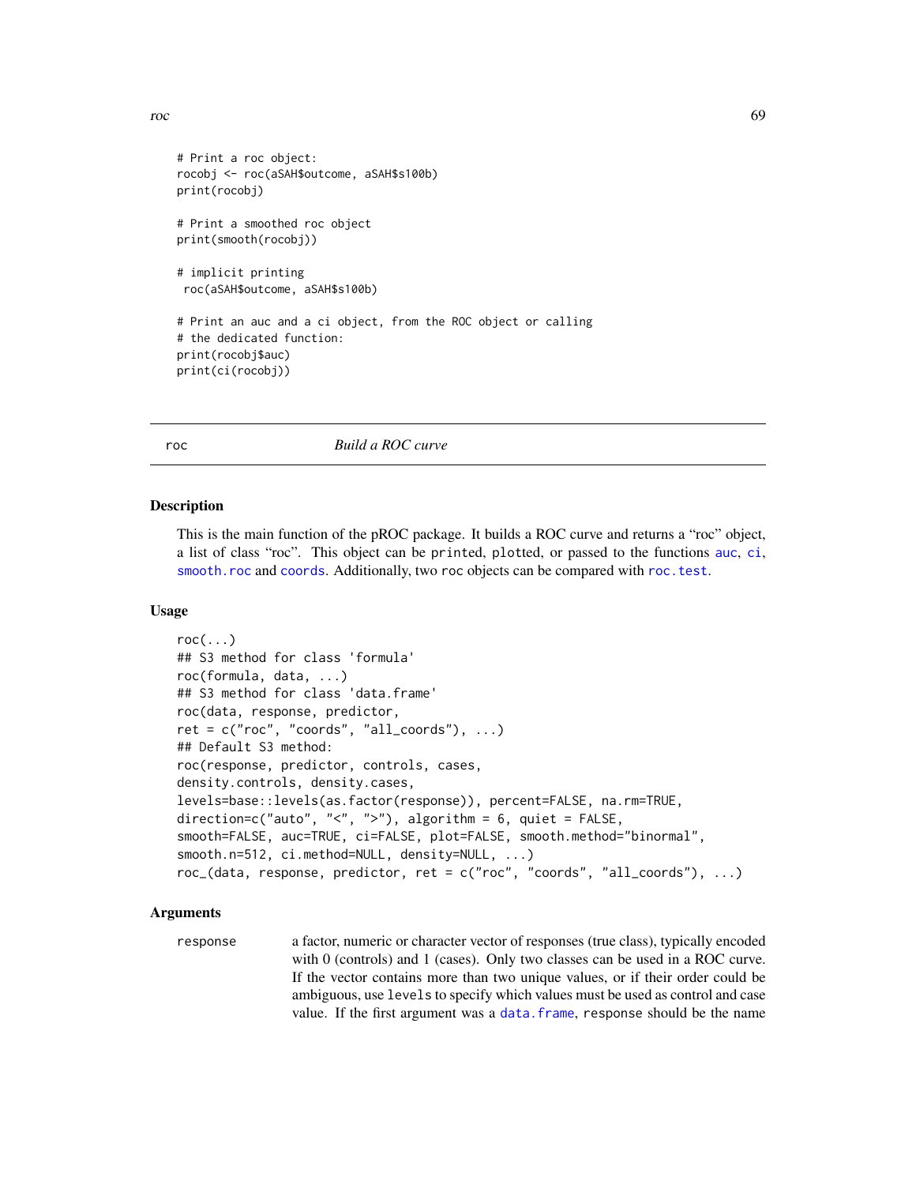```
# Print a roc object:
rocobj <- roc(aSAH$outcome, aSAH$s100b)
print(rocobj)

# Print a smoothed roc object
print(smooth(rocobj))

# implicit printing
 roc(aSAH$outcome, aSAH$s100b)

# Print an auc and a ci object, from the ROC object or calling
# the dedicated function:
print(rocobj$auc)
print(ci(rocobj))
```

---

## roc *Build a ROC curve*

### Description

This is the main function of the pROC package. It builds a ROC curve and returns a "roc" object, a list of class "roc". This object can be printed, plotted, or passed to the functions auc, ci, smooth.roc and coords. Additionally, two roc objects can be compared with roc.test.

### Usage

```
roc(...)
## S3 method for class 'formula'
roc(formula, data, ...)
## S3 method for class 'data.frame'
roc(data, response, predictor,
ret = c("roc", "coords", "all_coords"), ...)
## Default S3 method:
roc(response, predictor, controls, cases,
density.controls, density.cases,
levels=base::levels(as.factor(response)), percent=FALSE, na.rm=TRUE,
direction=c("auto", "<", ">"), algorithm = 6, quiet = FALSE,
smooth=FALSE, auc=TRUE, ci=FALSE, plot=FALSE, smooth.method="binormal",
smooth.n=512, ci.method=NULL, density=NULL, ...)
roc_(data, response, predictor, ret = c("roc", "coords", "all_coords"), ...)
```

### Arguments

`response` a factor, numeric or character vector of responses (true class), typically encoded with 0 (controls) and 1 (cases). Only two classes can be used in a ROC curve. If the vector contains more than two unique values, or if their order could be ambiguous, use `levels` to specify which values must be used as control and case value. If the first argument was a data.frame, `response` should be the name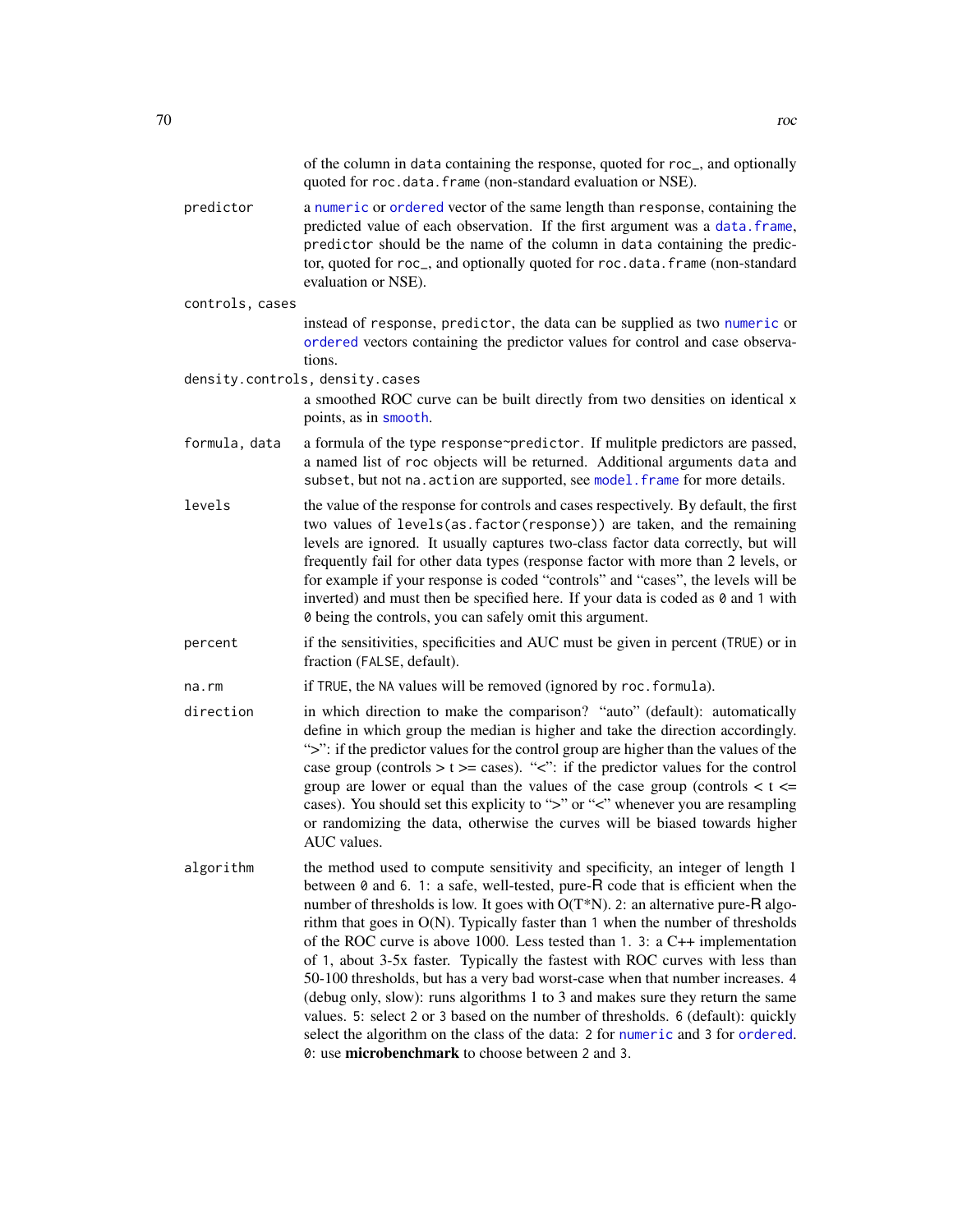of the column in data containing the response, quoted for roc_, and optionally quoted for roc.data.frame (non-standard evaluation or NSE).

**predictor**
: a numeric or ordered vector of the same length than response, containing the predicted value of each observation. If the first argument was a data.frame, predictor should be the name of the column in data containing the predictor, quoted for roc_, and optionally quoted for roc.data.frame (non-standard evaluation or NSE).

**controls, cases**
: instead of response, predictor, the data can be supplied as two numeric or ordered vectors containing the predictor values for control and case observations.

**density.controls, density.cases**
: a smoothed ROC curve can be built directly from two densities on identical x points, as in smooth.

**formula, data**
: a formula of the type response~predictor. If mulitple predictors are passed, a named list of roc objects will be returned. Additional arguments data and subset, but not na.action are supported, see model.frame for more details.

**levels**
: the value of the response for controls and cases respectively. By default, the first two values of levels(as.factor(response)) are taken, and the remaining levels are ignored. It usually captures two-class factor data correctly, but will frequently fail for other data types (response factor with more than 2 levels, or for example if your response is coded "controls" and "cases", the levels will be inverted) and must then be specified here. If your data is coded as 0 and 1 with 0 being the controls, you can safely omit this argument.

**percent**
: if the sensitivities, specificities and AUC must be given in percent (TRUE) or in fraction (FALSE, default).

**na.rm**
: if TRUE, the NA values will be removed (ignored by roc.formula).

**direction**
: in which direction to make the comparison? "auto" (default): automatically define in which group the median is higher and take the direction accordingly. ">": if the predictor values for the control group are higher than the values of the case group (controls > t >= cases). "<": if the predictor values for the control group are lower or equal than the values of the case group (controls < t <= cases). You should set this explicity to ">" or "<" whenever you are resampling or randomizing the data, otherwise the curves will be biased towards higher AUC values.

**algorithm**
: the method used to compute sensitivity and specificity, an integer of length 1 between 0 and 6. 1: a safe, well-tested, pure-R code that is efficient when the number of thresholds is low. It goes with O(T*N). 2: an alternative pure-R algorithm that goes in O(N). Typically faster than 1 when the number of thresholds of the ROC curve is above 1000. Less tested than 1. 3: a C++ implementation of 1, about 3-5x faster. Typically the fastest with ROC curves with less than 50-100 thresholds, but has a very bad worst-case when that number increases. 4 (debug only, slow): runs algorithms 1 to 3 and makes sure they return the same values. 5: select 2 or 3 based on the number of thresholds. 6 (default): quickly select the algorithm on the class of the data: 2 for numeric and 3 for ordered. 0: use **microbenchmark** to choose between 2 and 3.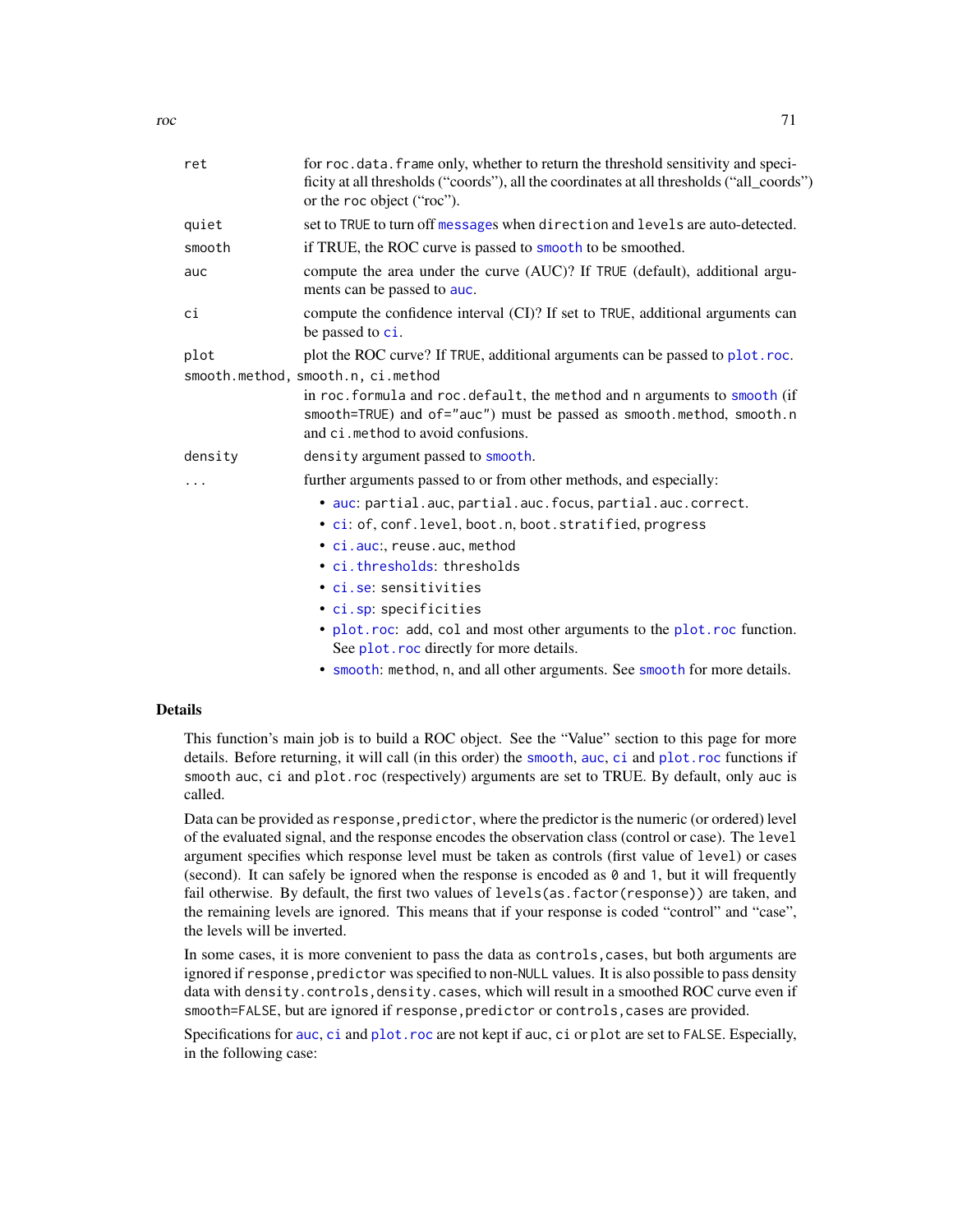| | |
|---|---|
| ret | for roc.data.frame only, whether to return the threshold sensitivity and specificity at all thresholds ("coords"), all the coordinates at all thresholds ("all_coords") or the roc object ("roc"). |
| quiet | set to TRUE to turn off messages when direction and levels are auto-detected. |
| smooth | if TRUE, the ROC curve is passed to smooth to be smoothed. |
| auc | compute the area under the curve (AUC)? If TRUE (default), additional arguments can be passed to auc. |
| ci | compute the confidence interval (CI)? If set to TRUE, additional arguments can be passed to ci. |
| plot | plot the ROC curve? If TRUE, additional arguments can be passed to plot.roc. |
| smooth.method, smooth.n, ci.method | in roc.formula and roc.default, the method and n arguments to smooth (if smooth=TRUE) and of="auc") must be passed as smooth.method, smooth.n and ci.method to avoid confusions. |
| density | density argument passed to smooth. |
| ... | further arguments passed to or from other methods, and especially: |

- auc: partial.auc, partial.auc.focus, partial.auc.correct.
- ci: of, conf.level, boot.n, boot.stratified, progress
- ci.auc:, reuse.auc, method
- ci.thresholds: thresholds
- ci.se: sensitivities
- ci.sp: specificities
- plot.roc: add, col and most other arguments to the plot.roc function. See plot.roc directly for more details.
- smooth: method, n, and all other arguments. See smooth for more details.

## Details

This function's main job is to build a ROC object. See the "Value" section to this page for more details. Before returning, it will call (in this order) the smooth, auc, ci and plot.roc functions if smooth auc, ci and plot.roc (respectively) arguments are set to TRUE. By default, only auc is called.

Data can be provided as response, predictor, where the predictor is the numeric (or ordered) level of the evaluated signal, and the response encodes the observation class (control or case). The level argument specifies which response level must be taken as controls (first value of level) or cases (second). It can safely be ignored when the response is encoded as 0 and 1, but it will frequently fail otherwise. By default, the first two values of levels(as.factor(response)) are taken, and the remaining levels are ignored. This means that if your response is coded "control" and "case", the levels will be inverted.

In some cases, it is more convenient to pass the data as controls, cases, but both arguments are ignored if response, predictor was specified to non-NULL values. It is also possible to pass density data with density.controls, density.cases, which will result in a smoothed ROC curve even if smooth=FALSE, but are ignored if response, predictor or controls, cases are provided.

Specifications for auc, ci and plot.roc are not kept if auc, ci or plot are set to FALSE. Especially, in the following case: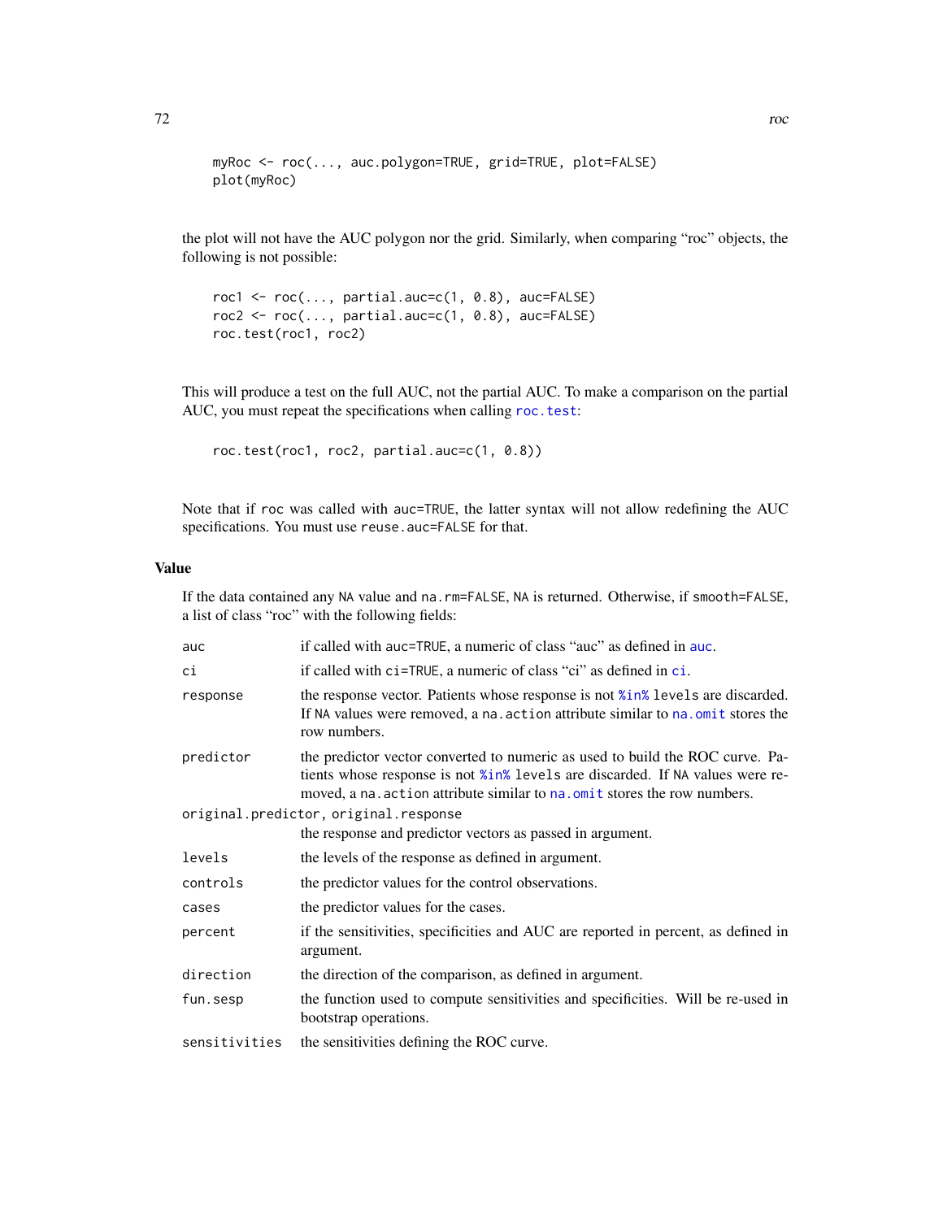```
myRoc <- roc(..., auc.polygon=TRUE, grid=TRUE, plot=FALSE)
plot(myRoc)
```

the plot will not have the AUC polygon nor the grid. Similarly, when comparing "roc" objects, the following is not possible:

```
roc1 <- roc(..., partial.auc=c(1, 0.8), auc=FALSE)
roc2 <- roc(..., partial.auc=c(1, 0.8), auc=FALSE)
roc.test(roc1, roc2)
```

This will produce a test on the full AUC, not the partial AUC. To make a comparison on the partial AUC, you must repeat the specifications when calling `roc.test`:

```
roc.test(roc1, roc2, partial.auc=c(1, 0.8))
```

Note that if `roc` was called with `auc=TRUE`, the latter syntax will not allow redefining the AUC specifications. You must use `reuse.auc=FALSE` for that.

## Value

If the data contained any `NA` value and `na.rm=FALSE`, `NA` is returned. Otherwise, if `smooth=FALSE`, a list of class "roc" with the following fields:

| | |
|---|---|
| `auc` | if called with `auc=TRUE`, a numeric of class "auc" as defined in `auc`. |
| `ci` | if called with `ci=TRUE`, a numeric of class "ci" as defined in `ci`. |
| `response` | the response vector. Patients whose response is not `%in%` `levels` are discarded. If `NA` values were removed, a `na.action` attribute similar to `na.omit` stores the row numbers. |
| `predictor` | the predictor vector converted to numeric as used to build the ROC curve. Patients whose response is not `%in%` `levels` are discarded. If `NA` values were removed, a `na.action` attribute similar to `na.omit` stores the row numbers. |
| `original.predictor`, `original.response` | the response and predictor vectors as passed in argument. |
| `levels` | the levels of the response as defined in argument. |
| `controls` | the predictor values for the control observations. |
| `cases` | the predictor values for the cases. |
| `percent` | if the sensitivities, specificities and AUC are reported in percent, as defined in argument. |
| `direction` | the direction of the comparison, as defined in argument. |
| `fun.sesp` | the function used to compute sensitivities and specificities. Will be re-used in bootstrap operations. |
| `sensitivities` | the sensitivities defining the ROC curve. |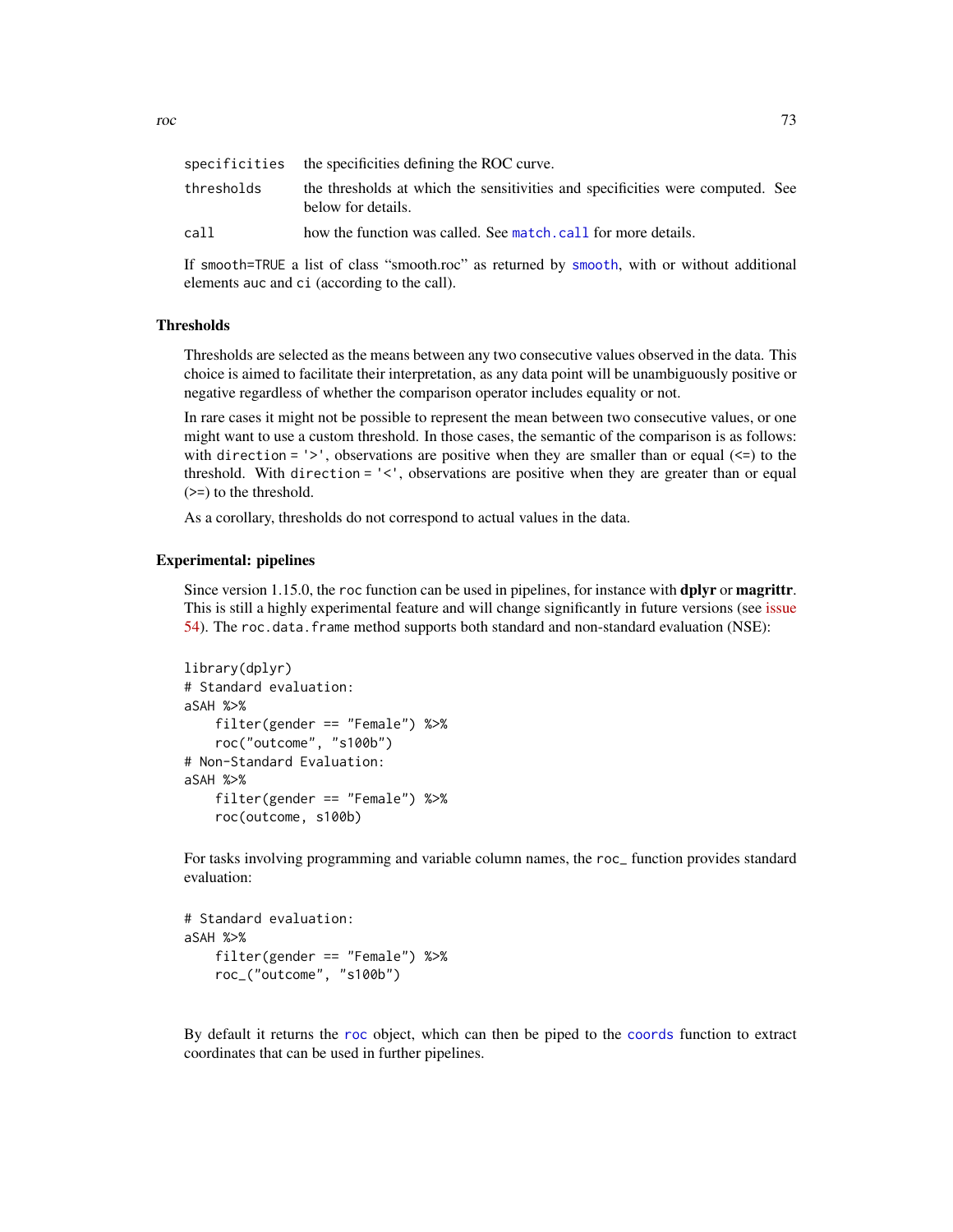| | |
|---|---|
| specificities | the specificities defining the ROC curve. |
| thresholds | the thresholds at which the sensitivities and specificities were computed. See below for details. |
| call | how the function was called. See match.call for more details. |

If smooth=TRUE a list of class "smooth.roc" as returned by smooth, with or without additional elements auc and ci (according to the call).

## Thresholds

Thresholds are selected as the means between any two consecutive values observed in the data. This choice is aimed to facilitate their interpretation, as any data point will be unambiguously positive or negative regardless of whether the comparison operator includes equality or not.

In rare cases it might not be possible to represent the mean between two consecutive values, or one might want to use a custom threshold. In those cases, the semantic of the comparison is as follows: with direction = '>', observations are positive when they are smaller than or equal (<=) to the threshold. With direction = '<', observations are positive when they are greater than or equal (>=) to the threshold.

As a corollary, thresholds do not correspond to actual values in the data.

## Experimental: pipelines

Since version 1.15.0, the roc function can be used in pipelines, for instance with **dplyr** or **magrittr**. This is still a highly experimental feature and will change significantly in future versions (see issue 54). The roc.data.frame method supports both standard and non-standard evaluation (NSE):

```
library(dplyr)
# Standard evaluation:
aSAH %>%
    filter(gender == "Female") %>%
    roc("outcome", "s100b")
# Non-Standard Evaluation:
aSAH %>%
    filter(gender == "Female") %>%
    roc(outcome, s100b)
```

For tasks involving programming and variable column names, the roc_ function provides standard evaluation:

```
# Standard evaluation:
aSAH %>%
    filter(gender == "Female") %>%
    roc_("outcome", "s100b")
```

By default it returns the roc object, which can then be piped to the coords function to extract coordinates that can be used in further pipelines.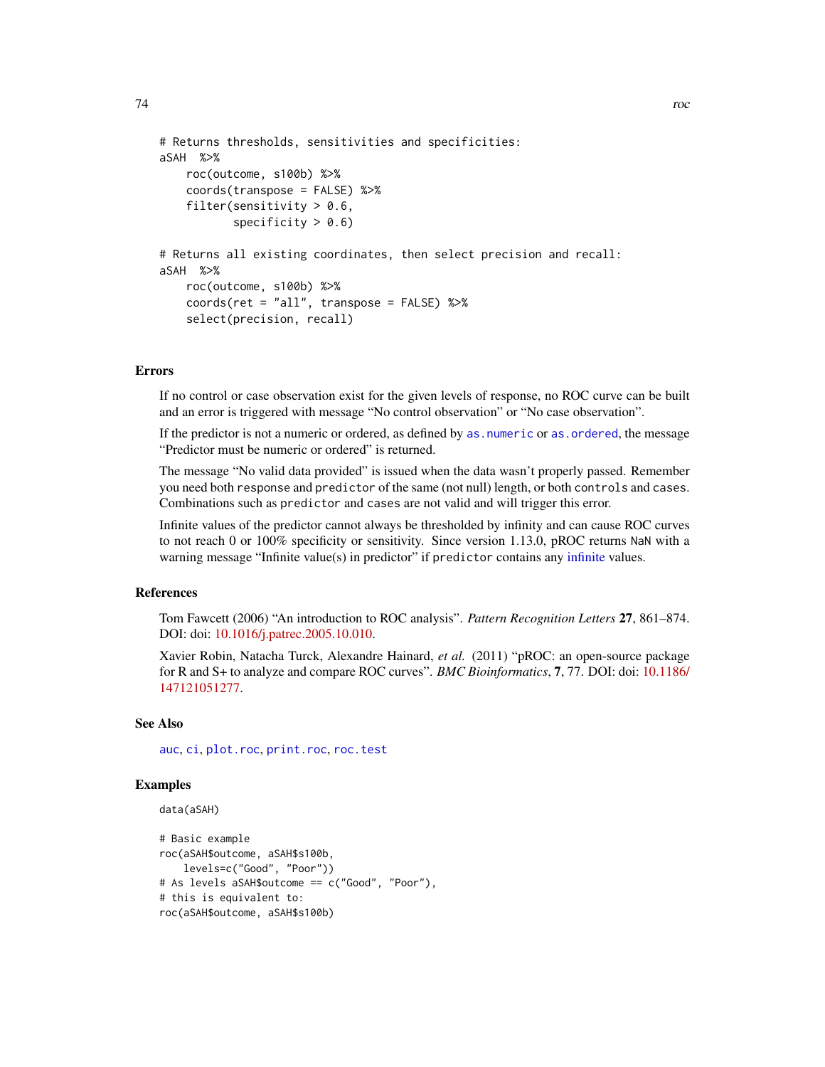```
# Returns thresholds, sensitivities and specificities:
aSAH  %>%
    roc(outcome, s100b) %>%
    coords(transpose = FALSE) %>%
    filter(sensitivity > 0.6,
           specificity > 0.6)

# Returns all existing coordinates, then select precision and recall:
aSAH  %>%
    roc(outcome, s100b) %>%
    coords(ret = "all", transpose = FALSE) %>%
    select(precision, recall)
```

## Errors

If no control or case observation exist for the given levels of response, no ROC curve can be built and an error is triggered with message "No control observation" or "No case observation".

If the predictor is not a numeric or ordered, as defined by `as.numeric` or `as.ordered`, the message "Predictor must be numeric or ordered" is returned.

The message "No valid data provided" is issued when the data wasn't properly passed. Remember you need both `response` and `predictor` of the same (not null) length, or both `controls` and `cases`. Combinations such as `predictor` and `cases` are not valid and will trigger this error.

Infinite values of the predictor cannot always be thresholded by infinity and can cause ROC curves to not reach 0 or 100% specificity or sensitivity. Since version 1.13.0, pROC returns `NaN` with a warning message "Infinite value(s) in predictor" if `predictor` contains any infinite values.

## References

Tom Fawcett (2006) "An introduction to ROC analysis". *Pattern Recognition Letters* **27**, 861–874. DOI: doi: 10.1016/j.patrec.2005.10.010.

Xavier Robin, Natacha Turck, Alexandre Hainard, *et al.* (2011) "pROC: an open-source package for R and S+ to analyze and compare ROC curves". *BMC Bioinformatics*, **7**, 77. DOI: doi: 10.1186/147121051277.

## See Also

`auc`, `ci`, `plot.roc`, `print.roc`, `roc.test`

## Examples

```
data(aSAH)

# Basic example
roc(aSAH$outcome, aSAH$s100b,
    levels=c("Good", "Poor"))
# As levels aSAH$outcome == c("Good", "Poor"),
# this is equivalent to:
roc(aSAH$outcome, aSAH$s100b)
```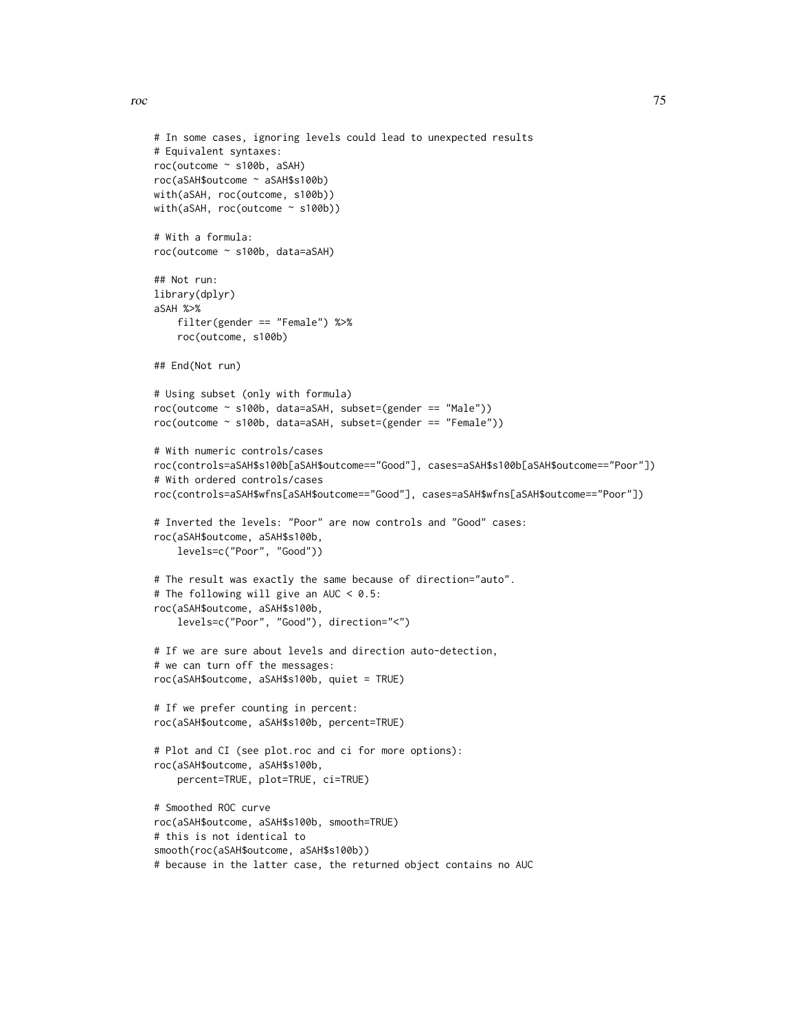```
# In some cases, ignoring levels could lead to unexpected results
# Equivalent syntaxes:
roc(outcome ~ s100b, aSAH)
roc(aSAH$outcome ~ aSAH$s100b)
with(aSAH, roc(outcome, s100b))
with(aSAH, roc(outcome ~ s100b))

# With a formula:
roc(outcome ~ s100b, data=aSAH)

## Not run:
library(dplyr)
aSAH %>%
    filter(gender == "Female") %>%
    roc(outcome, s100b)

## End(Not run)

# Using subset (only with formula)
roc(outcome ~ s100b, data=aSAH, subset=(gender == "Male"))
roc(outcome ~ s100b, data=aSAH, subset=(gender == "Female"))

# With numeric controls/cases
roc(controls=aSAH$s100b[aSAH$outcome=="Good"], cases=aSAH$s100b[aSAH$outcome=="Poor"])
# With ordered controls/cases
roc(controls=aSAH$wfns[aSAH$outcome=="Good"], cases=aSAH$wfns[aSAH$outcome=="Poor"])

# Inverted the levels: "Poor" are now controls and "Good" cases:
roc(aSAH$outcome, aSAH$s100b,
    levels=c("Poor", "Good"))

# The result was exactly the same because of direction="auto".
# The following will give an AUC < 0.5:
roc(aSAH$outcome, aSAH$s100b,
    levels=c("Poor", "Good"), direction="<")

# If we are sure about levels and direction auto-detection,
# we can turn off the messages:
roc(aSAH$outcome, aSAH$s100b, quiet = TRUE)

# If we prefer counting in percent:
roc(aSAH$outcome, aSAH$s100b, percent=TRUE)

# Plot and CI (see plot.roc and ci for more options):
roc(aSAH$outcome, aSAH$s100b,
    percent=TRUE, plot=TRUE, ci=TRUE)

# Smoothed ROC curve
roc(aSAH$outcome, aSAH$s100b, smooth=TRUE)
# this is not identical to
smooth(roc(aSAH$outcome, aSAH$s100b))
# because in the latter case, the returned object contains no AUC
```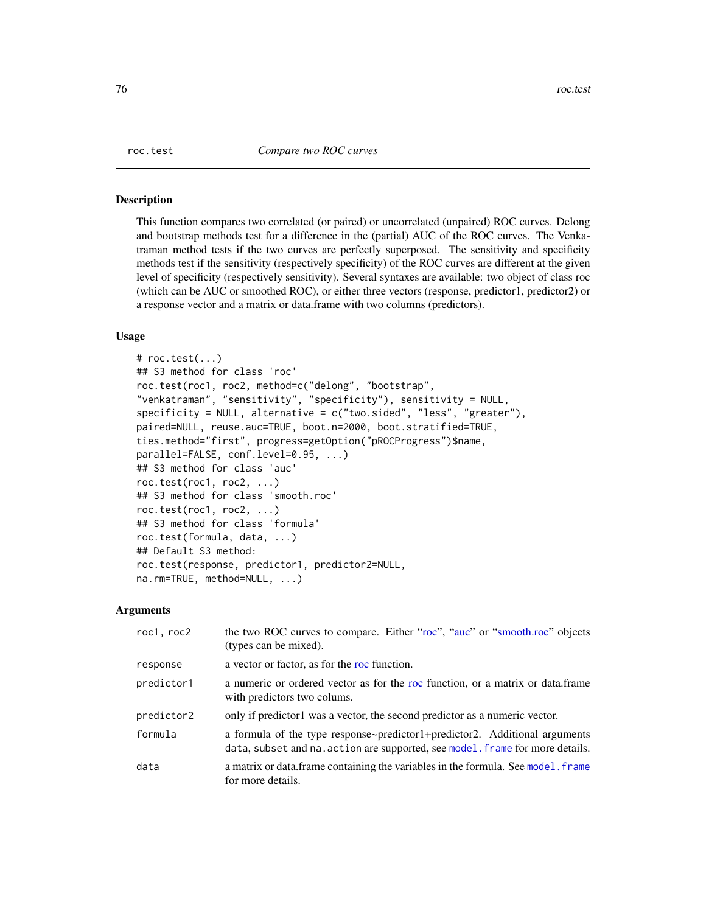## roc.test *Compare two ROC curves*

### Description

This function compares two correlated (or paired) or uncorrelated (unpaired) ROC curves. Delong and bootstrap methods test for a difference in the (partial) AUC of the ROC curves. The Venkatraman method tests if the two curves are perfectly superposed. The sensitivity and specificity methods test if the sensitivity (respectively specificity) of the ROC curves are different at the given level of specificity (respectively sensitivity). Several syntaxes are available: two object of class roc (which can be AUC or smoothed ROC), or either three vectors (response, predictor1, predictor2) or a response vector and a matrix or data.frame with two columns (predictors).

### Usage

```
# roc.test(...)
## S3 method for class 'roc'
roc.test(roc1, roc2, method=c("delong", "bootstrap",
"venkatraman", "sensitivity", "specificity"), sensitivity = NULL,
specificity = NULL, alternative = c("two.sided", "less", "greater"),
paired=NULL, reuse.auc=TRUE, boot.n=2000, boot.stratified=TRUE,
ties.method="first", progress=getOption("pROCProgress")$name,
parallel=FALSE, conf.level=0.95, ...)
## S3 method for class 'auc'
roc.test(roc1, roc2, ...)
## S3 method for class 'smooth.roc'
roc.test(roc1, roc2, ...)
## S3 method for class 'formula'
roc.test(formula, data, ...)
## Default S3 method:
roc.test(response, predictor1, predictor2=NULL,
na.rm=TRUE, method=NULL, ...)
```

### Arguments

| | |
|---|---|
| `roc1, roc2` | the two ROC curves to compare. Either "roc", "auc" or "smooth.roc" objects (types can be mixed). |
| `response` | a vector or factor, as for the roc function. |
| `predictor1` | a numeric or ordered vector as for the roc function, or a matrix or data.frame with predictors two colums. |
| `predictor2` | only if predictor1 was a vector, the second predictor as a numeric vector. |
| `formula` | a formula of the type response~predictor1+predictor2. Additional arguments `data`, `subset` and `na.action` are supported, see `model.frame` for more details. |
| `data` | a matrix or data.frame containing the variables in the formula. See `model.frame` for more details. |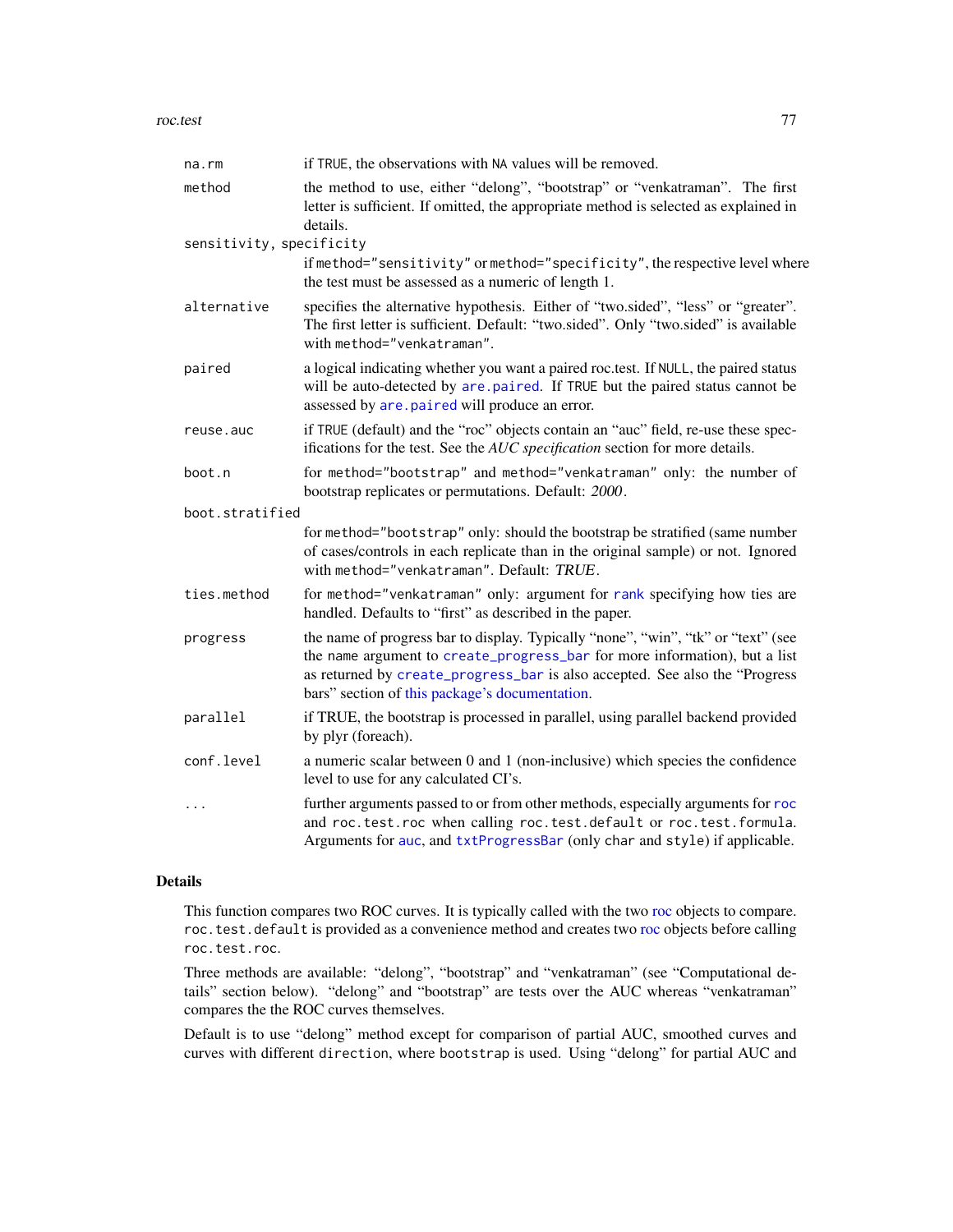| | |
|---|---|
| `na.rm` | if `TRUE`, the observations with `NA` values will be removed. |
| `method` | the method to use, either "delong", "bootstrap" or "venkatraman". The first letter is sufficient. If omitted, the appropriate method is selected as explained in details. |
| `sensitivity, specificity` | if `method="sensitivity"` or `method="specificity"`, the respective level where the test must be assessed as a numeric of length 1. |
| `alternative` | specifies the alternative hypothesis. Either of "two.sided", "less" or "greater". The first letter is sufficient. Default: "two.sided". Only "two.sided" is available with `method="venkatraman"`. |
| `paired` | a logical indicating whether you want a paired roc.test. If `NULL`, the paired status will be auto-detected by `are.paired`. If `TRUE` but the paired status cannot be assessed by `are.paired` will produce an error. |
| `reuse.auc` | if `TRUE` (default) and the "roc" objects contain an "auc" field, re-use these specifications for the test. See the *AUC specification* section for more details. |
| `boot.n` | for `method="bootstrap"` and `method="venkatraman"` only: the number of bootstrap replicates or permutations. Default: *2000*. |
| `boot.stratified` | for `method="bootstrap"` only: should the bootstrap be stratified (same number of cases/controls in each replicate than in the original sample) or not. Ignored with `method="venkatraman"`. Default: *TRUE*. |
| `ties.method` | for `method="venkatraman"` only: argument for `rank` specifying how ties are handled. Defaults to "first" as described in the paper. |
| `progress` | the name of progress bar to display. Typically "none", "win", "tk" or "text" (see the `name` argument to `create_progress_bar` for more information), but a list as returned by `create_progress_bar` is also accepted. See also the "Progress bars" section of this package's documentation. |
| `parallel` | if TRUE, the bootstrap is processed in parallel, using parallel backend provided by plyr (foreach). |
| `conf.level` | a numeric scalar between 0 and 1 (non-inclusive) which species the confidence level to use for any calculated CI's. |
| `...` | further arguments passed to or from other methods, especially arguments for `roc` and `roc.test.roc` when calling `roc.test.default` or `roc.test.formula`. Arguments for `auc`, and `txtProgressBar` (only `char` and `style`) if applicable. |

## Details

This function compares two ROC curves. It is typically called with the two roc objects to compare. `roc.test.default` is provided as a convenience method and creates two roc objects before calling `roc.test.roc`.

Three methods are available: "delong", "bootstrap" and "venkatraman" (see "Computational details" section below). "delong" and "bootstrap" are tests over the AUC whereas "venkatraman" compares the the ROC curves themselves.

Default is to use "delong" method except for comparison of partial AUC, smoothed curves and curves with different `direction`, where `bootstrap` is used. Using "delong" for partial AUC and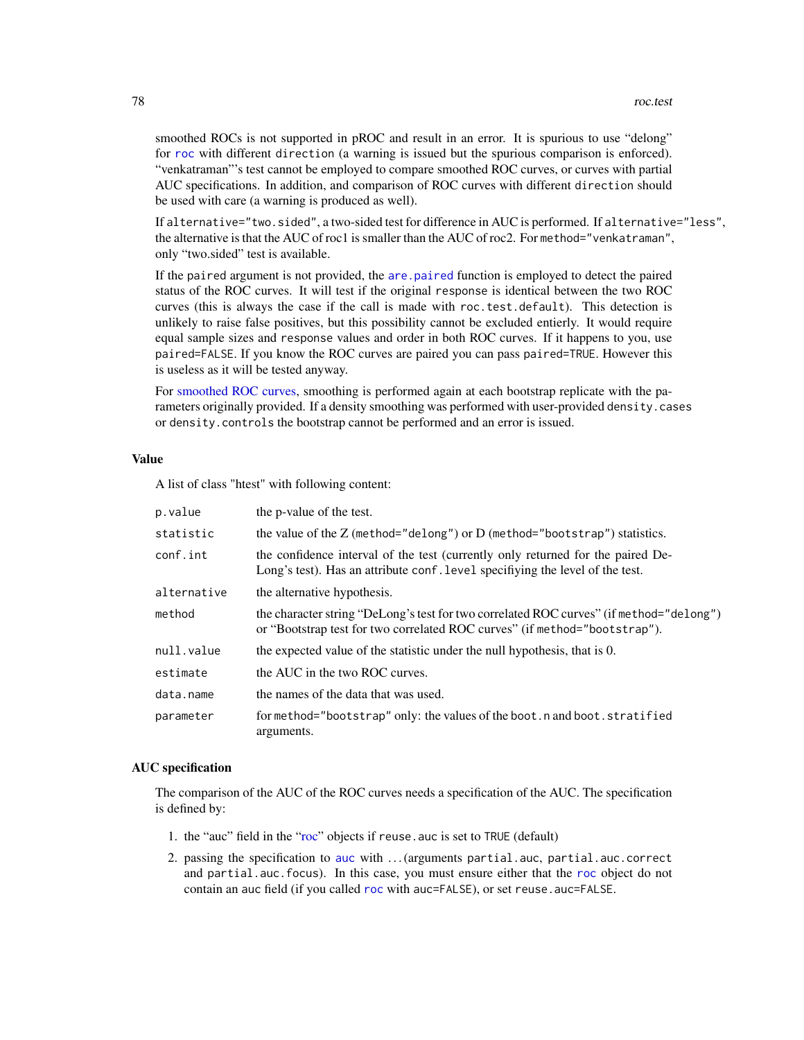smoothed ROCs is not supported in pROC and result in an error. It is spurious to use "delong" for `roc` with different `direction` (a warning is issued but the spurious comparison is enforced). "venkatraman"'s test cannot be employed to compare smoothed ROC curves, or curves with partial AUC specifications. In addition, and comparison of ROC curves with different `direction` should be used with care (a warning is produced as well).

If `alternative="two.sided"`, a two-sided test for difference in AUC is performed. If `alternative="less"`, the alternative is that the AUC of roc1 is smaller than the AUC of roc2. For `method="venkatraman"`, only "two.sided" test is available.

If the `paired` argument is not provided, the `are.paired` function is employed to detect the paired status of the ROC curves. It will test if the original `response` is identical between the two ROC curves (this is always the case if the call is made with `roc.test.default`). This detection is unlikely to raise false positives, but this possibility cannot be excluded entierly. It would require equal sample sizes and `response` values and order in both ROC curves. If it happens to you, use `paired=FALSE`. If you know the ROC curves are paired you can pass `paired=TRUE`. However this is useless as it will be tested anyway.

For smoothed ROC curves, smoothing is performed again at each bootstrap replicate with the parameters originally provided. If a density smoothing was performed with user-provided `density.cases` or `density.controls` the bootstrap cannot be performed and an error is issued.

## Value

A list of class "htest" with following content:

| | |
|---|---|
| `p.value` | the p-value of the test. |
| `statistic` | the value of the Z (`method="delong"`) or D (`method="bootstrap"`) statistics. |
| `conf.int` | the confidence interval of the test (currently only returned for the paired DeLong's test). Has an attribute `conf.level` specifiying the level of the test. |
| `alternative` | the alternative hypothesis. |
| `method` | the character string "DeLong's test for two correlated ROC curves" (if `method="delong"`) or "Bootstrap test for two correlated ROC curves" (if `method="bootstrap"`). |
| `null.value` | the expected value of the statistic under the null hypothesis, that is 0. |
| `estimate` | the AUC in the two ROC curves. |
| `data.name` | the names of the data that was used. |
| `parameter` | for `method="bootstrap"` only: the values of the `boot.n` and `boot.stratified` arguments. |

## AUC specification

The comparison of the AUC of the ROC curves needs a specification of the AUC. The specification is defined by:

1. the "auc" field in the "roc" objects if `reuse.auc` is set to `TRUE` (default)
2. passing the specification to `auc` with ...(arguments `partial.auc`, `partial.auc.correct` and `partial.auc.focus`). In this case, you must ensure either that the `roc` object do not contain an `auc` field (if you called `roc` with `auc=FALSE`), or set `reuse.auc=FALSE`.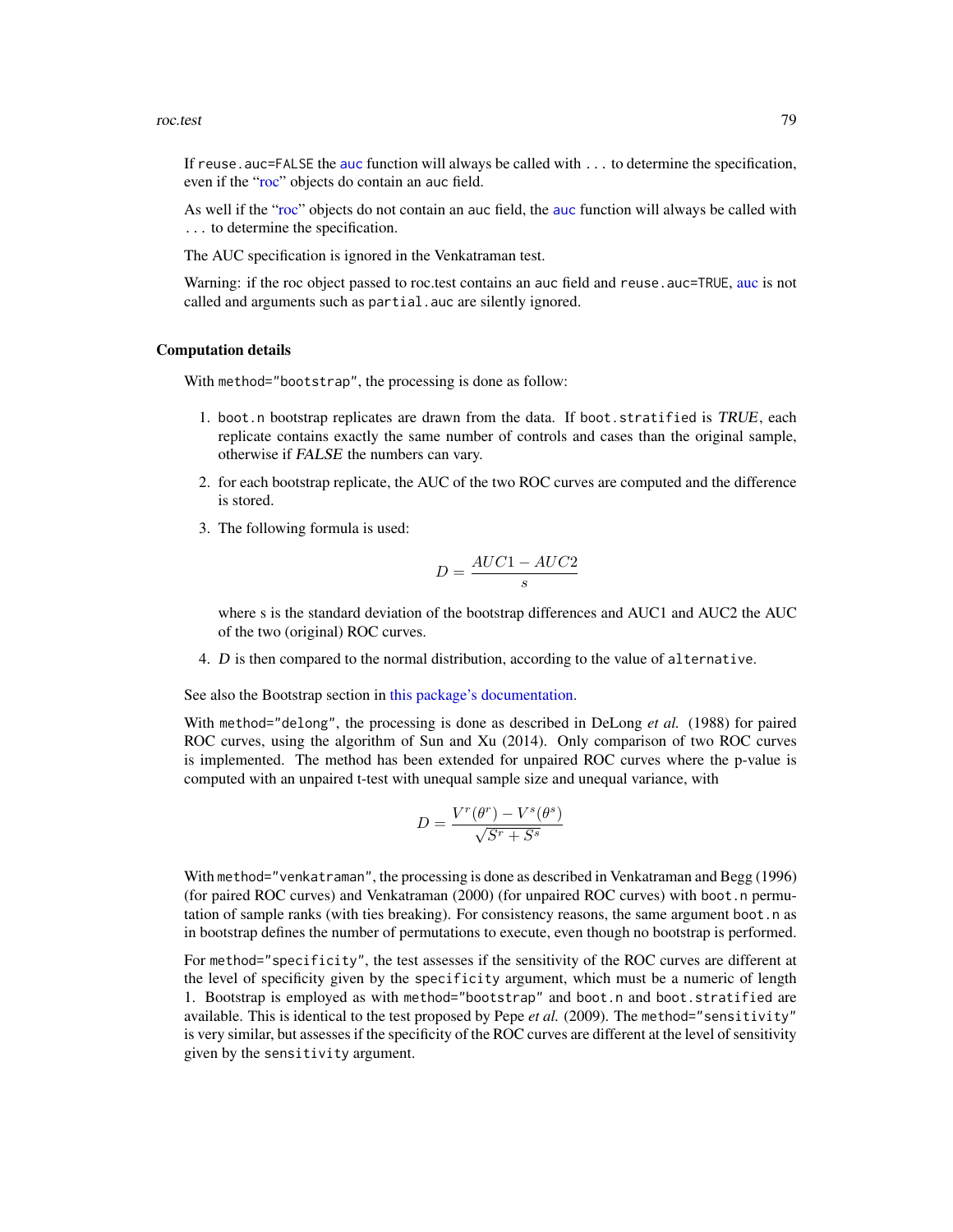If `reuse.auc=FALSE` the auc function will always be called with `...` to determine the specification, even if the "roc" objects do contain an `auc` field.

As well if the "roc" objects do not contain an `auc` field, the auc function will always be called with `...` to determine the specification.

The AUC specification is ignored in the Venkatraman test.

Warning: if the roc object passed to roc.test contains an `auc` field and `reuse.auc=TRUE`, auc is not called and arguments such as `partial.auc` are silently ignored.

### Computation details

With `method="bootstrap"`, the processing is done as follow:

1. `boot.n` bootstrap replicates are drawn from the data. If `boot.stratified` is *TRUE*, each replicate contains exactly the same number of controls and cases than the original sample, otherwise if *FALSE* the numbers can vary.
2. for each bootstrap replicate, the AUC of the two ROC curves are computed and the difference is stored.
3. The following formula is used:

   $$D = \frac{AUC1 - AUC2}{s}$$

   where s is the standard deviation of the bootstrap differences and AUC1 and AUC2 the AUC of the two (original) ROC curves.
4. *D* is then compared to the normal distribution, according to the value of `alternative`.

See also the Bootstrap section in this package's documentation.

With `method="delong"`, the processing is done as described in DeLong *et al.* (1988) for paired ROC curves, using the algorithm of Sun and Xu (2014). Only comparison of two ROC curves is implemented. The method has been extended for unpaired ROC curves where the p-value is computed with an unpaired t-test with unequal sample size and unequal variance, with

$$D = \frac{V^r(\theta^r) - V^s(\theta^s)}{\sqrt{S^r + S^s}}$$

With `method="venkatraman"`, the processing is done as described in Venkatraman and Begg (1996) (for paired ROC curves) and Venkatraman (2000) (for unpaired ROC curves) with `boot.n` permutation of sample ranks (with ties breaking). For consistency reasons, the same argument `boot.n` as in bootstrap defines the number of permutations to execute, even though no bootstrap is performed.

For `method="specificity"`, the test assesses if the sensitivity of the ROC curves are different at the level of specificity given by the `specificity` argument, which must be a numeric of length 1. Bootstrap is employed as with `method="bootstrap"` and `boot.n` and `boot.stratified` are available. This is identical to the test proposed by Pepe *et al.* (2009). The `method="sensitivity"` is very similar, but assesses if the specificity of the ROC curves are different at the level of sensitivity given by the `sensitivity` argument.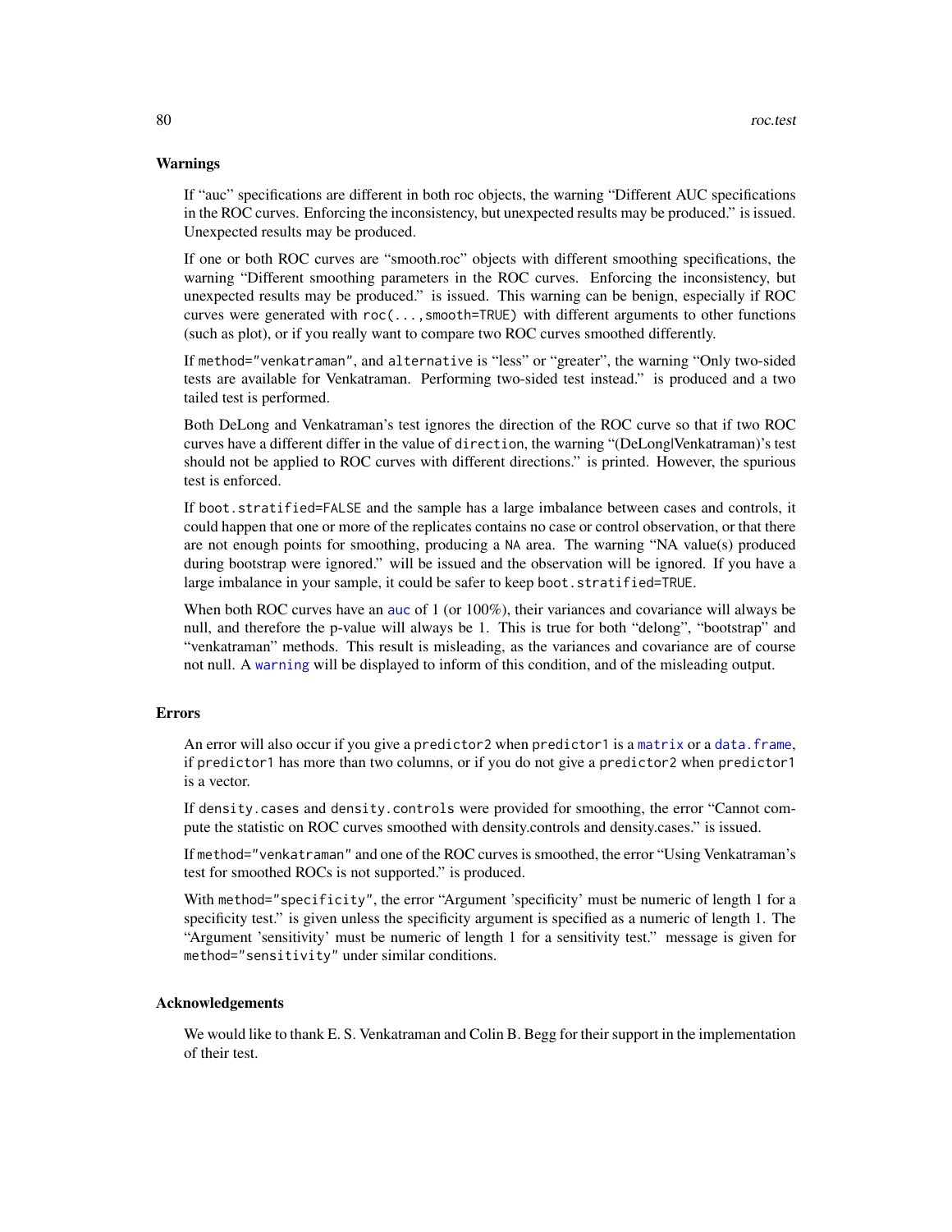### Warnings

If “auc” specifications are different in both roc objects, the warning “Different AUC specifications in the ROC curves. Enforcing the inconsistency, but unexpected results may be produced.” is issued. Unexpected results may be produced.

If one or both ROC curves are “smooth.roc” objects with different smoothing specifications, the warning “Different smoothing parameters in the ROC curves. Enforcing the inconsistency, but unexpected results may be produced.” is issued. This warning can be benign, especially if ROC curves were generated with `roc(...,smooth=TRUE)` with different arguments to other functions (such as plot), or if you really want to compare two ROC curves smoothed differently.

If `method="venkatraman"`, and `alternative` is “less” or “greater”, the warning “Only two-sided tests are available for Venkatraman. Performing two-sided test instead.” is produced and a two tailed test is performed.

Both DeLong and Venkatraman's test ignores the direction of the ROC curve so that if two ROC curves have a different differ in the value of `direction`, the warning “(DeLong|Venkatraman)'s test should not be applied to ROC curves with different directions.” is printed. However, the spurious test is enforced.

If `boot.stratified=FALSE` and the sample has a large imbalance between cases and controls, it could happen that one or more of the replicates contains no case or control observation, or that there are not enough points for smoothing, producing a `NA` area. The warning “NA value(s) produced during bootstrap were ignored.” will be issued and the observation will be ignored. If you have a large imbalance in your sample, it could be safer to keep `boot.stratified=TRUE`.

When both ROC curves have an `auc` of 1 (or 100%), their variances and covariance will always be null, and therefore the p-value will always be 1. This is true for both “delong”, “bootstrap” and “venkatraman” methods. This result is misleading, as the variances and covariance are of course not null. A `warning` will be displayed to inform of this condition, and of the misleading output.

### Errors

An error will also occur if you give a `predictor2` when `predictor1` is a `matrix` or a `data.frame`, if `predictor1` has more than two columns, or if you do not give a `predictor2` when `predictor1` is a vector.

If `density.cases` and `density.controls` were provided for smoothing, the error “Cannot compute the statistic on ROC curves smoothed with density.controls and density.cases.” is issued.

If `method="venkatraman"` and one of the ROC curves is smoothed, the error “Using Venkatraman's test for smoothed ROCs is not supported.” is produced.

With `method="specificity"`, the error “Argument 'specificity' must be numeric of length 1 for a specificity test.” is given unless the specificity argument is specified as a numeric of length 1. The “Argument 'sensitivity' must be numeric of length 1 for a sensitivity test.” message is given for `method="sensitivity"` under similar conditions.

### Acknowledgements

We would like to thank E. S. Venkatraman and Colin B. Begg for their support in the implementation of their test.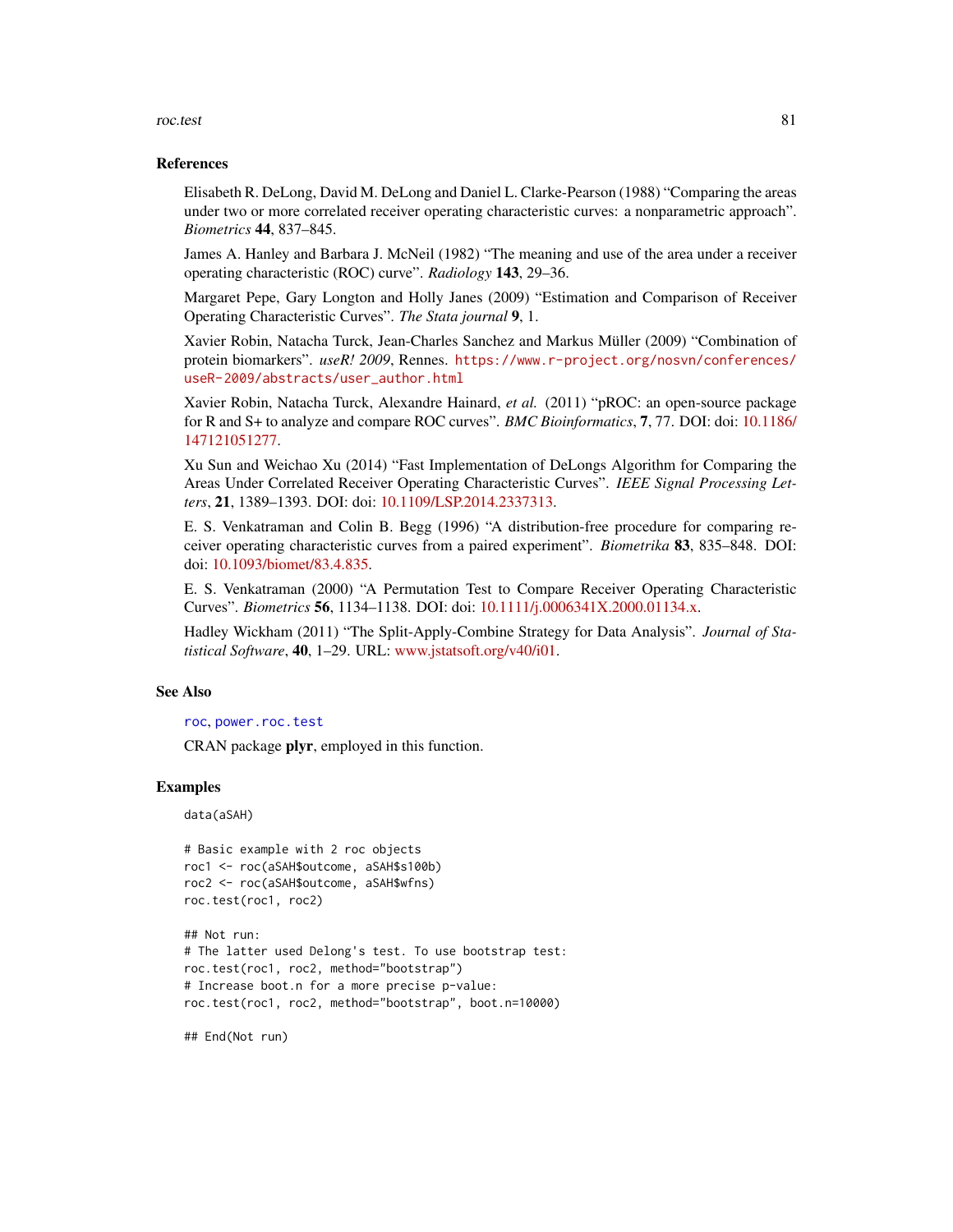## References

Elisabeth R. DeLong, David M. DeLong and Daniel L. Clarke-Pearson (1988) "Comparing the areas under two or more correlated receiver operating characteristic curves: a nonparametric approach". *Biometrics* **44**, 837–845.

James A. Hanley and Barbara J. McNeil (1982) "The meaning and use of the area under a receiver operating characteristic (ROC) curve". *Radiology* **143**, 29–36.

Margaret Pepe, Gary Longton and Holly Janes (2009) "Estimation and Comparison of Receiver Operating Characteristic Curves". *The Stata journal* **9**, 1.

Xavier Robin, Natacha Turck, Jean-Charles Sanchez and Markus Müller (2009) "Combination of protein biomarkers". *useR! 2009*, Rennes. https://www.r-project.org/nosvn/conferences/useR-2009/abstracts/user_author.html

Xavier Robin, Natacha Turck, Alexandre Hainard, *et al.* (2011) "pROC: an open-source package for R and S+ to analyze and compare ROC curves". *BMC Bioinformatics*, **7**, 77. DOI: doi: 10.1186/147121051277.

Xu Sun and Weichao Xu (2014) "Fast Implementation of DeLongs Algorithm for Comparing the Areas Under Correlated Receiver Operating Characteristic Curves". *IEEE Signal Processing Letters*, **21**, 1389–1393. DOI: doi: 10.1109/LSP.2014.2337313.

E. S. Venkatraman and Colin B. Begg (1996) "A distribution-free procedure for comparing receiver operating characteristic curves from a paired experiment". *Biometrika* **83**, 835–848. DOI: doi: 10.1093/biomet/83.4.835.

E. S. Venkatraman (2000) "A Permutation Test to Compare Receiver Operating Characteristic Curves". *Biometrics* **56**, 1134–1138. DOI: doi: 10.1111/j.0006341X.2000.01134.x.

Hadley Wickham (2011) "The Split-Apply-Combine Strategy for Data Analysis". *Journal of Statistical Software*, **40**, 1–29. URL: www.jstatsoft.org/v40/i01.

## See Also

roc, power.roc.test

CRAN package **plyr**, employed in this function.

## Examples

```
data(aSAH)

# Basic example with 2 roc objects
roc1 <- roc(aSAH$outcome, aSAH$s100b)
roc2 <- roc(aSAH$outcome, aSAH$wfns)
roc.test(roc1, roc2)

## Not run:
# The latter used Delong's test. To use bootstrap test:
roc.test(roc1, roc2, method="bootstrap")
# Increase boot.n for a more precise p-value:
roc.test(roc1, roc2, method="bootstrap", boot.n=10000)

## End(Not run)
```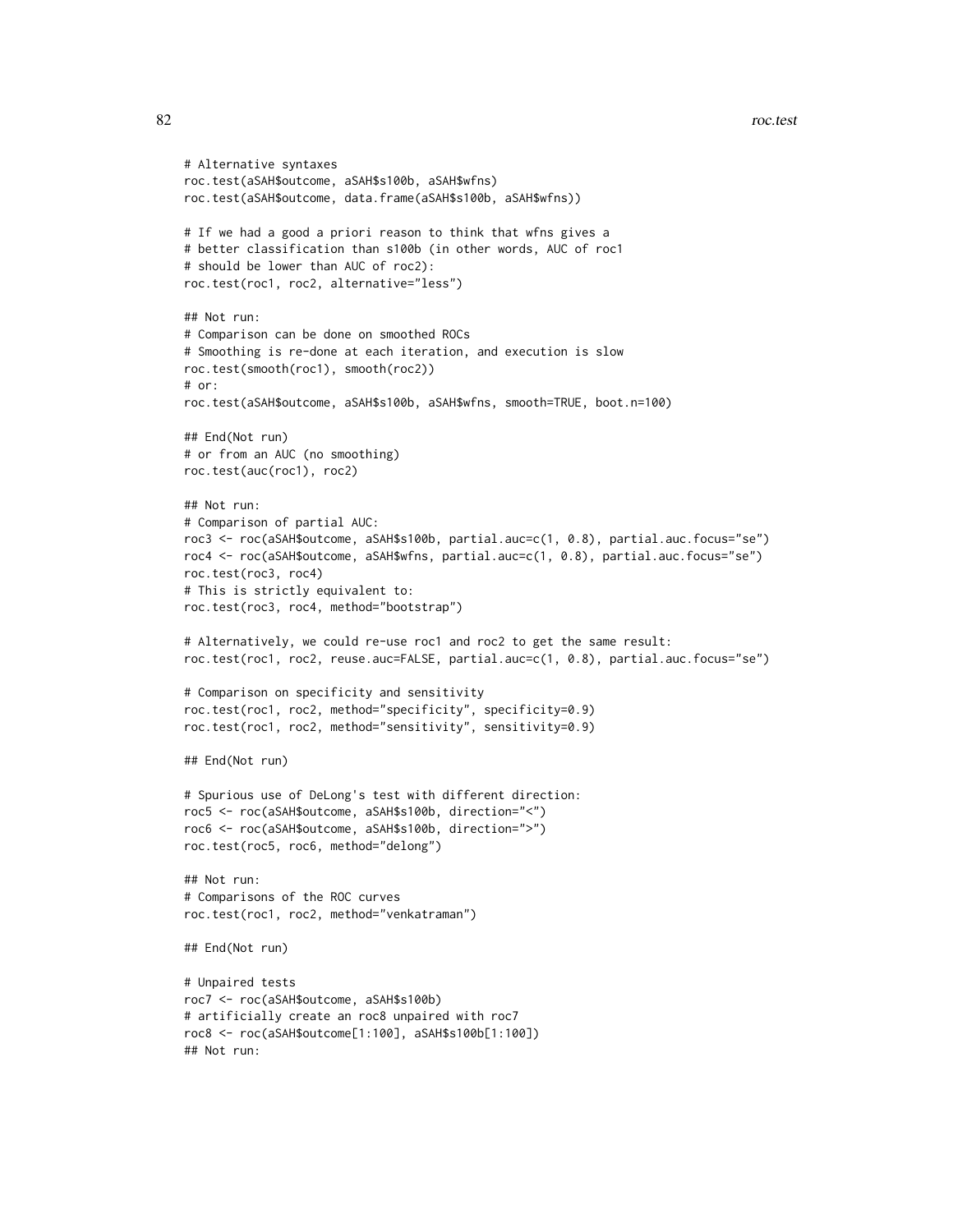```
# Alternative syntaxes
roc.test(aSAH$outcome, aSAH$s100b, aSAH$wfns)
roc.test(aSAH$outcome, data.frame(aSAH$s100b, aSAH$wfns))

# If we had a good a priori reason to think that wfns gives a
# better classification than s100b (in other words, AUC of roc1
# should be lower than AUC of roc2):
roc.test(roc1, roc2, alternative="less")

## Not run:
# Comparison can be done on smoothed ROCs
# Smoothing is re-done at each iteration, and execution is slow
roc.test(smooth(roc1), smooth(roc2))
# or:
roc.test(aSAH$outcome, aSAH$s100b, aSAH$wfns, smooth=TRUE, boot.n=100)

## End(Not run)
# or from an AUC (no smoothing)
roc.test(auc(roc1), roc2)

## Not run:
# Comparison of partial AUC:
roc3 <- roc(aSAH$outcome, aSAH$s100b, partial.auc=c(1, 0.8), partial.auc.focus="se")
roc4 <- roc(aSAH$outcome, aSAH$wfns, partial.auc=c(1, 0.8), partial.auc.focus="se")
roc.test(roc3, roc4)
# This is strictly equivalent to:
roc.test(roc3, roc4, method="bootstrap")

# Alternatively, we could re-use roc1 and roc2 to get the same result:
roc.test(roc1, roc2, reuse.auc=FALSE, partial.auc=c(1, 0.8), partial.auc.focus="se")

# Comparison on specificity and sensitivity
roc.test(roc1, roc2, method="specificity", specificity=0.9)
roc.test(roc1, roc2, method="sensitivity", sensitivity=0.9)

## End(Not run)

# Spurious use of DeLong's test with different direction:
roc5 <- roc(aSAH$outcome, aSAH$s100b, direction="<")
roc6 <- roc(aSAH$outcome, aSAH$s100b, direction=">")
roc.test(roc5, roc6, method="delong")

## Not run:
# Comparisons of the ROC curves
roc.test(roc1, roc2, method="venkatraman")

## End(Not run)

# Unpaired tests
roc7 <- roc(aSAH$outcome, aSAH$s100b)
# artificially create an roc8 unpaired with roc7
roc8 <- roc(aSAH$outcome[1:100], aSAH$s100b[1:100])
## Not run:
```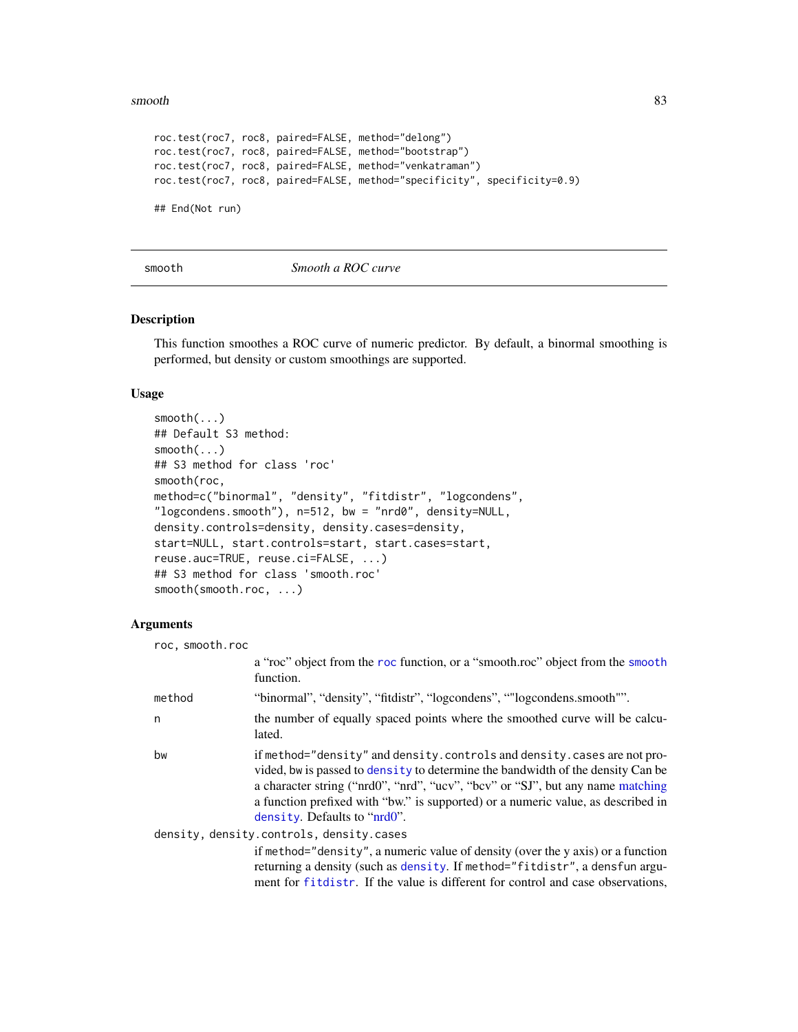```
roc.test(roc7, roc8, paired=FALSE, method="delong")
roc.test(roc7, roc8, paired=FALSE, method="bootstrap")
roc.test(roc7, roc8, paired=FALSE, method="venkatraman")
roc.test(roc7, roc8, paired=FALSE, method="specificity", specificity=0.9)

## End(Not run)
```

---

`smooth` — *Smooth a ROC curve*

---

### Description

This function smoothes a ROC curve of numeric predictor. By default, a binormal smoothing is performed, but density or custom smoothings are supported.

### Usage

```
smooth(...)
## Default S3 method:
smooth(...)
## S3 method for class 'roc'
smooth(roc,
method=c("binormal", "density", "fitdistr", "logcondens",
"logcondens.smooth"), n=512, bw = "nrd0", density=NULL,
density.controls=density, density.cases=density,
start=NULL, start.controls=start, start.cases=start,
reuse.auc=TRUE, reuse.ci=FALSE, ...)
## S3 method for class 'smooth.roc'
smooth(smooth.roc, ...)
```

### Arguments

`roc, smooth.roc`
: a “roc” object from the `roc` function, or a “smooth.roc” object from the `smooth` function.

`method`
: “binormal”, “density”, “fitdistr”, “logcondens”, “"logcondens.smooth"”.

`n`
: the number of equally spaced points where the smoothed curve will be calculated.

`bw`
: if `method="density"` and `density.controls` and `density.cases` are not provided, bw is passed to `density` to determine the bandwidth of the density Can be a character string (“nrd0”, “nrd”, “ucv”, “bcv” or “SJ”, but any name matching a function prefixed with “bw.” is supported) or a numeric value, as described in `density`. Defaults to “nrd0”.

`density, density.controls, density.cases`
: if `method="density"`, a numeric value of density (over the y axis) or a function returning a density (such as `density`. If `method="fitdistr"`, a `densfun` argument for `fitdistr`. If the value is different for control and case observations,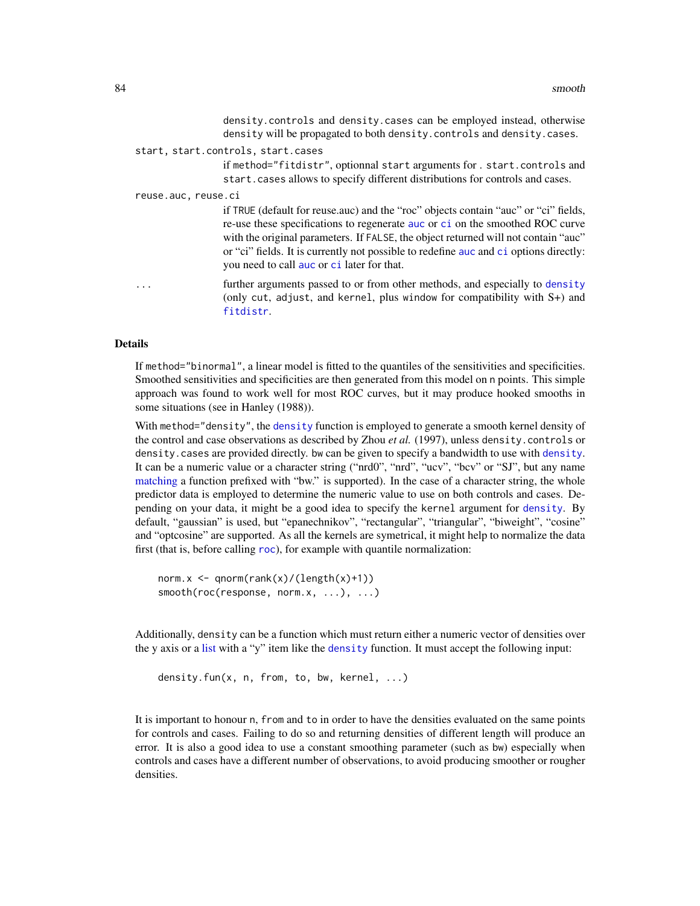density.controls and density.cases can be employed instead, otherwise density will be propagated to both density.controls and density.cases.

start, start.controls, start.cases
: if method="fitdistr", optionnal start arguments for . start.controls and start.cases allows to specify different distributions for controls and cases.

reuse.auc, reuse.ci
: if TRUE (default for reuse.auc) and the "roc" objects contain "auc" or "ci" fields, re-use these specifications to regenerate auc or ci on the smoothed ROC curve with the original parameters. If FALSE, the object returned will not contain "auc" or "ci" fields. It is currently not possible to redefine auc and ci options directly: you need to call auc or ci later for that.

...
: further arguments passed to or from other methods, and especially to density (only cut, adjust, and kernel, plus window for compatibility with S+) and fitdistr.

## Details

If method="binormal", a linear model is fitted to the quantiles of the sensitivities and specificities. Smoothed sensitivities and specificities are then generated from this model on n points. This simple approach was found to work well for most ROC curves, but it may produce hooked smooths in some situations (see in Hanley (1988)).

With method="density", the density function is employed to generate a smooth kernel density of the control and case observations as described by Zhou *et al.* (1997), unless density.controls or density.cases are provided directly. bw can be given to specify a bandwidth to use with density. It can be a numeric value or a character string ("nrd0", "nrd", "ucv", "bcv" or "SJ", but any name matching a function prefixed with "bw." is supported). In the case of a character string, the whole predictor data is employed to determine the numeric value to use on both controls and cases. Depending on your data, it might be a good idea to specify the kernel argument for density. By default, "gaussian" is used, but "epanechnikov", "rectangular", "triangular", "biweight", "cosine" and "optcosine" are supported. As all the kernels are symetrical, it might help to normalize the data first (that is, before calling roc), for example with quantile normalization:

```
norm.x <- qnorm(rank(x)/(length(x)+1))
smooth(roc(response, norm.x, ...), ...)
```

Additionally, density can be a function which must return either a numeric vector of densities over the y axis or a list with a "y" item like the density function. It must accept the following input:

```
density.fun(x, n, from, to, bw, kernel, ...)
```

It is important to honour n, from and to in order to have the densities evaluated on the same points for controls and cases. Failing to do so and returning densities of different length will produce an error. It is also a good idea to use a constant smoothing parameter (such as bw) especially when controls and cases have a different number of observations, to avoid producing smoother or rougher densities.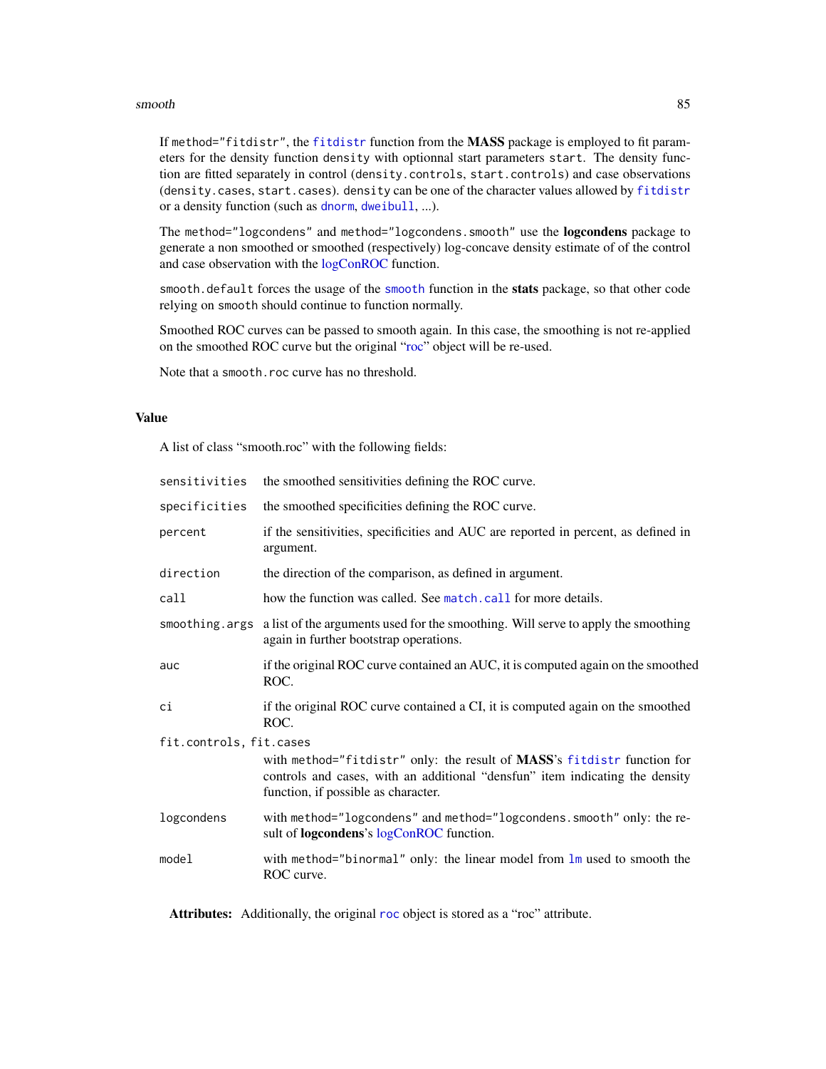If `method="fitdistr"`, the `fitdistr` function from the **MASS** package is employed to fit parameters for the density function `density` with optionnal start parameters `start`. The density function are fitted separately in control (`density.controls`, `start.controls`) and case observations (`density.cases`, `start.cases`). `density` can be one of the character values allowed by `fitdistr` or a density function (such as `dnorm`, `dweibull`, ...).

The `method="logcondens"` and `method="logcondens.smooth"` use the **logcondens** package to generate a non smoothed or smoothed (respectively) log-concave density estimate of of the control and case observation with the logConROC function.

`smooth.default` forces the usage of the `smooth` function in the **stats** package, so that other code relying on `smooth` should continue to function normally.

Smoothed ROC curves can be passed to smooth again. In this case, the smoothing is not re-applied on the smoothed ROC curve but the original "roc" object will be re-used.

Note that a `smooth.roc` curve has no threshold.

## Value

A list of class "smooth.roc" with the following fields:

| | |
|---|---|
| `sensitivities` | the smoothed sensitivities defining the ROC curve. |
| `specificities` | the smoothed specificities defining the ROC curve. |
| `percent` | if the sensitivities, specificities and AUC are reported in percent, as defined in argument. |
| `direction` | the direction of the comparison, as defined in argument. |
| `call` | how the function was called. See `match.call` for more details. |
| `smoothing.args` | a list of the arguments used for the smoothing. Will serve to apply the smoothing again in further bootstrap operations. |
| `auc` | if the original ROC curve contained an AUC, it is computed again on the smoothed ROC. |
| `ci` | if the original ROC curve contained a CI, it is computed again on the smoothed ROC. |
| `fit.controls, fit.cases` | with `method="fitdistr"` only: the result of **MASS**'s `fitdistr` function for controls and cases, with an additional "densfun" item indicating the density function, if possible as character. |
| `logcondens` | with `method="logcondens"` and `method="logcondens.smooth"` only: the result of **logcondens**'s logConROC function. |
| `model` | with `method="binormal"` only: the linear model from `lm` used to smooth the ROC curve. |

**Attributes:** Additionally, the original `roc` object is stored as a "roc" attribute.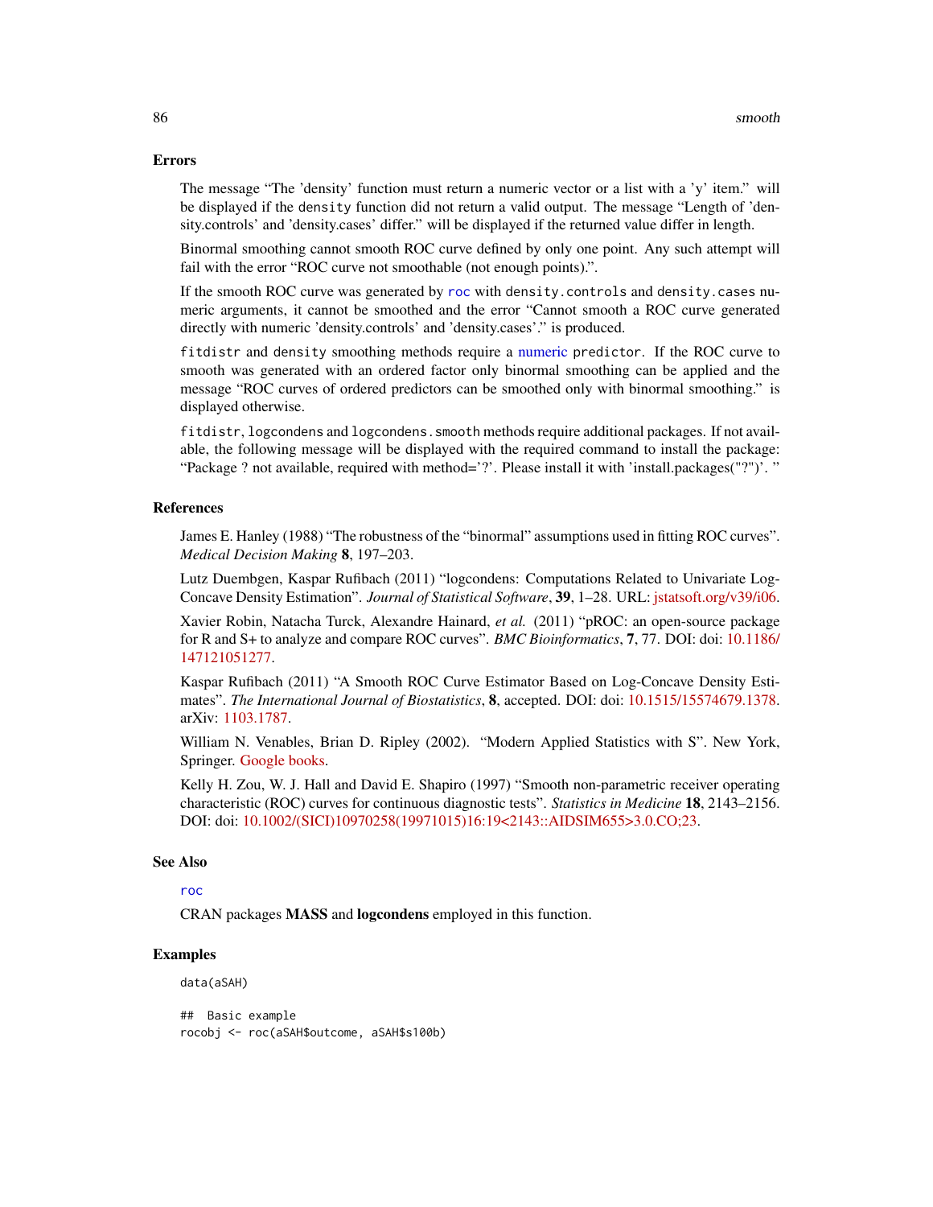## Errors

The message "The 'density' function must return a numeric vector or a list with a 'y' item." will be displayed if the `density` function did not return a valid output. The message "Length of 'density.controls' and 'density.cases' differ." will be displayed if the returned value differ in length.

Binormal smoothing cannot smooth ROC curve defined by only one point. Any such attempt will fail with the error "ROC curve not smoothable (not enough points).".

If the smooth ROC curve was generated by `roc` with `density.controls` and `density.cases` numeric arguments, it cannot be smoothed and the error "Cannot smooth a ROC curve generated directly with numeric 'density.controls' and 'density.cases'." is produced.

`fitdistr` and `density` smoothing methods require a numeric `predictor`. If the ROC curve to smooth was generated with an ordered factor only binormal smoothing can be applied and the message "ROC curves of ordered predictors can be smoothed only with binormal smoothing." is displayed otherwise.

`fitdistr`, `logcondens` and `logcondens.smooth` methods require additional packages. If not available, the following message will be displayed with the required command to install the package: "Package ? not available, required with method='?'. Please install it with 'install.packages("?")'. "

## References

James E. Hanley (1988) "The robustness of the "binormal" assumptions used in fitting ROC curves". *Medical Decision Making* **8**, 197–203.

Lutz Duembgen, Kaspar Rufibach (2011) "logcondens: Computations Related to Univariate Log-Concave Density Estimation". *Journal of Statistical Software*, **39**, 1–28. URL: jstatsoft.org/v39/i06.

Xavier Robin, Natacha Turck, Alexandre Hainard, *et al.* (2011) "pROC: an open-source package for R and S+ to analyze and compare ROC curves". *BMC Bioinformatics*, **7**, 77. DOI: doi: 10.1186/147121051277.

Kaspar Rufibach (2011) "A Smooth ROC Curve Estimator Based on Log-Concave Density Estimates". *The International Journal of Biostatistics*, **8**, accepted. DOI: doi: 10.1515/15574679.1378. arXiv: 1103.1787.

William N. Venables, Brian D. Ripley (2002). "Modern Applied Statistics with S". New York, Springer. Google books.

Kelly H. Zou, W. J. Hall and David E. Shapiro (1997) "Smooth non-parametric receiver operating characteristic (ROC) curves for continuous diagnostic tests". *Statistics in Medicine* **18**, 2143–2156. DOI: doi: 10.1002/(SICI)10970258(19971015)16:19<2143::AIDSIM655>3.0.CO;23.

## See Also

`roc`

CRAN packages **MASS** and **logcondens** employed in this function.

## Examples

```
data(aSAH)

##  Basic example
rocobj <- roc(aSAH$outcome, aSAH$s100b)
```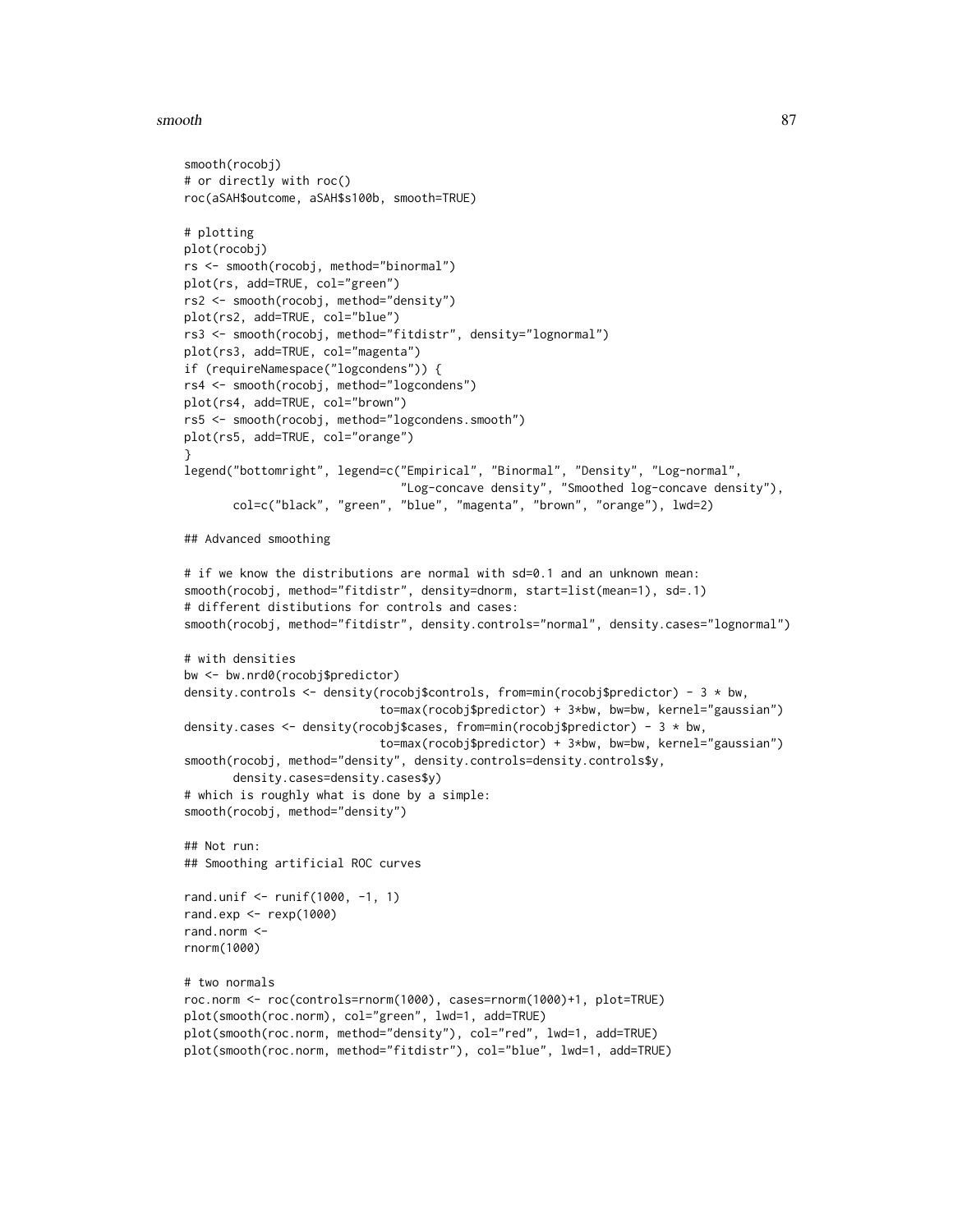```
smooth(rocobj)
# or directly with roc()
roc(aSAH$outcome, aSAH$s100b, smooth=TRUE)

# plotting
plot(rocobj)
rs <- smooth(rocobj, method="binormal")
plot(rs, add=TRUE, col="green")
rs2 <- smooth(rocobj, method="density")
plot(rs2, add=TRUE, col="blue")
rs3 <- smooth(rocobj, method="fitdistr", density="lognormal")
plot(rs3, add=TRUE, col="magenta")
if (requireNamespace("logcondens")) {
rs4 <- smooth(rocobj, method="logcondens")
plot(rs4, add=TRUE, col="brown")
rs5 <- smooth(rocobj, method="logcondens.smooth")
plot(rs5, add=TRUE, col="orange")
}
legend("bottomright", legend=c("Empirical", "Binormal", "Density", "Log-normal",
                               "Log-concave density", "Smoothed log-concave density"),
       col=c("black", "green", "blue", "magenta", "brown", "orange"), lwd=2)

## Advanced smoothing

# if we know the distributions are normal with sd=0.1 and an unknown mean:
smooth(rocobj, method="fitdistr", density=dnorm, start=list(mean=1), sd=.1)
# different distibutions for controls and cases:
smooth(rocobj, method="fitdistr", density.controls="normal", density.cases="lognormal")

# with densities
bw <- bw.nrd0(rocobj$predictor)
density.controls <- density(rocobj$controls, from=min(rocobj$predictor) - 3 * bw,
                            to=max(rocobj$predictor) + 3*bw, bw=bw, kernel="gaussian")
density.cases <- density(rocobj$cases, from=min(rocobj$predictor) - 3 * bw,
                            to=max(rocobj$predictor) + 3*bw, bw=bw, kernel="gaussian")
smooth(rocobj, method="density", density.controls=density.controls$y,
       density.cases=density.cases$y)
# which is roughly what is done by a simple:
smooth(rocobj, method="density")

## Not run:
## Smoothing artificial ROC curves

rand.unif <- runif(1000, -1, 1)
rand.exp <- rexp(1000)
rand.norm <-
rnorm(1000)

# two normals
roc.norm <- roc(controls=rnorm(1000), cases=rnorm(1000)+1, plot=TRUE)
plot(smooth(roc.norm), col="green", lwd=1, add=TRUE)
plot(smooth(roc.norm, method="density"), col="red", lwd=1, add=TRUE)
plot(smooth(roc.norm, method="fitdistr"), col="blue", lwd=1, add=TRUE)
```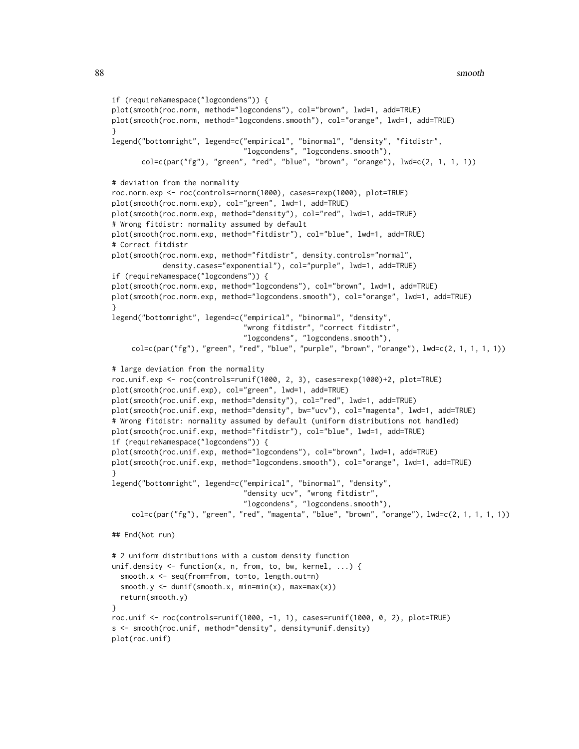```
if (requireNamespace("logcondens")) {
plot(smooth(roc.norm, method="logcondens"), col="brown", lwd=1, add=TRUE)
plot(smooth(roc.norm, method="logcondens.smooth"), col="orange", lwd=1, add=TRUE)
}
legend("bottomright", legend=c("empirical", "binormal", "density", "fitdistr",
                               "logcondens", "logcondens.smooth"),
       col=c(par("fg"), "green", "red", "blue", "brown", "orange"), lwd=c(2, 1, 1, 1))

# deviation from the normality
roc.norm.exp <- roc(controls=rnorm(1000), cases=rexp(1000), plot=TRUE)
plot(smooth(roc.norm.exp), col="green", lwd=1, add=TRUE)
plot(smooth(roc.norm.exp, method="density"), col="red", lwd=1, add=TRUE)
# Wrong fitdistr: normality assumed by default
plot(smooth(roc.norm.exp, method="fitdistr"), col="blue", lwd=1, add=TRUE)
# Correct fitdistr
plot(smooth(roc.norm.exp, method="fitdistr", density.controls="normal",
            density.cases="exponential"), col="purple", lwd=1, add=TRUE)
if (requireNamespace("logcondens")) {
plot(smooth(roc.norm.exp, method="logcondens"), col="brown", lwd=1, add=TRUE)
plot(smooth(roc.norm.exp, method="logcondens.smooth"), col="orange", lwd=1, add=TRUE)
}
legend("bottomright", legend=c("empirical", "binormal", "density",
                               "wrong fitdistr", "correct fitdistr",
                               "logcondens", "logcondens.smooth"),
     col=c(par("fg"), "green", "red", "blue", "purple", "brown", "orange"), lwd=c(2, 1, 1, 1, 1))

# large deviation from the normality
roc.unif.exp <- roc(controls=runif(1000, 2, 3), cases=rexp(1000)+2, plot=TRUE)
plot(smooth(roc.unif.exp), col="green", lwd=1, add=TRUE)
plot(smooth(roc.unif.exp, method="density"), col="red", lwd=1, add=TRUE)
plot(smooth(roc.unif.exp, method="density", bw="ucv"), col="magenta", lwd=1, add=TRUE)
# Wrong fitdistr: normality assumed by default (uniform distributions not handled)
plot(smooth(roc.unif.exp, method="fitdistr"), col="blue", lwd=1, add=TRUE)
if (requireNamespace("logcondens")) {
plot(smooth(roc.unif.exp, method="logcondens"), col="brown", lwd=1, add=TRUE)
plot(smooth(roc.unif.exp, method="logcondens.smooth"), col="orange", lwd=1, add=TRUE)
}
legend("bottomright", legend=c("empirical", "binormal", "density",
                               "density ucv", "wrong fitdistr",
                               "logcondens", "logcondens.smooth"),
     col=c(par("fg"), "green", "red", "magenta", "blue", "brown", "orange"), lwd=c(2, 1, 1, 1, 1))

## End(Not run)

# 2 uniform distributions with a custom density function
unif.density <- function(x, n, from, to, bw, kernel, ...) {
  smooth.x <- seq(from=from, to=to, length.out=n)
  smooth.y <- dunif(smooth.x, min=min(x), max=max(x))
  return(smooth.y)
}
roc.unif <- roc(controls=runif(1000, -1, 1), cases=runif(1000, 0, 2), plot=TRUE)
s <- smooth(roc.unif, method="density", density=unif.density)
plot(roc.unif)
```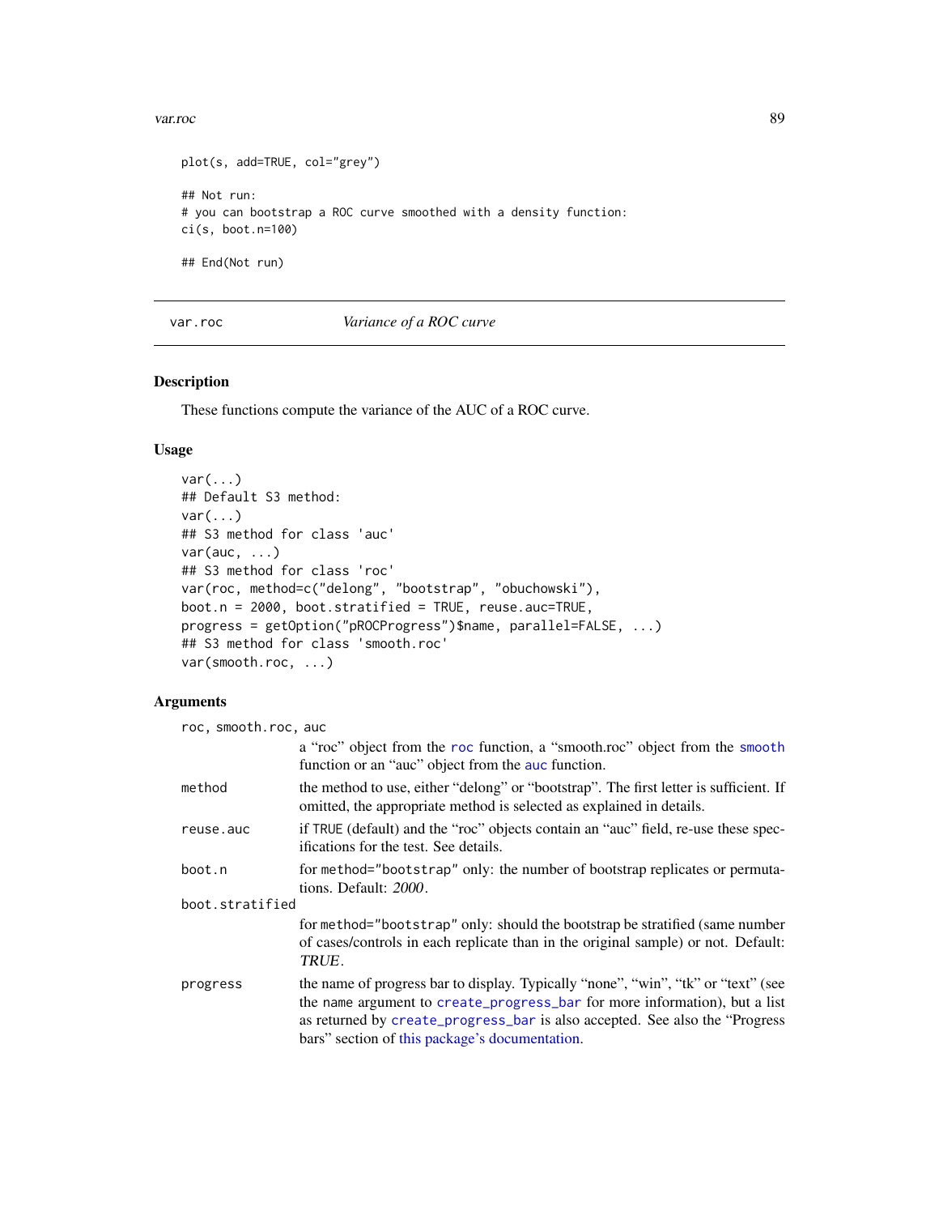```
plot(s, add=TRUE, col="grey")

## Not run:
# you can bootstrap a ROC curve smoothed with a density function:
ci(s, boot.n=100)

## End(Not run)
```

---

var.roc — *Variance of a ROC curve*

---

### Description

These functions compute the variance of the AUC of a ROC curve.

### Usage

```
var(...)
## Default S3 method:
var(...)
## S3 method for class 'auc'
var(auc, ...)
## S3 method for class 'roc'
var(roc, method=c("delong", "bootstrap", "obuchowski"),
boot.n = 2000, boot.stratified = TRUE, reuse.auc=TRUE,
progress = getOption("pROCProgress")$name, parallel=FALSE, ...)
## S3 method for class 'smooth.roc'
var(smooth.roc, ...)
```

### Arguments

`roc, smooth.roc, auc`
: a "roc" object from the roc function, a "smooth.roc" object from the smooth function or an "auc" object from the auc function.

`method`
: the method to use, either "delong" or "bootstrap". The first letter is sufficient. If omitted, the appropriate method is selected as explained in details.

`reuse.auc`
: if TRUE (default) and the "roc" objects contain an "auc" field, re-use these specifications for the test. See details.

`boot.n`
: for `method="bootstrap"` only: the number of bootstrap replicates or permutations. Default: *2000*.

`boot.stratified`
: for `method="bootstrap"` only: should the bootstrap be stratified (same number of cases/controls in each replicate than in the original sample) or not. Default: *TRUE*.

`progress`
: the name of progress bar to display. Typically "none", "win", "tk" or "text" (see the `name` argument to create_progress_bar for more information), but a list as returned by create_progress_bar is also accepted. See also the "Progress bars" section of this package's documentation.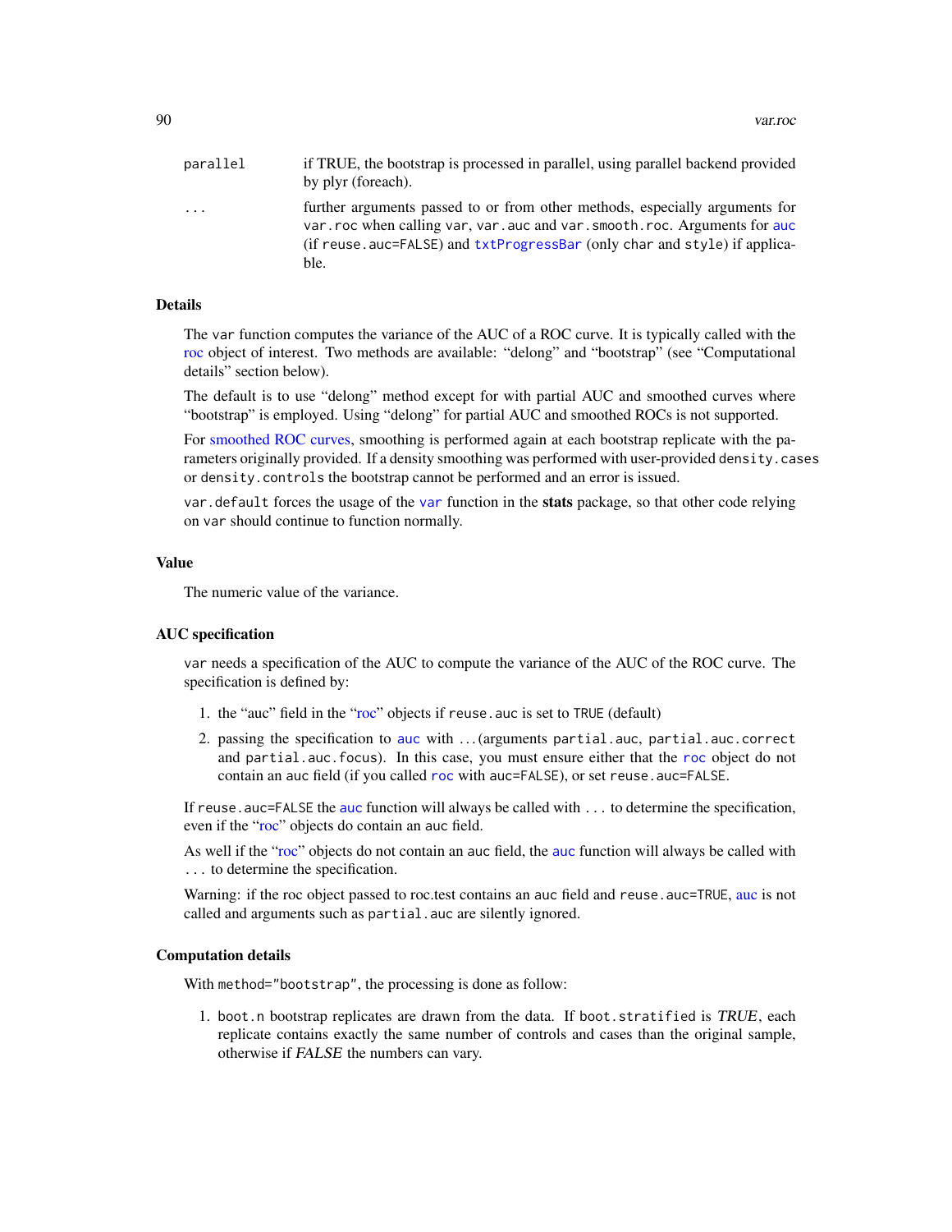| | |
|---|---|
| parallel | if TRUE, the bootstrap is processed in parallel, using parallel backend provided by plyr (foreach). |
| ... | further arguments passed to or from other methods, especially arguments for `var.roc` when calling `var`, `var.auc` and `var.smooth.roc`. Arguments for `auc` (if `reuse.auc=FALSE`) and `txtProgressBar` (only `char` and `style`) if applicable. |

## Details

The `var` function computes the variance of the AUC of a ROC curve. It is typically called with the roc object of interest. Two methods are available: "delong" and "bootstrap" (see "Computational details" section below).

The default is to use "delong" method except for with partial AUC and smoothed curves where "bootstrap" is employed. Using "delong" for partial AUC and smoothed ROCs is not supported.

For smoothed ROC curves, smoothing is performed again at each bootstrap replicate with the parameters originally provided. If a density smoothing was performed with user-provided `density.cases` or `density.controls` the bootstrap cannot be performed and an error is issued.

`var.default` forces the usage of the `var` function in the **stats** package, so that other code relying on `var` should continue to function normally.

## Value

The numeric value of the variance.

## AUC specification

`var` needs a specification of the AUC to compute the variance of the AUC of the ROC curve. The specification is defined by:

1. the "auc" field in the "roc" objects if `reuse.auc` is set to `TRUE` (default)
2. passing the specification to `auc` with ... (arguments `partial.auc`, `partial.auc.correct` and `partial.auc.focus`). In this case, you must ensure either that the `roc` object do not contain an `auc` field (if you called `roc` with `auc=FALSE`), or set `reuse.auc=FALSE`.

If `reuse.auc=FALSE` the `auc` function will always be called with `...` to determine the specification, even if the "roc" objects do contain an `auc` field.

As well if the "roc" objects do not contain an `auc` field, the `auc` function will always be called with `...` to determine the specification.

Warning: if the roc object passed to roc.test contains an `auc` field and `reuse.auc=TRUE`, `auc` is not called and arguments such as `partial.auc` are silently ignored.

## Computation details

With `method="bootstrap"`, the processing is done as follow:

1. `boot.n` bootstrap replicates are drawn from the data. If `boot.stratified` is *TRUE*, each replicate contains exactly the same number of controls and cases than the original sample, otherwise if *FALSE* the numbers can vary.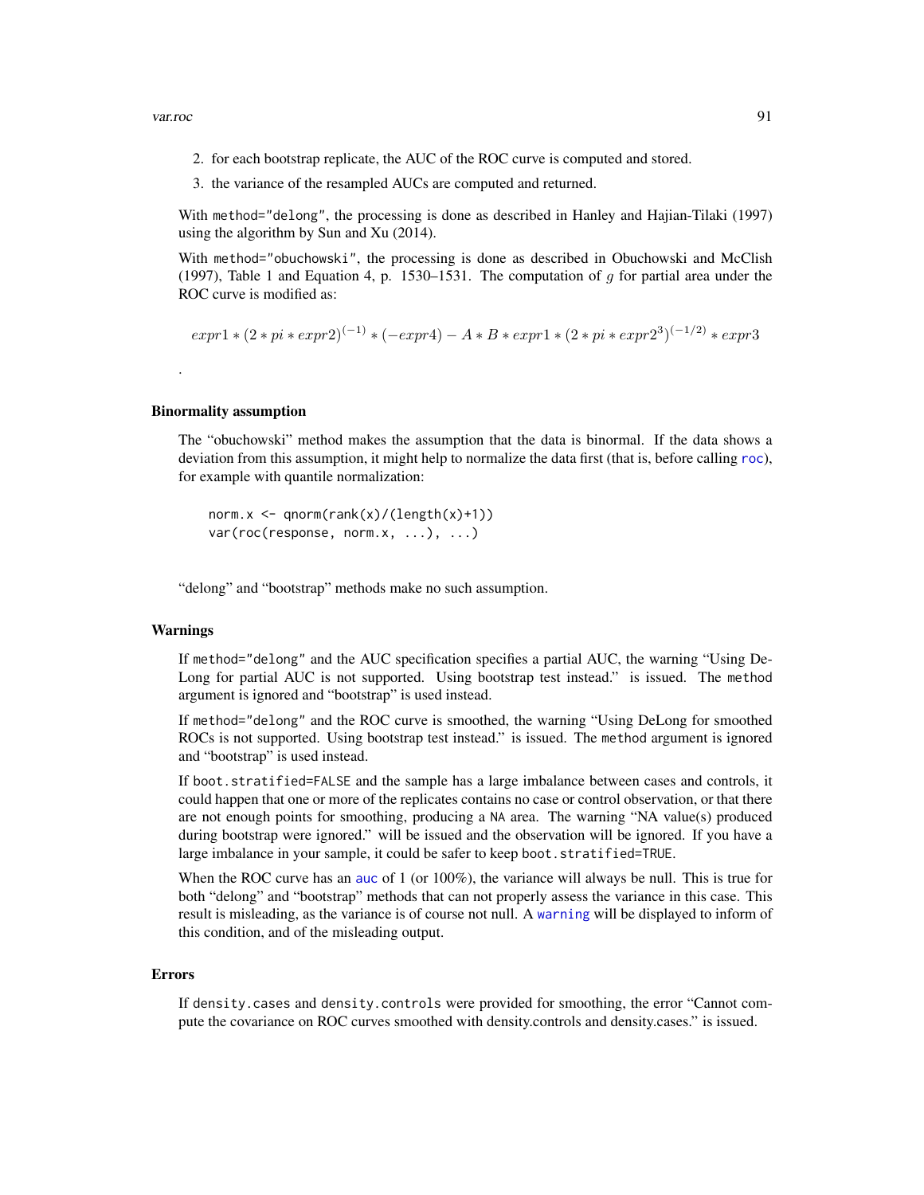2. for each bootstrap replicate, the AUC of the ROC curve is computed and stored.
3. the variance of the resampled AUCs are computed and returned.

With `method="delong"`, the processing is done as described in Hanley and Hajian-Tilaki (1997) using the algorithm by Sun and Xu (2014).

With `method="obuchowski"`, the processing is done as described in Obuchowski and McClish (1997), Table 1 and Equation 4, p. 1530–1531. The computation of $g$ for partial area under the ROC curve is modified as:

$$expr1 * (2 * pi * expr2)^{(-1)} * (-expr4) - A * B * expr1 * (2 * pi * expr2^3)^{(-1/2)} * expr3$$

.

### Binormality assumption

The "obuchowski" method makes the assumption that the data is binormal. If the data shows a deviation from this assumption, it might help to normalize the data first (that is, before calling `roc`), for example with quantile normalization:

```
norm.x <- qnorm(rank(x)/(length(x)+1))
var(roc(response, norm.x, ...), ...)
```

"delong" and "bootstrap" methods make no such assumption.

### Warnings

If `method="delong"` and the AUC specification specifies a partial AUC, the warning "Using DeLong for partial AUC is not supported. Using bootstrap test instead." is issued. The `method` argument is ignored and "bootstrap" is used instead.

If `method="delong"` and the ROC curve is smoothed, the warning "Using DeLong for smoothed ROCs is not supported. Using bootstrap test instead." is issued. The `method` argument is ignored and "bootstrap" is used instead.

If `boot.stratified=FALSE` and the sample has a large imbalance between cases and controls, it could happen that one or more of the replicates contains no case or control observation, or that there are not enough points for smoothing, producing a `NA` area. The warning "NA value(s) produced during bootstrap were ignored." will be issued and the observation will be ignored. If you have a large imbalance in your sample, it could be safer to keep `boot.stratified=TRUE`.

When the ROC curve has an `auc` of 1 (or 100%), the variance will always be null. This is true for both "delong" and "bootstrap" methods that can not properly assess the variance in this case. This result is misleading, as the variance is of course not null. A `warning` will be displayed to inform of this condition, and of the misleading output.

### Errors

If `density.cases` and `density.controls` were provided for smoothing, the error "Cannot compute the covariance on ROC curves smoothed with density.controls and density.cases." is issued.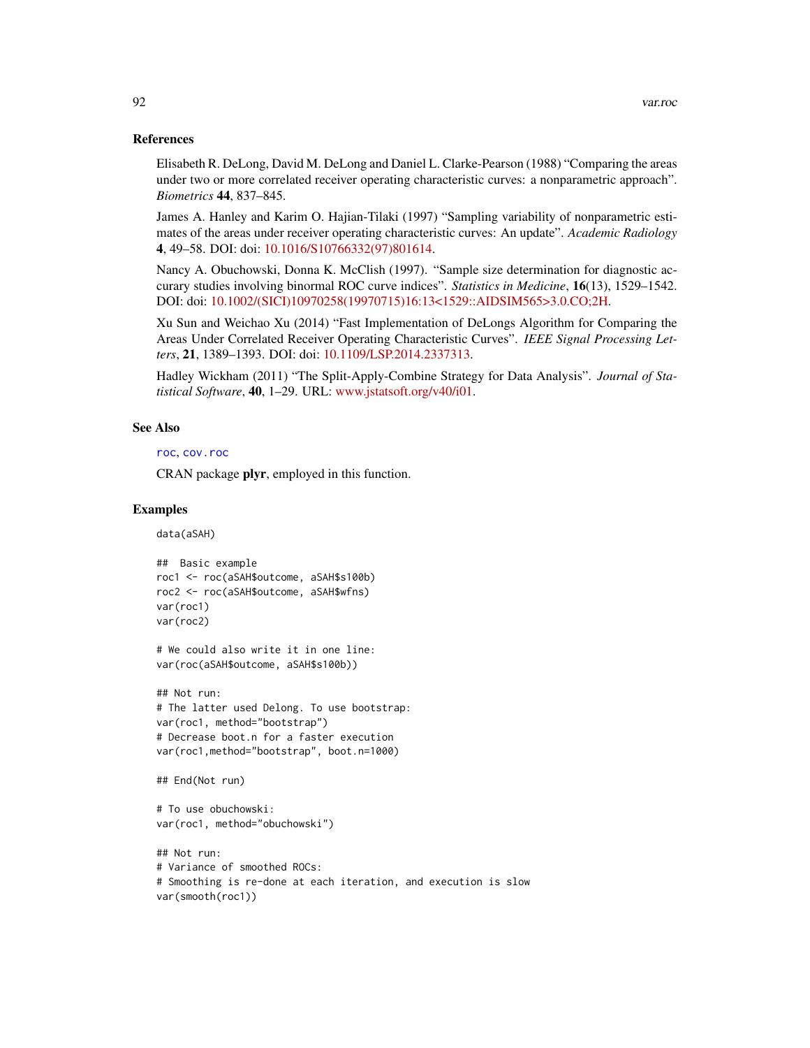## References

Elisabeth R. DeLong, David M. DeLong and Daniel L. Clarke-Pearson (1988) "Comparing the areas under two or more correlated receiver operating characteristic curves: a nonparametric approach". *Biometrics* **44**, 837–845.

James A. Hanley and Karim O. Hajian-Tilaki (1997) "Sampling variability of nonparametric estimates of the areas under receiver operating characteristic curves: An update". *Academic Radiology* **4**, 49–58. DOI: doi: 10.1016/S10766332(97)801614.

Nancy A. Obuchowski, Donna K. McClish (1997). "Sample size determination for diagnostic accurary studies involving binormal ROC curve indices". *Statistics in Medicine*, **16**(13), 1529–1542. DOI: doi: 10.1002/(SICI)10970258(19970715)16:13<1529::AIDSIM565>3.0.CO;2H.

Xu Sun and Weichao Xu (2014) "Fast Implementation of DeLongs Algorithm for Comparing the Areas Under Correlated Receiver Operating Characteristic Curves". *IEEE Signal Processing Letters*, **21**, 1389–1393. DOI: doi: 10.1109/LSP.2014.2337313.

Hadley Wickham (2011) "The Split-Apply-Combine Strategy for Data Analysis". *Journal of Statistical Software*, **40**, 1–29. URL: www.jstatsoft.org/v40/i01.

## See Also

`roc`, `cov.roc`

CRAN package **plyr**, employed in this function.

## Examples

```
data(aSAH)

##  Basic example
roc1 <- roc(aSAH$outcome, aSAH$s100b)
roc2 <- roc(aSAH$outcome, aSAH$wfns)
var(roc1)
var(roc2)

# We could also write it in one line:
var(roc(aSAH$outcome, aSAH$s100b))

## Not run:
# The latter used Delong. To use bootstrap:
var(roc1, method="bootstrap")
# Decrease boot.n for a faster execution
var(roc1,method="bootstrap", boot.n=1000)

## End(Not run)

# To use obuchowski:
var(roc1, method="obuchowski")

## Not run:
# Variance of smoothed ROCs:
# Smoothing is re-done at each iteration, and execution is slow
var(smooth(roc1))
```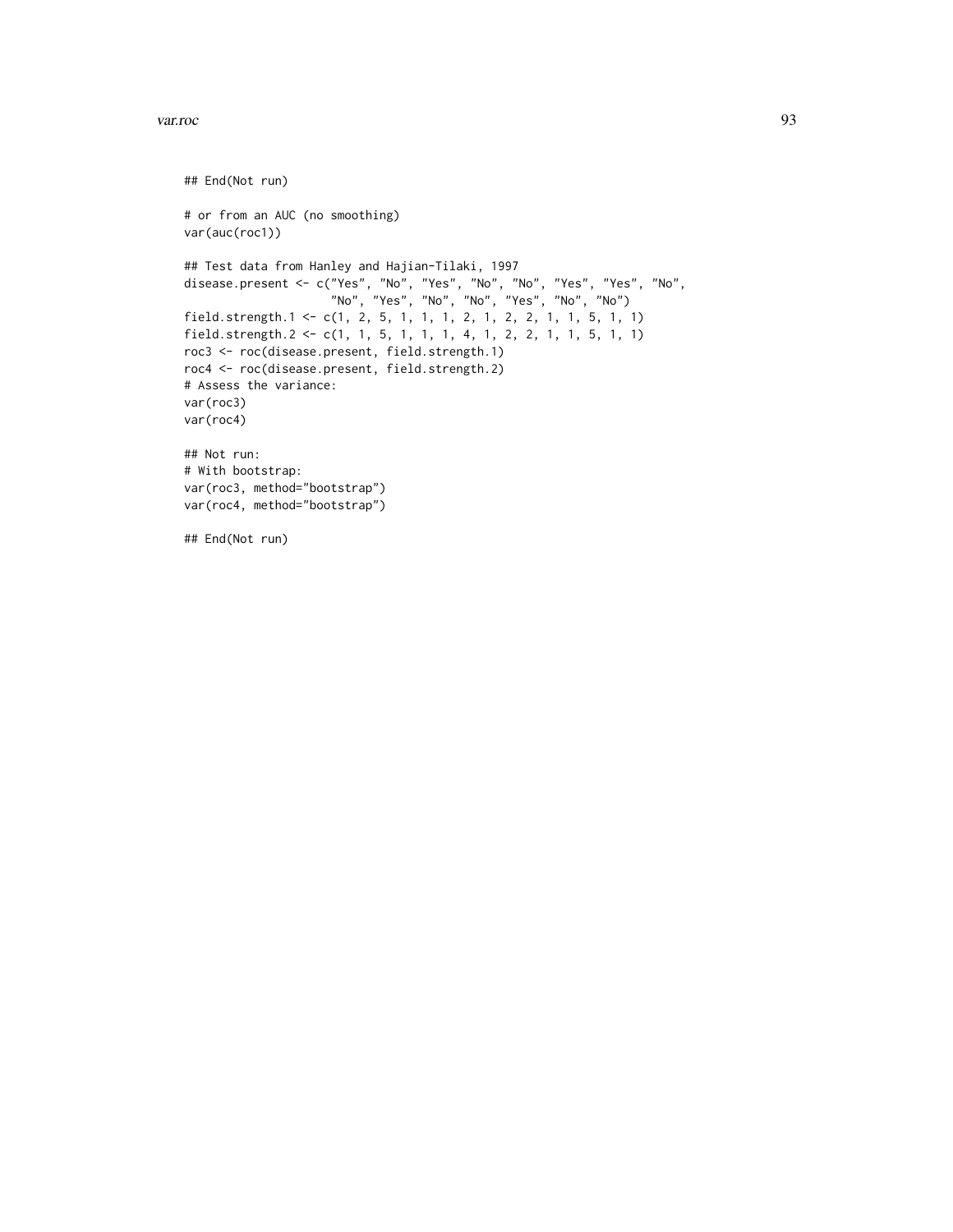```
## End(Not run)

# or from an AUC (no smoothing)
var(auc(roc1))

## Test data from Hanley and Hajian-Tilaki, 1997
disease.present <- c("Yes", "No", "Yes", "No", "No", "Yes", "Yes", "No",
                     "No", "Yes", "No", "No", "Yes", "No", "No")
field.strength.1 <- c(1, 2, 5, 1, 1, 1, 2, 1, 2, 2, 1, 1, 5, 1, 1)
field.strength.2 <- c(1, 1, 5, 1, 1, 1, 4, 1, 2, 2, 1, 1, 5, 1, 1)
roc3 <- roc(disease.present, field.strength.1)
roc4 <- roc(disease.present, field.strength.2)
# Assess the variance:
var(roc3)
var(roc4)

## Not run:
# With bootstrap:
var(roc3, method="bootstrap")
var(roc4, method="bootstrap")

## End(Not run)
```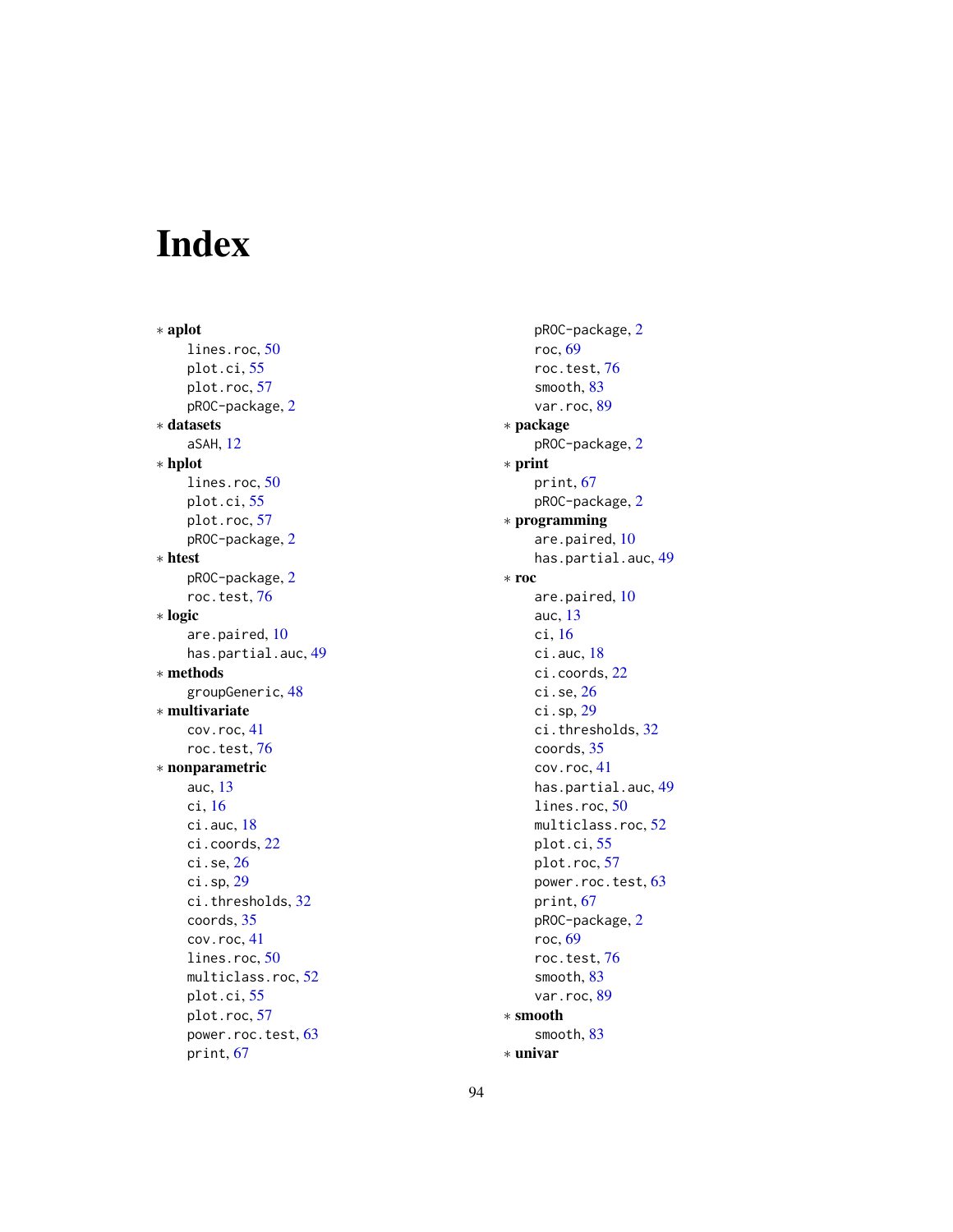# Index

* **aplot**
  - lines.roc, 50
  - plot.ci, 55
  - plot.roc, 57
  - pROC-package, 2
* **datasets**
  - aSAH, 12
* **hplot**
  - lines.roc, 50
  - plot.ci, 55
  - plot.roc, 57
  - pROC-package, 2
* **htest**
  - pROC-package, 2
  - roc.test, 76
* **logic**
  - are.paired, 10
  - has.partial.auc, 49
* **methods**
  - groupGeneric, 48
* **multivariate**
  - cov.roc, 41
  - roc.test, 76
* **nonparametric**
  - auc, 13
  - ci, 16
  - ci.auc, 18
  - ci.coords, 22
  - ci.se, 26
  - ci.sp, 29
  - ci.thresholds, 32
  - coords, 35
  - cov.roc, 41
  - lines.roc, 50
  - multiclass.roc, 52
  - plot.ci, 55
  - plot.roc, 57
  - power.roc.test, 63
  - print, 67
  - pROC-package, 2
  - roc, 69
  - roc.test, 76
  - smooth, 83
  - var.roc, 89
* **package**
  - pROC-package, 2
* **print**
  - print, 67
  - pROC-package, 2
* **programming**
  - are.paired, 10
  - has.partial.auc, 49
* **roc**
  - are.paired, 10
  - auc, 13
  - ci, 16
  - ci.auc, 18
  - ci.coords, 22
  - ci.se, 26
  - ci.sp, 29
  - ci.thresholds, 32
  - coords, 35
  - cov.roc, 41
  - has.partial.auc, 49
  - lines.roc, 50
  - multiclass.roc, 52
  - plot.ci, 55
  - plot.roc, 57
  - power.roc.test, 63
  - print, 67
  - pROC-package, 2
  - roc, 69
  - roc.test, 76
  - smooth, 83
  - var.roc, 89
* **smooth**
  - smooth, 83
* **univar**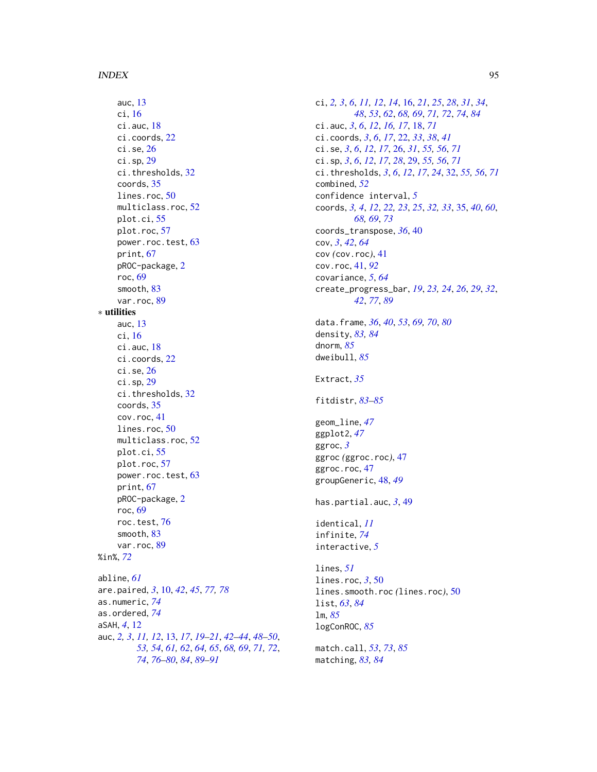auc, 13
ci, 16
ci.auc, 18
ci.coords, 22
ci.se, 26
ci.sp, 29
ci.thresholds, 32
coords, 35
lines.roc, 50
multiclass.roc, 52
plot.ci, 55
plot.roc, 57
power.roc.test, 63
print, 67
pROC-package, 2
roc, 69
smooth, 83
var.roc, 89

∗ **utilities**

auc, 13
ci, 16
ci.auc, 18
ci.coords, 22
ci.se, 26
ci.sp, 29
ci.thresholds, 32
coords, 35
cov.roc, 41
lines.roc, 50
multiclass.roc, 52
plot.ci, 55
plot.roc, 57
power.roc.test, 63
print, 67
pROC-package, 2
roc, 69
roc.test, 76
smooth, 83
var.roc, 89

%in%, *72*

abline, *61*
are.paired, *3*, 10, *42*, *45*, *77, 78*
as.numeric, *74*
as.ordered, *74*
aSAH, *4*, 12
auc, *2, 3*, *11, 12*, 13, *17*, *19–21*, *42–44*, *48–50*, *53, 54*, *61, 62*, *64, 65*, *68, 69*, *71, 72*, *74*, *76–80*, *84*, *89–91*

ci, *2, 3*, *6*, *11, 12*, *14*, 16, *21*, *25*, *28*, *31*, *34*, *48*, *53*, *62*, *68, 69*, *71, 72*, *74*, *84*
ci.auc, *3*, *6*, *12*, *16, 17*, 18, *71*
ci.coords, *3*, *6*, *17*, 22, *33*, *38*, *41*
ci.se, *3*, *6*, *12*, *17*, 26, *31*, *55, 56*, *71*
ci.sp, *3*, *6*, *12*, *17*, *28*, 29, *55, 56*, *71*
ci.thresholds, *3*, *6*, *12*, *17*, *24*, 32, *55, 56*, *71*
combined, *52*
confidence interval, *5*
coords, *3, 4*, *12*, *22, 23*, *25*, *32, 33*, 35, *40*, *60*, *68, 69*, *73*
coords_transpose, *36*, 40
cov, *3*, *42*, *64*
cov *(*cov.roc*)*, 41
cov.roc, 41, *92*
covariance, *5*, *64*
create_progress_bar, *19*, *23, 24*, *26*, *29*, *32*, *42*, *77*, *89*

data.frame, *36*, *40*, *53*, *69, 70*, *80*
density, *83, 84*
dnorm, *85*
dweibull, *85*

Extract, *35*

fitdistr, *83–85*

geom_line, *47*
ggplot2, *47*
ggroc, *3*
ggroc *(*ggroc.roc*)*, 47
ggroc.roc, 47
groupGeneric, 48, *49*

has.partial.auc, *3*, 49

identical, *11*
infinite, *74*
interactive, *5*

lines, *51*
lines.roc, *3*, 50
lines.smooth.roc *(*lines.roc*)*, 50
list, *63*, *84*
lm, *85*
logConROC, *85*

match.call, *53*, *73*, *85*
matching, *83, 84*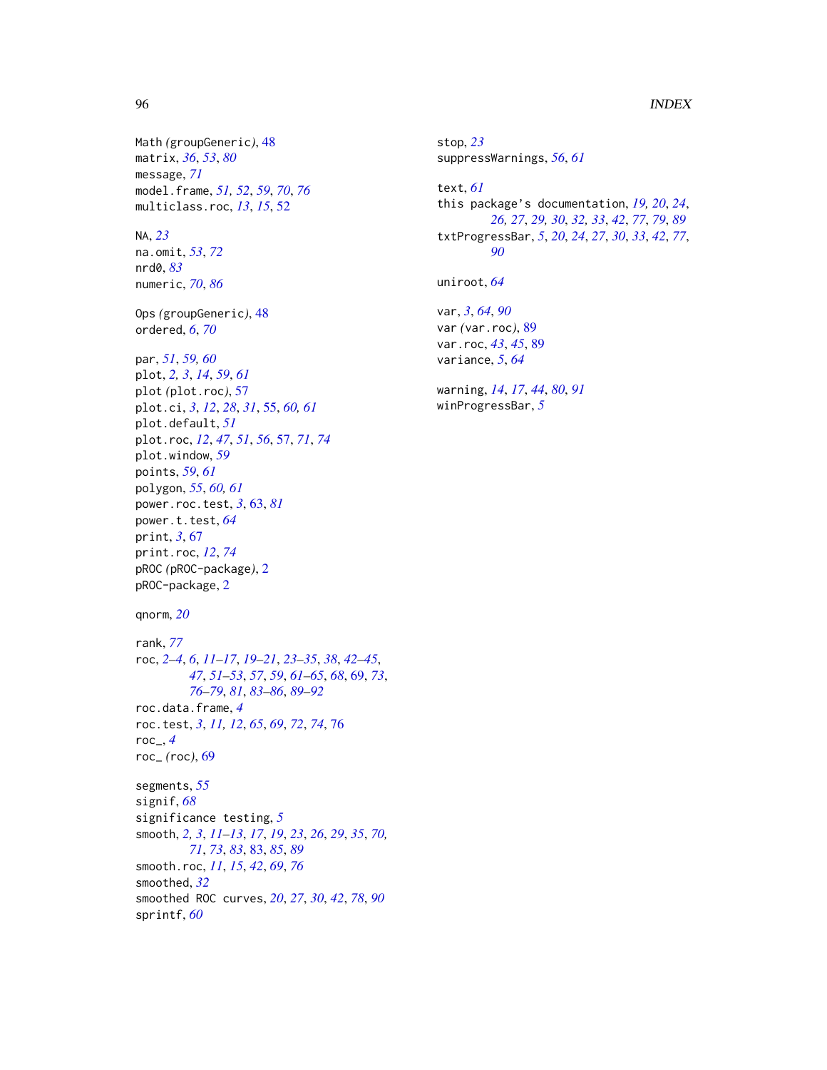Math (groupGeneric), 48
matrix, 36, 53, 80
message, 71
model.frame, 51, 52, 59, 70, 76
multiclass.roc, 13, 15, 52

NA, 23
na.omit, 53, 72
nrd0, 83
numeric, 70, 86

Ops (groupGeneric), 48
ordered, 6, 70

par, 51, 59, 60
plot, 2, 3, 14, 59, 61
plot (plot.roc), 57
plot.ci, 3, 12, 28, 31, 55, 60, 61
plot.default, 51
plot.roc, 12, 47, 51, 56, 57, 71, 74
plot.window, 59
points, 59, 61
polygon, 55, 60, 61
power.roc.test, 3, 63, 81
power.t.test, 64
print, 3, 67
print.roc, 12, 74
pROC (pROC-package), 2
pROC-package, 2

qnorm, 20

rank, 77
roc, 2–4, 6, 11–17, 19–21, 23–35, 38, 42–45, 47, 51–53, 57, 59, 61–65, 68, 69, 73, 76–79, 81, 83–86, 89–92
roc.data.frame, 4
roc.test, 3, 11, 12, 65, 69, 72, 74, 76
roc_, 4
roc_ (roc), 69

segments, 55
signif, 68
significance testing, 5
smooth, 2, 3, 11–13, 17, 19, 23, 26, 29, 35, 70, 71, 73, 83, 83, 85, 89
smooth.roc, 11, 15, 42, 69, 76
smoothed, 32
smoothed ROC curves, 20, 27, 30, 42, 78, 90
sprintf, 60

stop, 23
suppressWarnings, 56, 61

text, 61
this package's documentation, 19, 20, 24, 26, 27, 29, 30, 32, 33, 42, 77, 79, 89
txtProgressBar, 5, 20, 24, 27, 30, 33, 42, 77, 90

uniroot, 64

var, 3, 64, 90
var (var.roc), 89
var.roc, 43, 45, 89
variance, 5, 64

warning, 14, 17, 44, 80, 91
winProgressBar, 5